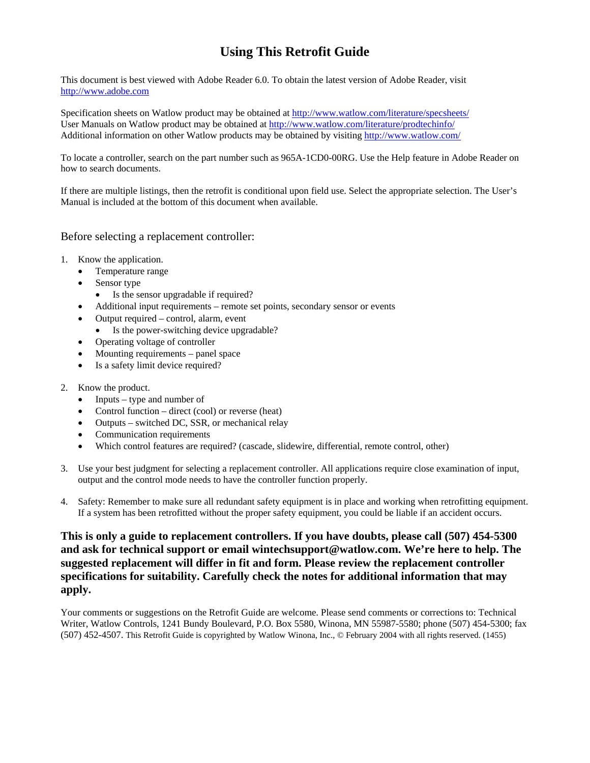# Using This Retrofit Guide

This document is best viewed with Adobe Reader 6.0. To obtain the latest version of Adobe Reader, visit http://www.adobe.com

Specification sheets on Watlow product may be obtained at http://www.watlow.com/literature/specsheets/
User Manuals on Watlow product may be obtained at http://www.watlow.com/literature/prodtechinfo/
Additional information on other Watlow products may be obtained by visiting http://www.watlow.com/

To locate a controller, search on the part number such as 965A-1CD0-00RG. Use the Help feature in Adobe Reader on how to search documents.

If there are multiple listings, then the retrofit is conditional upon field use. Select the appropriate selection. The User's Manual is included at the bottom of this document when available.

## Before selecting a replacement controller:

1. Know the application.
   - Temperature range
   - Sensor type
     - Is the sensor upgradable if required?
   - Additional input requirements – remote set points, secondary sensor or events
   - Output required – control, alarm, event
     - Is the power-switching device upgradable?
   - Operating voltage of controller
   - Mounting requirements – panel space
   - Is a safety limit device required?

2. Know the product.
   - Inputs – type and number of
   - Control function – direct (cool) or reverse (heat)
   - Outputs – switched DC, SSR, or mechanical relay
   - Communication requirements
   - Which control features are required? (cascade, slidewire, differential, remote control, other)

3. Use your best judgment for selecting a replacement controller. All applications require close examination of input, output and the control mode needs to have the controller function properly.

4. Safety: Remember to make sure all redundant safety equipment is in place and working when retrofitting equipment. If a system has been retrofitted without the proper safety equipment, you could be liable if an accident occurs.

**This is only a guide to replacement controllers. If you have doubts, please call (507) 454-5300 and ask for technical support or email wintechsupport@watlow.com. We're here to help. The suggested replacement will differ in fit and form. Please review the replacement controller specifications for suitability. Carefully check the notes for additional information that may apply.**

Your comments or suggestions on the Retrofit Guide are welcome. Please send comments or corrections to: Technical Writer, Watlow Controls, 1241 Bundy Boulevard, P.O. Box 5580, Winona, MN 55987-5580; phone (507) 454-5300; fax (507) 452-4507. This Retrofit Guide is copyrighted by Watlow Winona, Inc., © February 2004 with all rights reserved. (1455)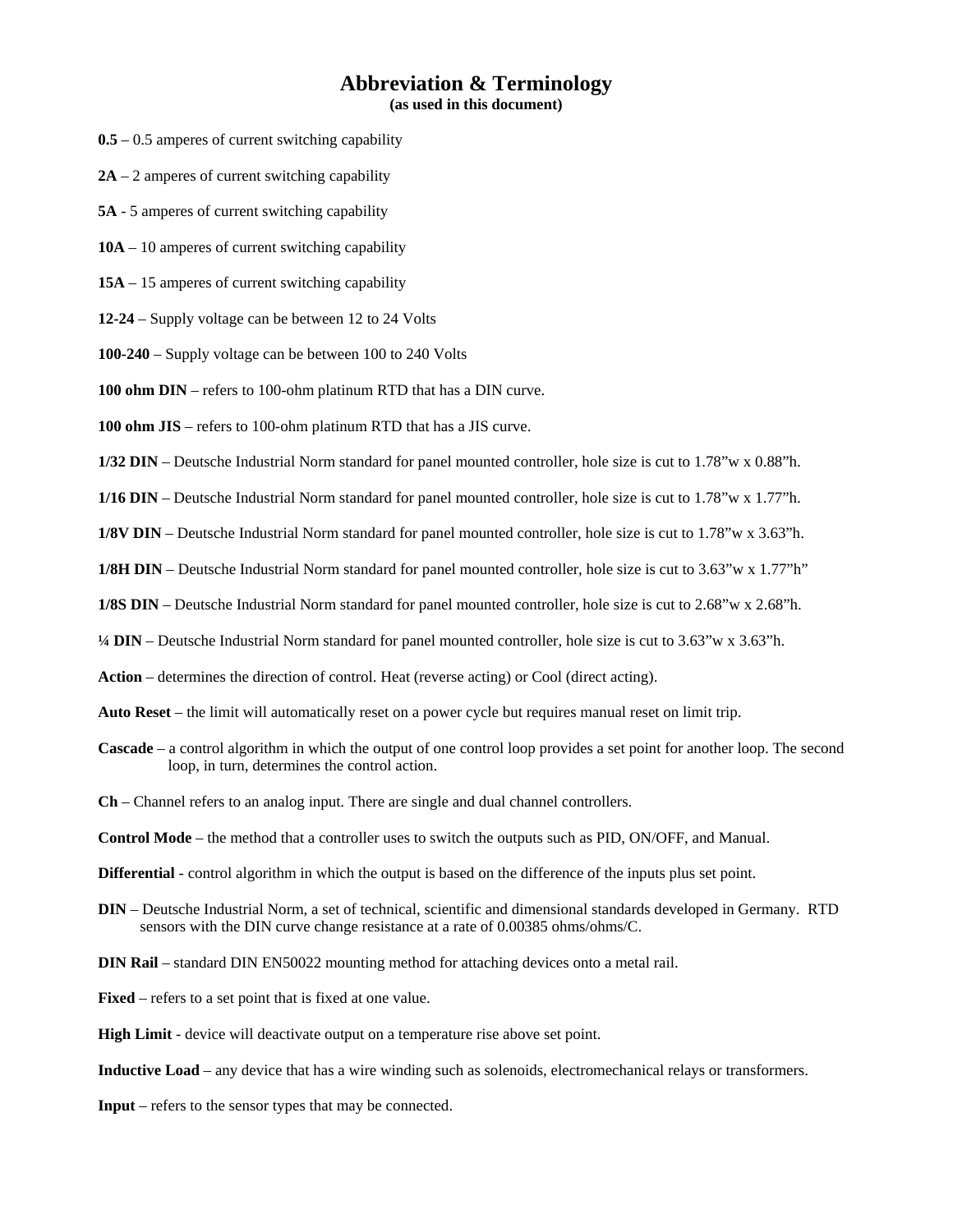# Abbreviation & Terminology

**(as used in this document)**

**0.5** – 0.5 amperes of current switching capability

**2A** – 2 amperes of current switching capability

**5A** - 5 amperes of current switching capability

**10A** – 10 amperes of current switching capability

**15A** – 15 amperes of current switching capability

**12-24** – Supply voltage can be between 12 to 24 Volts

**100-240** – Supply voltage can be between 100 to 240 Volts

**100 ohm DIN** – refers to 100-ohm platinum RTD that has a DIN curve.

**100 ohm JIS** – refers to 100-ohm platinum RTD that has a JIS curve.

**1/32 DIN** – Deutsche Industrial Norm standard for panel mounted controller, hole size is cut to 1.78"w x 0.88"h.

**1/16 DIN** – Deutsche Industrial Norm standard for panel mounted controller, hole size is cut to 1.78"w x 1.77"h.

**1/8V DIN** – Deutsche Industrial Norm standard for panel mounted controller, hole size is cut to 1.78"w x 3.63"h.

**1/8H DIN** – Deutsche Industrial Norm standard for panel mounted controller, hole size is cut to 3.63"w x 1.77"h"

**1/8S DIN** – Deutsche Industrial Norm standard for panel mounted controller, hole size is cut to 2.68"w x 2.68"h.

**¼ DIN** – Deutsche Industrial Norm standard for panel mounted controller, hole size is cut to 3.63"w x 3.63"h.

**Action** – determines the direction of control. Heat (reverse acting) or Cool (direct acting).

**Auto Reset** – the limit will automatically reset on a power cycle but requires manual reset on limit trip.

**Cascade** – a control algorithm in which the output of one control loop provides a set point for another loop. The second loop, in turn, determines the control action.

**Ch** – Channel refers to an analog input. There are single and dual channel controllers.

**Control Mode** – the method that a controller uses to switch the outputs such as PID, ON/OFF, and Manual.

**Differential** - control algorithm in which the output is based on the difference of the inputs plus set point.

**DIN** – Deutsche Industrial Norm, a set of technical, scientific and dimensional standards developed in Germany. RTD sensors with the DIN curve change resistance at a rate of 0.00385 ohms/ohms/C.

**DIN Rail** – standard DIN EN50022 mounting method for attaching devices onto a metal rail.

**Fixed** – refers to a set point that is fixed at one value.

**High Limit** - device will deactivate output on a temperature rise above set point.

**Inductive Load** – any device that has a wire winding such as solenoids, electromechanical relays or transformers.

**Input** – refers to the sensor types that may be connected.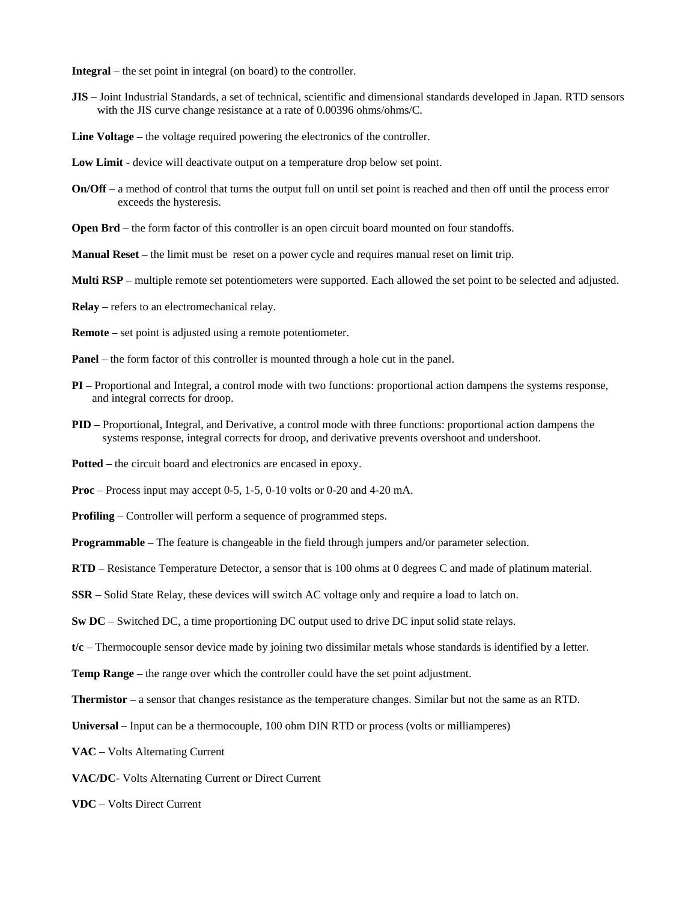**Integral** – the set point in integral (on board) to the controller.

**JIS** – Joint Industrial Standards, a set of technical, scientific and dimensional standards developed in Japan. RTD sensors with the JIS curve change resistance at a rate of 0.00396 ohms/ohms/C.

**Line Voltage** – the voltage required powering the electronics of the controller.

**Low Limit** - device will deactivate output on a temperature drop below set point.

**On/Off** – a method of control that turns the output full on until set point is reached and then off until the process error exceeds the hysteresis.

**Open Brd** – the form factor of this controller is an open circuit board mounted on four standoffs.

**Manual Reset** – the limit must be reset on a power cycle and requires manual reset on limit trip.

**Multi RSP** – multiple remote set potentiometers were supported. Each allowed the set point to be selected and adjusted.

**Relay** – refers to an electromechanical relay.

**Remote** – set point is adjusted using a remote potentiometer.

**Panel** – the form factor of this controller is mounted through a hole cut in the panel.

**PI** – Proportional and Integral, a control mode with two functions: proportional action dampens the systems response, and integral corrects for droop.

**PID** – Proportional, Integral, and Derivative, a control mode with three functions: proportional action dampens the systems response, integral corrects for droop, and derivative prevents overshoot and undershoot.

**Potted** – the circuit board and electronics are encased in epoxy.

**Proc** – Process input may accept 0-5, 1-5, 0-10 volts or 0-20 and 4-20 mA.

**Profiling** – Controller will perform a sequence of programmed steps.

**Programmable** – The feature is changeable in the field through jumpers and/or parameter selection.

**RTD** – Resistance Temperature Detector, a sensor that is 100 ohms at 0 degrees C and made of platinum material.

**SSR** – Solid State Relay, these devices will switch AC voltage only and require a load to latch on.

**Sw DC** – Switched DC, a time proportioning DC output used to drive DC input solid state relays.

**t/c** – Thermocouple sensor device made by joining two dissimilar metals whose standards is identified by a letter.

**Temp Range** – the range over which the controller could have the set point adjustment.

**Thermistor** – a sensor that changes resistance as the temperature changes. Similar but not the same as an RTD.

**Universal** – Input can be a thermocouple, 100 ohm DIN RTD or process (volts or milliamperes)

**VAC** – Volts Alternating Current

**VAC/DC**- Volts Alternating Current or Direct Current

**VDC** – Volts Direct Current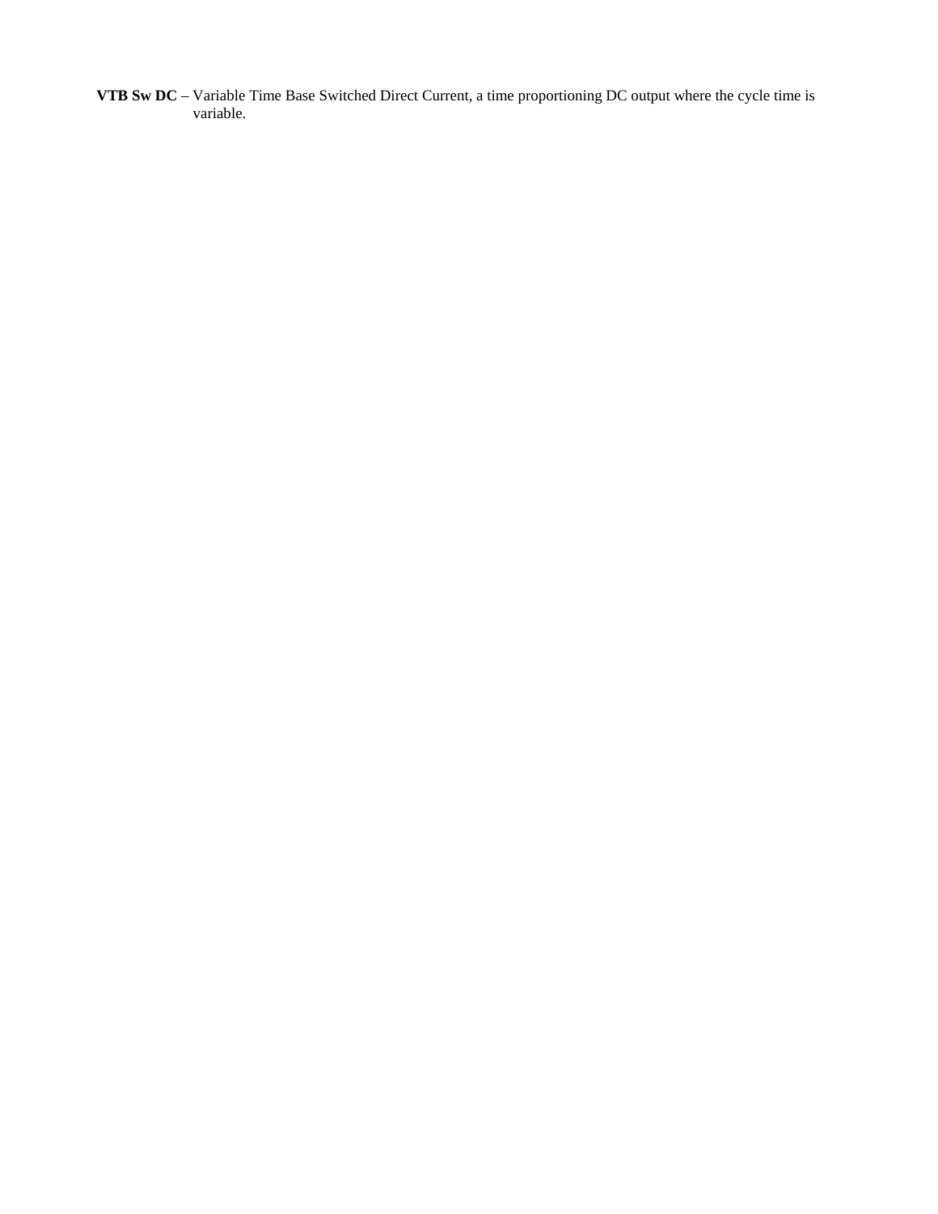**VTB Sw DC** – Variable Time Base Switched Direct Current, a time proportioning DC output where the cycle time is variable.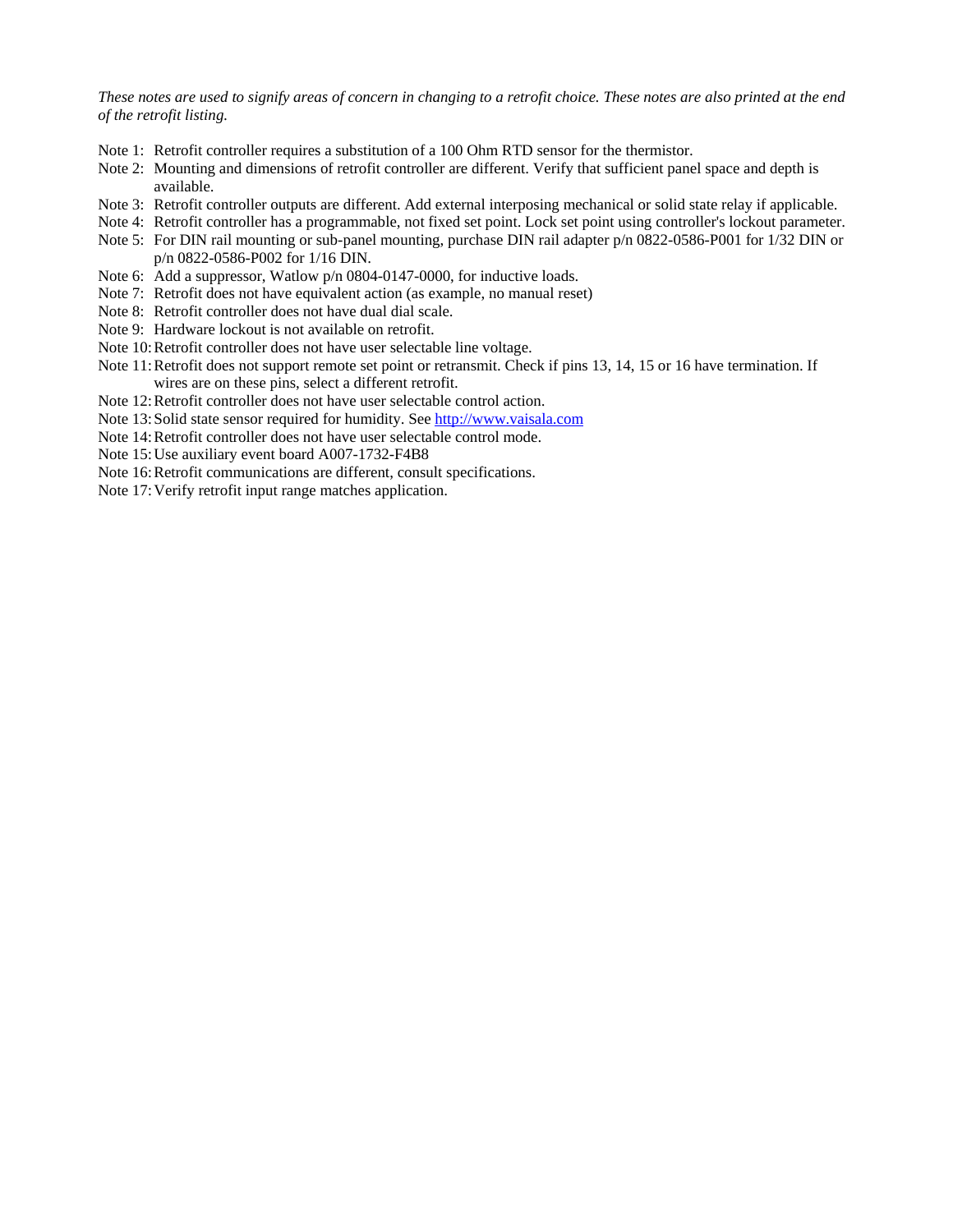*These notes are used to signify areas of concern in changing to a retrofit choice. These notes are also printed at the end of the retrofit listing.*

- Note 1: Retrofit controller requires a substitution of a 100 Ohm RTD sensor for the thermistor.
- Note 2: Mounting and dimensions of retrofit controller are different. Verify that sufficient panel space and depth is available.
- Note 3: Retrofit controller outputs are different. Add external interposing mechanical or solid state relay if applicable.
- Note 4: Retrofit controller has a programmable, not fixed set point. Lock set point using controller's lockout parameter.
- Note 5: For DIN rail mounting or sub-panel mounting, purchase DIN rail adapter p/n 0822-0586-P001 for 1/32 DIN or p/n 0822-0586-P002 for 1/16 DIN.
- Note 6: Add a suppressor, Watlow p/n 0804-0147-0000, for inductive loads.
- Note 7: Retrofit does not have equivalent action (as example, no manual reset)
- Note 8: Retrofit controller does not have dual dial scale.
- Note 9: Hardware lockout is not available on retrofit.
- Note 10: Retrofit controller does not have user selectable line voltage.
- Note 11: Retrofit does not support remote set point or retransmit. Check if pins 13, 14, 15 or 16 have termination. If wires are on these pins, select a different retrofit.
- Note 12: Retrofit controller does not have user selectable control action.
- Note 13: Solid state sensor required for humidity. See [http://www.vaisala.com](http://www.vaisala.com)
- Note 14: Retrofit controller does not have user selectable control mode.
- Note 15: Use auxiliary event board A007-1732-F4B8
- Note 16: Retrofit communications are different, consult specifications.
- Note 17: Verify retrofit input range matches application.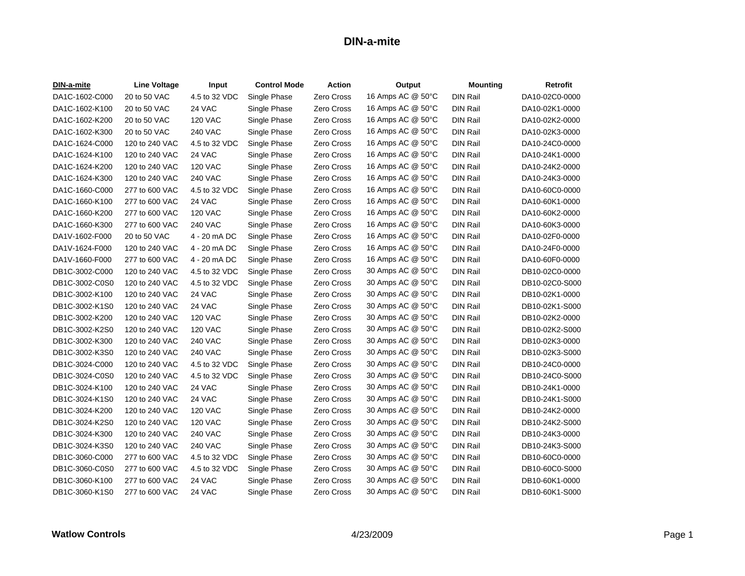# DIN-a-mite

| DIN-a-mite | Line Voltage | Input | Control Mode | Action | Output | Mounting | Retrofit |
|---|---|---|---|---|---|---|---|
| DA1C-1602-C000 | 20 to 50 VAC | 4.5 to 32 VDC | Single Phase | Zero Cross | 16 Amps AC @ 50°C | DIN Rail | DA10-02C0-0000 |
| DA1C-1602-K100 | 20 to 50 VAC | 24 VAC | Single Phase | Zero Cross | 16 Amps AC @ 50°C | DIN Rail | DA10-02K1-0000 |
| DA1C-1602-K200 | 20 to 50 VAC | 120 VAC | Single Phase | Zero Cross | 16 Amps AC @ 50°C | DIN Rail | DA10-02K2-0000 |
| DA1C-1602-K300 | 20 to 50 VAC | 240 VAC | Single Phase | Zero Cross | 16 Amps AC @ 50°C | DIN Rail | DA10-02K3-0000 |
| DA1C-1624-C000 | 120 to 240 VAC | 4.5 to 32 VDC | Single Phase | Zero Cross | 16 Amps AC @ 50°C | DIN Rail | DA10-24C0-0000 |
| DA1C-1624-K100 | 120 to 240 VAC | 24 VAC | Single Phase | Zero Cross | 16 Amps AC @ 50°C | DIN Rail | DA10-24K1-0000 |
| DA1C-1624-K200 | 120 to 240 VAC | 120 VAC | Single Phase | Zero Cross | 16 Amps AC @ 50°C | DIN Rail | DA10-24K2-0000 |
| DA1C-1624-K300 | 120 to 240 VAC | 240 VAC | Single Phase | Zero Cross | 16 Amps AC @ 50°C | DIN Rail | DA10-24K3-0000 |
| DA1C-1660-C000 | 277 to 600 VAC | 4.5 to 32 VDC | Single Phase | Zero Cross | 16 Amps AC @ 50°C | DIN Rail | DA10-60C0-0000 |
| DA1C-1660-K100 | 277 to 600 VAC | 24 VAC | Single Phase | Zero Cross | 16 Amps AC @ 50°C | DIN Rail | DA10-60K1-0000 |
| DA1C-1660-K200 | 277 to 600 VAC | 120 VAC | Single Phase | Zero Cross | 16 Amps AC @ 50°C | DIN Rail | DA10-60K2-0000 |
| DA1C-1660-K300 | 277 to 600 VAC | 240 VAC | Single Phase | Zero Cross | 16 Amps AC @ 50°C | DIN Rail | DA10-60K3-0000 |
| DA1V-1602-F000 | 20 to 50 VAC | 4 - 20 mA DC | Single Phase | Zero Cross | 16 Amps AC @ 50°C | DIN Rail | DA10-02F0-0000 |
| DA1V-1624-F000 | 120 to 240 VAC | 4 - 20 mA DC | Single Phase | Zero Cross | 16 Amps AC @ 50°C | DIN Rail | DA10-24F0-0000 |
| DA1V-1660-F000 | 277 to 600 VAC | 4 - 20 mA DC | Single Phase | Zero Cross | 16 Amps AC @ 50°C | DIN Rail | DA10-60F0-0000 |
| DB1C-3002-C000 | 120 to 240 VAC | 4.5 to 32 VDC | Single Phase | Zero Cross | 30 Amps AC @ 50°C | DIN Rail | DB10-02C0-0000 |
| DB1C-3002-C0S0 | 120 to 240 VAC | 4.5 to 32 VDC | Single Phase | Zero Cross | 30 Amps AC @ 50°C | DIN Rail | DB10-02C0-S000 |
| DB1C-3002-K100 | 120 to 240 VAC | 24 VAC | Single Phase | Zero Cross | 30 Amps AC @ 50°C | DIN Rail | DB10-02K1-0000 |
| DB1C-3002-K1S0 | 120 to 240 VAC | 24 VAC | Single Phase | Zero Cross | 30 Amps AC @ 50°C | DIN Rail | DB10-02K1-S000 |
| DB1C-3002-K200 | 120 to 240 VAC | 120 VAC | Single Phase | Zero Cross | 30 Amps AC @ 50°C | DIN Rail | DB10-02K2-0000 |
| DB1C-3002-K2S0 | 120 to 240 VAC | 120 VAC | Single Phase | Zero Cross | 30 Amps AC @ 50°C | DIN Rail | DB10-02K2-S000 |
| DB1C-3002-K300 | 120 to 240 VAC | 240 VAC | Single Phase | Zero Cross | 30 Amps AC @ 50°C | DIN Rail | DB10-02K3-0000 |
| DB1C-3002-K3S0 | 120 to 240 VAC | 240 VAC | Single Phase | Zero Cross | 30 Amps AC @ 50°C | DIN Rail | DB10-02K3-S000 |
| DB1C-3024-C000 | 120 to 240 VAC | 4.5 to 32 VDC | Single Phase | Zero Cross | 30 Amps AC @ 50°C | DIN Rail | DB10-24C0-0000 |
| DB1C-3024-C0S0 | 120 to 240 VAC | 4.5 to 32 VDC | Single Phase | Zero Cross | 30 Amps AC @ 50°C | DIN Rail | DB10-24C0-S000 |
| DB1C-3024-K100 | 120 to 240 VAC | 24 VAC | Single Phase | Zero Cross | 30 Amps AC @ 50°C | DIN Rail | DB10-24K1-0000 |
| DB1C-3024-K1S0 | 120 to 240 VAC | 24 VAC | Single Phase | Zero Cross | 30 Amps AC @ 50°C | DIN Rail | DB10-24K1-S000 |
| DB1C-3024-K200 | 120 to 240 VAC | 120 VAC | Single Phase | Zero Cross | 30 Amps AC @ 50°C | DIN Rail | DB10-24K2-0000 |
| DB1C-3024-K2S0 | 120 to 240 VAC | 120 VAC | Single Phase | Zero Cross | 30 Amps AC @ 50°C | DIN Rail | DB10-24K2-S000 |
| DB1C-3024-K300 | 120 to 240 VAC | 240 VAC | Single Phase | Zero Cross | 30 Amps AC @ 50°C | DIN Rail | DB10-24K3-0000 |
| DB1C-3024-K3S0 | 120 to 240 VAC | 240 VAC | Single Phase | Zero Cross | 30 Amps AC @ 50°C | DIN Rail | DB10-24K3-S000 |
| DB1C-3060-C000 | 277 to 600 VAC | 4.5 to 32 VDC | Single Phase | Zero Cross | 30 Amps AC @ 50°C | DIN Rail | DB10-60C0-0000 |
| DB1C-3060-C0S0 | 277 to 600 VAC | 4.5 to 32 VDC | Single Phase | Zero Cross | 30 Amps AC @ 50°C | DIN Rail | DB10-60C0-S000 |
| DB1C-3060-K100 | 277 to 600 VAC | 24 VAC | Single Phase | Zero Cross | 30 Amps AC @ 50°C | DIN Rail | DB10-60K1-0000 |
| DB1C-3060-K1S0 | 277 to 600 VAC | 24 VAC | Single Phase | Zero Cross | 30 Amps AC @ 50°C | DIN Rail | DB10-60K1-S000 |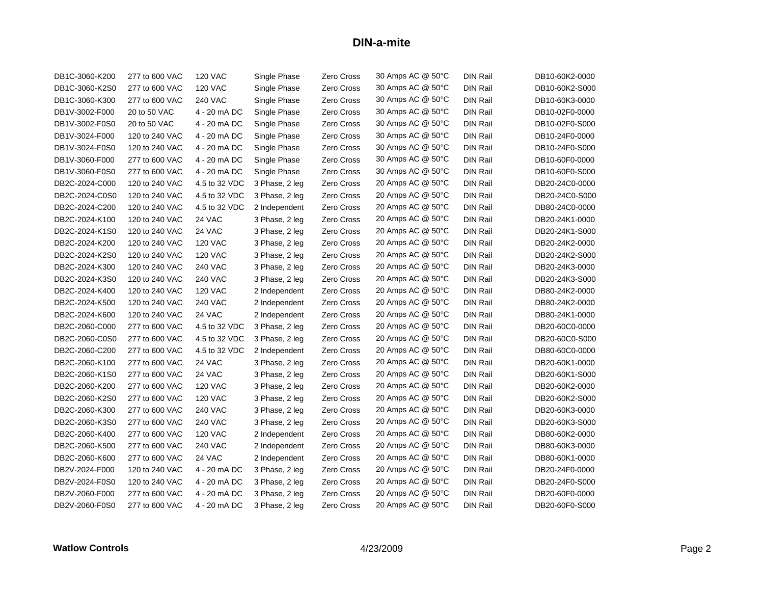# DIN-a-mite

| | | | | | | | |
|---|---|---|---|---|---|---|---|
| DB1C-3060-K200 | 277 to 600 VAC | 120 VAC | Single Phase | Zero Cross | 30 Amps AC @ 50°C | DIN Rail | DB10-60K2-0000 |
| DB1C-3060-K2S0 | 277 to 600 VAC | 120 VAC | Single Phase | Zero Cross | 30 Amps AC @ 50°C | DIN Rail | DB10-60K2-S000 |
| DB1C-3060-K300 | 277 to 600 VAC | 240 VAC | Single Phase | Zero Cross | 30 Amps AC @ 50°C | DIN Rail | DB10-60K3-0000 |
| DB1V-3002-F000 | 20 to 50 VAC | 4 - 20 mA DC | Single Phase | Zero Cross | 30 Amps AC @ 50°C | DIN Rail | DB10-02F0-0000 |
| DB1V-3002-F0S0 | 20 to 50 VAC | 4 - 20 mA DC | Single Phase | Zero Cross | 30 Amps AC @ 50°C | DIN Rail | DB10-02F0-S000 |
| DB1V-3024-F000 | 120 to 240 VAC | 4 - 20 mA DC | Single Phase | Zero Cross | 30 Amps AC @ 50°C | DIN Rail | DB10-24F0-0000 |
| DB1V-3024-F0S0 | 120 to 240 VAC | 4 - 20 mA DC | Single Phase | Zero Cross | 30 Amps AC @ 50°C | DIN Rail | DB10-24F0-S000 |
| DB1V-3060-F000 | 277 to 600 VAC | 4 - 20 mA DC | Single Phase | Zero Cross | 30 Amps AC @ 50°C | DIN Rail | DB10-60F0-0000 |
| DB1V-3060-F0S0 | 277 to 600 VAC | 4 - 20 mA DC | Single Phase | Zero Cross | 30 Amps AC @ 50°C | DIN Rail | DB10-60F0-S000 |
| DB2C-2024-C000 | 120 to 240 VAC | 4.5 to 32 VDC | 3 Phase, 2 leg | Zero Cross | 20 Amps AC @ 50°C | DIN Rail | DB20-24C0-0000 |
| DB2C-2024-C0S0 | 120 to 240 VAC | 4.5 to 32 VDC | 3 Phase, 2 leg | Zero Cross | 20 Amps AC @ 50°C | DIN Rail | DB20-24C0-S000 |
| DB2C-2024-C200 | 120 to 240 VAC | 4.5 to 32 VDC | 2 Independent | Zero Cross | 20 Amps AC @ 50°C | DIN Rail | DB80-24C0-0000 |
| DB2C-2024-K100 | 120 to 240 VAC | 24 VAC | 3 Phase, 2 leg | Zero Cross | 20 Amps AC @ 50°C | DIN Rail | DB20-24K1-0000 |
| DB2C-2024-K1S0 | 120 to 240 VAC | 24 VAC | 3 Phase, 2 leg | Zero Cross | 20 Amps AC @ 50°C | DIN Rail | DB20-24K1-S000 |
| DB2C-2024-K200 | 120 to 240 VAC | 120 VAC | 3 Phase, 2 leg | Zero Cross | 20 Amps AC @ 50°C | DIN Rail | DB20-24K2-0000 |
| DB2C-2024-K2S0 | 120 to 240 VAC | 120 VAC | 3 Phase, 2 leg | Zero Cross | 20 Amps AC @ 50°C | DIN Rail | DB20-24K2-S000 |
| DB2C-2024-K300 | 120 to 240 VAC | 240 VAC | 3 Phase, 2 leg | Zero Cross | 20 Amps AC @ 50°C | DIN Rail | DB20-24K3-0000 |
| DB2C-2024-K3S0 | 120 to 240 VAC | 240 VAC | 3 Phase, 2 leg | Zero Cross | 20 Amps AC @ 50°C | DIN Rail | DB20-24K3-S000 |
| DB2C-2024-K400 | 120 to 240 VAC | 120 VAC | 2 Independent | Zero Cross | 20 Amps AC @ 50°C | DIN Rail | DB80-24K2-0000 |
| DB2C-2024-K500 | 120 to 240 VAC | 240 VAC | 2 Independent | Zero Cross | 20 Amps AC @ 50°C | DIN Rail | DB80-24K2-0000 |
| DB2C-2024-K600 | 120 to 240 VAC | 24 VAC | 2 Independent | Zero Cross | 20 Amps AC @ 50°C | DIN Rail | DB80-24K1-0000 |
| DB2C-2060-C000 | 277 to 600 VAC | 4.5 to 32 VDC | 3 Phase, 2 leg | Zero Cross | 20 Amps AC @ 50°C | DIN Rail | DB20-60C0-0000 |
| DB2C-2060-C0S0 | 277 to 600 VAC | 4.5 to 32 VDC | 3 Phase, 2 leg | Zero Cross | 20 Amps AC @ 50°C | DIN Rail | DB20-60C0-S000 |
| DB2C-2060-C200 | 277 to 600 VAC | 4.5 to 32 VDC | 2 Independent | Zero Cross | 20 Amps AC @ 50°C | DIN Rail | DB80-60C0-0000 |
| DB2C-2060-K100 | 277 to 600 VAC | 24 VAC | 3 Phase, 2 leg | Zero Cross | 20 Amps AC @ 50°C | DIN Rail | DB20-60K1-0000 |
| DB2C-2060-K1S0 | 277 to 600 VAC | 24 VAC | 3 Phase, 2 leg | Zero Cross | 20 Amps AC @ 50°C | DIN Rail | DB20-60K1-S000 |
| DB2C-2060-K200 | 277 to 600 VAC | 120 VAC | 3 Phase, 2 leg | Zero Cross | 20 Amps AC @ 50°C | DIN Rail | DB20-60K2-0000 |
| DB2C-2060-K2S0 | 277 to 600 VAC | 120 VAC | 3 Phase, 2 leg | Zero Cross | 20 Amps AC @ 50°C | DIN Rail | DB20-60K2-S000 |
| DB2C-2060-K300 | 277 to 600 VAC | 240 VAC | 3 Phase, 2 leg | Zero Cross | 20 Amps AC @ 50°C | DIN Rail | DB20-60K3-0000 |
| DB2C-2060-K3S0 | 277 to 600 VAC | 240 VAC | 3 Phase, 2 leg | Zero Cross | 20 Amps AC @ 50°C | DIN Rail | DB20-60K3-S000 |
| DB2C-2060-K400 | 277 to 600 VAC | 120 VAC | 2 Independent | Zero Cross | 20 Amps AC @ 50°C | DIN Rail | DB80-60K2-0000 |
| DB2C-2060-K500 | 277 to 600 VAC | 240 VAC | 2 Independent | Zero Cross | 20 Amps AC @ 50°C | DIN Rail | DB80-60K3-0000 |
| DB2C-2060-K600 | 277 to 600 VAC | 24 VAC | 2 Independent | Zero Cross | 20 Amps AC @ 50°C | DIN Rail | DB80-60K1-0000 |
| DB2V-2024-F000 | 120 to 240 VAC | 4 - 20 mA DC | 3 Phase, 2 leg | Zero Cross | 20 Amps AC @ 50°C | DIN Rail | DB20-24F0-0000 |
| DB2V-2024-F0S0 | 120 to 240 VAC | 4 - 20 mA DC | 3 Phase, 2 leg | Zero Cross | 20 Amps AC @ 50°C | DIN Rail | DB20-24F0-S000 |
| DB2V-2060-F000 | 277 to 600 VAC | 4 - 20 mA DC | 3 Phase, 2 leg | Zero Cross | 20 Amps AC @ 50°C | DIN Rail | DB20-60F0-0000 |
| DB2V-2060-F0S0 | 277 to 600 VAC | 4 - 20 mA DC | 3 Phase, 2 leg | Zero Cross | 20 Amps AC @ 50°C | DIN Rail | DB20-60F0-S000 |

**Watlow Controls** 4/23/2009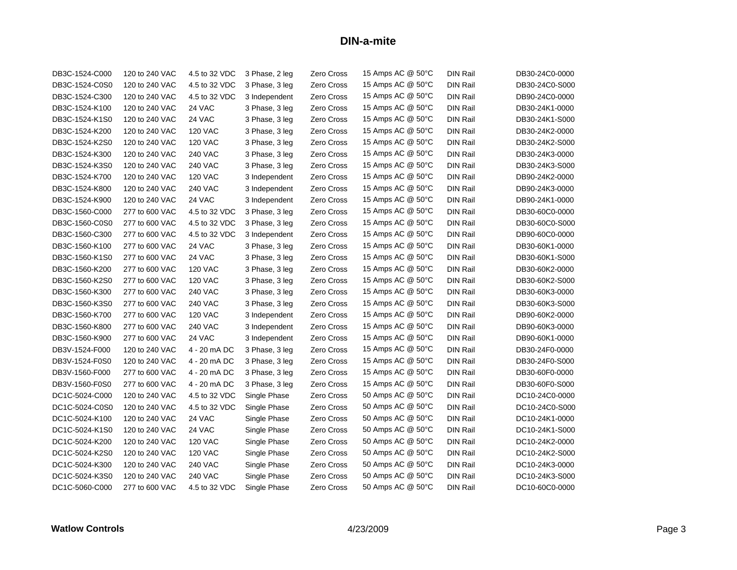# DIN-a-mite

| | | | | | | | |
|---|---|---|---|---|---|---|---|
| DB3C-1524-C000 | 120 to 240 VAC | 4.5 to 32 VDC | 3 Phase, 2 leg | Zero Cross | 15 Amps AC @ 50°C | DIN Rail | DB30-24C0-0000 |
| DB3C-1524-C0S0 | 120 to 240 VAC | 4.5 to 32 VDC | 3 Phase, 3 leg | Zero Cross | 15 Amps AC @ 50°C | DIN Rail | DB30-24C0-S000 |
| DB3C-1524-C300 | 120 to 240 VAC | 4.5 to 32 VDC | 3 Independent | Zero Cross | 15 Amps AC @ 50°C | DIN Rail | DB90-24C0-0000 |
| DB3C-1524-K100 | 120 to 240 VAC | 24 VAC | 3 Phase, 3 leg | Zero Cross | 15 Amps AC @ 50°C | DIN Rail | DB30-24K1-0000 |
| DB3C-1524-K1S0 | 120 to 240 VAC | 24 VAC | 3 Phase, 3 leg | Zero Cross | 15 Amps AC @ 50°C | DIN Rail | DB30-24K1-S000 |
| DB3C-1524-K200 | 120 to 240 VAC | 120 VAC | 3 Phase, 3 leg | Zero Cross | 15 Amps AC @ 50°C | DIN Rail | DB30-24K2-0000 |
| DB3C-1524-K2S0 | 120 to 240 VAC | 120 VAC | 3 Phase, 3 leg | Zero Cross | 15 Amps AC @ 50°C | DIN Rail | DB30-24K2-S000 |
| DB3C-1524-K300 | 120 to 240 VAC | 240 VAC | 3 Phase, 3 leg | Zero Cross | 15 Amps AC @ 50°C | DIN Rail | DB30-24K3-0000 |
| DB3C-1524-K3S0 | 120 to 240 VAC | 240 VAC | 3 Phase, 3 leg | Zero Cross | 15 Amps AC @ 50°C | DIN Rail | DB30-24K3-S000 |
| DB3C-1524-K700 | 120 to 240 VAC | 120 VAC | 3 Independent | Zero Cross | 15 Amps AC @ 50°C | DIN Rail | DB90-24K2-0000 |
| DB3C-1524-K800 | 120 to 240 VAC | 240 VAC | 3 Independent | Zero Cross | 15 Amps AC @ 50°C | DIN Rail | DB90-24K3-0000 |
| DB3C-1524-K900 | 120 to 240 VAC | 24 VAC | 3 Independent | Zero Cross | 15 Amps AC @ 50°C | DIN Rail | DB90-24K1-0000 |
| DB3C-1560-C000 | 277 to 600 VAC | 4.5 to 32 VDC | 3 Phase, 3 leg | Zero Cross | 15 Amps AC @ 50°C | DIN Rail | DB30-60C0-0000 |
| DB3C-1560-C0S0 | 277 to 600 VAC | 4.5 to 32 VDC | 3 Phase, 3 leg | Zero Cross | 15 Amps AC @ 50°C | DIN Rail | DB30-60C0-S000 |
| DB3C-1560-C300 | 277 to 600 VAC | 4.5 to 32 VDC | 3 Independent | Zero Cross | 15 Amps AC @ 50°C | DIN Rail | DB90-60C0-0000 |
| DB3C-1560-K100 | 277 to 600 VAC | 24 VAC | 3 Phase, 3 leg | Zero Cross | 15 Amps AC @ 50°C | DIN Rail | DB30-60K1-0000 |
| DB3C-1560-K1S0 | 277 to 600 VAC | 24 VAC | 3 Phase, 3 leg | Zero Cross | 15 Amps AC @ 50°C | DIN Rail | DB30-60K1-S000 |
| DB3C-1560-K200 | 277 to 600 VAC | 120 VAC | 3 Phase, 3 leg | Zero Cross | 15 Amps AC @ 50°C | DIN Rail | DB30-60K2-0000 |
| DB3C-1560-K2S0 | 277 to 600 VAC | 120 VAC | 3 Phase, 3 leg | Zero Cross | 15 Amps AC @ 50°C | DIN Rail | DB30-60K2-S000 |
| DB3C-1560-K300 | 277 to 600 VAC | 240 VAC | 3 Phase, 3 leg | Zero Cross | 15 Amps AC @ 50°C | DIN Rail | DB30-60K3-0000 |
| DB3C-1560-K3S0 | 277 to 600 VAC | 240 VAC | 3 Phase, 3 leg | Zero Cross | 15 Amps AC @ 50°C | DIN Rail | DB30-60K3-S000 |
| DB3C-1560-K700 | 277 to 600 VAC | 120 VAC | 3 Independent | Zero Cross | 15 Amps AC @ 50°C | DIN Rail | DB90-60K2-0000 |
| DB3C-1560-K800 | 277 to 600 VAC | 240 VAC | 3 Independent | Zero Cross | 15 Amps AC @ 50°C | DIN Rail | DB90-60K3-0000 |
| DB3C-1560-K900 | 277 to 600 VAC | 24 VAC | 3 Independent | Zero Cross | 15 Amps AC @ 50°C | DIN Rail | DB90-60K1-0000 |
| DB3V-1524-F000 | 120 to 240 VAC | 4 - 20 mA DC | 3 Phase, 3 leg | Zero Cross | 15 Amps AC @ 50°C | DIN Rail | DB30-24F0-0000 |
| DB3V-1524-F0S0 | 120 to 240 VAC | 4 - 20 mA DC | 3 Phase, 3 leg | Zero Cross | 15 Amps AC @ 50°C | DIN Rail | DB30-24F0-S000 |
| DB3V-1560-F000 | 277 to 600 VAC | 4 - 20 mA DC | 3 Phase, 3 leg | Zero Cross | 15 Amps AC @ 50°C | DIN Rail | DB30-60F0-0000 |
| DB3V-1560-F0S0 | 277 to 600 VAC | 4 - 20 mA DC | 3 Phase, 3 leg | Zero Cross | 15 Amps AC @ 50°C | DIN Rail | DB30-60F0-S000 |
| DC1C-5024-C000 | 120 to 240 VAC | 4.5 to 32 VDC | Single Phase | Zero Cross | 50 Amps AC @ 50°C | DIN Rail | DC10-24C0-0000 |
| DC1C-5024-C0S0 | 120 to 240 VAC | 4.5 to 32 VDC | Single Phase | Zero Cross | 50 Amps AC @ 50°C | DIN Rail | DC10-24C0-S000 |
| DC1C-5024-K100 | 120 to 240 VAC | 24 VAC | Single Phase | Zero Cross | 50 Amps AC @ 50°C | DIN Rail | DC10-24K1-0000 |
| DC1C-5024-K1S0 | 120 to 240 VAC | 24 VAC | Single Phase | Zero Cross | 50 Amps AC @ 50°C | DIN Rail | DC10-24K1-S000 |
| DC1C-5024-K200 | 120 to 240 VAC | 120 VAC | Single Phase | Zero Cross | 50 Amps AC @ 50°C | DIN Rail | DC10-24K2-0000 |
| DC1C-5024-K2S0 | 120 to 240 VAC | 120 VAC | Single Phase | Zero Cross | 50 Amps AC @ 50°C | DIN Rail | DC10-24K2-S000 |
| DC1C-5024-K300 | 120 to 240 VAC | 240 VAC | Single Phase | Zero Cross | 50 Amps AC @ 50°C | DIN Rail | DC10-24K3-0000 |
| DC1C-5024-K3S0 | 120 to 240 VAC | 240 VAC | Single Phase | Zero Cross | 50 Amps AC @ 50°C | DIN Rail | DC10-24K3-S000 |
| DC1C-5060-C000 | 277 to 600 VAC | 4.5 to 32 VDC | Single Phase | Zero Cross | 50 Amps AC @ 50°C | DIN Rail | DC10-60C0-0000 |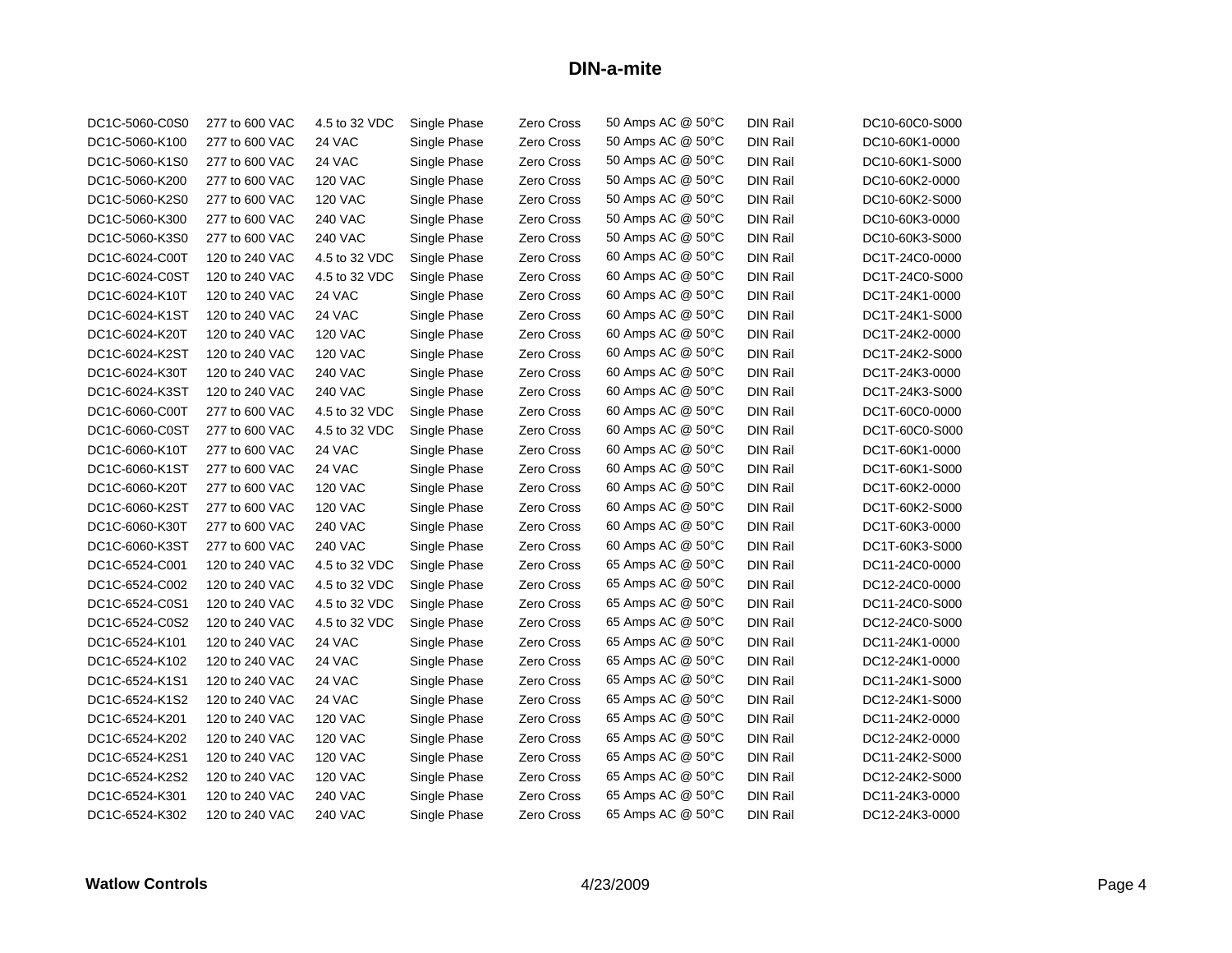# DIN-a-mite

| | | | | | | | |
|---|---|---|---|---|---|---|---|
| DC1C-5060-C0S0 | 277 to 600 VAC | 4.5 to 32 VDC | Single Phase | Zero Cross | 50 Amps AC @ 50°C | DIN Rail | DC10-60C0-S000 |
| DC1C-5060-K100 | 277 to 600 VAC | 24 VAC | Single Phase | Zero Cross | 50 Amps AC @ 50°C | DIN Rail | DC10-60K1-0000 |
| DC1C-5060-K1S0 | 277 to 600 VAC | 24 VAC | Single Phase | Zero Cross | 50 Amps AC @ 50°C | DIN Rail | DC10-60K1-S000 |
| DC1C-5060-K200 | 277 to 600 VAC | 120 VAC | Single Phase | Zero Cross | 50 Amps AC @ 50°C | DIN Rail | DC10-60K2-0000 |
| DC1C-5060-K2S0 | 277 to 600 VAC | 120 VAC | Single Phase | Zero Cross | 50 Amps AC @ 50°C | DIN Rail | DC10-60K2-S000 |
| DC1C-5060-K300 | 277 to 600 VAC | 240 VAC | Single Phase | Zero Cross | 50 Amps AC @ 50°C | DIN Rail | DC10-60K3-0000 |
| DC1C-5060-K3S0 | 277 to 600 VAC | 240 VAC | Single Phase | Zero Cross | 50 Amps AC @ 50°C | DIN Rail | DC10-60K3-S000 |
| DC1C-6024-C00T | 120 to 240 VAC | 4.5 to 32 VDC | Single Phase | Zero Cross | 60 Amps AC @ 50°C | DIN Rail | DC1T-24C0-0000 |
| DC1C-6024-C0ST | 120 to 240 VAC | 4.5 to 32 VDC | Single Phase | Zero Cross | 60 Amps AC @ 50°C | DIN Rail | DC1T-24C0-S000 |
| DC1C-6024-K10T | 120 to 240 VAC | 24 VAC | Single Phase | Zero Cross | 60 Amps AC @ 50°C | DIN Rail | DC1T-24K1-0000 |
| DC1C-6024-K1ST | 120 to 240 VAC | 24 VAC | Single Phase | Zero Cross | 60 Amps AC @ 50°C | DIN Rail | DC1T-24K1-S000 |
| DC1C-6024-K20T | 120 to 240 VAC | 120 VAC | Single Phase | Zero Cross | 60 Amps AC @ 50°C | DIN Rail | DC1T-24K2-0000 |
| DC1C-6024-K2ST | 120 to 240 VAC | 120 VAC | Single Phase | Zero Cross | 60 Amps AC @ 50°C | DIN Rail | DC1T-24K2-S000 |
| DC1C-6024-K30T | 120 to 240 VAC | 240 VAC | Single Phase | Zero Cross | 60 Amps AC @ 50°C | DIN Rail | DC1T-24K3-0000 |
| DC1C-6024-K3ST | 120 to 240 VAC | 240 VAC | Single Phase | Zero Cross | 60 Amps AC @ 50°C | DIN Rail | DC1T-24K3-S000 |
| DC1C-6060-C00T | 277 to 600 VAC | 4.5 to 32 VDC | Single Phase | Zero Cross | 60 Amps AC @ 50°C | DIN Rail | DC1T-60C0-0000 |
| DC1C-6060-C0ST | 277 to 600 VAC | 4.5 to 32 VDC | Single Phase | Zero Cross | 60 Amps AC @ 50°C | DIN Rail | DC1T-60C0-S000 |
| DC1C-6060-K10T | 277 to 600 VAC | 24 VAC | Single Phase | Zero Cross | 60 Amps AC @ 50°C | DIN Rail | DC1T-60K1-0000 |
| DC1C-6060-K1ST | 277 to 600 VAC | 24 VAC | Single Phase | Zero Cross | 60 Amps AC @ 50°C | DIN Rail | DC1T-60K1-S000 |
| DC1C-6060-K20T | 277 to 600 VAC | 120 VAC | Single Phase | Zero Cross | 60 Amps AC @ 50°C | DIN Rail | DC1T-60K2-0000 |
| DC1C-6060-K2ST | 277 to 600 VAC | 120 VAC | Single Phase | Zero Cross | 60 Amps AC @ 50°C | DIN Rail | DC1T-60K2-S000 |
| DC1C-6060-K30T | 277 to 600 VAC | 240 VAC | Single Phase | Zero Cross | 60 Amps AC @ 50°C | DIN Rail | DC1T-60K3-0000 |
| DC1C-6060-K3ST | 277 to 600 VAC | 240 VAC | Single Phase | Zero Cross | 60 Amps AC @ 50°C | DIN Rail | DC1T-60K3-S000 |
| DC1C-6524-C001 | 120 to 240 VAC | 4.5 to 32 VDC | Single Phase | Zero Cross | 65 Amps AC @ 50°C | DIN Rail | DC11-24C0-0000 |
| DC1C-6524-C002 | 120 to 240 VAC | 4.5 to 32 VDC | Single Phase | Zero Cross | 65 Amps AC @ 50°C | DIN Rail | DC12-24C0-0000 |
| DC1C-6524-C0S1 | 120 to 240 VAC | 4.5 to 32 VDC | Single Phase | Zero Cross | 65 Amps AC @ 50°C | DIN Rail | DC11-24C0-S000 |
| DC1C-6524-C0S2 | 120 to 240 VAC | 4.5 to 32 VDC | Single Phase | Zero Cross | 65 Amps AC @ 50°C | DIN Rail | DC12-24C0-S000 |
| DC1C-6524-K101 | 120 to 240 VAC | 24 VAC | Single Phase | Zero Cross | 65 Amps AC @ 50°C | DIN Rail | DC11-24K1-0000 |
| DC1C-6524-K102 | 120 to 240 VAC | 24 VAC | Single Phase | Zero Cross | 65 Amps AC @ 50°C | DIN Rail | DC12-24K1-0000 |
| DC1C-6524-K1S1 | 120 to 240 VAC | 24 VAC | Single Phase | Zero Cross | 65 Amps AC @ 50°C | DIN Rail | DC11-24K1-S000 |
| DC1C-6524-K1S2 | 120 to 240 VAC | 24 VAC | Single Phase | Zero Cross | 65 Amps AC @ 50°C | DIN Rail | DC12-24K1-S000 |
| DC1C-6524-K201 | 120 to 240 VAC | 120 VAC | Single Phase | Zero Cross | 65 Amps AC @ 50°C | DIN Rail | DC11-24K2-0000 |
| DC1C-6524-K202 | 120 to 240 VAC | 120 VAC | Single Phase | Zero Cross | 65 Amps AC @ 50°C | DIN Rail | DC12-24K2-0000 |
| DC1C-6524-K2S1 | 120 to 240 VAC | 120 VAC | Single Phase | Zero Cross | 65 Amps AC @ 50°C | DIN Rail | DC11-24K2-S000 |
| DC1C-6524-K2S2 | 120 to 240 VAC | 120 VAC | Single Phase | Zero Cross | 65 Amps AC @ 50°C | DIN Rail | DC12-24K2-S000 |
| DC1C-6524-K301 | 120 to 240 VAC | 240 VAC | Single Phase | Zero Cross | 65 Amps AC @ 50°C | DIN Rail | DC11-24K3-0000 |
| DC1C-6524-K302 | 120 to 240 VAC | 240 VAC | Single Phase | Zero Cross | 65 Amps AC @ 50°C | DIN Rail | DC12-24K3-0000 |

**Watlow Controls** 4/23/2009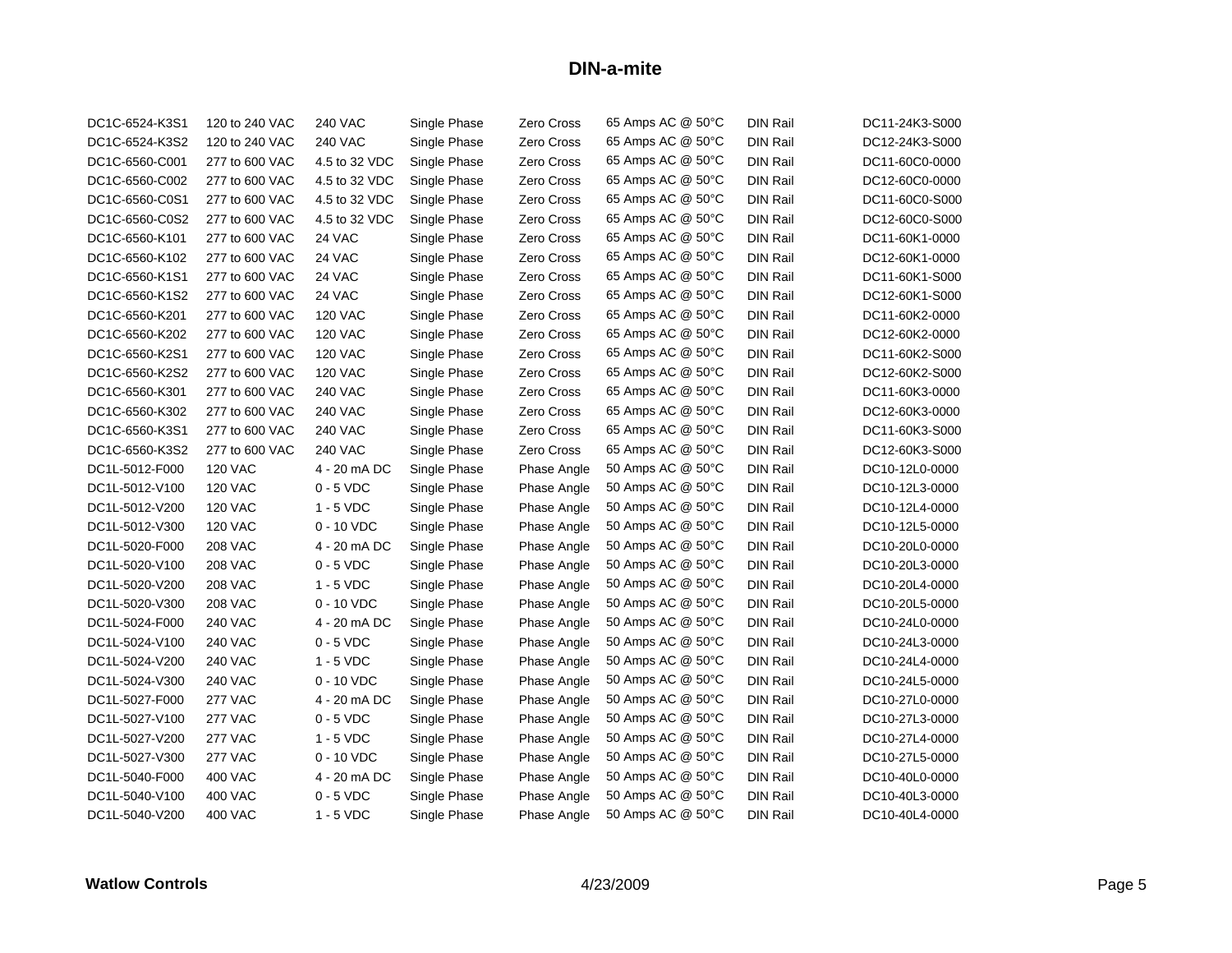# DIN-a-mite

| | | | | | | | |
|---|---|---|---|---|---|---|---|
| DC1C-6524-K3S1 | 120 to 240 VAC | 240 VAC | Single Phase | Zero Cross | 65 Amps AC @ 50°C | DIN Rail | DC11-24K3-S000 |
| DC1C-6524-K3S2 | 120 to 240 VAC | 240 VAC | Single Phase | Zero Cross | 65 Amps AC @ 50°C | DIN Rail | DC12-24K3-S000 |
| DC1C-6560-C001 | 277 to 600 VAC | 4.5 to 32 VDC | Single Phase | Zero Cross | 65 Amps AC @ 50°C | DIN Rail | DC11-60C0-0000 |
| DC1C-6560-C002 | 277 to 600 VAC | 4.5 to 32 VDC | Single Phase | Zero Cross | 65 Amps AC @ 50°C | DIN Rail | DC12-60C0-0000 |
| DC1C-6560-C0S1 | 277 to 600 VAC | 4.5 to 32 VDC | Single Phase | Zero Cross | 65 Amps AC @ 50°C | DIN Rail | DC11-60C0-S000 |
| DC1C-6560-C0S2 | 277 to 600 VAC | 4.5 to 32 VDC | Single Phase | Zero Cross | 65 Amps AC @ 50°C | DIN Rail | DC12-60C0-S000 |
| DC1C-6560-K101 | 277 to 600 VAC | 24 VAC | Single Phase | Zero Cross | 65 Amps AC @ 50°C | DIN Rail | DC11-60K1-0000 |
| DC1C-6560-K102 | 277 to 600 VAC | 24 VAC | Single Phase | Zero Cross | 65 Amps AC @ 50°C | DIN Rail | DC12-60K1-0000 |
| DC1C-6560-K1S1 | 277 to 600 VAC | 24 VAC | Single Phase | Zero Cross | 65 Amps AC @ 50°C | DIN Rail | DC11-60K1-S000 |
| DC1C-6560-K1S2 | 277 to 600 VAC | 24 VAC | Single Phase | Zero Cross | 65 Amps AC @ 50°C | DIN Rail | DC12-60K1-S000 |
| DC1C-6560-K201 | 277 to 600 VAC | 120 VAC | Single Phase | Zero Cross | 65 Amps AC @ 50°C | DIN Rail | DC11-60K2-0000 |
| DC1C-6560-K202 | 277 to 600 VAC | 120 VAC | Single Phase | Zero Cross | 65 Amps AC @ 50°C | DIN Rail | DC12-60K2-0000 |
| DC1C-6560-K2S1 | 277 to 600 VAC | 120 VAC | Single Phase | Zero Cross | 65 Amps AC @ 50°C | DIN Rail | DC11-60K2-S000 |
| DC1C-6560-K2S2 | 277 to 600 VAC | 120 VAC | Single Phase | Zero Cross | 65 Amps AC @ 50°C | DIN Rail | DC12-60K2-S000 |
| DC1C-6560-K301 | 277 to 600 VAC | 240 VAC | Single Phase | Zero Cross | 65 Amps AC @ 50°C | DIN Rail | DC11-60K3-0000 |
| DC1C-6560-K302 | 277 to 600 VAC | 240 VAC | Single Phase | Zero Cross | 65 Amps AC @ 50°C | DIN Rail | DC12-60K3-0000 |
| DC1C-6560-K3S1 | 277 to 600 VAC | 240 VAC | Single Phase | Zero Cross | 65 Amps AC @ 50°C | DIN Rail | DC11-60K3-S000 |
| DC1C-6560-K3S2 | 277 to 600 VAC | 240 VAC | Single Phase | Zero Cross | 65 Amps AC @ 50°C | DIN Rail | DC12-60K3-S000 |
| DC1L-5012-F000 | 120 VAC | 4 - 20 mA DC | Single Phase | Phase Angle | 50 Amps AC @ 50°C | DIN Rail | DC10-12L0-0000 |
| DC1L-5012-V100 | 120 VAC | 0 - 5 VDC | Single Phase | Phase Angle | 50 Amps AC @ 50°C | DIN Rail | DC10-12L3-0000 |
| DC1L-5012-V200 | 120 VAC | 1 - 5 VDC | Single Phase | Phase Angle | 50 Amps AC @ 50°C | DIN Rail | DC10-12L4-0000 |
| DC1L-5012-V300 | 120 VAC | 0 - 10 VDC | Single Phase | Phase Angle | 50 Amps AC @ 50°C | DIN Rail | DC10-12L5-0000 |
| DC1L-5020-F000 | 208 VAC | 4 - 20 mA DC | Single Phase | Phase Angle | 50 Amps AC @ 50°C | DIN Rail | DC10-20L0-0000 |
| DC1L-5020-V100 | 208 VAC | 0 - 5 VDC | Single Phase | Phase Angle | 50 Amps AC @ 50°C | DIN Rail | DC10-20L3-0000 |
| DC1L-5020-V200 | 208 VAC | 1 - 5 VDC | Single Phase | Phase Angle | 50 Amps AC @ 50°C | DIN Rail | DC10-20L4-0000 |
| DC1L-5020-V300 | 208 VAC | 0 - 10 VDC | Single Phase | Phase Angle | 50 Amps AC @ 50°C | DIN Rail | DC10-20L5-0000 |
| DC1L-5024-F000 | 240 VAC | 4 - 20 mA DC | Single Phase | Phase Angle | 50 Amps AC @ 50°C | DIN Rail | DC10-24L0-0000 |
| DC1L-5024-V100 | 240 VAC | 0 - 5 VDC | Single Phase | Phase Angle | 50 Amps AC @ 50°C | DIN Rail | DC10-24L3-0000 |
| DC1L-5024-V200 | 240 VAC | 1 - 5 VDC | Single Phase | Phase Angle | 50 Amps AC @ 50°C | DIN Rail | DC10-24L4-0000 |
| DC1L-5024-V300 | 240 VAC | 0 - 10 VDC | Single Phase | Phase Angle | 50 Amps AC @ 50°C | DIN Rail | DC10-24L5-0000 |
| DC1L-5027-F000 | 277 VAC | 4 - 20 mA DC | Single Phase | Phase Angle | 50 Amps AC @ 50°C | DIN Rail | DC10-27L0-0000 |
| DC1L-5027-V100 | 277 VAC | 0 - 5 VDC | Single Phase | Phase Angle | 50 Amps AC @ 50°C | DIN Rail | DC10-27L3-0000 |
| DC1L-5027-V200 | 277 VAC | 1 - 5 VDC | Single Phase | Phase Angle | 50 Amps AC @ 50°C | DIN Rail | DC10-27L4-0000 |
| DC1L-5027-V300 | 277 VAC | 0 - 10 VDC | Single Phase | Phase Angle | 50 Amps AC @ 50°C | DIN Rail | DC10-27L5-0000 |
| DC1L-5040-F000 | 400 VAC | 4 - 20 mA DC | Single Phase | Phase Angle | 50 Amps AC @ 50°C | DIN Rail | DC10-40L0-0000 |
| DC1L-5040-V100 | 400 VAC | 0 - 5 VDC | Single Phase | Phase Angle | 50 Amps AC @ 50°C | DIN Rail | DC10-40L3-0000 |
| DC1L-5040-V200 | 400 VAC | 1 - 5 VDC | Single Phase | Phase Angle | 50 Amps AC @ 50°C | DIN Rail | DC10-40L4-0000 |

**Watlow Controls** 4/23/2009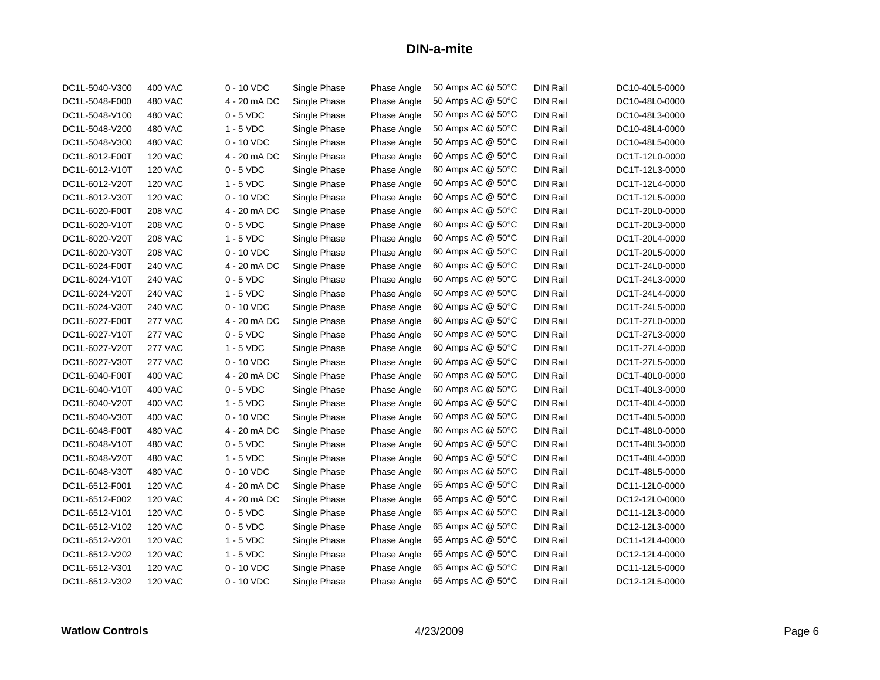# DIN-a-mite

| | | | | | | | |
|---|---|---|---|---|---|---|---|
| DC1L-5040-V300 | 400 VAC | 0 - 10 VDC | Single Phase | Phase Angle | 50 Amps AC @ 50°C | DIN Rail | DC10-40L5-0000 |
| DC1L-5048-F000 | 480 VAC | 4 - 20 mA DC | Single Phase | Phase Angle | 50 Amps AC @ 50°C | DIN Rail | DC10-48L0-0000 |
| DC1L-5048-V100 | 480 VAC | 0 - 5 VDC | Single Phase | Phase Angle | 50 Amps AC @ 50°C | DIN Rail | DC10-48L3-0000 |
| DC1L-5048-V200 | 480 VAC | 1 - 5 VDC | Single Phase | Phase Angle | 50 Amps AC @ 50°C | DIN Rail | DC10-48L4-0000 |
| DC1L-5048-V300 | 480 VAC | 0 - 10 VDC | Single Phase | Phase Angle | 50 Amps AC @ 50°C | DIN Rail | DC10-48L5-0000 |
| DC1L-6012-F00T | 120 VAC | 4 - 20 mA DC | Single Phase | Phase Angle | 60 Amps AC @ 50°C | DIN Rail | DC1T-12L0-0000 |
| DC1L-6012-V10T | 120 VAC | 0 - 5 VDC | Single Phase | Phase Angle | 60 Amps AC @ 50°C | DIN Rail | DC1T-12L3-0000 |
| DC1L-6012-V20T | 120 VAC | 1 - 5 VDC | Single Phase | Phase Angle | 60 Amps AC @ 50°C | DIN Rail | DC1T-12L4-0000 |
| DC1L-6012-V30T | 120 VAC | 0 - 10 VDC | Single Phase | Phase Angle | 60 Amps AC @ 50°C | DIN Rail | DC1T-12L5-0000 |
| DC1L-6020-F00T | 208 VAC | 4 - 20 mA DC | Single Phase | Phase Angle | 60 Amps AC @ 50°C | DIN Rail | DC1T-20L0-0000 |
| DC1L-6020-V10T | 208 VAC | 0 - 5 VDC | Single Phase | Phase Angle | 60 Amps AC @ 50°C | DIN Rail | DC1T-20L3-0000 |
| DC1L-6020-V20T | 208 VAC | 1 - 5 VDC | Single Phase | Phase Angle | 60 Amps AC @ 50°C | DIN Rail | DC1T-20L4-0000 |
| DC1L-6020-V30T | 208 VAC | 0 - 10 VDC | Single Phase | Phase Angle | 60 Amps AC @ 50°C | DIN Rail | DC1T-20L5-0000 |
| DC1L-6024-F00T | 240 VAC | 4 - 20 mA DC | Single Phase | Phase Angle | 60 Amps AC @ 50°C | DIN Rail | DC1T-24L0-0000 |
| DC1L-6024-V10T | 240 VAC | 0 - 5 VDC | Single Phase | Phase Angle | 60 Amps AC @ 50°C | DIN Rail | DC1T-24L3-0000 |
| DC1L-6024-V20T | 240 VAC | 1 - 5 VDC | Single Phase | Phase Angle | 60 Amps AC @ 50°C | DIN Rail | DC1T-24L4-0000 |
| DC1L-6024-V30T | 240 VAC | 0 - 10 VDC | Single Phase | Phase Angle | 60 Amps AC @ 50°C | DIN Rail | DC1T-24L5-0000 |
| DC1L-6027-F00T | 277 VAC | 4 - 20 mA DC | Single Phase | Phase Angle | 60 Amps AC @ 50°C | DIN Rail | DC1T-27L0-0000 |
| DC1L-6027-V10T | 277 VAC | 0 - 5 VDC | Single Phase | Phase Angle | 60 Amps AC @ 50°C | DIN Rail | DC1T-27L3-0000 |
| DC1L-6027-V20T | 277 VAC | 1 - 5 VDC | Single Phase | Phase Angle | 60 Amps AC @ 50°C | DIN Rail | DC1T-27L4-0000 |
| DC1L-6027-V30T | 277 VAC | 0 - 10 VDC | Single Phase | Phase Angle | 60 Amps AC @ 50°C | DIN Rail | DC1T-27L5-0000 |
| DC1L-6040-F00T | 400 VAC | 4 - 20 mA DC | Single Phase | Phase Angle | 60 Amps AC @ 50°C | DIN Rail | DC1T-40L0-0000 |
| DC1L-6040-V10T | 400 VAC | 0 - 5 VDC | Single Phase | Phase Angle | 60 Amps AC @ 50°C | DIN Rail | DC1T-40L3-0000 |
| DC1L-6040-V20T | 400 VAC | 1 - 5 VDC | Single Phase | Phase Angle | 60 Amps AC @ 50°C | DIN Rail | DC1T-40L4-0000 |
| DC1L-6040-V30T | 400 VAC | 0 - 10 VDC | Single Phase | Phase Angle | 60 Amps AC @ 50°C | DIN Rail | DC1T-40L5-0000 |
| DC1L-6048-F00T | 480 VAC | 4 - 20 mA DC | Single Phase | Phase Angle | 60 Amps AC @ 50°C | DIN Rail | DC1T-48L0-0000 |
| DC1L-6048-V10T | 480 VAC | 0 - 5 VDC | Single Phase | Phase Angle | 60 Amps AC @ 50°C | DIN Rail | DC1T-48L3-0000 |
| DC1L-6048-V20T | 480 VAC | 1 - 5 VDC | Single Phase | Phase Angle | 60 Amps AC @ 50°C | DIN Rail | DC1T-48L4-0000 |
| DC1L-6048-V30T | 480 VAC | 0 - 10 VDC | Single Phase | Phase Angle | 60 Amps AC @ 50°C | DIN Rail | DC1T-48L5-0000 |
| DC1L-6512-F001 | 120 VAC | 4 - 20 mA DC | Single Phase | Phase Angle | 65 Amps AC @ 50°C | DIN Rail | DC11-12L0-0000 |
| DC1L-6512-F002 | 120 VAC | 4 - 20 mA DC | Single Phase | Phase Angle | 65 Amps AC @ 50°C | DIN Rail | DC12-12L0-0000 |
| DC1L-6512-V101 | 120 VAC | 0 - 5 VDC | Single Phase | Phase Angle | 65 Amps AC @ 50°C | DIN Rail | DC11-12L3-0000 |
| DC1L-6512-V102 | 120 VAC | 0 - 5 VDC | Single Phase | Phase Angle | 65 Amps AC @ 50°C | DIN Rail | DC12-12L3-0000 |
| DC1L-6512-V201 | 120 VAC | 1 - 5 VDC | Single Phase | Phase Angle | 65 Amps AC @ 50°C | DIN Rail | DC11-12L4-0000 |
| DC1L-6512-V202 | 120 VAC | 1 - 5 VDC | Single Phase | Phase Angle | 65 Amps AC @ 50°C | DIN Rail | DC12-12L4-0000 |
| DC1L-6512-V301 | 120 VAC | 0 - 10 VDC | Single Phase | Phase Angle | 65 Amps AC @ 50°C | DIN Rail | DC11-12L5-0000 |
| DC1L-6512-V302 | 120 VAC | 0 - 10 VDC | Single Phase | Phase Angle | 65 Amps AC @ 50°C | DIN Rail | DC12-12L5-0000 |

**Watlow Controls** 4/23/2009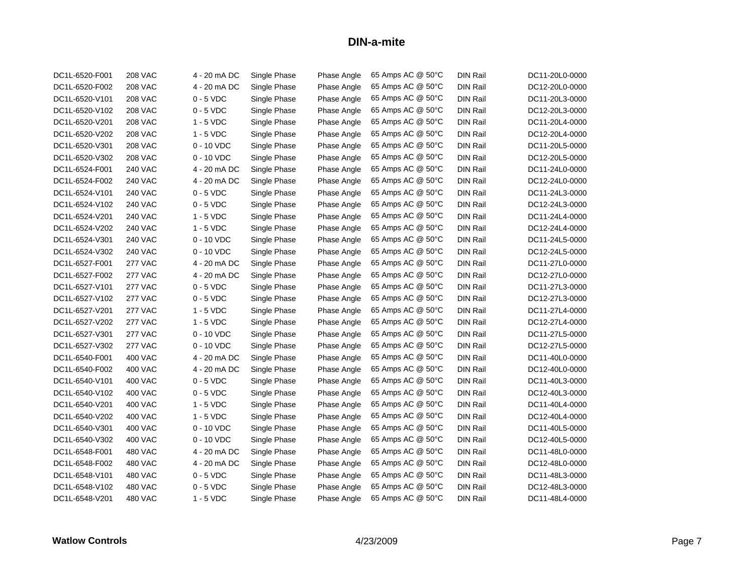# DIN-a-mite

| | | | | | | | |
|---|---|---|---|---|---|---|---|
| DC1L-6520-F001 | 208 VAC | 4 - 20 mA DC | Single Phase | Phase Angle | 65 Amps AC @ 50°C | DIN Rail | DC11-20L0-0000 |
| DC1L-6520-F002 | 208 VAC | 4 - 20 mA DC | Single Phase | Phase Angle | 65 Amps AC @ 50°C | DIN Rail | DC12-20L0-0000 |
| DC1L-6520-V101 | 208 VAC | 0 - 5 VDC | Single Phase | Phase Angle | 65 Amps AC @ 50°C | DIN Rail | DC11-20L3-0000 |
| DC1L-6520-V102 | 208 VAC | 0 - 5 VDC | Single Phase | Phase Angle | 65 Amps AC @ 50°C | DIN Rail | DC12-20L3-0000 |
| DC1L-6520-V201 | 208 VAC | 1 - 5 VDC | Single Phase | Phase Angle | 65 Amps AC @ 50°C | DIN Rail | DC11-20L4-0000 |
| DC1L-6520-V202 | 208 VAC | 1 - 5 VDC | Single Phase | Phase Angle | 65 Amps AC @ 50°C | DIN Rail | DC12-20L4-0000 |
| DC1L-6520-V301 | 208 VAC | 0 - 10 VDC | Single Phase | Phase Angle | 65 Amps AC @ 50°C | DIN Rail | DC11-20L5-0000 |
| DC1L-6520-V302 | 208 VAC | 0 - 10 VDC | Single Phase | Phase Angle | 65 Amps AC @ 50°C | DIN Rail | DC12-20L5-0000 |
| DC1L-6524-F001 | 240 VAC | 4 - 20 mA DC | Single Phase | Phase Angle | 65 Amps AC @ 50°C | DIN Rail | DC11-24L0-0000 |
| DC1L-6524-F002 | 240 VAC | 4 - 20 mA DC | Single Phase | Phase Angle | 65 Amps AC @ 50°C | DIN Rail | DC12-24L0-0000 |
| DC1L-6524-V101 | 240 VAC | 0 - 5 VDC | Single Phase | Phase Angle | 65 Amps AC @ 50°C | DIN Rail | DC11-24L3-0000 |
| DC1L-6524-V102 | 240 VAC | 0 - 5 VDC | Single Phase | Phase Angle | 65 Amps AC @ 50°C | DIN Rail | DC12-24L3-0000 |
| DC1L-6524-V201 | 240 VAC | 1 - 5 VDC | Single Phase | Phase Angle | 65 Amps AC @ 50°C | DIN Rail | DC11-24L4-0000 |
| DC1L-6524-V202 | 240 VAC | 1 - 5 VDC | Single Phase | Phase Angle | 65 Amps AC @ 50°C | DIN Rail | DC12-24L4-0000 |
| DC1L-6524-V301 | 240 VAC | 0 - 10 VDC | Single Phase | Phase Angle | 65 Amps AC @ 50°C | DIN Rail | DC11-24L5-0000 |
| DC1L-6524-V302 | 240 VAC | 0 - 10 VDC | Single Phase | Phase Angle | 65 Amps AC @ 50°C | DIN Rail | DC12-24L5-0000 |
| DC1L-6527-F001 | 277 VAC | 4 - 20 mA DC | Single Phase | Phase Angle | 65 Amps AC @ 50°C | DIN Rail | DC11-27L0-0000 |
| DC1L-6527-F002 | 277 VAC | 4 - 20 mA DC | Single Phase | Phase Angle | 65 Amps AC @ 50°C | DIN Rail | DC12-27L0-0000 |
| DC1L-6527-V101 | 277 VAC | 0 - 5 VDC | Single Phase | Phase Angle | 65 Amps AC @ 50°C | DIN Rail | DC11-27L3-0000 |
| DC1L-6527-V102 | 277 VAC | 0 - 5 VDC | Single Phase | Phase Angle | 65 Amps AC @ 50°C | DIN Rail | DC12-27L3-0000 |
| DC1L-6527-V201 | 277 VAC | 1 - 5 VDC | Single Phase | Phase Angle | 65 Amps AC @ 50°C | DIN Rail | DC11-27L4-0000 |
| DC1L-6527-V202 | 277 VAC | 1 - 5 VDC | Single Phase | Phase Angle | 65 Amps AC @ 50°C | DIN Rail | DC12-27L4-0000 |
| DC1L-6527-V301 | 277 VAC | 0 - 10 VDC | Single Phase | Phase Angle | 65 Amps AC @ 50°C | DIN Rail | DC11-27L5-0000 |
| DC1L-6527-V302 | 277 VAC | 0 - 10 VDC | Single Phase | Phase Angle | 65 Amps AC @ 50°C | DIN Rail | DC12-27L5-0000 |
| DC1L-6540-F001 | 400 VAC | 4 - 20 mA DC | Single Phase | Phase Angle | 65 Amps AC @ 50°C | DIN Rail | DC11-40L0-0000 |
| DC1L-6540-F002 | 400 VAC | 4 - 20 mA DC | Single Phase | Phase Angle | 65 Amps AC @ 50°C | DIN Rail | DC12-40L0-0000 |
| DC1L-6540-V101 | 400 VAC | 0 - 5 VDC | Single Phase | Phase Angle | 65 Amps AC @ 50°C | DIN Rail | DC11-40L3-0000 |
| DC1L-6540-V102 | 400 VAC | 0 - 5 VDC | Single Phase | Phase Angle | 65 Amps AC @ 50°C | DIN Rail | DC12-40L3-0000 |
| DC1L-6540-V201 | 400 VAC | 1 - 5 VDC | Single Phase | Phase Angle | 65 Amps AC @ 50°C | DIN Rail | DC11-40L4-0000 |
| DC1L-6540-V202 | 400 VAC | 1 - 5 VDC | Single Phase | Phase Angle | 65 Amps AC @ 50°C | DIN Rail | DC12-40L4-0000 |
| DC1L-6540-V301 | 400 VAC | 0 - 10 VDC | Single Phase | Phase Angle | 65 Amps AC @ 50°C | DIN Rail | DC11-40L5-0000 |
| DC1L-6540-V302 | 400 VAC | 0 - 10 VDC | Single Phase | Phase Angle | 65 Amps AC @ 50°C | DIN Rail | DC12-40L5-0000 |
| DC1L-6548-F001 | 480 VAC | 4 - 20 mA DC | Single Phase | Phase Angle | 65 Amps AC @ 50°C | DIN Rail | DC11-48L0-0000 |
| DC1L-6548-F002 | 480 VAC | 4 - 20 mA DC | Single Phase | Phase Angle | 65 Amps AC @ 50°C | DIN Rail | DC12-48L0-0000 |
| DC1L-6548-V101 | 480 VAC | 0 - 5 VDC | Single Phase | Phase Angle | 65 Amps AC @ 50°C | DIN Rail | DC11-48L3-0000 |
| DC1L-6548-V102 | 480 VAC | 0 - 5 VDC | Single Phase | Phase Angle | 65 Amps AC @ 50°C | DIN Rail | DC12-48L3-0000 |
| DC1L-6548-V201 | 480 VAC | 1 - 5 VDC | Single Phase | Phase Angle | 65 Amps AC @ 50°C | DIN Rail | DC11-48L4-0000 |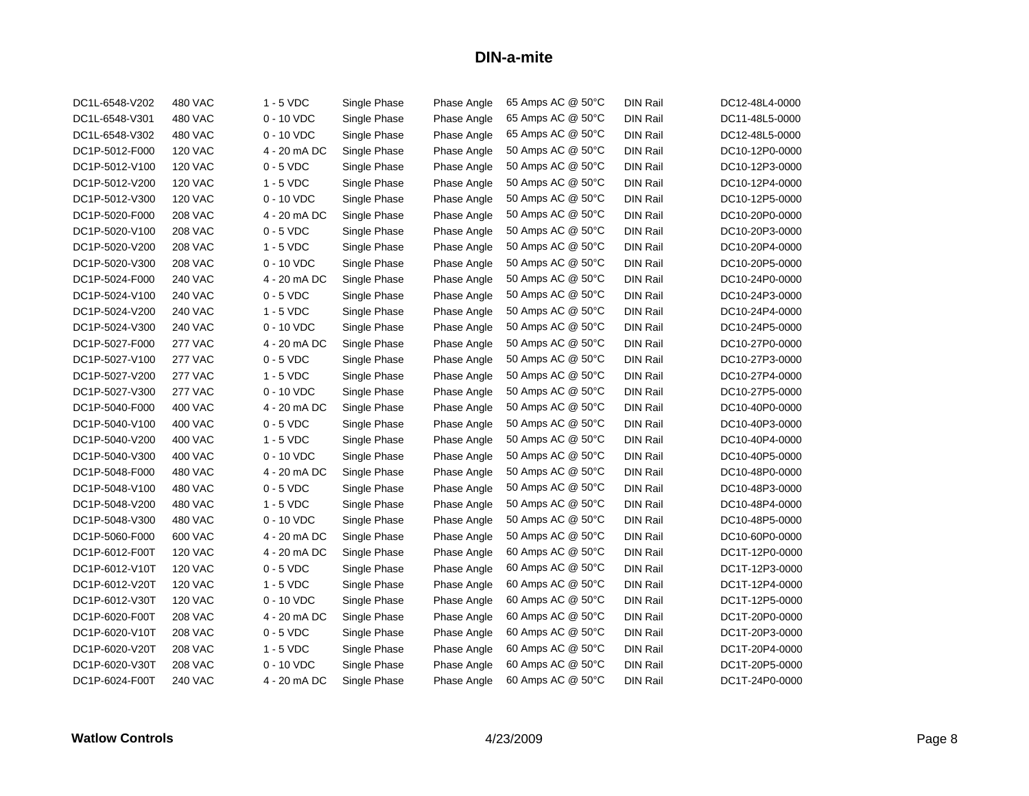# DIN-a-mite

| | | | | | | | |
|---|---|---|---|---|---|---|---|
| DC1L-6548-V202 | 480 VAC | 1 - 5 VDC | Single Phase | Phase Angle | 65 Amps AC @ 50°C | DIN Rail | DC12-48L4-0000 |
| DC1L-6548-V301 | 480 VAC | 0 - 10 VDC | Single Phase | Phase Angle | 65 Amps AC @ 50°C | DIN Rail | DC11-48L5-0000 |
| DC1L-6548-V302 | 480 VAC | 0 - 10 VDC | Single Phase | Phase Angle | 65 Amps AC @ 50°C | DIN Rail | DC12-48L5-0000 |
| DC1P-5012-F000 | 120 VAC | 4 - 20 mA DC | Single Phase | Phase Angle | 50 Amps AC @ 50°C | DIN Rail | DC10-12P0-0000 |
| DC1P-5012-V100 | 120 VAC | 0 - 5 VDC | Single Phase | Phase Angle | 50 Amps AC @ 50°C | DIN Rail | DC10-12P3-0000 |
| DC1P-5012-V200 | 120 VAC | 1 - 5 VDC | Single Phase | Phase Angle | 50 Amps AC @ 50°C | DIN Rail | DC10-12P4-0000 |
| DC1P-5012-V300 | 120 VAC | 0 - 10 VDC | Single Phase | Phase Angle | 50 Amps AC @ 50°C | DIN Rail | DC10-12P5-0000 |
| DC1P-5020-F000 | 208 VAC | 4 - 20 mA DC | Single Phase | Phase Angle | 50 Amps AC @ 50°C | DIN Rail | DC10-20P0-0000 |
| DC1P-5020-V100 | 208 VAC | 0 - 5 VDC | Single Phase | Phase Angle | 50 Amps AC @ 50°C | DIN Rail | DC10-20P3-0000 |
| DC1P-5020-V200 | 208 VAC | 1 - 5 VDC | Single Phase | Phase Angle | 50 Amps AC @ 50°C | DIN Rail | DC10-20P4-0000 |
| DC1P-5020-V300 | 208 VAC | 0 - 10 VDC | Single Phase | Phase Angle | 50 Amps AC @ 50°C | DIN Rail | DC10-20P5-0000 |
| DC1P-5024-F000 | 240 VAC | 4 - 20 mA DC | Single Phase | Phase Angle | 50 Amps AC @ 50°C | DIN Rail | DC10-24P0-0000 |
| DC1P-5024-V100 | 240 VAC | 0 - 5 VDC | Single Phase | Phase Angle | 50 Amps AC @ 50°C | DIN Rail | DC10-24P3-0000 |
| DC1P-5024-V200 | 240 VAC | 1 - 5 VDC | Single Phase | Phase Angle | 50 Amps AC @ 50°C | DIN Rail | DC10-24P4-0000 |
| DC1P-5024-V300 | 240 VAC | 0 - 10 VDC | Single Phase | Phase Angle | 50 Amps AC @ 50°C | DIN Rail | DC10-24P5-0000 |
| DC1P-5027-F000 | 277 VAC | 4 - 20 mA DC | Single Phase | Phase Angle | 50 Amps AC @ 50°C | DIN Rail | DC10-27P0-0000 |
| DC1P-5027-V100 | 277 VAC | 0 - 5 VDC | Single Phase | Phase Angle | 50 Amps AC @ 50°C | DIN Rail | DC10-27P3-0000 |
| DC1P-5027-V200 | 277 VAC | 1 - 5 VDC | Single Phase | Phase Angle | 50 Amps AC @ 50°C | DIN Rail | DC10-27P4-0000 |
| DC1P-5027-V300 | 277 VAC | 0 - 10 VDC | Single Phase | Phase Angle | 50 Amps AC @ 50°C | DIN Rail | DC10-27P5-0000 |
| DC1P-5040-F000 | 400 VAC | 4 - 20 mA DC | Single Phase | Phase Angle | 50 Amps AC @ 50°C | DIN Rail | DC10-40P0-0000 |
| DC1P-5040-V100 | 400 VAC | 0 - 5 VDC | Single Phase | Phase Angle | 50 Amps AC @ 50°C | DIN Rail | DC10-40P3-0000 |
| DC1P-5040-V200 | 400 VAC | 1 - 5 VDC | Single Phase | Phase Angle | 50 Amps AC @ 50°C | DIN Rail | DC10-40P4-0000 |
| DC1P-5040-V300 | 400 VAC | 0 - 10 VDC | Single Phase | Phase Angle | 50 Amps AC @ 50°C | DIN Rail | DC10-40P5-0000 |
| DC1P-5048-F000 | 480 VAC | 4 - 20 mA DC | Single Phase | Phase Angle | 50 Amps AC @ 50°C | DIN Rail | DC10-48P0-0000 |
| DC1P-5048-V100 | 480 VAC | 0 - 5 VDC | Single Phase | Phase Angle | 50 Amps AC @ 50°C | DIN Rail | DC10-48P3-0000 |
| DC1P-5048-V200 | 480 VAC | 1 - 5 VDC | Single Phase | Phase Angle | 50 Amps AC @ 50°C | DIN Rail | DC10-48P4-0000 |
| DC1P-5048-V300 | 480 VAC | 0 - 10 VDC | Single Phase | Phase Angle | 50 Amps AC @ 50°C | DIN Rail | DC10-48P5-0000 |
| DC1P-5060-F000 | 600 VAC | 4 - 20 mA DC | Single Phase | Phase Angle | 50 Amps AC @ 50°C | DIN Rail | DC10-60P0-0000 |
| DC1P-6012-F00T | 120 VAC | 4 - 20 mA DC | Single Phase | Phase Angle | 60 Amps AC @ 50°C | DIN Rail | DC1T-12P0-0000 |
| DC1P-6012-V10T | 120 VAC | 0 - 5 VDC | Single Phase | Phase Angle | 60 Amps AC @ 50°C | DIN Rail | DC1T-12P3-0000 |
| DC1P-6012-V20T | 120 VAC | 1 - 5 VDC | Single Phase | Phase Angle | 60 Amps AC @ 50°C | DIN Rail | DC1T-12P4-0000 |
| DC1P-6012-V30T | 120 VAC | 0 - 10 VDC | Single Phase | Phase Angle | 60 Amps AC @ 50°C | DIN Rail | DC1T-12P5-0000 |
| DC1P-6020-F00T | 208 VAC | 4 - 20 mA DC | Single Phase | Phase Angle | 60 Amps AC @ 50°C | DIN Rail | DC1T-20P0-0000 |
| DC1P-6020-V10T | 208 VAC | 0 - 5 VDC | Single Phase | Phase Angle | 60 Amps AC @ 50°C | DIN Rail | DC1T-20P3-0000 |
| DC1P-6020-V20T | 208 VAC | 1 - 5 VDC | Single Phase | Phase Angle | 60 Amps AC @ 50°C | DIN Rail | DC1T-20P4-0000 |
| DC1P-6020-V30T | 208 VAC | 0 - 10 VDC | Single Phase | Phase Angle | 60 Amps AC @ 50°C | DIN Rail | DC1T-20P5-0000 |
| DC1P-6024-F00T | 240 VAC | 4 - 20 mA DC | Single Phase | Phase Angle | 60 Amps AC @ 50°C | DIN Rail | DC1T-24P0-0000 |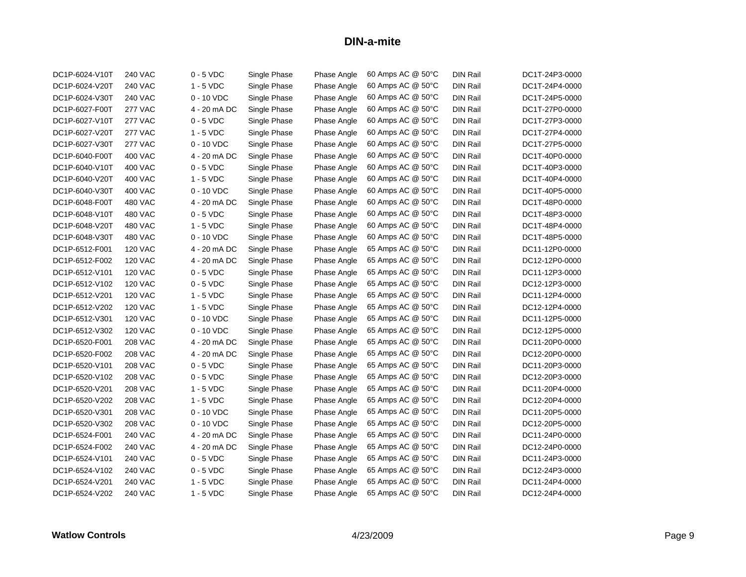# DIN-a-mite

| | | | | | | | |
|---|---|---|---|---|---|---|---|
| DC1P-6024-V10T | 240 VAC | 0 - 5 VDC | Single Phase | Phase Angle | 60 Amps AC @ 50°C | DIN Rail | DC1T-24P3-0000 |
| DC1P-6024-V20T | 240 VAC | 1 - 5 VDC | Single Phase | Phase Angle | 60 Amps AC @ 50°C | DIN Rail | DC1T-24P4-0000 |
| DC1P-6024-V30T | 240 VAC | 0 - 10 VDC | Single Phase | Phase Angle | 60 Amps AC @ 50°C | DIN Rail | DC1T-24P5-0000 |
| DC1P-6027-F00T | 277 VAC | 4 - 20 mA DC | Single Phase | Phase Angle | 60 Amps AC @ 50°C | DIN Rail | DC1T-27P0-0000 |
| DC1P-6027-V10T | 277 VAC | 0 - 5 VDC | Single Phase | Phase Angle | 60 Amps AC @ 50°C | DIN Rail | DC1T-27P3-0000 |
| DC1P-6027-V20T | 277 VAC | 1 - 5 VDC | Single Phase | Phase Angle | 60 Amps AC @ 50°C | DIN Rail | DC1T-27P4-0000 |
| DC1P-6027-V30T | 277 VAC | 0 - 10 VDC | Single Phase | Phase Angle | 60 Amps AC @ 50°C | DIN Rail | DC1T-27P5-0000 |
| DC1P-6040-F00T | 400 VAC | 4 - 20 mA DC | Single Phase | Phase Angle | 60 Amps AC @ 50°C | DIN Rail | DC1T-40P0-0000 |
| DC1P-6040-V10T | 400 VAC | 0 - 5 VDC | Single Phase | Phase Angle | 60 Amps AC @ 50°C | DIN Rail | DC1T-40P3-0000 |
| DC1P-6040-V20T | 400 VAC | 1 - 5 VDC | Single Phase | Phase Angle | 60 Amps AC @ 50°C | DIN Rail | DC1T-40P4-0000 |
| DC1P-6040-V30T | 400 VAC | 0 - 10 VDC | Single Phase | Phase Angle | 60 Amps AC @ 50°C | DIN Rail | DC1T-40P5-0000 |
| DC1P-6048-F00T | 480 VAC | 4 - 20 mA DC | Single Phase | Phase Angle | 60 Amps AC @ 50°C | DIN Rail | DC1T-48P0-0000 |
| DC1P-6048-V10T | 480 VAC | 0 - 5 VDC | Single Phase | Phase Angle | 60 Amps AC @ 50°C | DIN Rail | DC1T-48P3-0000 |
| DC1P-6048-V20T | 480 VAC | 1 - 5 VDC | Single Phase | Phase Angle | 60 Amps AC @ 50°C | DIN Rail | DC1T-48P4-0000 |
| DC1P-6048-V30T | 480 VAC | 0 - 10 VDC | Single Phase | Phase Angle | 60 Amps AC @ 50°C | DIN Rail | DC1T-48P5-0000 |
| DC1P-6512-F001 | 120 VAC | 4 - 20 mA DC | Single Phase | Phase Angle | 65 Amps AC @ 50°C | DIN Rail | DC11-12P0-0000 |
| DC1P-6512-F002 | 120 VAC | 4 - 20 mA DC | Single Phase | Phase Angle | 65 Amps AC @ 50°C | DIN Rail | DC12-12P0-0000 |
| DC1P-6512-V101 | 120 VAC | 0 - 5 VDC | Single Phase | Phase Angle | 65 Amps AC @ 50°C | DIN Rail | DC11-12P3-0000 |
| DC1P-6512-V102 | 120 VAC | 0 - 5 VDC | Single Phase | Phase Angle | 65 Amps AC @ 50°C | DIN Rail | DC12-12P3-0000 |
| DC1P-6512-V201 | 120 VAC | 1 - 5 VDC | Single Phase | Phase Angle | 65 Amps AC @ 50°C | DIN Rail | DC11-12P4-0000 |
| DC1P-6512-V202 | 120 VAC | 1 - 5 VDC | Single Phase | Phase Angle | 65 Amps AC @ 50°C | DIN Rail | DC12-12P4-0000 |
| DC1P-6512-V301 | 120 VAC | 0 - 10 VDC | Single Phase | Phase Angle | 65 Amps AC @ 50°C | DIN Rail | DC11-12P5-0000 |
| DC1P-6512-V302 | 120 VAC | 0 - 10 VDC | Single Phase | Phase Angle | 65 Amps AC @ 50°C | DIN Rail | DC12-12P5-0000 |
| DC1P-6520-F001 | 208 VAC | 4 - 20 mA DC | Single Phase | Phase Angle | 65 Amps AC @ 50°C | DIN Rail | DC11-20P0-0000 |
| DC1P-6520-F002 | 208 VAC | 4 - 20 mA DC | Single Phase | Phase Angle | 65 Amps AC @ 50°C | DIN Rail | DC12-20P0-0000 |
| DC1P-6520-V101 | 208 VAC | 0 - 5 VDC | Single Phase | Phase Angle | 65 Amps AC @ 50°C | DIN Rail | DC11-20P3-0000 |
| DC1P-6520-V102 | 208 VAC | 0 - 5 VDC | Single Phase | Phase Angle | 65 Amps AC @ 50°C | DIN Rail | DC12-20P3-0000 |
| DC1P-6520-V201 | 208 VAC | 1 - 5 VDC | Single Phase | Phase Angle | 65 Amps AC @ 50°C | DIN Rail | DC11-20P4-0000 |
| DC1P-6520-V202 | 208 VAC | 1 - 5 VDC | Single Phase | Phase Angle | 65 Amps AC @ 50°C | DIN Rail | DC12-20P4-0000 |
| DC1P-6520-V301 | 208 VAC | 0 - 10 VDC | Single Phase | Phase Angle | 65 Amps AC @ 50°C | DIN Rail | DC11-20P5-0000 |
| DC1P-6520-V302 | 208 VAC | 0 - 10 VDC | Single Phase | Phase Angle | 65 Amps AC @ 50°C | DIN Rail | DC12-20P5-0000 |
| DC1P-6524-F001 | 240 VAC | 4 - 20 mA DC | Single Phase | Phase Angle | 65 Amps AC @ 50°C | DIN Rail | DC11-24P0-0000 |
| DC1P-6524-F002 | 240 VAC | 4 - 20 mA DC | Single Phase | Phase Angle | 65 Amps AC @ 50°C | DIN Rail | DC12-24P0-0000 |
| DC1P-6524-V101 | 240 VAC | 0 - 5 VDC | Single Phase | Phase Angle | 65 Amps AC @ 50°C | DIN Rail | DC11-24P3-0000 |
| DC1P-6524-V102 | 240 VAC | 0 - 5 VDC | Single Phase | Phase Angle | 65 Amps AC @ 50°C | DIN Rail | DC12-24P3-0000 |
| DC1P-6524-V201 | 240 VAC | 1 - 5 VDC | Single Phase | Phase Angle | 65 Amps AC @ 50°C | DIN Rail | DC11-24P4-0000 |
| DC1P-6524-V202 | 240 VAC | 1 - 5 VDC | Single Phase | Phase Angle | 65 Amps AC @ 50°C | DIN Rail | DC12-24P4-0000 |

**Watlow Controls** 4/23/2009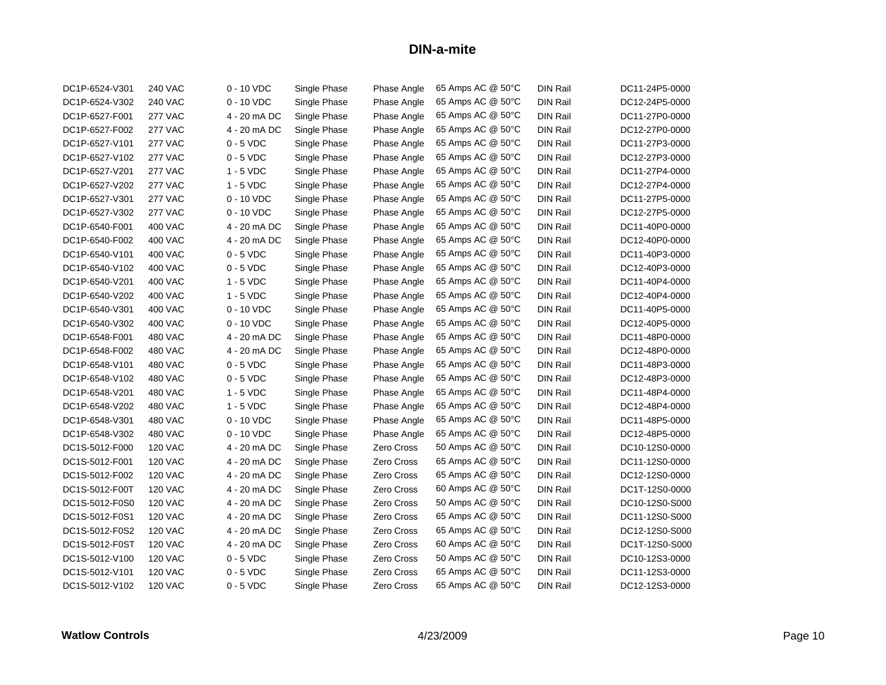## DIN-a-mite

| | | | | | | | |
|---|---|---|---|---|---|---|---|
| DC1P-6524-V301 | 240 VAC | 0 - 10 VDC | Single Phase | Phase Angle | 65 Amps AC @ 50°C | DIN Rail | DC11-24P5-0000 |
| DC1P-6524-V302 | 240 VAC | 0 - 10 VDC | Single Phase | Phase Angle | 65 Amps AC @ 50°C | DIN Rail | DC12-24P5-0000 |
| DC1P-6527-F001 | 277 VAC | 4 - 20 mA DC | Single Phase | Phase Angle | 65 Amps AC @ 50°C | DIN Rail | DC11-27P0-0000 |
| DC1P-6527-F002 | 277 VAC | 4 - 20 mA DC | Single Phase | Phase Angle | 65 Amps AC @ 50°C | DIN Rail | DC12-27P0-0000 |
| DC1P-6527-V101 | 277 VAC | 0 - 5 VDC | Single Phase | Phase Angle | 65 Amps AC @ 50°C | DIN Rail | DC11-27P3-0000 |
| DC1P-6527-V102 | 277 VAC | 0 - 5 VDC | Single Phase | Phase Angle | 65 Amps AC @ 50°C | DIN Rail | DC12-27P3-0000 |
| DC1P-6527-V201 | 277 VAC | 1 - 5 VDC | Single Phase | Phase Angle | 65 Amps AC @ 50°C | DIN Rail | DC11-27P4-0000 |
| DC1P-6527-V202 | 277 VAC | 1 - 5 VDC | Single Phase | Phase Angle | 65 Amps AC @ 50°C | DIN Rail | DC12-27P4-0000 |
| DC1P-6527-V301 | 277 VAC | 0 - 10 VDC | Single Phase | Phase Angle | 65 Amps AC @ 50°C | DIN Rail | DC11-27P5-0000 |
| DC1P-6527-V302 | 277 VAC | 0 - 10 VDC | Single Phase | Phase Angle | 65 Amps AC @ 50°C | DIN Rail | DC12-27P5-0000 |
| DC1P-6540-F001 | 400 VAC | 4 - 20 mA DC | Single Phase | Phase Angle | 65 Amps AC @ 50°C | DIN Rail | DC11-40P0-0000 |
| DC1P-6540-F002 | 400 VAC | 4 - 20 mA DC | Single Phase | Phase Angle | 65 Amps AC @ 50°C | DIN Rail | DC12-40P0-0000 |
| DC1P-6540-V101 | 400 VAC | 0 - 5 VDC | Single Phase | Phase Angle | 65 Amps AC @ 50°C | DIN Rail | DC11-40P3-0000 |
| DC1P-6540-V102 | 400 VAC | 0 - 5 VDC | Single Phase | Phase Angle | 65 Amps AC @ 50°C | DIN Rail | DC12-40P3-0000 |
| DC1P-6540-V201 | 400 VAC | 1 - 5 VDC | Single Phase | Phase Angle | 65 Amps AC @ 50°C | DIN Rail | DC11-40P4-0000 |
| DC1P-6540-V202 | 400 VAC | 1 - 5 VDC | Single Phase | Phase Angle | 65 Amps AC @ 50°C | DIN Rail | DC12-40P4-0000 |
| DC1P-6540-V301 | 400 VAC | 0 - 10 VDC | Single Phase | Phase Angle | 65 Amps AC @ 50°C | DIN Rail | DC11-40P5-0000 |
| DC1P-6540-V302 | 400 VAC | 0 - 10 VDC | Single Phase | Phase Angle | 65 Amps AC @ 50°C | DIN Rail | DC12-40P5-0000 |
| DC1P-6548-F001 | 480 VAC | 4 - 20 mA DC | Single Phase | Phase Angle | 65 Amps AC @ 50°C | DIN Rail | DC11-48P0-0000 |
| DC1P-6548-F002 | 480 VAC | 4 - 20 mA DC | Single Phase | Phase Angle | 65 Amps AC @ 50°C | DIN Rail | DC12-48P0-0000 |
| DC1P-6548-V101 | 480 VAC | 0 - 5 VDC | Single Phase | Phase Angle | 65 Amps AC @ 50°C | DIN Rail | DC11-48P3-0000 |
| DC1P-6548-V102 | 480 VAC | 0 - 5 VDC | Single Phase | Phase Angle | 65 Amps AC @ 50°C | DIN Rail | DC12-48P3-0000 |
| DC1P-6548-V201 | 480 VAC | 1 - 5 VDC | Single Phase | Phase Angle | 65 Amps AC @ 50°C | DIN Rail | DC11-48P4-0000 |
| DC1P-6548-V202 | 480 VAC | 1 - 5 VDC | Single Phase | Phase Angle | 65 Amps AC @ 50°C | DIN Rail | DC12-48P4-0000 |
| DC1P-6548-V301 | 480 VAC | 0 - 10 VDC | Single Phase | Phase Angle | 65 Amps AC @ 50°C | DIN Rail | DC11-48P5-0000 |
| DC1P-6548-V302 | 480 VAC | 0 - 10 VDC | Single Phase | Phase Angle | 65 Amps AC @ 50°C | DIN Rail | DC12-48P5-0000 |
| DC1S-5012-F000 | 120 VAC | 4 - 20 mA DC | Single Phase | Zero Cross | 50 Amps AC @ 50°C | DIN Rail | DC10-12S0-0000 |
| DC1S-5012-F001 | 120 VAC | 4 - 20 mA DC | Single Phase | Zero Cross | 65 Amps AC @ 50°C | DIN Rail | DC11-12S0-0000 |
| DC1S-5012-F002 | 120 VAC | 4 - 20 mA DC | Single Phase | Zero Cross | 65 Amps AC @ 50°C | DIN Rail | DC12-12S0-0000 |
| DC1S-5012-F00T | 120 VAC | 4 - 20 mA DC | Single Phase | Zero Cross | 60 Amps AC @ 50°C | DIN Rail | DC1T-12S0-0000 |
| DC1S-5012-F0S0 | 120 VAC | 4 - 20 mA DC | Single Phase | Zero Cross | 50 Amps AC @ 50°C | DIN Rail | DC10-12S0-S000 |
| DC1S-5012-F0S1 | 120 VAC | 4 - 20 mA DC | Single Phase | Zero Cross | 65 Amps AC @ 50°C | DIN Rail | DC11-12S0-S000 |
| DC1S-5012-F0S2 | 120 VAC | 4 - 20 mA DC | Single Phase | Zero Cross | 65 Amps AC @ 50°C | DIN Rail | DC12-12S0-S000 |
| DC1S-5012-F0ST | 120 VAC | 4 - 20 mA DC | Single Phase | Zero Cross | 60 Amps AC @ 50°C | DIN Rail | DC1T-12S0-S000 |
| DC1S-5012-V100 | 120 VAC | 0 - 5 VDC | Single Phase | Zero Cross | 50 Amps AC @ 50°C | DIN Rail | DC10-12S3-0000 |
| DC1S-5012-V101 | 120 VAC | 0 - 5 VDC | Single Phase | Zero Cross | 65 Amps AC @ 50°C | DIN Rail | DC11-12S3-0000 |
| DC1S-5012-V102 | 120 VAC | 0 - 5 VDC | Single Phase | Zero Cross | 65 Amps AC @ 50°C | DIN Rail | DC12-12S3-0000 |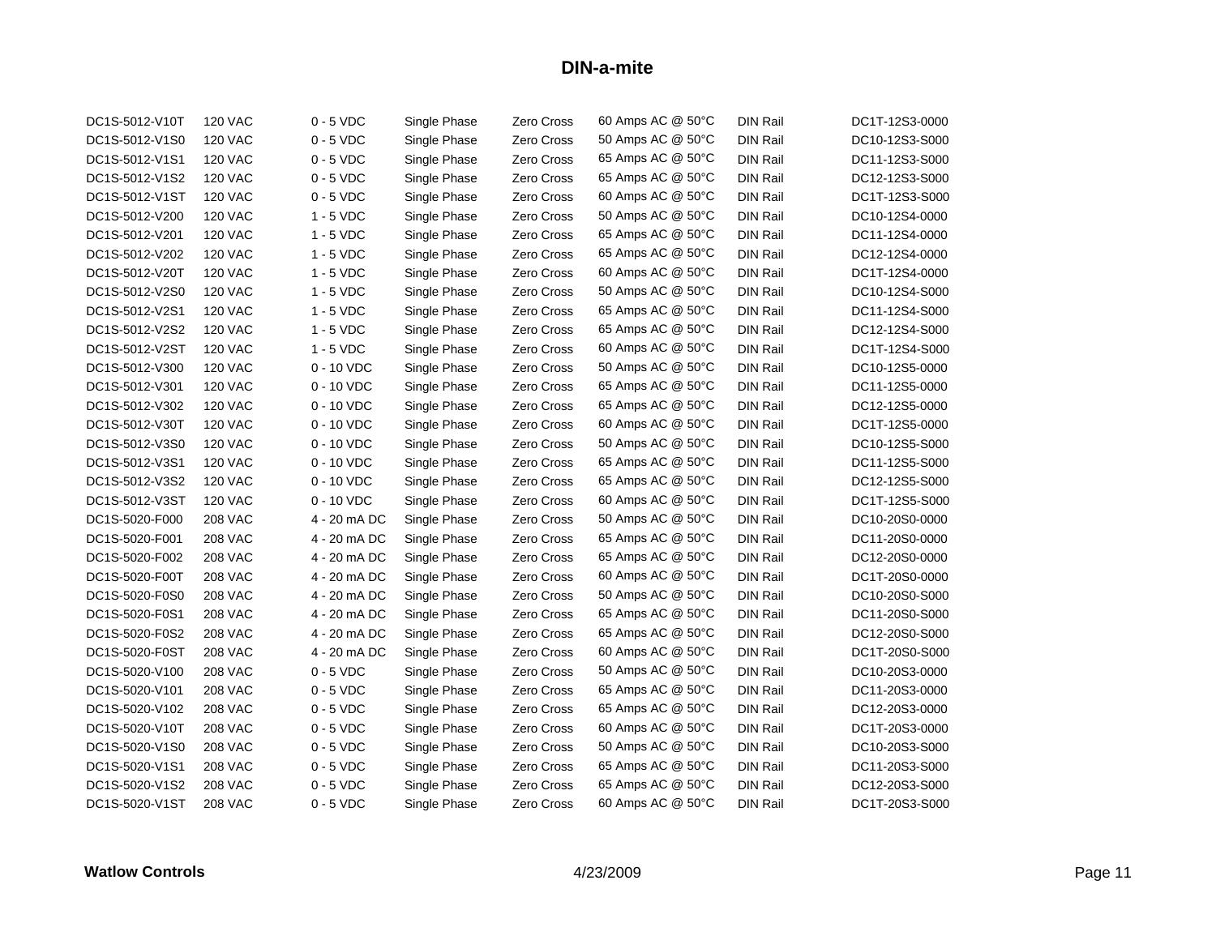## DIN-a-mite

| | | | | | | | |
|---|---|---|---|---|---|---|---|
| DC1S-5012-V10T | 120 VAC | 0 - 5 VDC | Single Phase | Zero Cross | 60 Amps AC @ 50°C | DIN Rail | DC1T-12S3-0000 |
| DC1S-5012-V1S0 | 120 VAC | 0 - 5 VDC | Single Phase | Zero Cross | 50 Amps AC @ 50°C | DIN Rail | DC10-12S3-S000 |
| DC1S-5012-V1S1 | 120 VAC | 0 - 5 VDC | Single Phase | Zero Cross | 65 Amps AC @ 50°C | DIN Rail | DC11-12S3-S000 |
| DC1S-5012-V1S2 | 120 VAC | 0 - 5 VDC | Single Phase | Zero Cross | 65 Amps AC @ 50°C | DIN Rail | DC12-12S3-S000 |
| DC1S-5012-V1ST | 120 VAC | 0 - 5 VDC | Single Phase | Zero Cross | 60 Amps AC @ 50°C | DIN Rail | DC1T-12S3-S000 |
| DC1S-5012-V200 | 120 VAC | 1 - 5 VDC | Single Phase | Zero Cross | 50 Amps AC @ 50°C | DIN Rail | DC10-12S4-0000 |
| DC1S-5012-V201 | 120 VAC | 1 - 5 VDC | Single Phase | Zero Cross | 65 Amps AC @ 50°C | DIN Rail | DC11-12S4-0000 |
| DC1S-5012-V202 | 120 VAC | 1 - 5 VDC | Single Phase | Zero Cross | 65 Amps AC @ 50°C | DIN Rail | DC12-12S4-0000 |
| DC1S-5012-V20T | 120 VAC | 1 - 5 VDC | Single Phase | Zero Cross | 60 Amps AC @ 50°C | DIN Rail | DC1T-12S4-0000 |
| DC1S-5012-V2S0 | 120 VAC | 1 - 5 VDC | Single Phase | Zero Cross | 50 Amps AC @ 50°C | DIN Rail | DC10-12S4-S000 |
| DC1S-5012-V2S1 | 120 VAC | 1 - 5 VDC | Single Phase | Zero Cross | 65 Amps AC @ 50°C | DIN Rail | DC11-12S4-S000 |
| DC1S-5012-V2S2 | 120 VAC | 1 - 5 VDC | Single Phase | Zero Cross | 65 Amps AC @ 50°C | DIN Rail | DC12-12S4-S000 |
| DC1S-5012-V2ST | 120 VAC | 1 - 5 VDC | Single Phase | Zero Cross | 60 Amps AC @ 50°C | DIN Rail | DC1T-12S4-S000 |
| DC1S-5012-V300 | 120 VAC | 0 - 10 VDC | Single Phase | Zero Cross | 50 Amps AC @ 50°C | DIN Rail | DC10-12S5-0000 |
| DC1S-5012-V301 | 120 VAC | 0 - 10 VDC | Single Phase | Zero Cross | 65 Amps AC @ 50°C | DIN Rail | DC11-12S5-0000 |
| DC1S-5012-V302 | 120 VAC | 0 - 10 VDC | Single Phase | Zero Cross | 65 Amps AC @ 50°C | DIN Rail | DC12-12S5-0000 |
| DC1S-5012-V30T | 120 VAC | 0 - 10 VDC | Single Phase | Zero Cross | 60 Amps AC @ 50°C | DIN Rail | DC1T-12S5-0000 |
| DC1S-5012-V3S0 | 120 VAC | 0 - 10 VDC | Single Phase | Zero Cross | 50 Amps AC @ 50°C | DIN Rail | DC10-12S5-S000 |
| DC1S-5012-V3S1 | 120 VAC | 0 - 10 VDC | Single Phase | Zero Cross | 65 Amps AC @ 50°C | DIN Rail | DC11-12S5-S000 |
| DC1S-5012-V3S2 | 120 VAC | 0 - 10 VDC | Single Phase | Zero Cross | 65 Amps AC @ 50°C | DIN Rail | DC12-12S5-S000 |
| DC1S-5012-V3ST | 120 VAC | 0 - 10 VDC | Single Phase | Zero Cross | 60 Amps AC @ 50°C | DIN Rail | DC1T-12S5-S000 |
| DC1S-5020-F000 | 208 VAC | 4 - 20 mA DC | Single Phase | Zero Cross | 50 Amps AC @ 50°C | DIN Rail | DC10-20S0-0000 |
| DC1S-5020-F001 | 208 VAC | 4 - 20 mA DC | Single Phase | Zero Cross | 65 Amps AC @ 50°C | DIN Rail | DC11-20S0-0000 |
| DC1S-5020-F002 | 208 VAC | 4 - 20 mA DC | Single Phase | Zero Cross | 65 Amps AC @ 50°C | DIN Rail | DC12-20S0-0000 |
| DC1S-5020-F00T | 208 VAC | 4 - 20 mA DC | Single Phase | Zero Cross | 60 Amps AC @ 50°C | DIN Rail | DC1T-20S0-0000 |
| DC1S-5020-F0S0 | 208 VAC | 4 - 20 mA DC | Single Phase | Zero Cross | 50 Amps AC @ 50°C | DIN Rail | DC10-20S0-S000 |
| DC1S-5020-F0S1 | 208 VAC | 4 - 20 mA DC | Single Phase | Zero Cross | 65 Amps AC @ 50°C | DIN Rail | DC11-20S0-S000 |
| DC1S-5020-F0S2 | 208 VAC | 4 - 20 mA DC | Single Phase | Zero Cross | 65 Amps AC @ 50°C | DIN Rail | DC12-20S0-S000 |
| DC1S-5020-F0ST | 208 VAC | 4 - 20 mA DC | Single Phase | Zero Cross | 60 Amps AC @ 50°C | DIN Rail | DC1T-20S0-S000 |
| DC1S-5020-V100 | 208 VAC | 0 - 5 VDC | Single Phase | Zero Cross | 50 Amps AC @ 50°C | DIN Rail | DC10-20S3-0000 |
| DC1S-5020-V101 | 208 VAC | 0 - 5 VDC | Single Phase | Zero Cross | 65 Amps AC @ 50°C | DIN Rail | DC11-20S3-0000 |
| DC1S-5020-V102 | 208 VAC | 0 - 5 VDC | Single Phase | Zero Cross | 65 Amps AC @ 50°C | DIN Rail | DC12-20S3-0000 |
| DC1S-5020-V10T | 208 VAC | 0 - 5 VDC | Single Phase | Zero Cross | 60 Amps AC @ 50°C | DIN Rail | DC1T-20S3-0000 |
| DC1S-5020-V1S0 | 208 VAC | 0 - 5 VDC | Single Phase | Zero Cross | 50 Amps AC @ 50°C | DIN Rail | DC10-20S3-S000 |
| DC1S-5020-V1S1 | 208 VAC | 0 - 5 VDC | Single Phase | Zero Cross | 65 Amps AC @ 50°C | DIN Rail | DC11-20S3-S000 |
| DC1S-5020-V1S2 | 208 VAC | 0 - 5 VDC | Single Phase | Zero Cross | 65 Amps AC @ 50°C | DIN Rail | DC12-20S3-S000 |
| DC1S-5020-V1ST | 208 VAC | 0 - 5 VDC | Single Phase | Zero Cross | 60 Amps AC @ 50°C | DIN Rail | DC1T-20S3-S000 |

**Watlow Controls** 4/23/2009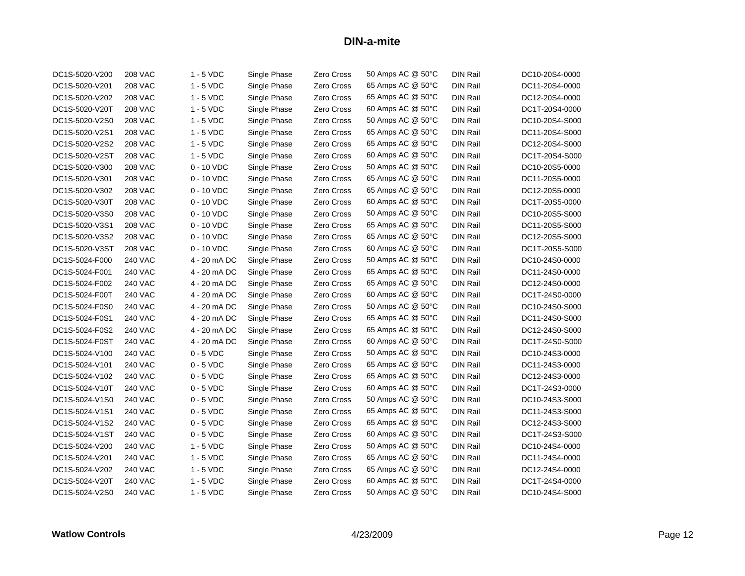# DIN-a-mite

| | | | | | | | |
|---|---|---|---|---|---|---|---|
| DC1S-5020-V200 | 208 VAC | 1 - 5 VDC | Single Phase | Zero Cross | 50 Amps AC @ 50°C | DIN Rail | DC10-20S4-0000 |
| DC1S-5020-V201 | 208 VAC | 1 - 5 VDC | Single Phase | Zero Cross | 65 Amps AC @ 50°C | DIN Rail | DC11-20S4-0000 |
| DC1S-5020-V202 | 208 VAC | 1 - 5 VDC | Single Phase | Zero Cross | 65 Amps AC @ 50°C | DIN Rail | DC12-20S4-0000 |
| DC1S-5020-V20T | 208 VAC | 1 - 5 VDC | Single Phase | Zero Cross | 60 Amps AC @ 50°C | DIN Rail | DC1T-20S4-0000 |
| DC1S-5020-V2S0 | 208 VAC | 1 - 5 VDC | Single Phase | Zero Cross | 50 Amps AC @ 50°C | DIN Rail | DC10-20S4-S000 |
| DC1S-5020-V2S1 | 208 VAC | 1 - 5 VDC | Single Phase | Zero Cross | 65 Amps AC @ 50°C | DIN Rail | DC11-20S4-S000 |
| DC1S-5020-V2S2 | 208 VAC | 1 - 5 VDC | Single Phase | Zero Cross | 65 Amps AC @ 50°C | DIN Rail | DC12-20S4-S000 |
| DC1S-5020-V2ST | 208 VAC | 1 - 5 VDC | Single Phase | Zero Cross | 60 Amps AC @ 50°C | DIN Rail | DC1T-20S4-S000 |
| DC1S-5020-V300 | 208 VAC | 0 - 10 VDC | Single Phase | Zero Cross | 50 Amps AC @ 50°C | DIN Rail | DC10-20S5-0000 |
| DC1S-5020-V301 | 208 VAC | 0 - 10 VDC | Single Phase | Zero Cross | 65 Amps AC @ 50°C | DIN Rail | DC11-20S5-0000 |
| DC1S-5020-V302 | 208 VAC | 0 - 10 VDC | Single Phase | Zero Cross | 65 Amps AC @ 50°C | DIN Rail | DC12-20S5-0000 |
| DC1S-5020-V30T | 208 VAC | 0 - 10 VDC | Single Phase | Zero Cross | 60 Amps AC @ 50°C | DIN Rail | DC1T-20S5-0000 |
| DC1S-5020-V3S0 | 208 VAC | 0 - 10 VDC | Single Phase | Zero Cross | 50 Amps AC @ 50°C | DIN Rail | DC10-20S5-S000 |
| DC1S-5020-V3S1 | 208 VAC | 0 - 10 VDC | Single Phase | Zero Cross | 65 Amps AC @ 50°C | DIN Rail | DC11-20S5-S000 |
| DC1S-5020-V3S2 | 208 VAC | 0 - 10 VDC | Single Phase | Zero Cross | 65 Amps AC @ 50°C | DIN Rail | DC12-20S5-S000 |
| DC1S-5020-V3ST | 208 VAC | 0 - 10 VDC | Single Phase | Zero Cross | 60 Amps AC @ 50°C | DIN Rail | DC1T-20S5-S000 |
| DC1S-5024-F000 | 240 VAC | 4 - 20 mA DC | Single Phase | Zero Cross | 50 Amps AC @ 50°C | DIN Rail | DC10-24S0-0000 |
| DC1S-5024-F001 | 240 VAC | 4 - 20 mA DC | Single Phase | Zero Cross | 65 Amps AC @ 50°C | DIN Rail | DC11-24S0-0000 |
| DC1S-5024-F002 | 240 VAC | 4 - 20 mA DC | Single Phase | Zero Cross | 65 Amps AC @ 50°C | DIN Rail | DC12-24S0-0000 |
| DC1S-5024-F00T | 240 VAC | 4 - 20 mA DC | Single Phase | Zero Cross | 60 Amps AC @ 50°C | DIN Rail | DC1T-24S0-0000 |
| DC1S-5024-F0S0 | 240 VAC | 4 - 20 mA DC | Single Phase | Zero Cross | 50 Amps AC @ 50°C | DIN Rail | DC10-24S0-S000 |
| DC1S-5024-F0S1 | 240 VAC | 4 - 20 mA DC | Single Phase | Zero Cross | 65 Amps AC @ 50°C | DIN Rail | DC11-24S0-S000 |
| DC1S-5024-F0S2 | 240 VAC | 4 - 20 mA DC | Single Phase | Zero Cross | 65 Amps AC @ 50°C | DIN Rail | DC12-24S0-S000 |
| DC1S-5024-F0ST | 240 VAC | 4 - 20 mA DC | Single Phase | Zero Cross | 60 Amps AC @ 50°C | DIN Rail | DC1T-24S0-S000 |
| DC1S-5024-V100 | 240 VAC | 0 - 5 VDC | Single Phase | Zero Cross | 50 Amps AC @ 50°C | DIN Rail | DC10-24S3-0000 |
| DC1S-5024-V101 | 240 VAC | 0 - 5 VDC | Single Phase | Zero Cross | 65 Amps AC @ 50°C | DIN Rail | DC11-24S3-0000 |
| DC1S-5024-V102 | 240 VAC | 0 - 5 VDC | Single Phase | Zero Cross | 65 Amps AC @ 50°C | DIN Rail | DC12-24S3-0000 |
| DC1S-5024-V10T | 240 VAC | 0 - 5 VDC | Single Phase | Zero Cross | 60 Amps AC @ 50°C | DIN Rail | DC1T-24S3-0000 |
| DC1S-5024-V1S0 | 240 VAC | 0 - 5 VDC | Single Phase | Zero Cross | 50 Amps AC @ 50°C | DIN Rail | DC10-24S3-S000 |
| DC1S-5024-V1S1 | 240 VAC | 0 - 5 VDC | Single Phase | Zero Cross | 65 Amps AC @ 50°C | DIN Rail | DC11-24S3-S000 |
| DC1S-5024-V1S2 | 240 VAC | 0 - 5 VDC | Single Phase | Zero Cross | 65 Amps AC @ 50°C | DIN Rail | DC12-24S3-S000 |
| DC1S-5024-V1ST | 240 VAC | 0 - 5 VDC | Single Phase | Zero Cross | 60 Amps AC @ 50°C | DIN Rail | DC1T-24S3-S000 |
| DC1S-5024-V200 | 240 VAC | 1 - 5 VDC | Single Phase | Zero Cross | 50 Amps AC @ 50°C | DIN Rail | DC10-24S4-0000 |
| DC1S-5024-V201 | 240 VAC | 1 - 5 VDC | Single Phase | Zero Cross | 65 Amps AC @ 50°C | DIN Rail | DC11-24S4-0000 |
| DC1S-5024-V202 | 240 VAC | 1 - 5 VDC | Single Phase | Zero Cross | 65 Amps AC @ 50°C | DIN Rail | DC12-24S4-0000 |
| DC1S-5024-V20T | 240 VAC | 1 - 5 VDC | Single Phase | Zero Cross | 60 Amps AC @ 50°C | DIN Rail | DC1T-24S4-0000 |
| DC1S-5024-V2S0 | 240 VAC | 1 - 5 VDC | Single Phase | Zero Cross | 50 Amps AC @ 50°C | DIN Rail | DC10-24S4-S000 |

**Watlow Controls** 4/23/2009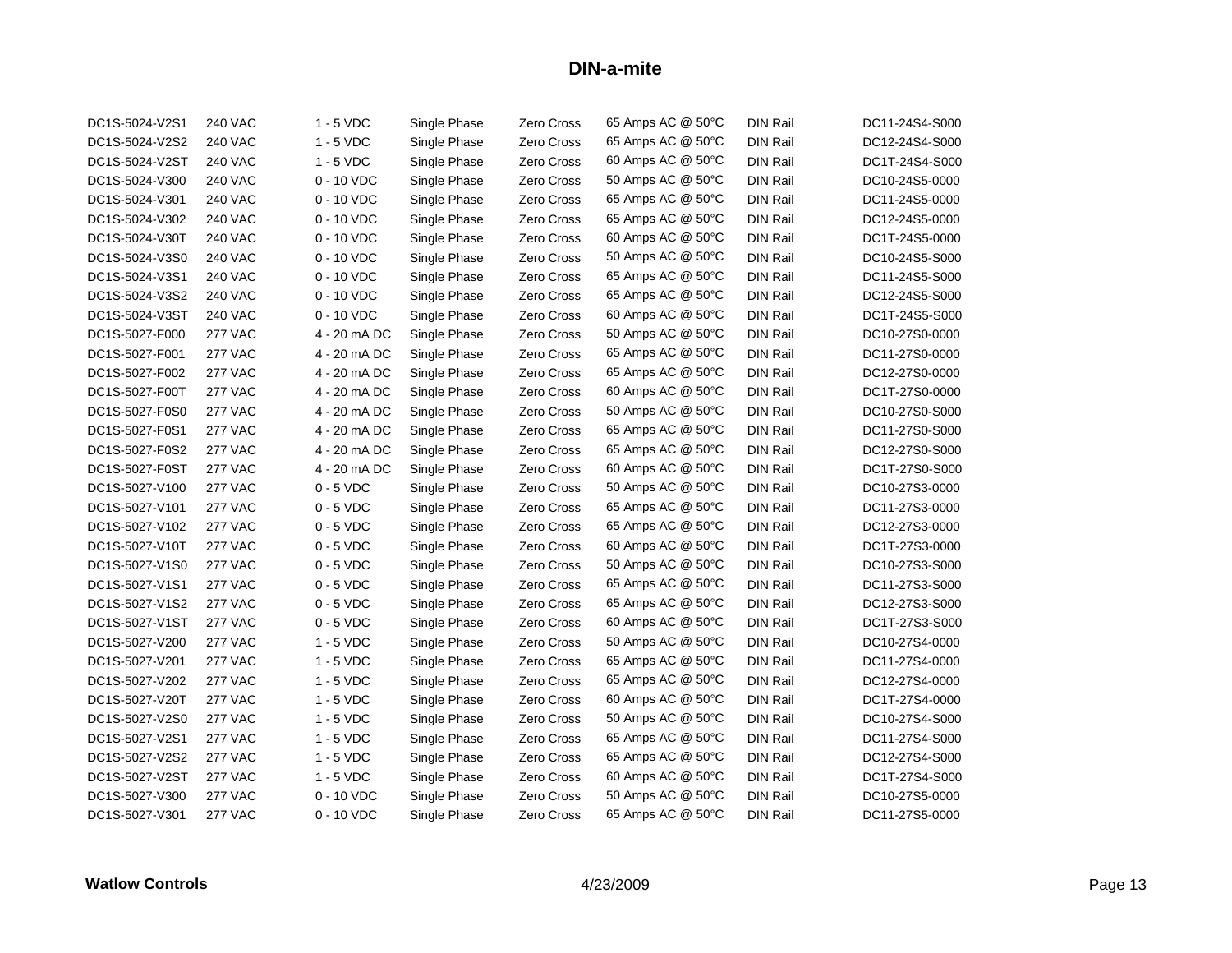## DIN-a-mite

| | | | | | | | |
|---|---|---|---|---|---|---|---|
| DC1S-5024-V2S1 | 240 VAC | 1 - 5 VDC | Single Phase | Zero Cross | 65 Amps AC @ 50°C | DIN Rail | DC11-24S4-S000 |
| DC1S-5024-V2S2 | 240 VAC | 1 - 5 VDC | Single Phase | Zero Cross | 65 Amps AC @ 50°C | DIN Rail | DC12-24S4-S000 |
| DC1S-5024-V2ST | 240 VAC | 1 - 5 VDC | Single Phase | Zero Cross | 60 Amps AC @ 50°C | DIN Rail | DC1T-24S4-S000 |
| DC1S-5024-V300 | 240 VAC | 0 - 10 VDC | Single Phase | Zero Cross | 50 Amps AC @ 50°C | DIN Rail | DC10-24S5-0000 |
| DC1S-5024-V301 | 240 VAC | 0 - 10 VDC | Single Phase | Zero Cross | 65 Amps AC @ 50°C | DIN Rail | DC11-24S5-0000 |
| DC1S-5024-V302 | 240 VAC | 0 - 10 VDC | Single Phase | Zero Cross | 65 Amps AC @ 50°C | DIN Rail | DC12-24S5-0000 |
| DC1S-5024-V30T | 240 VAC | 0 - 10 VDC | Single Phase | Zero Cross | 60 Amps AC @ 50°C | DIN Rail | DC1T-24S5-0000 |
| DC1S-5024-V3S0 | 240 VAC | 0 - 10 VDC | Single Phase | Zero Cross | 50 Amps AC @ 50°C | DIN Rail | DC10-24S5-S000 |
| DC1S-5024-V3S1 | 240 VAC | 0 - 10 VDC | Single Phase | Zero Cross | 65 Amps AC @ 50°C | DIN Rail | DC11-24S5-S000 |
| DC1S-5024-V3S2 | 240 VAC | 0 - 10 VDC | Single Phase | Zero Cross | 65 Amps AC @ 50°C | DIN Rail | DC12-24S5-S000 |
| DC1S-5024-V3ST | 240 VAC | 0 - 10 VDC | Single Phase | Zero Cross | 60 Amps AC @ 50°C | DIN Rail | DC1T-24S5-S000 |
| DC1S-5027-F000 | 277 VAC | 4 - 20 mA DC | Single Phase | Zero Cross | 50 Amps AC @ 50°C | DIN Rail | DC10-27S0-0000 |
| DC1S-5027-F001 | 277 VAC | 4 - 20 mA DC | Single Phase | Zero Cross | 65 Amps AC @ 50°C | DIN Rail | DC11-27S0-0000 |
| DC1S-5027-F002 | 277 VAC | 4 - 20 mA DC | Single Phase | Zero Cross | 65 Amps AC @ 50°C | DIN Rail | DC12-27S0-0000 |
| DC1S-5027-F00T | 277 VAC | 4 - 20 mA DC | Single Phase | Zero Cross | 60 Amps AC @ 50°C | DIN Rail | DC1T-27S0-0000 |
| DC1S-5027-F0S0 | 277 VAC | 4 - 20 mA DC | Single Phase | Zero Cross | 50 Amps AC @ 50°C | DIN Rail | DC10-27S0-S000 |
| DC1S-5027-F0S1 | 277 VAC | 4 - 20 mA DC | Single Phase | Zero Cross | 65 Amps AC @ 50°C | DIN Rail | DC11-27S0-S000 |
| DC1S-5027-F0S2 | 277 VAC | 4 - 20 mA DC | Single Phase | Zero Cross | 65 Amps AC @ 50°C | DIN Rail | DC12-27S0-S000 |
| DC1S-5027-F0ST | 277 VAC | 4 - 20 mA DC | Single Phase | Zero Cross | 60 Amps AC @ 50°C | DIN Rail | DC1T-27S0-S000 |
| DC1S-5027-V100 | 277 VAC | 0 - 5 VDC | Single Phase | Zero Cross | 50 Amps AC @ 50°C | DIN Rail | DC10-27S3-0000 |
| DC1S-5027-V101 | 277 VAC | 0 - 5 VDC | Single Phase | Zero Cross | 65 Amps AC @ 50°C | DIN Rail | DC11-27S3-0000 |
| DC1S-5027-V102 | 277 VAC | 0 - 5 VDC | Single Phase | Zero Cross | 65 Amps AC @ 50°C | DIN Rail | DC12-27S3-0000 |
| DC1S-5027-V10T | 277 VAC | 0 - 5 VDC | Single Phase | Zero Cross | 60 Amps AC @ 50°C | DIN Rail | DC1T-27S3-0000 |
| DC1S-5027-V1S0 | 277 VAC | 0 - 5 VDC | Single Phase | Zero Cross | 50 Amps AC @ 50°C | DIN Rail | DC10-27S3-S000 |
| DC1S-5027-V1S1 | 277 VAC | 0 - 5 VDC | Single Phase | Zero Cross | 65 Amps AC @ 50°C | DIN Rail | DC11-27S3-S000 |
| DC1S-5027-V1S2 | 277 VAC | 0 - 5 VDC | Single Phase | Zero Cross | 65 Amps AC @ 50°C | DIN Rail | DC12-27S3-S000 |
| DC1S-5027-V1ST | 277 VAC | 0 - 5 VDC | Single Phase | Zero Cross | 60 Amps AC @ 50°C | DIN Rail | DC1T-27S3-S000 |
| DC1S-5027-V200 | 277 VAC | 1 - 5 VDC | Single Phase | Zero Cross | 50 Amps AC @ 50°C | DIN Rail | DC10-27S4-0000 |
| DC1S-5027-V201 | 277 VAC | 1 - 5 VDC | Single Phase | Zero Cross | 65 Amps AC @ 50°C | DIN Rail | DC11-27S4-0000 |
| DC1S-5027-V202 | 277 VAC | 1 - 5 VDC | Single Phase | Zero Cross | 65 Amps AC @ 50°C | DIN Rail | DC12-27S4-0000 |
| DC1S-5027-V20T | 277 VAC | 1 - 5 VDC | Single Phase | Zero Cross | 60 Amps AC @ 50°C | DIN Rail | DC1T-27S4-0000 |
| DC1S-5027-V2S0 | 277 VAC | 1 - 5 VDC | Single Phase | Zero Cross | 50 Amps AC @ 50°C | DIN Rail | DC10-27S4-S000 |
| DC1S-5027-V2S1 | 277 VAC | 1 - 5 VDC | Single Phase | Zero Cross | 65 Amps AC @ 50°C | DIN Rail | DC11-27S4-S000 |
| DC1S-5027-V2S2 | 277 VAC | 1 - 5 VDC | Single Phase | Zero Cross | 65 Amps AC @ 50°C | DIN Rail | DC12-27S4-S000 |
| DC1S-5027-V2ST | 277 VAC | 1 - 5 VDC | Single Phase | Zero Cross | 60 Amps AC @ 50°C | DIN Rail | DC1T-27S4-S000 |
| DC1S-5027-V300 | 277 VAC | 0 - 10 VDC | Single Phase | Zero Cross | 50 Amps AC @ 50°C | DIN Rail | DC10-27S5-0000 |
| DC1S-5027-V301 | 277 VAC | 0 - 10 VDC | Single Phase | Zero Cross | 65 Amps AC @ 50°C | DIN Rail | DC11-27S5-0000 |

**Watlow Controls** 4/23/2009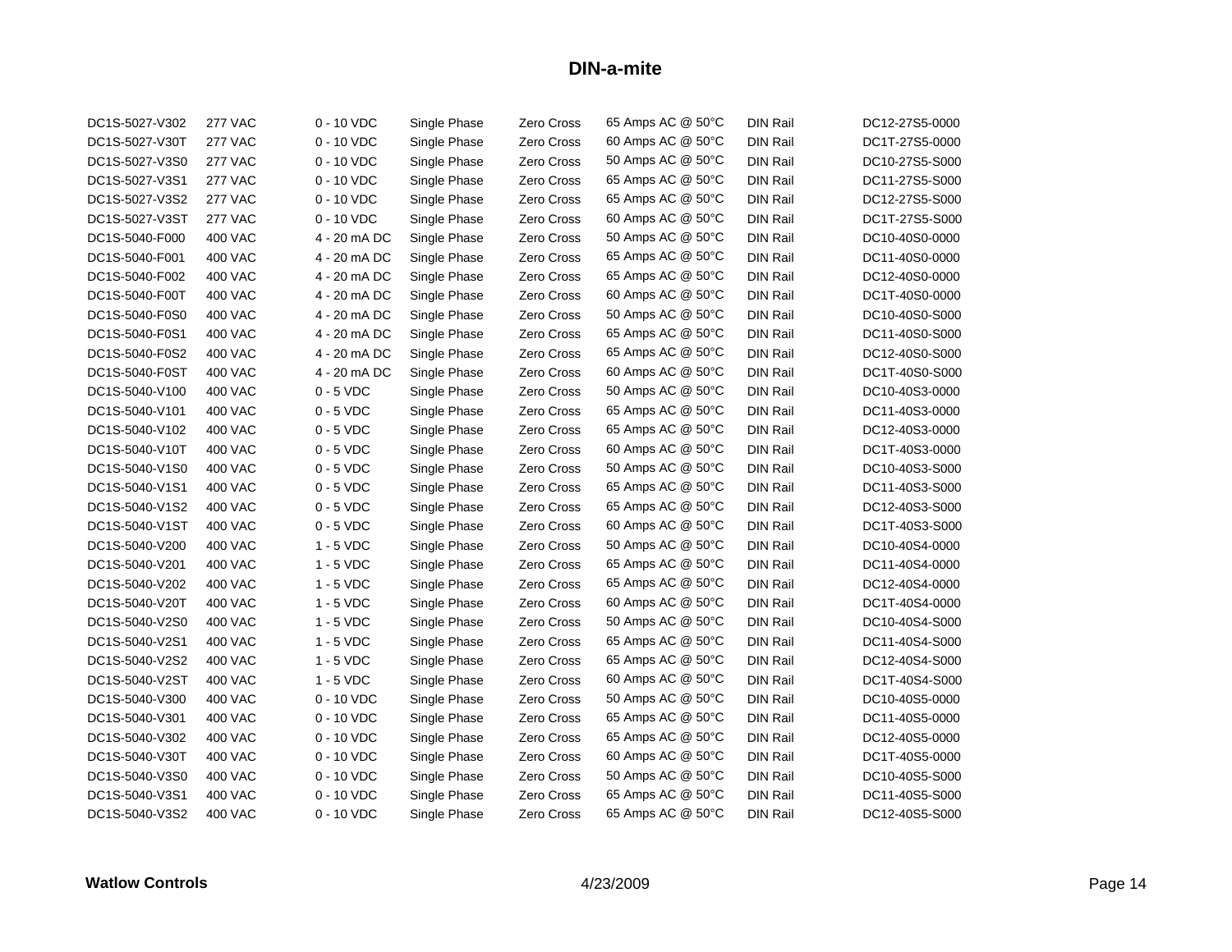## DIN-a-mite

| | | | | | | | |
|---|---|---|---|---|---|---|---|
| DC1S-5027-V302 | 277 VAC | 0 - 10 VDC | Single Phase | Zero Cross | 65 Amps AC @ 50°C | DIN Rail | DC12-27S5-0000 |
| DC1S-5027-V30T | 277 VAC | 0 - 10 VDC | Single Phase | Zero Cross | 60 Amps AC @ 50°C | DIN Rail | DC1T-27S5-0000 |
| DC1S-5027-V3S0 | 277 VAC | 0 - 10 VDC | Single Phase | Zero Cross | 50 Amps AC @ 50°C | DIN Rail | DC10-27S5-S000 |
| DC1S-5027-V3S1 | 277 VAC | 0 - 10 VDC | Single Phase | Zero Cross | 65 Amps AC @ 50°C | DIN Rail | DC11-27S5-S000 |
| DC1S-5027-V3S2 | 277 VAC | 0 - 10 VDC | Single Phase | Zero Cross | 65 Amps AC @ 50°C | DIN Rail | DC12-27S5-S000 |
| DC1S-5027-V3ST | 277 VAC | 0 - 10 VDC | Single Phase | Zero Cross | 60 Amps AC @ 50°C | DIN Rail | DC1T-27S5-S000 |
| DC1S-5040-F000 | 400 VAC | 4 - 20 mA DC | Single Phase | Zero Cross | 50 Amps AC @ 50°C | DIN Rail | DC10-40S0-0000 |
| DC1S-5040-F001 | 400 VAC | 4 - 20 mA DC | Single Phase | Zero Cross | 65 Amps AC @ 50°C | DIN Rail | DC11-40S0-0000 |
| DC1S-5040-F002 | 400 VAC | 4 - 20 mA DC | Single Phase | Zero Cross | 65 Amps AC @ 50°C | DIN Rail | DC12-40S0-0000 |
| DC1S-5040-F00T | 400 VAC | 4 - 20 mA DC | Single Phase | Zero Cross | 60 Amps AC @ 50°C | DIN Rail | DC1T-40S0-0000 |
| DC1S-5040-F0S0 | 400 VAC | 4 - 20 mA DC | Single Phase | Zero Cross | 50 Amps AC @ 50°C | DIN Rail | DC10-40S0-S000 |
| DC1S-5040-F0S1 | 400 VAC | 4 - 20 mA DC | Single Phase | Zero Cross | 65 Amps AC @ 50°C | DIN Rail | DC11-40S0-S000 |
| DC1S-5040-F0S2 | 400 VAC | 4 - 20 mA DC | Single Phase | Zero Cross | 65 Amps AC @ 50°C | DIN Rail | DC12-40S0-S000 |
| DC1S-5040-F0ST | 400 VAC | 4 - 20 mA DC | Single Phase | Zero Cross | 60 Amps AC @ 50°C | DIN Rail | DC1T-40S0-S000 |
| DC1S-5040-V100 | 400 VAC | 0 - 5 VDC | Single Phase | Zero Cross | 50 Amps AC @ 50°C | DIN Rail | DC10-40S3-0000 |
| DC1S-5040-V101 | 400 VAC | 0 - 5 VDC | Single Phase | Zero Cross | 65 Amps AC @ 50°C | DIN Rail | DC11-40S3-0000 |
| DC1S-5040-V102 | 400 VAC | 0 - 5 VDC | Single Phase | Zero Cross | 65 Amps AC @ 50°C | DIN Rail | DC12-40S3-0000 |
| DC1S-5040-V10T | 400 VAC | 0 - 5 VDC | Single Phase | Zero Cross | 60 Amps AC @ 50°C | DIN Rail | DC1T-40S3-0000 |
| DC1S-5040-V1S0 | 400 VAC | 0 - 5 VDC | Single Phase | Zero Cross | 50 Amps AC @ 50°C | DIN Rail | DC10-40S3-S000 |
| DC1S-5040-V1S1 | 400 VAC | 0 - 5 VDC | Single Phase | Zero Cross | 65 Amps AC @ 50°C | DIN Rail | DC11-40S3-S000 |
| DC1S-5040-V1S2 | 400 VAC | 0 - 5 VDC | Single Phase | Zero Cross | 65 Amps AC @ 50°C | DIN Rail | DC12-40S3-S000 |
| DC1S-5040-V1ST | 400 VAC | 0 - 5 VDC | Single Phase | Zero Cross | 60 Amps AC @ 50°C | DIN Rail | DC1T-40S3-S000 |
| DC1S-5040-V200 | 400 VAC | 1 - 5 VDC | Single Phase | Zero Cross | 50 Amps AC @ 50°C | DIN Rail | DC10-40S4-0000 |
| DC1S-5040-V201 | 400 VAC | 1 - 5 VDC | Single Phase | Zero Cross | 65 Amps AC @ 50°C | DIN Rail | DC11-40S4-0000 |
| DC1S-5040-V202 | 400 VAC | 1 - 5 VDC | Single Phase | Zero Cross | 65 Amps AC @ 50°C | DIN Rail | DC12-40S4-0000 |
| DC1S-5040-V20T | 400 VAC | 1 - 5 VDC | Single Phase | Zero Cross | 60 Amps AC @ 50°C | DIN Rail | DC1T-40S4-0000 |
| DC1S-5040-V2S0 | 400 VAC | 1 - 5 VDC | Single Phase | Zero Cross | 50 Amps AC @ 50°C | DIN Rail | DC10-40S4-S000 |
| DC1S-5040-V2S1 | 400 VAC | 1 - 5 VDC | Single Phase | Zero Cross | 65 Amps AC @ 50°C | DIN Rail | DC11-40S4-S000 |
| DC1S-5040-V2S2 | 400 VAC | 1 - 5 VDC | Single Phase | Zero Cross | 65 Amps AC @ 50°C | DIN Rail | DC12-40S4-S000 |
| DC1S-5040-V2ST | 400 VAC | 1 - 5 VDC | Single Phase | Zero Cross | 60 Amps AC @ 50°C | DIN Rail | DC1T-40S4-S000 |
| DC1S-5040-V300 | 400 VAC | 0 - 10 VDC | Single Phase | Zero Cross | 50 Amps AC @ 50°C | DIN Rail | DC10-40S5-0000 |
| DC1S-5040-V301 | 400 VAC | 0 - 10 VDC | Single Phase | Zero Cross | 65 Amps AC @ 50°C | DIN Rail | DC11-40S5-0000 |
| DC1S-5040-V302 | 400 VAC | 0 - 10 VDC | Single Phase | Zero Cross | 65 Amps AC @ 50°C | DIN Rail | DC12-40S5-0000 |
| DC1S-5040-V30T | 400 VAC | 0 - 10 VDC | Single Phase | Zero Cross | 60 Amps AC @ 50°C | DIN Rail | DC1T-40S5-0000 |
| DC1S-5040-V3S0 | 400 VAC | 0 - 10 VDC | Single Phase | Zero Cross | 50 Amps AC @ 50°C | DIN Rail | DC10-40S5-S000 |
| DC1S-5040-V3S1 | 400 VAC | 0 - 10 VDC | Single Phase | Zero Cross | 65 Amps AC @ 50°C | DIN Rail | DC11-40S5-S000 |
| DC1S-5040-V3S2 | 400 VAC | 0 - 10 VDC | Single Phase | Zero Cross | 65 Amps AC @ 50°C | DIN Rail | DC12-40S5-S000 |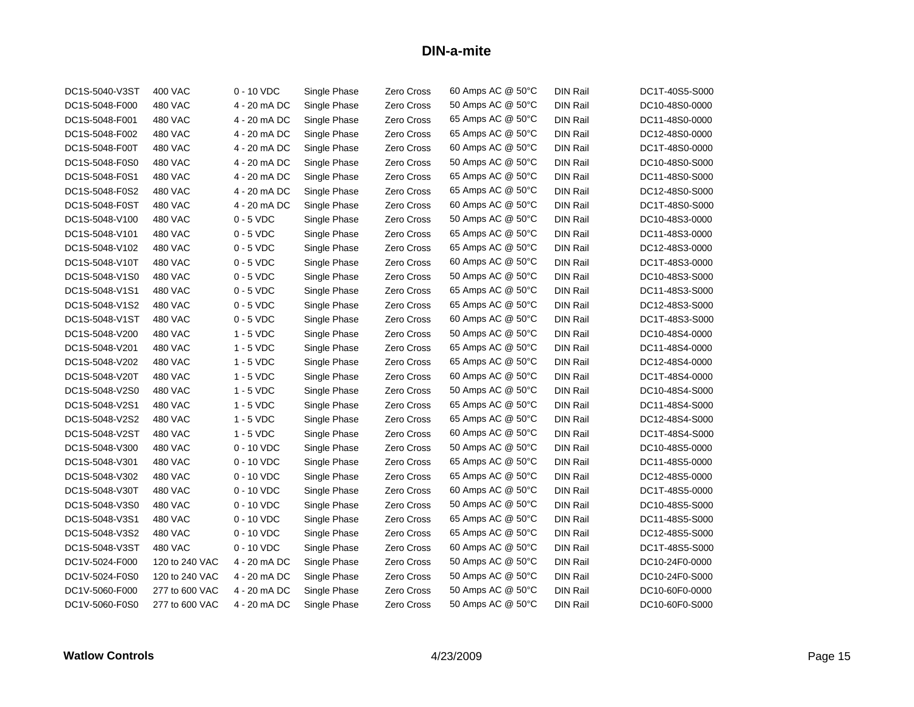# DIN-a-mite

| | | | | | | | |
|---|---|---|---|---|---|---|---|
| DC1S-5040-V3ST | 400 VAC | 0 - 10 VDC | Single Phase | Zero Cross | 60 Amps AC @ 50°C | DIN Rail | DC1T-40S5-S000 |
| DC1S-5048-F000 | 480 VAC | 4 - 20 mA DC | Single Phase | Zero Cross | 50 Amps AC @ 50°C | DIN Rail | DC10-48S0-0000 |
| DC1S-5048-F001 | 480 VAC | 4 - 20 mA DC | Single Phase | Zero Cross | 65 Amps AC @ 50°C | DIN Rail | DC11-48S0-0000 |
| DC1S-5048-F002 | 480 VAC | 4 - 20 mA DC | Single Phase | Zero Cross | 65 Amps AC @ 50°C | DIN Rail | DC12-48S0-0000 |
| DC1S-5048-F00T | 480 VAC | 4 - 20 mA DC | Single Phase | Zero Cross | 60 Amps AC @ 50°C | DIN Rail | DC1T-48S0-0000 |
| DC1S-5048-F0S0 | 480 VAC | 4 - 20 mA DC | Single Phase | Zero Cross | 50 Amps AC @ 50°C | DIN Rail | DC10-48S0-S000 |
| DC1S-5048-F0S1 | 480 VAC | 4 - 20 mA DC | Single Phase | Zero Cross | 65 Amps AC @ 50°C | DIN Rail | DC11-48S0-S000 |
| DC1S-5048-F0S2 | 480 VAC | 4 - 20 mA DC | Single Phase | Zero Cross | 65 Amps AC @ 50°C | DIN Rail | DC12-48S0-S000 |
| DC1S-5048-F0ST | 480 VAC | 4 - 20 mA DC | Single Phase | Zero Cross | 60 Amps AC @ 50°C | DIN Rail | DC1T-48S0-S000 |
| DC1S-5048-V100 | 480 VAC | 0 - 5 VDC | Single Phase | Zero Cross | 50 Amps AC @ 50°C | DIN Rail | DC10-48S3-0000 |
| DC1S-5048-V101 | 480 VAC | 0 - 5 VDC | Single Phase | Zero Cross | 65 Amps AC @ 50°C | DIN Rail | DC11-48S3-0000 |
| DC1S-5048-V102 | 480 VAC | 0 - 5 VDC | Single Phase | Zero Cross | 65 Amps AC @ 50°C | DIN Rail | DC12-48S3-0000 |
| DC1S-5048-V10T | 480 VAC | 0 - 5 VDC | Single Phase | Zero Cross | 60 Amps AC @ 50°C | DIN Rail | DC1T-48S3-0000 |
| DC1S-5048-V1S0 | 480 VAC | 0 - 5 VDC | Single Phase | Zero Cross | 50 Amps AC @ 50°C | DIN Rail | DC10-48S3-S000 |
| DC1S-5048-V1S1 | 480 VAC | 0 - 5 VDC | Single Phase | Zero Cross | 65 Amps AC @ 50°C | DIN Rail | DC11-48S3-S000 |
| DC1S-5048-V1S2 | 480 VAC | 0 - 5 VDC | Single Phase | Zero Cross | 65 Amps AC @ 50°C | DIN Rail | DC12-48S3-S000 |
| DC1S-5048-V1ST | 480 VAC | 0 - 5 VDC | Single Phase | Zero Cross | 60 Amps AC @ 50°C | DIN Rail | DC1T-48S3-S000 |
| DC1S-5048-V200 | 480 VAC | 1 - 5 VDC | Single Phase | Zero Cross | 50 Amps AC @ 50°C | DIN Rail | DC10-48S4-0000 |
| DC1S-5048-V201 | 480 VAC | 1 - 5 VDC | Single Phase | Zero Cross | 65 Amps AC @ 50°C | DIN Rail | DC11-48S4-0000 |
| DC1S-5048-V202 | 480 VAC | 1 - 5 VDC | Single Phase | Zero Cross | 65 Amps AC @ 50°C | DIN Rail | DC12-48S4-0000 |
| DC1S-5048-V20T | 480 VAC | 1 - 5 VDC | Single Phase | Zero Cross | 60 Amps AC @ 50°C | DIN Rail | DC1T-48S4-0000 |
| DC1S-5048-V2S0 | 480 VAC | 1 - 5 VDC | Single Phase | Zero Cross | 50 Amps AC @ 50°C | DIN Rail | DC10-48S4-S000 |
| DC1S-5048-V2S1 | 480 VAC | 1 - 5 VDC | Single Phase | Zero Cross | 65 Amps AC @ 50°C | DIN Rail | DC11-48S4-S000 |
| DC1S-5048-V2S2 | 480 VAC | 1 - 5 VDC | Single Phase | Zero Cross | 65 Amps AC @ 50°C | DIN Rail | DC12-48S4-S000 |
| DC1S-5048-V2ST | 480 VAC | 1 - 5 VDC | Single Phase | Zero Cross | 60 Amps AC @ 50°C | DIN Rail | DC1T-48S4-S000 |
| DC1S-5048-V300 | 480 VAC | 0 - 10 VDC | Single Phase | Zero Cross | 50 Amps AC @ 50°C | DIN Rail | DC10-48S5-0000 |
| DC1S-5048-V301 | 480 VAC | 0 - 10 VDC | Single Phase | Zero Cross | 65 Amps AC @ 50°C | DIN Rail | DC11-48S5-0000 |
| DC1S-5048-V302 | 480 VAC | 0 - 10 VDC | Single Phase | Zero Cross | 65 Amps AC @ 50°C | DIN Rail | DC12-48S5-0000 |
| DC1S-5048-V30T | 480 VAC | 0 - 10 VDC | Single Phase | Zero Cross | 60 Amps AC @ 50°C | DIN Rail | DC1T-48S5-0000 |
| DC1S-5048-V3S0 | 480 VAC | 0 - 10 VDC | Single Phase | Zero Cross | 50 Amps AC @ 50°C | DIN Rail | DC10-48S5-S000 |
| DC1S-5048-V3S1 | 480 VAC | 0 - 10 VDC | Single Phase | Zero Cross | 65 Amps AC @ 50°C | DIN Rail | DC11-48S5-S000 |
| DC1S-5048-V3S2 | 480 VAC | 0 - 10 VDC | Single Phase | Zero Cross | 65 Amps AC @ 50°C | DIN Rail | DC12-48S5-S000 |
| DC1S-5048-V3ST | 480 VAC | 0 - 10 VDC | Single Phase | Zero Cross | 60 Amps AC @ 50°C | DIN Rail | DC1T-48S5-S000 |
| DC1V-5024-F000 | 120 to 240 VAC | 4 - 20 mA DC | Single Phase | Zero Cross | 50 Amps AC @ 50°C | DIN Rail | DC10-24F0-0000 |
| DC1V-5024-F0S0 | 120 to 240 VAC | 4 - 20 mA DC | Single Phase | Zero Cross | 50 Amps AC @ 50°C | DIN Rail | DC10-24F0-S000 |
| DC1V-5060-F000 | 277 to 600 VAC | 4 - 20 mA DC | Single Phase | Zero Cross | 50 Amps AC @ 50°C | DIN Rail | DC10-60F0-0000 |
| DC1V-5060-F0S0 | 277 to 600 VAC | 4 - 20 mA DC | Single Phase | Zero Cross | 50 Amps AC @ 50°C | DIN Rail | DC10-60F0-S000 |

**Watlow Controls** 4/23/2009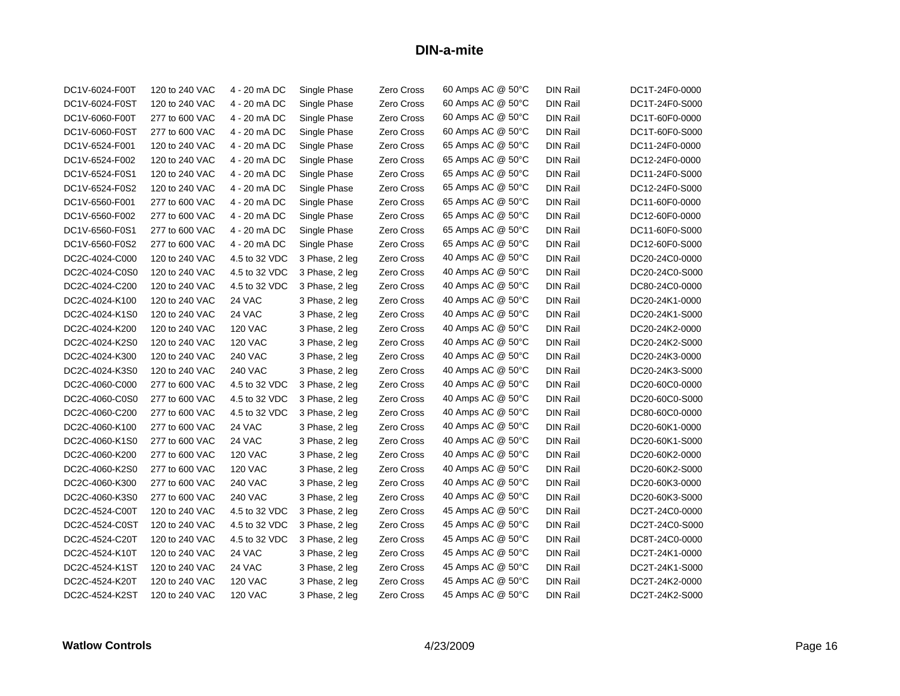# DIN-a-mite

| | | | | | | | |
|---|---|---|---|---|---|---|---|
| DC1V-6024-F00T | 120 to 240 VAC | 4 - 20 mA DC | Single Phase | Zero Cross | 60 Amps AC @ 50°C | DIN Rail | DC1T-24F0-0000 |
| DC1V-6024-F0ST | 120 to 240 VAC | 4 - 20 mA DC | Single Phase | Zero Cross | 60 Amps AC @ 50°C | DIN Rail | DC1T-24F0-S000 |
| DC1V-6060-F00T | 277 to 600 VAC | 4 - 20 mA DC | Single Phase | Zero Cross | 60 Amps AC @ 50°C | DIN Rail | DC1T-60F0-0000 |
| DC1V-6060-F0ST | 277 to 600 VAC | 4 - 20 mA DC | Single Phase | Zero Cross | 60 Amps AC @ 50°C | DIN Rail | DC1T-60F0-S000 |
| DC1V-6524-F001 | 120 to 240 VAC | 4 - 20 mA DC | Single Phase | Zero Cross | 65 Amps AC @ 50°C | DIN Rail | DC11-24F0-0000 |
| DC1V-6524-F002 | 120 to 240 VAC | 4 - 20 mA DC | Single Phase | Zero Cross | 65 Amps AC @ 50°C | DIN Rail | DC12-24F0-0000 |
| DC1V-6524-F0S1 | 120 to 240 VAC | 4 - 20 mA DC | Single Phase | Zero Cross | 65 Amps AC @ 50°C | DIN Rail | DC11-24F0-S000 |
| DC1V-6524-F0S2 | 120 to 240 VAC | 4 - 20 mA DC | Single Phase | Zero Cross | 65 Amps AC @ 50°C | DIN Rail | DC12-24F0-S000 |
| DC1V-6560-F001 | 277 to 600 VAC | 4 - 20 mA DC | Single Phase | Zero Cross | 65 Amps AC @ 50°C | DIN Rail | DC11-60F0-0000 |
| DC1V-6560-F002 | 277 to 600 VAC | 4 - 20 mA DC | Single Phase | Zero Cross | 65 Amps AC @ 50°C | DIN Rail | DC12-60F0-0000 |
| DC1V-6560-F0S1 | 277 to 600 VAC | 4 - 20 mA DC | Single Phase | Zero Cross | 65 Amps AC @ 50°C | DIN Rail | DC11-60F0-S000 |
| DC1V-6560-F0S2 | 277 to 600 VAC | 4 - 20 mA DC | Single Phase | Zero Cross | 65 Amps AC @ 50°C | DIN Rail | DC12-60F0-S000 |
| DC2C-4024-C000 | 120 to 240 VAC | 4.5 to 32 VDC | 3 Phase, 2 leg | Zero Cross | 40 Amps AC @ 50°C | DIN Rail | DC20-24C0-0000 |
| DC2C-4024-C0S0 | 120 to 240 VAC | 4.5 to 32 VDC | 3 Phase, 2 leg | Zero Cross | 40 Amps AC @ 50°C | DIN Rail | DC20-24C0-S000 |
| DC2C-4024-C200 | 120 to 240 VAC | 4.5 to 32 VDC | 3 Phase, 2 leg | Zero Cross | 40 Amps AC @ 50°C | DIN Rail | DC80-24C0-0000 |
| DC2C-4024-K100 | 120 to 240 VAC | 24 VAC | 3 Phase, 2 leg | Zero Cross | 40 Amps AC @ 50°C | DIN Rail | DC20-24K1-0000 |
| DC2C-4024-K1S0 | 120 to 240 VAC | 24 VAC | 3 Phase, 2 leg | Zero Cross | 40 Amps AC @ 50°C | DIN Rail | DC20-24K1-S000 |
| DC2C-4024-K200 | 120 to 240 VAC | 120 VAC | 3 Phase, 2 leg | Zero Cross | 40 Amps AC @ 50°C | DIN Rail | DC20-24K2-0000 |
| DC2C-4024-K2S0 | 120 to 240 VAC | 120 VAC | 3 Phase, 2 leg | Zero Cross | 40 Amps AC @ 50°C | DIN Rail | DC20-24K2-S000 |
| DC2C-4024-K300 | 120 to 240 VAC | 240 VAC | 3 Phase, 2 leg | Zero Cross | 40 Amps AC @ 50°C | DIN Rail | DC20-24K3-0000 |
| DC2C-4024-K3S0 | 120 to 240 VAC | 240 VAC | 3 Phase, 2 leg | Zero Cross | 40 Amps AC @ 50°C | DIN Rail | DC20-24K3-S000 |
| DC2C-4060-C000 | 277 to 600 VAC | 4.5 to 32 VDC | 3 Phase, 2 leg | Zero Cross | 40 Amps AC @ 50°C | DIN Rail | DC20-60C0-0000 |
| DC2C-4060-C0S0 | 277 to 600 VAC | 4.5 to 32 VDC | 3 Phase, 2 leg | Zero Cross | 40 Amps AC @ 50°C | DIN Rail | DC20-60C0-S000 |
| DC2C-4060-C200 | 277 to 600 VAC | 4.5 to 32 VDC | 3 Phase, 2 leg | Zero Cross | 40 Amps AC @ 50°C | DIN Rail | DC80-60C0-0000 |
| DC2C-4060-K100 | 277 to 600 VAC | 24 VAC | 3 Phase, 2 leg | Zero Cross | 40 Amps AC @ 50°C | DIN Rail | DC20-60K1-0000 |
| DC2C-4060-K1S0 | 277 to 600 VAC | 24 VAC | 3 Phase, 2 leg | Zero Cross | 40 Amps AC @ 50°C | DIN Rail | DC20-60K1-S000 |
| DC2C-4060-K200 | 277 to 600 VAC | 120 VAC | 3 Phase, 2 leg | Zero Cross | 40 Amps AC @ 50°C | DIN Rail | DC20-60K2-0000 |
| DC2C-4060-K2S0 | 277 to 600 VAC | 120 VAC | 3 Phase, 2 leg | Zero Cross | 40 Amps AC @ 50°C | DIN Rail | DC20-60K2-S000 |
| DC2C-4060-K300 | 277 to 600 VAC | 240 VAC | 3 Phase, 2 leg | Zero Cross | 40 Amps AC @ 50°C | DIN Rail | DC20-60K3-0000 |
| DC2C-4060-K3S0 | 277 to 600 VAC | 240 VAC | 3 Phase, 2 leg | Zero Cross | 40 Amps AC @ 50°C | DIN Rail | DC20-60K3-S000 |
| DC2C-4524-C00T | 120 to 240 VAC | 4.5 to 32 VDC | 3 Phase, 2 leg | Zero Cross | 45 Amps AC @ 50°C | DIN Rail | DC2T-24C0-0000 |
| DC2C-4524-C0ST | 120 to 240 VAC | 4.5 to 32 VDC | 3 Phase, 2 leg | Zero Cross | 45 Amps AC @ 50°C | DIN Rail | DC2T-24C0-S000 |
| DC2C-4524-C20T | 120 to 240 VAC | 4.5 to 32 VDC | 3 Phase, 2 leg | Zero Cross | 45 Amps AC @ 50°C | DIN Rail | DC8T-24C0-0000 |
| DC2C-4524-K10T | 120 to 240 VAC | 24 VAC | 3 Phase, 2 leg | Zero Cross | 45 Amps AC @ 50°C | DIN Rail | DC2T-24K1-0000 |
| DC2C-4524-K1ST | 120 to 240 VAC | 24 VAC | 3 Phase, 2 leg | Zero Cross | 45 Amps AC @ 50°C | DIN Rail | DC2T-24K1-S000 |
| DC2C-4524-K20T | 120 to 240 VAC | 120 VAC | 3 Phase, 2 leg | Zero Cross | 45 Amps AC @ 50°C | DIN Rail | DC2T-24K2-0000 |
| DC2C-4524-K2ST | 120 to 240 VAC | 120 VAC | 3 Phase, 2 leg | Zero Cross | 45 Amps AC @ 50°C | DIN Rail | DC2T-24K2-S000 |

**Watlow Controls** 4/23/2009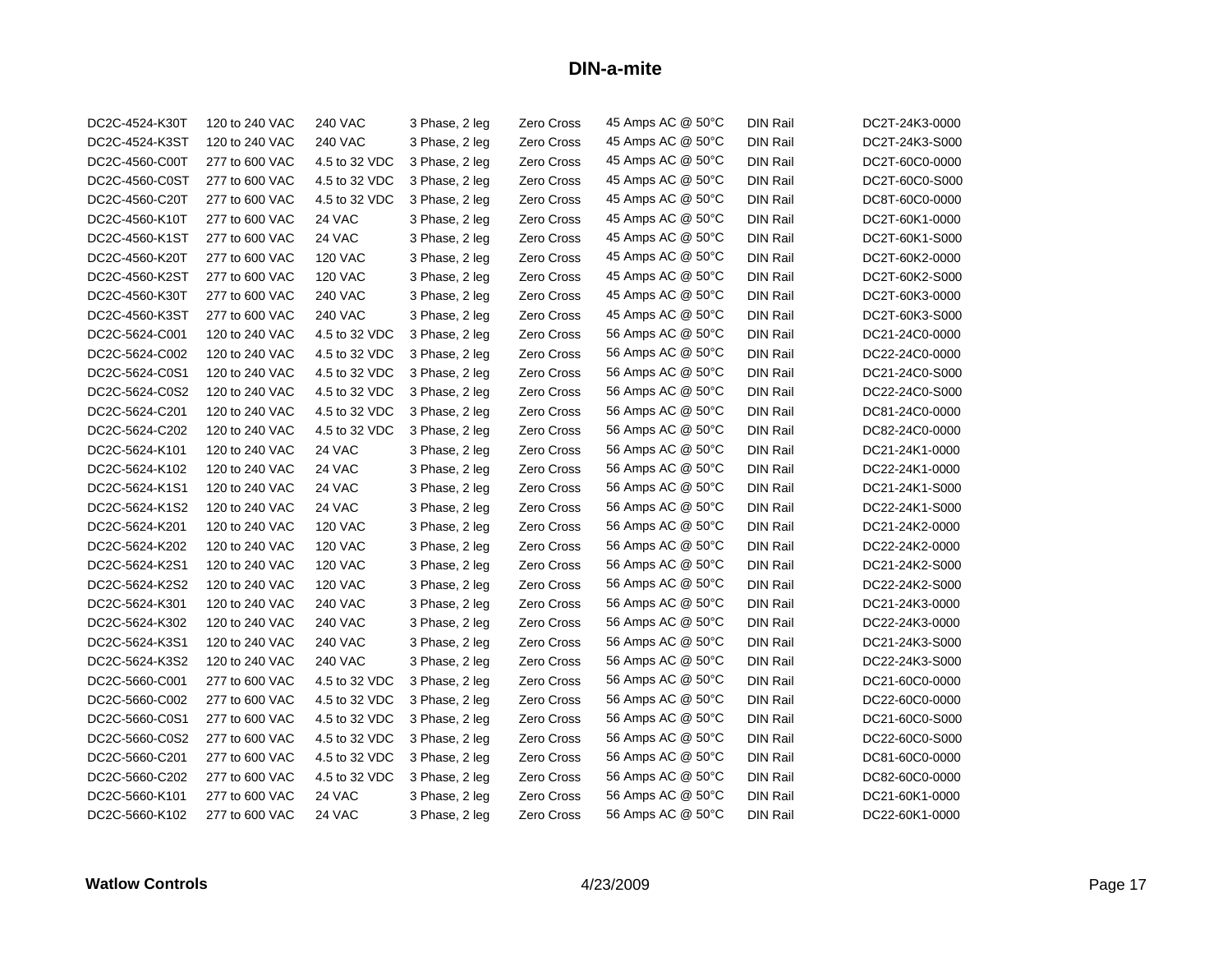# DIN-a-mite

| | | | | | | | |
|---|---|---|---|---|---|---|---|
| DC2C-4524-K30T | 120 to 240 VAC | 240 VAC | 3 Phase, 2 leg | Zero Cross | 45 Amps AC @ 50°C | DIN Rail | DC2T-24K3-0000 |
| DC2C-4524-K3ST | 120 to 240 VAC | 240 VAC | 3 Phase, 2 leg | Zero Cross | 45 Amps AC @ 50°C | DIN Rail | DC2T-24K3-S000 |
| DC2C-4560-C00T | 277 to 600 VAC | 4.5 to 32 VDC | 3 Phase, 2 leg | Zero Cross | 45 Amps AC @ 50°C | DIN Rail | DC2T-60C0-0000 |
| DC2C-4560-C0ST | 277 to 600 VAC | 4.5 to 32 VDC | 3 Phase, 2 leg | Zero Cross | 45 Amps AC @ 50°C | DIN Rail | DC2T-60C0-S000 |
| DC2C-4560-C20T | 277 to 600 VAC | 4.5 to 32 VDC | 3 Phase, 2 leg | Zero Cross | 45 Amps AC @ 50°C | DIN Rail | DC8T-60C0-0000 |
| DC2C-4560-K10T | 277 to 600 VAC | 24 VAC | 3 Phase, 2 leg | Zero Cross | 45 Amps AC @ 50°C | DIN Rail | DC2T-60K1-0000 |
| DC2C-4560-K1ST | 277 to 600 VAC | 24 VAC | 3 Phase, 2 leg | Zero Cross | 45 Amps AC @ 50°C | DIN Rail | DC2T-60K1-S000 |
| DC2C-4560-K20T | 277 to 600 VAC | 120 VAC | 3 Phase, 2 leg | Zero Cross | 45 Amps AC @ 50°C | DIN Rail | DC2T-60K2-0000 |
| DC2C-4560-K2ST | 277 to 600 VAC | 120 VAC | 3 Phase, 2 leg | Zero Cross | 45 Amps AC @ 50°C | DIN Rail | DC2T-60K2-S000 |
| DC2C-4560-K30T | 277 to 600 VAC | 240 VAC | 3 Phase, 2 leg | Zero Cross | 45 Amps AC @ 50°C | DIN Rail | DC2T-60K3-0000 |
| DC2C-4560-K3ST | 277 to 600 VAC | 240 VAC | 3 Phase, 2 leg | Zero Cross | 45 Amps AC @ 50°C | DIN Rail | DC2T-60K3-S000 |
| DC2C-5624-C001 | 120 to 240 VAC | 4.5 to 32 VDC | 3 Phase, 2 leg | Zero Cross | 56 Amps AC @ 50°C | DIN Rail | DC21-24C0-0000 |
| DC2C-5624-C002 | 120 to 240 VAC | 4.5 to 32 VDC | 3 Phase, 2 leg | Zero Cross | 56 Amps AC @ 50°C | DIN Rail | DC22-24C0-0000 |
| DC2C-5624-C0S1 | 120 to 240 VAC | 4.5 to 32 VDC | 3 Phase, 2 leg | Zero Cross | 56 Amps AC @ 50°C | DIN Rail | DC21-24C0-S000 |
| DC2C-5624-C0S2 | 120 to 240 VAC | 4.5 to 32 VDC | 3 Phase, 2 leg | Zero Cross | 56 Amps AC @ 50°C | DIN Rail | DC22-24C0-S000 |
| DC2C-5624-C201 | 120 to 240 VAC | 4.5 to 32 VDC | 3 Phase, 2 leg | Zero Cross | 56 Amps AC @ 50°C | DIN Rail | DC81-24C0-0000 |
| DC2C-5624-C202 | 120 to 240 VAC | 4.5 to 32 VDC | 3 Phase, 2 leg | Zero Cross | 56 Amps AC @ 50°C | DIN Rail | DC82-24C0-0000 |
| DC2C-5624-K101 | 120 to 240 VAC | 24 VAC | 3 Phase, 2 leg | Zero Cross | 56 Amps AC @ 50°C | DIN Rail | DC21-24K1-0000 |
| DC2C-5624-K102 | 120 to 240 VAC | 24 VAC | 3 Phase, 2 leg | Zero Cross | 56 Amps AC @ 50°C | DIN Rail | DC22-24K1-0000 |
| DC2C-5624-K1S1 | 120 to 240 VAC | 24 VAC | 3 Phase, 2 leg | Zero Cross | 56 Amps AC @ 50°C | DIN Rail | DC21-24K1-S000 |
| DC2C-5624-K1S2 | 120 to 240 VAC | 24 VAC | 3 Phase, 2 leg | Zero Cross | 56 Amps AC @ 50°C | DIN Rail | DC22-24K1-S000 |
| DC2C-5624-K201 | 120 to 240 VAC | 120 VAC | 3 Phase, 2 leg | Zero Cross | 56 Amps AC @ 50°C | DIN Rail | DC21-24K2-0000 |
| DC2C-5624-K202 | 120 to 240 VAC | 120 VAC | 3 Phase, 2 leg | Zero Cross | 56 Amps AC @ 50°C | DIN Rail | DC22-24K2-0000 |
| DC2C-5624-K2S1 | 120 to 240 VAC | 120 VAC | 3 Phase, 2 leg | Zero Cross | 56 Amps AC @ 50°C | DIN Rail | DC21-24K2-S000 |
| DC2C-5624-K2S2 | 120 to 240 VAC | 120 VAC | 3 Phase, 2 leg | Zero Cross | 56 Amps AC @ 50°C | DIN Rail | DC22-24K2-S000 |
| DC2C-5624-K301 | 120 to 240 VAC | 240 VAC | 3 Phase, 2 leg | Zero Cross | 56 Amps AC @ 50°C | DIN Rail | DC21-24K3-0000 |
| DC2C-5624-K302 | 120 to 240 VAC | 240 VAC | 3 Phase, 2 leg | Zero Cross | 56 Amps AC @ 50°C | DIN Rail | DC22-24K3-0000 |
| DC2C-5624-K3S1 | 120 to 240 VAC | 240 VAC | 3 Phase, 2 leg | Zero Cross | 56 Amps AC @ 50°C | DIN Rail | DC21-24K3-S000 |
| DC2C-5624-K3S2 | 120 to 240 VAC | 240 VAC | 3 Phase, 2 leg | Zero Cross | 56 Amps AC @ 50°C | DIN Rail | DC22-24K3-S000 |
| DC2C-5660-C001 | 277 to 600 VAC | 4.5 to 32 VDC | 3 Phase, 2 leg | Zero Cross | 56 Amps AC @ 50°C | DIN Rail | DC21-60C0-0000 |
| DC2C-5660-C002 | 277 to 600 VAC | 4.5 to 32 VDC | 3 Phase, 2 leg | Zero Cross | 56 Amps AC @ 50°C | DIN Rail | DC22-60C0-0000 |
| DC2C-5660-C0S1 | 277 to 600 VAC | 4.5 to 32 VDC | 3 Phase, 2 leg | Zero Cross | 56 Amps AC @ 50°C | DIN Rail | DC21-60C0-S000 |
| DC2C-5660-C0S2 | 277 to 600 VAC | 4.5 to 32 VDC | 3 Phase, 2 leg | Zero Cross | 56 Amps AC @ 50°C | DIN Rail | DC22-60C0-S000 |
| DC2C-5660-C201 | 277 to 600 VAC | 4.5 to 32 VDC | 3 Phase, 2 leg | Zero Cross | 56 Amps AC @ 50°C | DIN Rail | DC81-60C0-0000 |
| DC2C-5660-C202 | 277 to 600 VAC | 4.5 to 32 VDC | 3 Phase, 2 leg | Zero Cross | 56 Amps AC @ 50°C | DIN Rail | DC82-60C0-0000 |
| DC2C-5660-K101 | 277 to 600 VAC | 24 VAC | 3 Phase, 2 leg | Zero Cross | 56 Amps AC @ 50°C | DIN Rail | DC21-60K1-0000 |
| DC2C-5660-K102 | 277 to 600 VAC | 24 VAC | 3 Phase, 2 leg | Zero Cross | 56 Amps AC @ 50°C | DIN Rail | DC22-60K1-0000 |

**Watlow Controls** 4/23/2009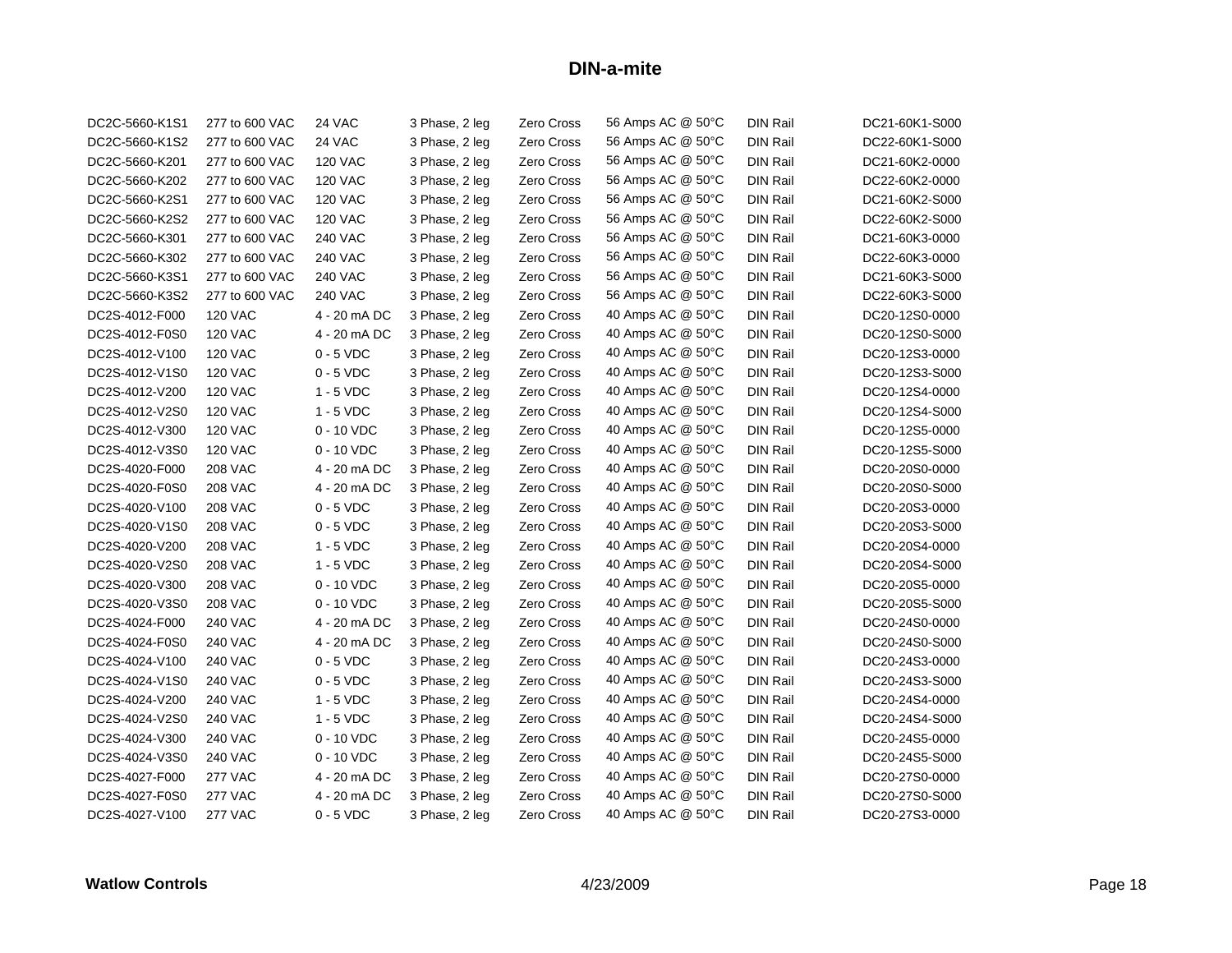# DIN-a-mite

| | | | | | | | |
|---|---|---|---|---|---|---|---|
| DC2C-5660-K1S1 | 277 to 600 VAC | 24 VAC | 3 Phase, 2 leg | Zero Cross | 56 Amps AC @ 50°C | DIN Rail | DC21-60K1-S000 |
| DC2C-5660-K1S2 | 277 to 600 VAC | 24 VAC | 3 Phase, 2 leg | Zero Cross | 56 Amps AC @ 50°C | DIN Rail | DC22-60K1-S000 |
| DC2C-5660-K201 | 277 to 600 VAC | 120 VAC | 3 Phase, 2 leg | Zero Cross | 56 Amps AC @ 50°C | DIN Rail | DC21-60K2-0000 |
| DC2C-5660-K202 | 277 to 600 VAC | 120 VAC | 3 Phase, 2 leg | Zero Cross | 56 Amps AC @ 50°C | DIN Rail | DC22-60K2-0000 |
| DC2C-5660-K2S1 | 277 to 600 VAC | 120 VAC | 3 Phase, 2 leg | Zero Cross | 56 Amps AC @ 50°C | DIN Rail | DC21-60K2-S000 |
| DC2C-5660-K2S2 | 277 to 600 VAC | 120 VAC | 3 Phase, 2 leg | Zero Cross | 56 Amps AC @ 50°C | DIN Rail | DC22-60K2-S000 |
| DC2C-5660-K301 | 277 to 600 VAC | 240 VAC | 3 Phase, 2 leg | Zero Cross | 56 Amps AC @ 50°C | DIN Rail | DC21-60K3-0000 |
| DC2C-5660-K302 | 277 to 600 VAC | 240 VAC | 3 Phase, 2 leg | Zero Cross | 56 Amps AC @ 50°C | DIN Rail | DC22-60K3-0000 |
| DC2C-5660-K3S1 | 277 to 600 VAC | 240 VAC | 3 Phase, 2 leg | Zero Cross | 56 Amps AC @ 50°C | DIN Rail | DC21-60K3-S000 |
| DC2C-5660-K3S2 | 277 to 600 VAC | 240 VAC | 3 Phase, 2 leg | Zero Cross | 56 Amps AC @ 50°C | DIN Rail | DC22-60K3-S000 |
| DC2S-4012-F000 | 120 VAC | 4 - 20 mA DC | 3 Phase, 2 leg | Zero Cross | 40 Amps AC @ 50°C | DIN Rail | DC20-12S0-0000 |
| DC2S-4012-F0S0 | 120 VAC | 4 - 20 mA DC | 3 Phase, 2 leg | Zero Cross | 40 Amps AC @ 50°C | DIN Rail | DC20-12S0-S000 |
| DC2S-4012-V100 | 120 VAC | 0 - 5 VDC | 3 Phase, 2 leg | Zero Cross | 40 Amps AC @ 50°C | DIN Rail | DC20-12S3-0000 |
| DC2S-4012-V1S0 | 120 VAC | 0 - 5 VDC | 3 Phase, 2 leg | Zero Cross | 40 Amps AC @ 50°C | DIN Rail | DC20-12S3-S000 |
| DC2S-4012-V200 | 120 VAC | 1 - 5 VDC | 3 Phase, 2 leg | Zero Cross | 40 Amps AC @ 50°C | DIN Rail | DC20-12S4-0000 |
| DC2S-4012-V2S0 | 120 VAC | 1 - 5 VDC | 3 Phase, 2 leg | Zero Cross | 40 Amps AC @ 50°C | DIN Rail | DC20-12S4-S000 |
| DC2S-4012-V300 | 120 VAC | 0 - 10 VDC | 3 Phase, 2 leg | Zero Cross | 40 Amps AC @ 50°C | DIN Rail | DC20-12S5-0000 |
| DC2S-4012-V3S0 | 120 VAC | 0 - 10 VDC | 3 Phase, 2 leg | Zero Cross | 40 Amps AC @ 50°C | DIN Rail | DC20-12S5-S000 |
| DC2S-4020-F000 | 208 VAC | 4 - 20 mA DC | 3 Phase, 2 leg | Zero Cross | 40 Amps AC @ 50°C | DIN Rail | DC20-20S0-0000 |
| DC2S-4020-F0S0 | 208 VAC | 4 - 20 mA DC | 3 Phase, 2 leg | Zero Cross | 40 Amps AC @ 50°C | DIN Rail | DC20-20S0-S000 |
| DC2S-4020-V100 | 208 VAC | 0 - 5 VDC | 3 Phase, 2 leg | Zero Cross | 40 Amps AC @ 50°C | DIN Rail | DC20-20S3-0000 |
| DC2S-4020-V1S0 | 208 VAC | 0 - 5 VDC | 3 Phase, 2 leg | Zero Cross | 40 Amps AC @ 50°C | DIN Rail | DC20-20S3-S000 |
| DC2S-4020-V200 | 208 VAC | 1 - 5 VDC | 3 Phase, 2 leg | Zero Cross | 40 Amps AC @ 50°C | DIN Rail | DC20-20S4-0000 |
| DC2S-4020-V2S0 | 208 VAC | 1 - 5 VDC | 3 Phase, 2 leg | Zero Cross | 40 Amps AC @ 50°C | DIN Rail | DC20-20S4-S000 |
| DC2S-4020-V300 | 208 VAC | 0 - 10 VDC | 3 Phase, 2 leg | Zero Cross | 40 Amps AC @ 50°C | DIN Rail | DC20-20S5-0000 |
| DC2S-4020-V3S0 | 208 VAC | 0 - 10 VDC | 3 Phase, 2 leg | Zero Cross | 40 Amps AC @ 50°C | DIN Rail | DC20-20S5-S000 |
| DC2S-4024-F000 | 240 VAC | 4 - 20 mA DC | 3 Phase, 2 leg | Zero Cross | 40 Amps AC @ 50°C | DIN Rail | DC20-24S0-0000 |
| DC2S-4024-F0S0 | 240 VAC | 4 - 20 mA DC | 3 Phase, 2 leg | Zero Cross | 40 Amps AC @ 50°C | DIN Rail | DC20-24S0-S000 |
| DC2S-4024-V100 | 240 VAC | 0 - 5 VDC | 3 Phase, 2 leg | Zero Cross | 40 Amps AC @ 50°C | DIN Rail | DC20-24S3-0000 |
| DC2S-4024-V1S0 | 240 VAC | 0 - 5 VDC | 3 Phase, 2 leg | Zero Cross | 40 Amps AC @ 50°C | DIN Rail | DC20-24S3-S000 |
| DC2S-4024-V200 | 240 VAC | 1 - 5 VDC | 3 Phase, 2 leg | Zero Cross | 40 Amps AC @ 50°C | DIN Rail | DC20-24S4-0000 |
| DC2S-4024-V2S0 | 240 VAC | 1 - 5 VDC | 3 Phase, 2 leg | Zero Cross | 40 Amps AC @ 50°C | DIN Rail | DC20-24S4-S000 |
| DC2S-4024-V300 | 240 VAC | 0 - 10 VDC | 3 Phase, 2 leg | Zero Cross | 40 Amps AC @ 50°C | DIN Rail | DC20-24S5-0000 |
| DC2S-4024-V3S0 | 240 VAC | 0 - 10 VDC | 3 Phase, 2 leg | Zero Cross | 40 Amps AC @ 50°C | DIN Rail | DC20-24S5-S000 |
| DC2S-4027-F000 | 277 VAC | 4 - 20 mA DC | 3 Phase, 2 leg | Zero Cross | 40 Amps AC @ 50°C | DIN Rail | DC20-27S0-0000 |
| DC2S-4027-F0S0 | 277 VAC | 4 - 20 mA DC | 3 Phase, 2 leg | Zero Cross | 40 Amps AC @ 50°C | DIN Rail | DC20-27S0-S000 |
| DC2S-4027-V100 | 277 VAC | 0 - 5 VDC | 3 Phase, 2 leg | Zero Cross | 40 Amps AC @ 50°C | DIN Rail | DC20-27S3-0000 |

**Watlow Controls** 4/23/2009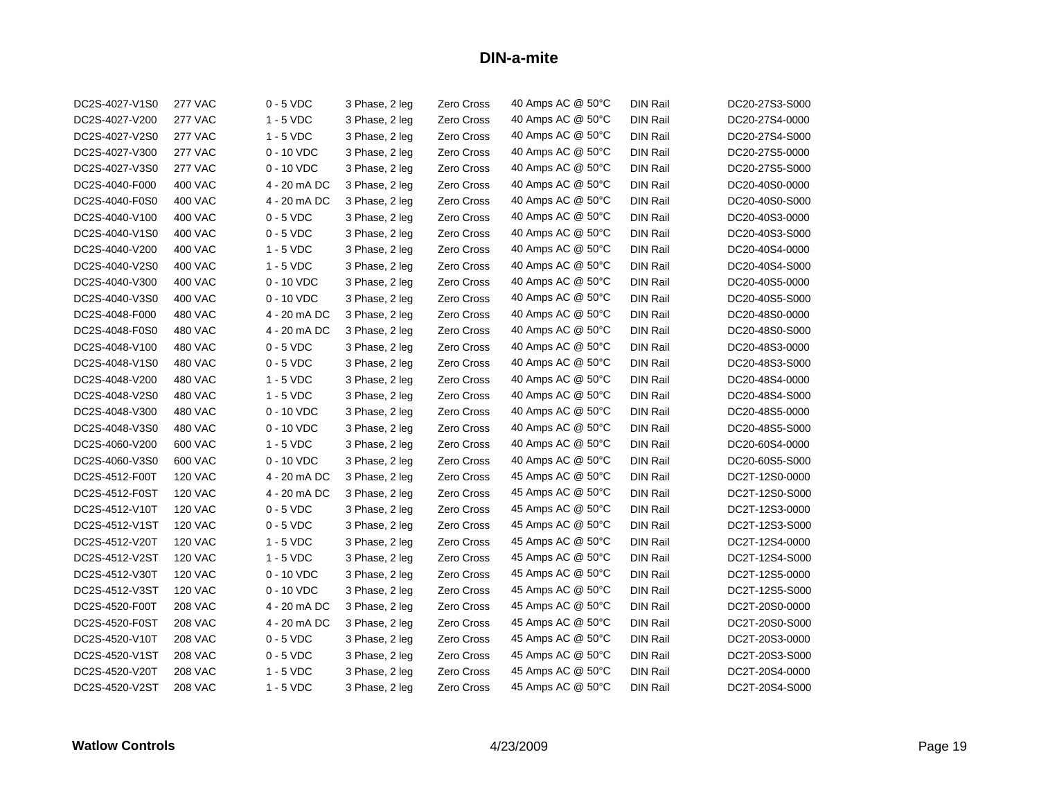# DIN-a-mite

| | | | | | | | |
|---|---|---|---|---|---|---|---|
| DC2S-4027-V1S0 | 277 VAC | 0 - 5 VDC | 3 Phase, 2 leg | Zero Cross | 40 Amps AC @ 50°C | DIN Rail | DC20-27S3-S000 |
| DC2S-4027-V200 | 277 VAC | 1 - 5 VDC | 3 Phase, 2 leg | Zero Cross | 40 Amps AC @ 50°C | DIN Rail | DC20-27S4-0000 |
| DC2S-4027-V2S0 | 277 VAC | 1 - 5 VDC | 3 Phase, 2 leg | Zero Cross | 40 Amps AC @ 50°C | DIN Rail | DC20-27S4-S000 |
| DC2S-4027-V300 | 277 VAC | 0 - 10 VDC | 3 Phase, 2 leg | Zero Cross | 40 Amps AC @ 50°C | DIN Rail | DC20-27S5-0000 |
| DC2S-4027-V3S0 | 277 VAC | 0 - 10 VDC | 3 Phase, 2 leg | Zero Cross | 40 Amps AC @ 50°C | DIN Rail | DC20-27S5-S000 |
| DC2S-4040-F000 | 400 VAC | 4 - 20 mA DC | 3 Phase, 2 leg | Zero Cross | 40 Amps AC @ 50°C | DIN Rail | DC20-40S0-0000 |
| DC2S-4040-F0S0 | 400 VAC | 4 - 20 mA DC | 3 Phase, 2 leg | Zero Cross | 40 Amps AC @ 50°C | DIN Rail | DC20-40S0-S000 |
| DC2S-4040-V100 | 400 VAC | 0 - 5 VDC | 3 Phase, 2 leg | Zero Cross | 40 Amps AC @ 50°C | DIN Rail | DC20-40S3-0000 |
| DC2S-4040-V1S0 | 400 VAC | 0 - 5 VDC | 3 Phase, 2 leg | Zero Cross | 40 Amps AC @ 50°C | DIN Rail | DC20-40S3-S000 |
| DC2S-4040-V200 | 400 VAC | 1 - 5 VDC | 3 Phase, 2 leg | Zero Cross | 40 Amps AC @ 50°C | DIN Rail | DC20-40S4-0000 |
| DC2S-4040-V2S0 | 400 VAC | 1 - 5 VDC | 3 Phase, 2 leg | Zero Cross | 40 Amps AC @ 50°C | DIN Rail | DC20-40S4-S000 |
| DC2S-4040-V300 | 400 VAC | 0 - 10 VDC | 3 Phase, 2 leg | Zero Cross | 40 Amps AC @ 50°C | DIN Rail | DC20-40S5-0000 |
| DC2S-4040-V3S0 | 400 VAC | 0 - 10 VDC | 3 Phase, 2 leg | Zero Cross | 40 Amps AC @ 50°C | DIN Rail | DC20-40S5-S000 |
| DC2S-4048-F000 | 480 VAC | 4 - 20 mA DC | 3 Phase, 2 leg | Zero Cross | 40 Amps AC @ 50°C | DIN Rail | DC20-48S0-0000 |
| DC2S-4048-F0S0 | 480 VAC | 4 - 20 mA DC | 3 Phase, 2 leg | Zero Cross | 40 Amps AC @ 50°C | DIN Rail | DC20-48S0-S000 |
| DC2S-4048-V100 | 480 VAC | 0 - 5 VDC | 3 Phase, 2 leg | Zero Cross | 40 Amps AC @ 50°C | DIN Rail | DC20-48S3-0000 |
| DC2S-4048-V1S0 | 480 VAC | 0 - 5 VDC | 3 Phase, 2 leg | Zero Cross | 40 Amps AC @ 50°C | DIN Rail | DC20-48S3-S000 |
| DC2S-4048-V200 | 480 VAC | 1 - 5 VDC | 3 Phase, 2 leg | Zero Cross | 40 Amps AC @ 50°C | DIN Rail | DC20-48S4-0000 |
| DC2S-4048-V2S0 | 480 VAC | 1 - 5 VDC | 3 Phase, 2 leg | Zero Cross | 40 Amps AC @ 50°C | DIN Rail | DC20-48S4-S000 |
| DC2S-4048-V300 | 480 VAC | 0 - 10 VDC | 3 Phase, 2 leg | Zero Cross | 40 Amps AC @ 50°C | DIN Rail | DC20-48S5-0000 |
| DC2S-4048-V3S0 | 480 VAC | 0 - 10 VDC | 3 Phase, 2 leg | Zero Cross | 40 Amps AC @ 50°C | DIN Rail | DC20-48S5-S000 |
| DC2S-4060-V200 | 600 VAC | 1 - 5 VDC | 3 Phase, 2 leg | Zero Cross | 40 Amps AC @ 50°C | DIN Rail | DC20-60S4-0000 |
| DC2S-4060-V3S0 | 600 VAC | 0 - 10 VDC | 3 Phase, 2 leg | Zero Cross | 40 Amps AC @ 50°C | DIN Rail | DC20-60S5-S000 |
| DC2S-4512-F00T | 120 VAC | 4 - 20 mA DC | 3 Phase, 2 leg | Zero Cross | 45 Amps AC @ 50°C | DIN Rail | DC2T-12S0-0000 |
| DC2S-4512-F0ST | 120 VAC | 4 - 20 mA DC | 3 Phase, 2 leg | Zero Cross | 45 Amps AC @ 50°C | DIN Rail | DC2T-12S0-S000 |
| DC2S-4512-V10T | 120 VAC | 0 - 5 VDC | 3 Phase, 2 leg | Zero Cross | 45 Amps AC @ 50°C | DIN Rail | DC2T-12S3-0000 |
| DC2S-4512-V1ST | 120 VAC | 0 - 5 VDC | 3 Phase, 2 leg | Zero Cross | 45 Amps AC @ 50°C | DIN Rail | DC2T-12S3-S000 |
| DC2S-4512-V20T | 120 VAC | 1 - 5 VDC | 3 Phase, 2 leg | Zero Cross | 45 Amps AC @ 50°C | DIN Rail | DC2T-12S4-0000 |
| DC2S-4512-V2ST | 120 VAC | 1 - 5 VDC | 3 Phase, 2 leg | Zero Cross | 45 Amps AC @ 50°C | DIN Rail | DC2T-12S4-S000 |
| DC2S-4512-V30T | 120 VAC | 0 - 10 VDC | 3 Phase, 2 leg | Zero Cross | 45 Amps AC @ 50°C | DIN Rail | DC2T-12S5-0000 |
| DC2S-4512-V3ST | 120 VAC | 0 - 10 VDC | 3 Phase, 2 leg | Zero Cross | 45 Amps AC @ 50°C | DIN Rail | DC2T-12S5-S000 |
| DC2S-4520-F00T | 208 VAC | 4 - 20 mA DC | 3 Phase, 2 leg | Zero Cross | 45 Amps AC @ 50°C | DIN Rail | DC2T-20S0-0000 |
| DC2S-4520-F0ST | 208 VAC | 4 - 20 mA DC | 3 Phase, 2 leg | Zero Cross | 45 Amps AC @ 50°C | DIN Rail | DC2T-20S0-S000 |
| DC2S-4520-V10T | 208 VAC | 0 - 5 VDC | 3 Phase, 2 leg | Zero Cross | 45 Amps AC @ 50°C | DIN Rail | DC2T-20S3-0000 |
| DC2S-4520-V1ST | 208 VAC | 0 - 5 VDC | 3 Phase, 2 leg | Zero Cross | 45 Amps AC @ 50°C | DIN Rail | DC2T-20S3-S000 |
| DC2S-4520-V20T | 208 VAC | 1 - 5 VDC | 3 Phase, 2 leg | Zero Cross | 45 Amps AC @ 50°C | DIN Rail | DC2T-20S4-0000 |
| DC2S-4520-V2ST | 208 VAC | 1 - 5 VDC | 3 Phase, 2 leg | Zero Cross | 45 Amps AC @ 50°C | DIN Rail | DC2T-20S4-S000 |

**Watlow Controls** 4/23/2009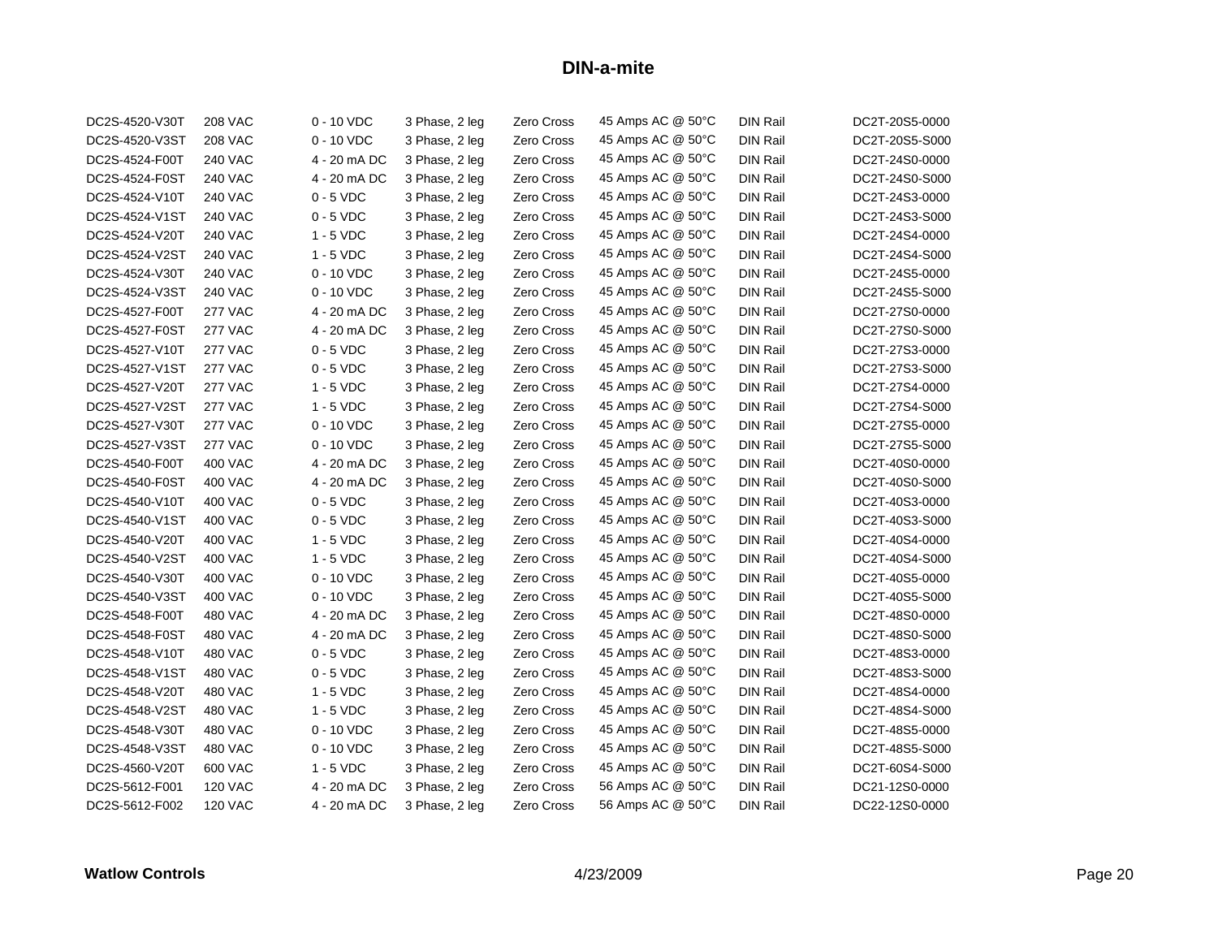## DIN-a-mite

| | | | | | | | |
|---|---|---|---|---|---|---|---|
| DC2S-4520-V30T | 208 VAC | 0 - 10 VDC | 3 Phase, 2 leg | Zero Cross | 45 Amps AC @ 50°C | DIN Rail | DC2T-20S5-0000 |
| DC2S-4520-V3ST | 208 VAC | 0 - 10 VDC | 3 Phase, 2 leg | Zero Cross | 45 Amps AC @ 50°C | DIN Rail | DC2T-20S5-S000 |
| DC2S-4524-F00T | 240 VAC | 4 - 20 mA DC | 3 Phase, 2 leg | Zero Cross | 45 Amps AC @ 50°C | DIN Rail | DC2T-24S0-0000 |
| DC2S-4524-F0ST | 240 VAC | 4 - 20 mA DC | 3 Phase, 2 leg | Zero Cross | 45 Amps AC @ 50°C | DIN Rail | DC2T-24S0-S000 |
| DC2S-4524-V10T | 240 VAC | 0 - 5 VDC | 3 Phase, 2 leg | Zero Cross | 45 Amps AC @ 50°C | DIN Rail | DC2T-24S3-0000 |
| DC2S-4524-V1ST | 240 VAC | 0 - 5 VDC | 3 Phase, 2 leg | Zero Cross | 45 Amps AC @ 50°C | DIN Rail | DC2T-24S3-S000 |
| DC2S-4524-V20T | 240 VAC | 1 - 5 VDC | 3 Phase, 2 leg | Zero Cross | 45 Amps AC @ 50°C | DIN Rail | DC2T-24S4-0000 |
| DC2S-4524-V2ST | 240 VAC | 1 - 5 VDC | 3 Phase, 2 leg | Zero Cross | 45 Amps AC @ 50°C | DIN Rail | DC2T-24S4-S000 |
| DC2S-4524-V30T | 240 VAC | 0 - 10 VDC | 3 Phase, 2 leg | Zero Cross | 45 Amps AC @ 50°C | DIN Rail | DC2T-24S5-0000 |
| DC2S-4524-V3ST | 240 VAC | 0 - 10 VDC | 3 Phase, 2 leg | Zero Cross | 45 Amps AC @ 50°C | DIN Rail | DC2T-24S5-S000 |
| DC2S-4527-F00T | 277 VAC | 4 - 20 mA DC | 3 Phase, 2 leg | Zero Cross | 45 Amps AC @ 50°C | DIN Rail | DC2T-27S0-0000 |
| DC2S-4527-F0ST | 277 VAC | 4 - 20 mA DC | 3 Phase, 2 leg | Zero Cross | 45 Amps AC @ 50°C | DIN Rail | DC2T-27S0-S000 |
| DC2S-4527-V10T | 277 VAC | 0 - 5 VDC | 3 Phase, 2 leg | Zero Cross | 45 Amps AC @ 50°C | DIN Rail | DC2T-27S3-0000 |
| DC2S-4527-V1ST | 277 VAC | 0 - 5 VDC | 3 Phase, 2 leg | Zero Cross | 45 Amps AC @ 50°C | DIN Rail | DC2T-27S3-S000 |
| DC2S-4527-V20T | 277 VAC | 1 - 5 VDC | 3 Phase, 2 leg | Zero Cross | 45 Amps AC @ 50°C | DIN Rail | DC2T-27S4-0000 |
| DC2S-4527-V2ST | 277 VAC | 1 - 5 VDC | 3 Phase, 2 leg | Zero Cross | 45 Amps AC @ 50°C | DIN Rail | DC2T-27S4-S000 |
| DC2S-4527-V30T | 277 VAC | 0 - 10 VDC | 3 Phase, 2 leg | Zero Cross | 45 Amps AC @ 50°C | DIN Rail | DC2T-27S5-0000 |
| DC2S-4527-V3ST | 277 VAC | 0 - 10 VDC | 3 Phase, 2 leg | Zero Cross | 45 Amps AC @ 50°C | DIN Rail | DC2T-27S5-S000 |
| DC2S-4540-F00T | 400 VAC | 4 - 20 mA DC | 3 Phase, 2 leg | Zero Cross | 45 Amps AC @ 50°C | DIN Rail | DC2T-40S0-0000 |
| DC2S-4540-F0ST | 400 VAC | 4 - 20 mA DC | 3 Phase, 2 leg | Zero Cross | 45 Amps AC @ 50°C | DIN Rail | DC2T-40S0-S000 |
| DC2S-4540-V10T | 400 VAC | 0 - 5 VDC | 3 Phase, 2 leg | Zero Cross | 45 Amps AC @ 50°C | DIN Rail | DC2T-40S3-0000 |
| DC2S-4540-V1ST | 400 VAC | 0 - 5 VDC | 3 Phase, 2 leg | Zero Cross | 45 Amps AC @ 50°C | DIN Rail | DC2T-40S3-S000 |
| DC2S-4540-V20T | 400 VAC | 1 - 5 VDC | 3 Phase, 2 leg | Zero Cross | 45 Amps AC @ 50°C | DIN Rail | DC2T-40S4-0000 |
| DC2S-4540-V2ST | 400 VAC | 1 - 5 VDC | 3 Phase, 2 leg | Zero Cross | 45 Amps AC @ 50°C | DIN Rail | DC2T-40S4-S000 |
| DC2S-4540-V30T | 400 VAC | 0 - 10 VDC | 3 Phase, 2 leg | Zero Cross | 45 Amps AC @ 50°C | DIN Rail | DC2T-40S5-0000 |
| DC2S-4540-V3ST | 400 VAC | 0 - 10 VDC | 3 Phase, 2 leg | Zero Cross | 45 Amps AC @ 50°C | DIN Rail | DC2T-40S5-S000 |
| DC2S-4548-F00T | 480 VAC | 4 - 20 mA DC | 3 Phase, 2 leg | Zero Cross | 45 Amps AC @ 50°C | DIN Rail | DC2T-48S0-0000 |
| DC2S-4548-F0ST | 480 VAC | 4 - 20 mA DC | 3 Phase, 2 leg | Zero Cross | 45 Amps AC @ 50°C | DIN Rail | DC2T-48S0-S000 |
| DC2S-4548-V10T | 480 VAC | 0 - 5 VDC | 3 Phase, 2 leg | Zero Cross | 45 Amps AC @ 50°C | DIN Rail | DC2T-48S3-0000 |
| DC2S-4548-V1ST | 480 VAC | 0 - 5 VDC | 3 Phase, 2 leg | Zero Cross | 45 Amps AC @ 50°C | DIN Rail | DC2T-48S3-S000 |
| DC2S-4548-V20T | 480 VAC | 1 - 5 VDC | 3 Phase, 2 leg | Zero Cross | 45 Amps AC @ 50°C | DIN Rail | DC2T-48S4-0000 |
| DC2S-4548-V2ST | 480 VAC | 1 - 5 VDC | 3 Phase, 2 leg | Zero Cross | 45 Amps AC @ 50°C | DIN Rail | DC2T-48S4-S000 |
| DC2S-4548-V30T | 480 VAC | 0 - 10 VDC | 3 Phase, 2 leg | Zero Cross | 45 Amps AC @ 50°C | DIN Rail | DC2T-48S5-0000 |
| DC2S-4548-V3ST | 480 VAC | 0 - 10 VDC | 3 Phase, 2 leg | Zero Cross | 45 Amps AC @ 50°C | DIN Rail | DC2T-48S5-S000 |
| DC2S-4560-V20T | 600 VAC | 1 - 5 VDC | 3 Phase, 2 leg | Zero Cross | 45 Amps AC @ 50°C | DIN Rail | DC2T-60S4-S000 |
| DC2S-5612-F001 | 120 VAC | 4 - 20 mA DC | 3 Phase, 2 leg | Zero Cross | 56 Amps AC @ 50°C | DIN Rail | DC21-12S0-0000 |
| DC2S-5612-F002 | 120 VAC | 4 - 20 mA DC | 3 Phase, 2 leg | Zero Cross | 56 Amps AC @ 50°C | DIN Rail | DC22-12S0-0000 |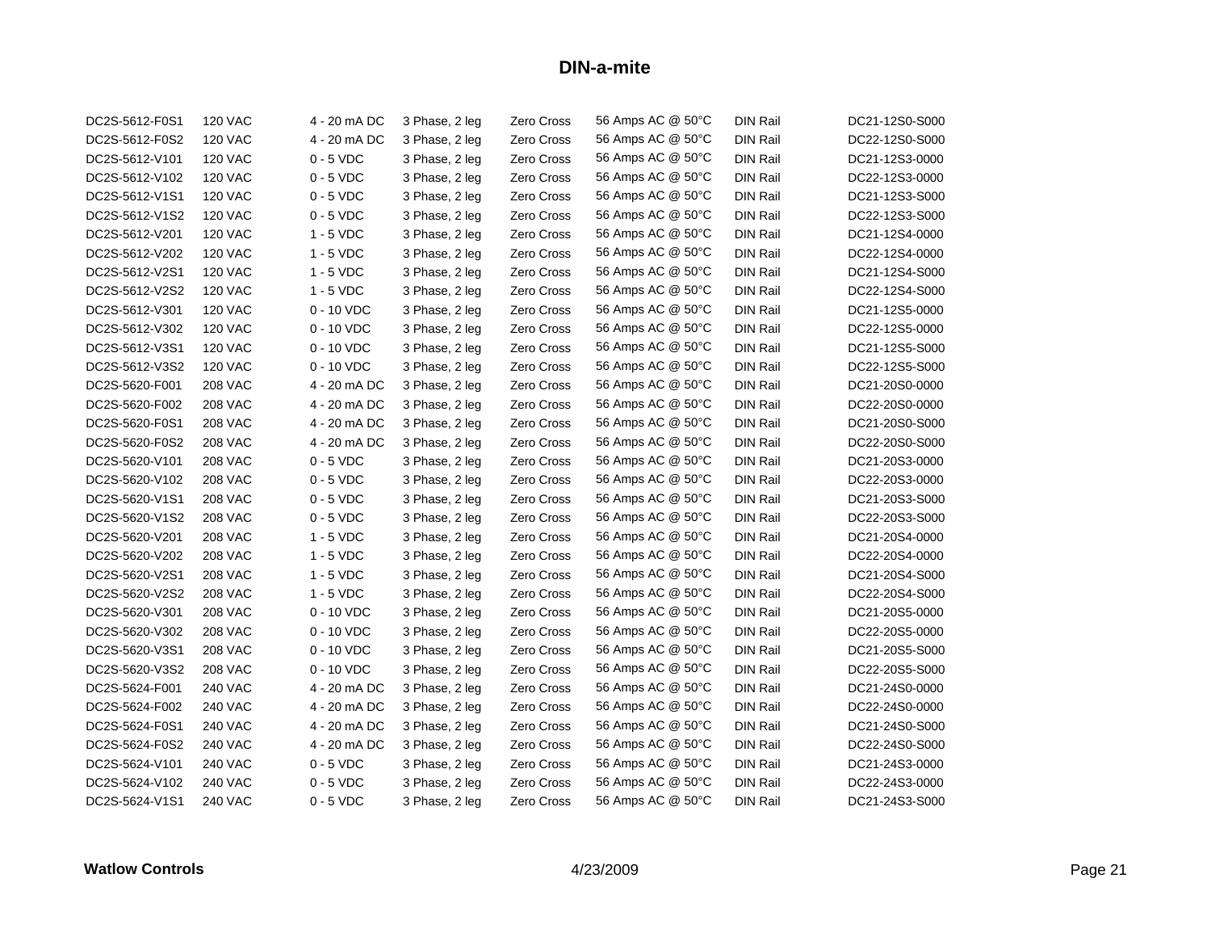## DIN-a-mite

| | | | | | | | |
|---|---|---|---|---|---|---|---|
| DC2S-5612-F0S1 | 120 VAC | 4 - 20 mA DC | 3 Phase, 2 leg | Zero Cross | 56 Amps AC @ 50°C | DIN Rail | DC21-12S0-S000 |
| DC2S-5612-F0S2 | 120 VAC | 4 - 20 mA DC | 3 Phase, 2 leg | Zero Cross | 56 Amps AC @ 50°C | DIN Rail | DC22-12S0-S000 |
| DC2S-5612-V101 | 120 VAC | 0 - 5 VDC | 3 Phase, 2 leg | Zero Cross | 56 Amps AC @ 50°C | DIN Rail | DC21-12S3-0000 |
| DC2S-5612-V102 | 120 VAC | 0 - 5 VDC | 3 Phase, 2 leg | Zero Cross | 56 Amps AC @ 50°C | DIN Rail | DC22-12S3-0000 |
| DC2S-5612-V1S1 | 120 VAC | 0 - 5 VDC | 3 Phase, 2 leg | Zero Cross | 56 Amps AC @ 50°C | DIN Rail | DC21-12S3-S000 |
| DC2S-5612-V1S2 | 120 VAC | 0 - 5 VDC | 3 Phase, 2 leg | Zero Cross | 56 Amps AC @ 50°C | DIN Rail | DC22-12S3-S000 |
| DC2S-5612-V201 | 120 VAC | 1 - 5 VDC | 3 Phase, 2 leg | Zero Cross | 56 Amps AC @ 50°C | DIN Rail | DC21-12S4-0000 |
| DC2S-5612-V202 | 120 VAC | 1 - 5 VDC | 3 Phase, 2 leg | Zero Cross | 56 Amps AC @ 50°C | DIN Rail | DC22-12S4-0000 |
| DC2S-5612-V2S1 | 120 VAC | 1 - 5 VDC | 3 Phase, 2 leg | Zero Cross | 56 Amps AC @ 50°C | DIN Rail | DC21-12S4-S000 |
| DC2S-5612-V2S2 | 120 VAC | 1 - 5 VDC | 3 Phase, 2 leg | Zero Cross | 56 Amps AC @ 50°C | DIN Rail | DC22-12S4-S000 |
| DC2S-5612-V301 | 120 VAC | 0 - 10 VDC | 3 Phase, 2 leg | Zero Cross | 56 Amps AC @ 50°C | DIN Rail | DC21-12S5-0000 |
| DC2S-5612-V302 | 120 VAC | 0 - 10 VDC | 3 Phase, 2 leg | Zero Cross | 56 Amps AC @ 50°C | DIN Rail | DC22-12S5-0000 |
| DC2S-5612-V3S1 | 120 VAC | 0 - 10 VDC | 3 Phase, 2 leg | Zero Cross | 56 Amps AC @ 50°C | DIN Rail | DC21-12S5-S000 |
| DC2S-5612-V3S2 | 120 VAC | 0 - 10 VDC | 3 Phase, 2 leg | Zero Cross | 56 Amps AC @ 50°C | DIN Rail | DC22-12S5-S000 |
| DC2S-5620-F001 | 208 VAC | 4 - 20 mA DC | 3 Phase, 2 leg | Zero Cross | 56 Amps AC @ 50°C | DIN Rail | DC21-20S0-0000 |
| DC2S-5620-F002 | 208 VAC | 4 - 20 mA DC | 3 Phase, 2 leg | Zero Cross | 56 Amps AC @ 50°C | DIN Rail | DC22-20S0-0000 |
| DC2S-5620-F0S1 | 208 VAC | 4 - 20 mA DC | 3 Phase, 2 leg | Zero Cross | 56 Amps AC @ 50°C | DIN Rail | DC21-20S0-S000 |
| DC2S-5620-F0S2 | 208 VAC | 4 - 20 mA DC | 3 Phase, 2 leg | Zero Cross | 56 Amps AC @ 50°C | DIN Rail | DC22-20S0-S000 |
| DC2S-5620-V101 | 208 VAC | 0 - 5 VDC | 3 Phase, 2 leg | Zero Cross | 56 Amps AC @ 50°C | DIN Rail | DC21-20S3-0000 |
| DC2S-5620-V102 | 208 VAC | 0 - 5 VDC | 3 Phase, 2 leg | Zero Cross | 56 Amps AC @ 50°C | DIN Rail | DC22-20S3-0000 |
| DC2S-5620-V1S1 | 208 VAC | 0 - 5 VDC | 3 Phase, 2 leg | Zero Cross | 56 Amps AC @ 50°C | DIN Rail | DC21-20S3-S000 |
| DC2S-5620-V1S2 | 208 VAC | 0 - 5 VDC | 3 Phase, 2 leg | Zero Cross | 56 Amps AC @ 50°C | DIN Rail | DC22-20S3-S000 |
| DC2S-5620-V201 | 208 VAC | 1 - 5 VDC | 3 Phase, 2 leg | Zero Cross | 56 Amps AC @ 50°C | DIN Rail | DC21-20S4-0000 |
| DC2S-5620-V202 | 208 VAC | 1 - 5 VDC | 3 Phase, 2 leg | Zero Cross | 56 Amps AC @ 50°C | DIN Rail | DC22-20S4-0000 |
| DC2S-5620-V2S1 | 208 VAC | 1 - 5 VDC | 3 Phase, 2 leg | Zero Cross | 56 Amps AC @ 50°C | DIN Rail | DC21-20S4-S000 |
| DC2S-5620-V2S2 | 208 VAC | 1 - 5 VDC | 3 Phase, 2 leg | Zero Cross | 56 Amps AC @ 50°C | DIN Rail | DC22-20S4-S000 |
| DC2S-5620-V301 | 208 VAC | 0 - 10 VDC | 3 Phase, 2 leg | Zero Cross | 56 Amps AC @ 50°C | DIN Rail | DC21-20S5-0000 |
| DC2S-5620-V302 | 208 VAC | 0 - 10 VDC | 3 Phase, 2 leg | Zero Cross | 56 Amps AC @ 50°C | DIN Rail | DC22-20S5-0000 |
| DC2S-5620-V3S1 | 208 VAC | 0 - 10 VDC | 3 Phase, 2 leg | Zero Cross | 56 Amps AC @ 50°C | DIN Rail | DC21-20S5-S000 |
| DC2S-5620-V3S2 | 208 VAC | 0 - 10 VDC | 3 Phase, 2 leg | Zero Cross | 56 Amps AC @ 50°C | DIN Rail | DC22-20S5-S000 |
| DC2S-5624-F001 | 240 VAC | 4 - 20 mA DC | 3 Phase, 2 leg | Zero Cross | 56 Amps AC @ 50°C | DIN Rail | DC21-24S0-0000 |
| DC2S-5624-F002 | 240 VAC | 4 - 20 mA DC | 3 Phase, 2 leg | Zero Cross | 56 Amps AC @ 50°C | DIN Rail | DC22-24S0-0000 |
| DC2S-5624-F0S1 | 240 VAC | 4 - 20 mA DC | 3 Phase, 2 leg | Zero Cross | 56 Amps AC @ 50°C | DIN Rail | DC21-24S0-S000 |
| DC2S-5624-F0S2 | 240 VAC | 4 - 20 mA DC | 3 Phase, 2 leg | Zero Cross | 56 Amps AC @ 50°C | DIN Rail | DC22-24S0-S000 |
| DC2S-5624-V101 | 240 VAC | 0 - 5 VDC | 3 Phase, 2 leg | Zero Cross | 56 Amps AC @ 50°C | DIN Rail | DC21-24S3-0000 |
| DC2S-5624-V102 | 240 VAC | 0 - 5 VDC | 3 Phase, 2 leg | Zero Cross | 56 Amps AC @ 50°C | DIN Rail | DC22-24S3-0000 |
| DC2S-5624-V1S1 | 240 VAC | 0 - 5 VDC | 3 Phase, 2 leg | Zero Cross | 56 Amps AC @ 50°C | DIN Rail | DC21-24S3-S000 |

**Watlow Controls** 4/23/2009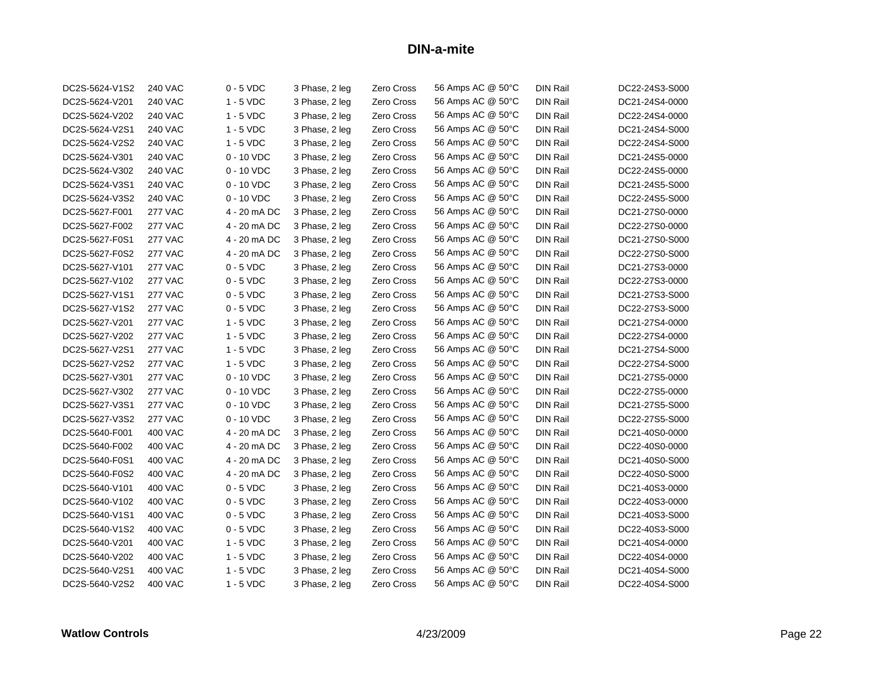# DIN-a-mite

| | | | | | | | |
|---|---|---|---|---|---|---|---|
| DC2S-5624-V1S2 | 240 VAC | 0 - 5 VDC | 3 Phase, 2 leg | Zero Cross | 56 Amps AC @ 50°C | DIN Rail | DC22-24S3-S000 |
| DC2S-5624-V201 | 240 VAC | 1 - 5 VDC | 3 Phase, 2 leg | Zero Cross | 56 Amps AC @ 50°C | DIN Rail | DC21-24S4-0000 |
| DC2S-5624-V202 | 240 VAC | 1 - 5 VDC | 3 Phase, 2 leg | Zero Cross | 56 Amps AC @ 50°C | DIN Rail | DC22-24S4-0000 |
| DC2S-5624-V2S1 | 240 VAC | 1 - 5 VDC | 3 Phase, 2 leg | Zero Cross | 56 Amps AC @ 50°C | DIN Rail | DC21-24S4-S000 |
| DC2S-5624-V2S2 | 240 VAC | 1 - 5 VDC | 3 Phase, 2 leg | Zero Cross | 56 Amps AC @ 50°C | DIN Rail | DC22-24S4-S000 |
| DC2S-5624-V301 | 240 VAC | 0 - 10 VDC | 3 Phase, 2 leg | Zero Cross | 56 Amps AC @ 50°C | DIN Rail | DC21-24S5-0000 |
| DC2S-5624-V302 | 240 VAC | 0 - 10 VDC | 3 Phase, 2 leg | Zero Cross | 56 Amps AC @ 50°C | DIN Rail | DC22-24S5-0000 |
| DC2S-5624-V3S1 | 240 VAC | 0 - 10 VDC | 3 Phase, 2 leg | Zero Cross | 56 Amps AC @ 50°C | DIN Rail | DC21-24S5-S000 |
| DC2S-5624-V3S2 | 240 VAC | 0 - 10 VDC | 3 Phase, 2 leg | Zero Cross | 56 Amps AC @ 50°C | DIN Rail | DC22-24S5-S000 |
| DC2S-5627-F001 | 277 VAC | 4 - 20 mA DC | 3 Phase, 2 leg | Zero Cross | 56 Amps AC @ 50°C | DIN Rail | DC21-27S0-0000 |
| DC2S-5627-F002 | 277 VAC | 4 - 20 mA DC | 3 Phase, 2 leg | Zero Cross | 56 Amps AC @ 50°C | DIN Rail | DC22-27S0-0000 |
| DC2S-5627-F0S1 | 277 VAC | 4 - 20 mA DC | 3 Phase, 2 leg | Zero Cross | 56 Amps AC @ 50°C | DIN Rail | DC21-27S0-S000 |
| DC2S-5627-F0S2 | 277 VAC | 4 - 20 mA DC | 3 Phase, 2 leg | Zero Cross | 56 Amps AC @ 50°C | DIN Rail | DC22-27S0-S000 |
| DC2S-5627-V101 | 277 VAC | 0 - 5 VDC | 3 Phase, 2 leg | Zero Cross | 56 Amps AC @ 50°C | DIN Rail | DC21-27S3-0000 |
| DC2S-5627-V102 | 277 VAC | 0 - 5 VDC | 3 Phase, 2 leg | Zero Cross | 56 Amps AC @ 50°C | DIN Rail | DC22-27S3-0000 |
| DC2S-5627-V1S1 | 277 VAC | 0 - 5 VDC | 3 Phase, 2 leg | Zero Cross | 56 Amps AC @ 50°C | DIN Rail | DC21-27S3-S000 |
| DC2S-5627-V1S2 | 277 VAC | 0 - 5 VDC | 3 Phase, 2 leg | Zero Cross | 56 Amps AC @ 50°C | DIN Rail | DC22-27S3-S000 |
| DC2S-5627-V201 | 277 VAC | 1 - 5 VDC | 3 Phase, 2 leg | Zero Cross | 56 Amps AC @ 50°C | DIN Rail | DC21-27S4-0000 |
| DC2S-5627-V202 | 277 VAC | 1 - 5 VDC | 3 Phase, 2 leg | Zero Cross | 56 Amps AC @ 50°C | DIN Rail | DC22-27S4-0000 |
| DC2S-5627-V2S1 | 277 VAC | 1 - 5 VDC | 3 Phase, 2 leg | Zero Cross | 56 Amps AC @ 50°C | DIN Rail | DC21-27S4-S000 |
| DC2S-5627-V2S2 | 277 VAC | 1 - 5 VDC | 3 Phase, 2 leg | Zero Cross | 56 Amps AC @ 50°C | DIN Rail | DC22-27S4-S000 |
| DC2S-5627-V301 | 277 VAC | 0 - 10 VDC | 3 Phase, 2 leg | Zero Cross | 56 Amps AC @ 50°C | DIN Rail | DC21-27S5-0000 |
| DC2S-5627-V302 | 277 VAC | 0 - 10 VDC | 3 Phase, 2 leg | Zero Cross | 56 Amps AC @ 50°C | DIN Rail | DC22-27S5-0000 |
| DC2S-5627-V3S1 | 277 VAC | 0 - 10 VDC | 3 Phase, 2 leg | Zero Cross | 56 Amps AC @ 50°C | DIN Rail | DC21-27S5-S000 |
| DC2S-5627-V3S2 | 277 VAC | 0 - 10 VDC | 3 Phase, 2 leg | Zero Cross | 56 Amps AC @ 50°C | DIN Rail | DC22-27S5-S000 |
| DC2S-5640-F001 | 400 VAC | 4 - 20 mA DC | 3 Phase, 2 leg | Zero Cross | 56 Amps AC @ 50°C | DIN Rail | DC21-40S0-0000 |
| DC2S-5640-F002 | 400 VAC | 4 - 20 mA DC | 3 Phase, 2 leg | Zero Cross | 56 Amps AC @ 50°C | DIN Rail | DC22-40S0-0000 |
| DC2S-5640-F0S1 | 400 VAC | 4 - 20 mA DC | 3 Phase, 2 leg | Zero Cross | 56 Amps AC @ 50°C | DIN Rail | DC21-40S0-S000 |
| DC2S-5640-F0S2 | 400 VAC | 4 - 20 mA DC | 3 Phase, 2 leg | Zero Cross | 56 Amps AC @ 50°C | DIN Rail | DC22-40S0-S000 |
| DC2S-5640-V101 | 400 VAC | 0 - 5 VDC | 3 Phase, 2 leg | Zero Cross | 56 Amps AC @ 50°C | DIN Rail | DC21-40S3-0000 |
| DC2S-5640-V102 | 400 VAC | 0 - 5 VDC | 3 Phase, 2 leg | Zero Cross | 56 Amps AC @ 50°C | DIN Rail | DC22-40S3-0000 |
| DC2S-5640-V1S1 | 400 VAC | 0 - 5 VDC | 3 Phase, 2 leg | Zero Cross | 56 Amps AC @ 50°C | DIN Rail | DC21-40S3-S000 |
| DC2S-5640-V1S2 | 400 VAC | 0 - 5 VDC | 3 Phase, 2 leg | Zero Cross | 56 Amps AC @ 50°C | DIN Rail | DC22-40S3-S000 |
| DC2S-5640-V201 | 400 VAC | 1 - 5 VDC | 3 Phase, 2 leg | Zero Cross | 56 Amps AC @ 50°C | DIN Rail | DC21-40S4-0000 |
| DC2S-5640-V202 | 400 VAC | 1 - 5 VDC | 3 Phase, 2 leg | Zero Cross | 56 Amps AC @ 50°C | DIN Rail | DC22-40S4-0000 |
| DC2S-5640-V2S1 | 400 VAC | 1 - 5 VDC | 3 Phase, 2 leg | Zero Cross | 56 Amps AC @ 50°C | DIN Rail | DC21-40S4-S000 |
| DC2S-5640-V2S2 | 400 VAC | 1 - 5 VDC | 3 Phase, 2 leg | Zero Cross | 56 Amps AC @ 50°C | DIN Rail | DC22-40S4-S000 |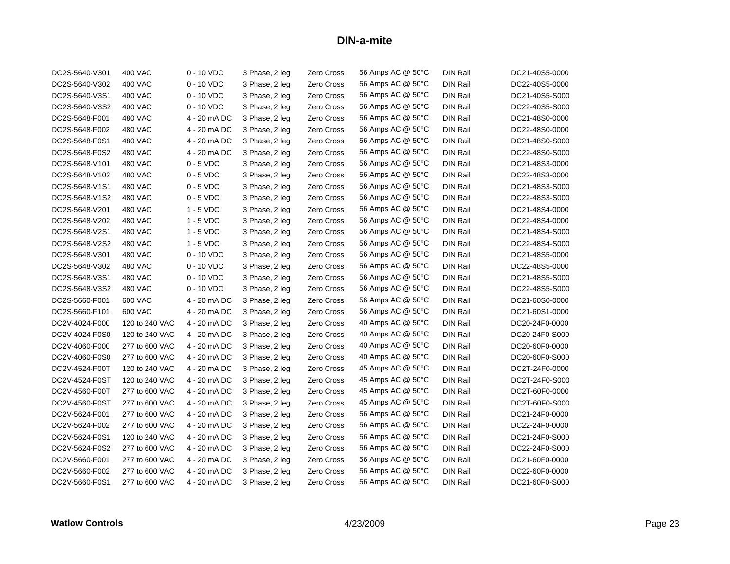## DIN-a-mite

| | | | | | | | |
|---|---|---|---|---|---|---|---|
| DC2S-5640-V301 | 400 VAC | 0 - 10 VDC | 3 Phase, 2 leg | Zero Cross | 56 Amps AC @ 50°C | DIN Rail | DC21-40S5-0000 |
| DC2S-5640-V302 | 400 VAC | 0 - 10 VDC | 3 Phase, 2 leg | Zero Cross | 56 Amps AC @ 50°C | DIN Rail | DC22-40S5-0000 |
| DC2S-5640-V3S1 | 400 VAC | 0 - 10 VDC | 3 Phase, 2 leg | Zero Cross | 56 Amps AC @ 50°C | DIN Rail | DC21-40S5-S000 |
| DC2S-5640-V3S2 | 400 VAC | 0 - 10 VDC | 3 Phase, 2 leg | Zero Cross | 56 Amps AC @ 50°C | DIN Rail | DC22-40S5-S000 |
| DC2S-5648-F001 | 480 VAC | 4 - 20 mA DC | 3 Phase, 2 leg | Zero Cross | 56 Amps AC @ 50°C | DIN Rail | DC21-48S0-0000 |
| DC2S-5648-F002 | 480 VAC | 4 - 20 mA DC | 3 Phase, 2 leg | Zero Cross | 56 Amps AC @ 50°C | DIN Rail | DC22-48S0-0000 |
| DC2S-5648-F0S1 | 480 VAC | 4 - 20 mA DC | 3 Phase, 2 leg | Zero Cross | 56 Amps AC @ 50°C | DIN Rail | DC21-48S0-S000 |
| DC2S-5648-F0S2 | 480 VAC | 4 - 20 mA DC | 3 Phase, 2 leg | Zero Cross | 56 Amps AC @ 50°C | DIN Rail | DC22-48S0-S000 |
| DC2S-5648-V101 | 480 VAC | 0 - 5 VDC | 3 Phase, 2 leg | Zero Cross | 56 Amps AC @ 50°C | DIN Rail | DC21-48S3-0000 |
| DC2S-5648-V102 | 480 VAC | 0 - 5 VDC | 3 Phase, 2 leg | Zero Cross | 56 Amps AC @ 50°C | DIN Rail | DC22-48S3-0000 |
| DC2S-5648-V1S1 | 480 VAC | 0 - 5 VDC | 3 Phase, 2 leg | Zero Cross | 56 Amps AC @ 50°C | DIN Rail | DC21-48S3-S000 |
| DC2S-5648-V1S2 | 480 VAC | 0 - 5 VDC | 3 Phase, 2 leg | Zero Cross | 56 Amps AC @ 50°C | DIN Rail | DC22-48S3-S000 |
| DC2S-5648-V201 | 480 VAC | 1 - 5 VDC | 3 Phase, 2 leg | Zero Cross | 56 Amps AC @ 50°C | DIN Rail | DC21-48S4-0000 |
| DC2S-5648-V202 | 480 VAC | 1 - 5 VDC | 3 Phase, 2 leg | Zero Cross | 56 Amps AC @ 50°C | DIN Rail | DC22-48S4-0000 |
| DC2S-5648-V2S1 | 480 VAC | 1 - 5 VDC | 3 Phase, 2 leg | Zero Cross | 56 Amps AC @ 50°C | DIN Rail | DC21-48S4-S000 |
| DC2S-5648-V2S2 | 480 VAC | 1 - 5 VDC | 3 Phase, 2 leg | Zero Cross | 56 Amps AC @ 50°C | DIN Rail | DC22-48S4-S000 |
| DC2S-5648-V301 | 480 VAC | 0 - 10 VDC | 3 Phase, 2 leg | Zero Cross | 56 Amps AC @ 50°C | DIN Rail | DC21-48S5-0000 |
| DC2S-5648-V302 | 480 VAC | 0 - 10 VDC | 3 Phase, 2 leg | Zero Cross | 56 Amps AC @ 50°C | DIN Rail | DC22-48S5-0000 |
| DC2S-5648-V3S1 | 480 VAC | 0 - 10 VDC | 3 Phase, 2 leg | Zero Cross | 56 Amps AC @ 50°C | DIN Rail | DC21-48S5-S000 |
| DC2S-5648-V3S2 | 480 VAC | 0 - 10 VDC | 3 Phase, 2 leg | Zero Cross | 56 Amps AC @ 50°C | DIN Rail | DC22-48S5-S000 |
| DC2S-5660-F001 | 600 VAC | 4 - 20 mA DC | 3 Phase, 2 leg | Zero Cross | 56 Amps AC @ 50°C | DIN Rail | DC21-60S0-0000 |
| DC2S-5660-F101 | 600 VAC | 4 - 20 mA DC | 3 Phase, 2 leg | Zero Cross | 56 Amps AC @ 50°C | DIN Rail | DC21-60S1-0000 |
| DC2V-4024-F000 | 120 to 240 VAC | 4 - 20 mA DC | 3 Phase, 2 leg | Zero Cross | 40 Amps AC @ 50°C | DIN Rail | DC20-24F0-0000 |
| DC2V-4024-F0S0 | 120 to 240 VAC | 4 - 20 mA DC | 3 Phase, 2 leg | Zero Cross | 40 Amps AC @ 50°C | DIN Rail | DC20-24F0-S000 |
| DC2V-4060-F000 | 277 to 600 VAC | 4 - 20 mA DC | 3 Phase, 2 leg | Zero Cross | 40 Amps AC @ 50°C | DIN Rail | DC20-60F0-0000 |
| DC2V-4060-F0S0 | 277 to 600 VAC | 4 - 20 mA DC | 3 Phase, 2 leg | Zero Cross | 40 Amps AC @ 50°C | DIN Rail | DC20-60F0-S000 |
| DC2V-4524-F00T | 120 to 240 VAC | 4 - 20 mA DC | 3 Phase, 2 leg | Zero Cross | 45 Amps AC @ 50°C | DIN Rail | DC2T-24F0-0000 |
| DC2V-4524-F0ST | 120 to 240 VAC | 4 - 20 mA DC | 3 Phase, 2 leg | Zero Cross | 45 Amps AC @ 50°C | DIN Rail | DC2T-24F0-S000 |
| DC2V-4560-F00T | 277 to 600 VAC | 4 - 20 mA DC | 3 Phase, 2 leg | Zero Cross | 45 Amps AC @ 50°C | DIN Rail | DC2T-60F0-0000 |
| DC2V-4560-F0ST | 277 to 600 VAC | 4 - 20 mA DC | 3 Phase, 2 leg | Zero Cross | 45 Amps AC @ 50°C | DIN Rail | DC2T-60F0-S000 |
| DC2V-5624-F001 | 277 to 600 VAC | 4 - 20 mA DC | 3 Phase, 2 leg | Zero Cross | 56 Amps AC @ 50°C | DIN Rail | DC21-24F0-0000 |
| DC2V-5624-F002 | 277 to 600 VAC | 4 - 20 mA DC | 3 Phase, 2 leg | Zero Cross | 56 Amps AC @ 50°C | DIN Rail | DC22-24F0-0000 |
| DC2V-5624-F0S1 | 120 to 240 VAC | 4 - 20 mA DC | 3 Phase, 2 leg | Zero Cross | 56 Amps AC @ 50°C | DIN Rail | DC21-24F0-S000 |
| DC2V-5624-F0S2 | 277 to 600 VAC | 4 - 20 mA DC | 3 Phase, 2 leg | Zero Cross | 56 Amps AC @ 50°C | DIN Rail | DC22-24F0-S000 |
| DC2V-5660-F001 | 277 to 600 VAC | 4 - 20 mA DC | 3 Phase, 2 leg | Zero Cross | 56 Amps AC @ 50°C | DIN Rail | DC21-60F0-0000 |
| DC2V-5660-F002 | 277 to 600 VAC | 4 - 20 mA DC | 3 Phase, 2 leg | Zero Cross | 56 Amps AC @ 50°C | DIN Rail | DC22-60F0-0000 |
| DC2V-5660-F0S1 | 277 to 600 VAC | 4 - 20 mA DC | 3 Phase, 2 leg | Zero Cross | 56 Amps AC @ 50°C | DIN Rail | DC21-60F0-S000 |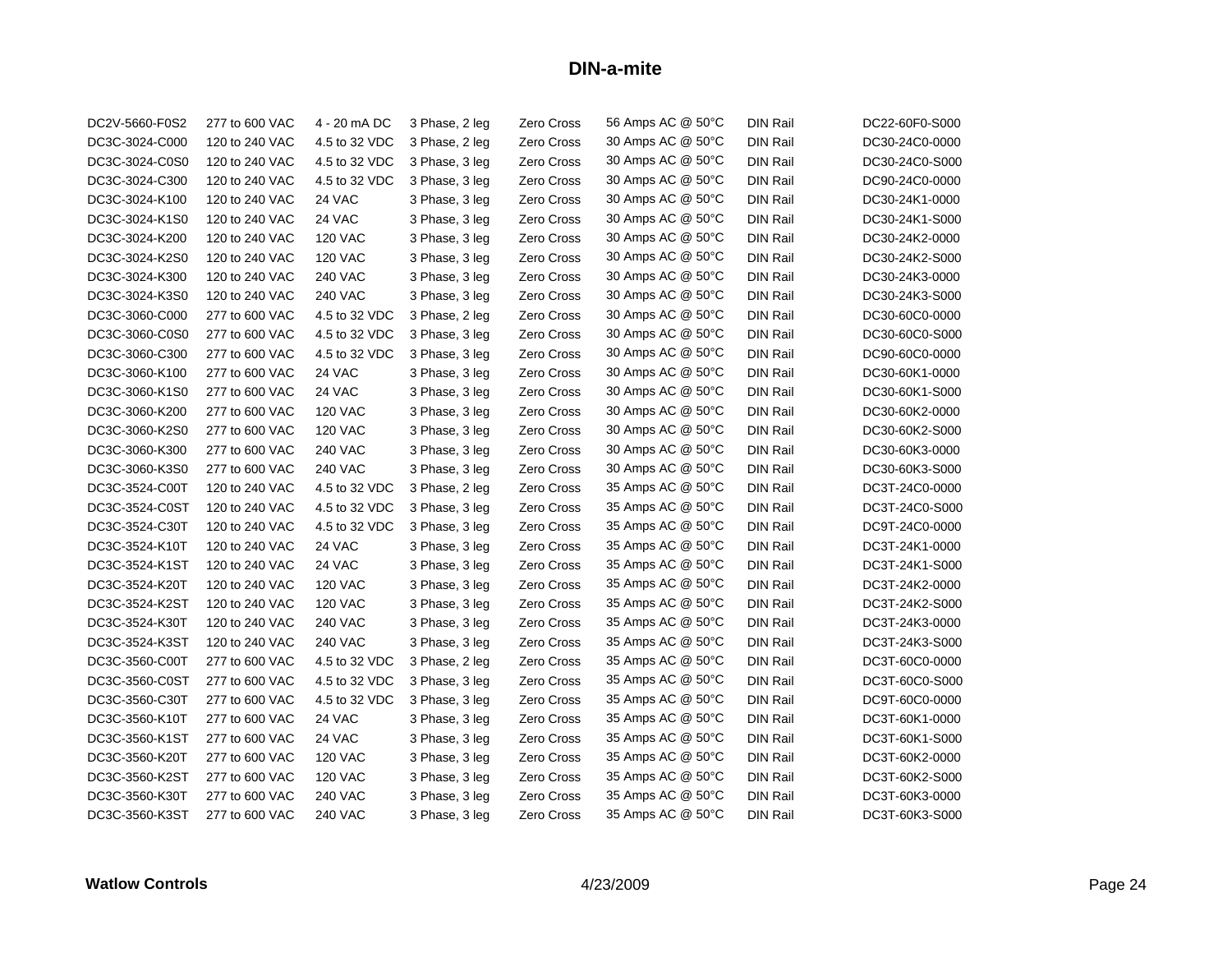# DIN-a-mite

| | | | | | | | |
|---|---|---|---|---|---|---|---|
| DC2V-5660-F0S2 | 277 to 600 VAC | 4 - 20 mA DC | 3 Phase, 2 leg | Zero Cross | 56 Amps AC @ 50°C | DIN Rail | DC22-60F0-S000 |
| DC3C-3024-C000 | 120 to 240 VAC | 4.5 to 32 VDC | 3 Phase, 2 leg | Zero Cross | 30 Amps AC @ 50°C | DIN Rail | DC30-24C0-0000 |
| DC3C-3024-C0S0 | 120 to 240 VAC | 4.5 to 32 VDC | 3 Phase, 3 leg | Zero Cross | 30 Amps AC @ 50°C | DIN Rail | DC30-24C0-S000 |
| DC3C-3024-C300 | 120 to 240 VAC | 4.5 to 32 VDC | 3 Phase, 3 leg | Zero Cross | 30 Amps AC @ 50°C | DIN Rail | DC90-24C0-0000 |
| DC3C-3024-K100 | 120 to 240 VAC | 24 VAC | 3 Phase, 3 leg | Zero Cross | 30 Amps AC @ 50°C | DIN Rail | DC30-24K1-0000 |
| DC3C-3024-K1S0 | 120 to 240 VAC | 24 VAC | 3 Phase, 3 leg | Zero Cross | 30 Amps AC @ 50°C | DIN Rail | DC30-24K1-S000 |
| DC3C-3024-K200 | 120 to 240 VAC | 120 VAC | 3 Phase, 3 leg | Zero Cross | 30 Amps AC @ 50°C | DIN Rail | DC30-24K2-0000 |
| DC3C-3024-K2S0 | 120 to 240 VAC | 120 VAC | 3 Phase, 3 leg | Zero Cross | 30 Amps AC @ 50°C | DIN Rail | DC30-24K2-S000 |
| DC3C-3024-K300 | 120 to 240 VAC | 240 VAC | 3 Phase, 3 leg | Zero Cross | 30 Amps AC @ 50°C | DIN Rail | DC30-24K3-0000 |
| DC3C-3024-K3S0 | 120 to 240 VAC | 240 VAC | 3 Phase, 3 leg | Zero Cross | 30 Amps AC @ 50°C | DIN Rail | DC30-24K3-S000 |
| DC3C-3060-C000 | 277 to 600 VAC | 4.5 to 32 VDC | 3 Phase, 2 leg | Zero Cross | 30 Amps AC @ 50°C | DIN Rail | DC30-60C0-0000 |
| DC3C-3060-C0S0 | 277 to 600 VAC | 4.5 to 32 VDC | 3 Phase, 3 leg | Zero Cross | 30 Amps AC @ 50°C | DIN Rail | DC30-60C0-S000 |
| DC3C-3060-C300 | 277 to 600 VAC | 4.5 to 32 VDC | 3 Phase, 3 leg | Zero Cross | 30 Amps AC @ 50°C | DIN Rail | DC90-60C0-0000 |
| DC3C-3060-K100 | 277 to 600 VAC | 24 VAC | 3 Phase, 3 leg | Zero Cross | 30 Amps AC @ 50°C | DIN Rail | DC30-60K1-0000 |
| DC3C-3060-K1S0 | 277 to 600 VAC | 24 VAC | 3 Phase, 3 leg | Zero Cross | 30 Amps AC @ 50°C | DIN Rail | DC30-60K1-S000 |
| DC3C-3060-K200 | 277 to 600 VAC | 120 VAC | 3 Phase, 3 leg | Zero Cross | 30 Amps AC @ 50°C | DIN Rail | DC30-60K2-0000 |
| DC3C-3060-K2S0 | 277 to 600 VAC | 120 VAC | 3 Phase, 3 leg | Zero Cross | 30 Amps AC @ 50°C | DIN Rail | DC30-60K2-S000 |
| DC3C-3060-K300 | 277 to 600 VAC | 240 VAC | 3 Phase, 3 leg | Zero Cross | 30 Amps AC @ 50°C | DIN Rail | DC30-60K3-0000 |
| DC3C-3060-K3S0 | 277 to 600 VAC | 240 VAC | 3 Phase, 3 leg | Zero Cross | 30 Amps AC @ 50°C | DIN Rail | DC30-60K3-S000 |
| DC3C-3524-C00T | 120 to 240 VAC | 4.5 to 32 VDC | 3 Phase, 2 leg | Zero Cross | 35 Amps AC @ 50°C | DIN Rail | DC3T-24C0-0000 |
| DC3C-3524-C0ST | 120 to 240 VAC | 4.5 to 32 VDC | 3 Phase, 3 leg | Zero Cross | 35 Amps AC @ 50°C | DIN Rail | DC3T-24C0-S000 |
| DC3C-3524-C30T | 120 to 240 VAC | 4.5 to 32 VDC | 3 Phase, 3 leg | Zero Cross | 35 Amps AC @ 50°C | DIN Rail | DC9T-24C0-0000 |
| DC3C-3524-K10T | 120 to 240 VAC | 24 VAC | 3 Phase, 3 leg | Zero Cross | 35 Amps AC @ 50°C | DIN Rail | DC3T-24K1-0000 |
| DC3C-3524-K1ST | 120 to 240 VAC | 24 VAC | 3 Phase, 3 leg | Zero Cross | 35 Amps AC @ 50°C | DIN Rail | DC3T-24K1-S000 |
| DC3C-3524-K20T | 120 to 240 VAC | 120 VAC | 3 Phase, 3 leg | Zero Cross | 35 Amps AC @ 50°C | DIN Rail | DC3T-24K2-0000 |
| DC3C-3524-K2ST | 120 to 240 VAC | 120 VAC | 3 Phase, 3 leg | Zero Cross | 35 Amps AC @ 50°C | DIN Rail | DC3T-24K2-S000 |
| DC3C-3524-K30T | 120 to 240 VAC | 240 VAC | 3 Phase, 3 leg | Zero Cross | 35 Amps AC @ 50°C | DIN Rail | DC3T-24K3-0000 |
| DC3C-3524-K3ST | 120 to 240 VAC | 240 VAC | 3 Phase, 3 leg | Zero Cross | 35 Amps AC @ 50°C | DIN Rail | DC3T-24K3-S000 |
| DC3C-3560-C00T | 277 to 600 VAC | 4.5 to 32 VDC | 3 Phase, 2 leg | Zero Cross | 35 Amps AC @ 50°C | DIN Rail | DC3T-60C0-0000 |
| DC3C-3560-C0ST | 277 to 600 VAC | 4.5 to 32 VDC | 3 Phase, 3 leg | Zero Cross | 35 Amps AC @ 50°C | DIN Rail | DC3T-60C0-S000 |
| DC3C-3560-C30T | 277 to 600 VAC | 4.5 to 32 VDC | 3 Phase, 3 leg | Zero Cross | 35 Amps AC @ 50°C | DIN Rail | DC9T-60C0-0000 |
| DC3C-3560-K10T | 277 to 600 VAC | 24 VAC | 3 Phase, 3 leg | Zero Cross | 35 Amps AC @ 50°C | DIN Rail | DC3T-60K1-0000 |
| DC3C-3560-K1ST | 277 to 600 VAC | 24 VAC | 3 Phase, 3 leg | Zero Cross | 35 Amps AC @ 50°C | DIN Rail | DC3T-60K1-S000 |
| DC3C-3560-K20T | 277 to 600 VAC | 120 VAC | 3 Phase, 3 leg | Zero Cross | 35 Amps AC @ 50°C | DIN Rail | DC3T-60K2-0000 |
| DC3C-3560-K2ST | 277 to 600 VAC | 120 VAC | 3 Phase, 3 leg | Zero Cross | 35 Amps AC @ 50°C | DIN Rail | DC3T-60K2-S000 |
| DC3C-3560-K30T | 277 to 600 VAC | 240 VAC | 3 Phase, 3 leg | Zero Cross | 35 Amps AC @ 50°C | DIN Rail | DC3T-60K3-0000 |
| DC3C-3560-K3ST | 277 to 600 VAC | 240 VAC | 3 Phase, 3 leg | Zero Cross | 35 Amps AC @ 50°C | DIN Rail | DC3T-60K3-S000 |

**Watlow Controls** 4/23/2009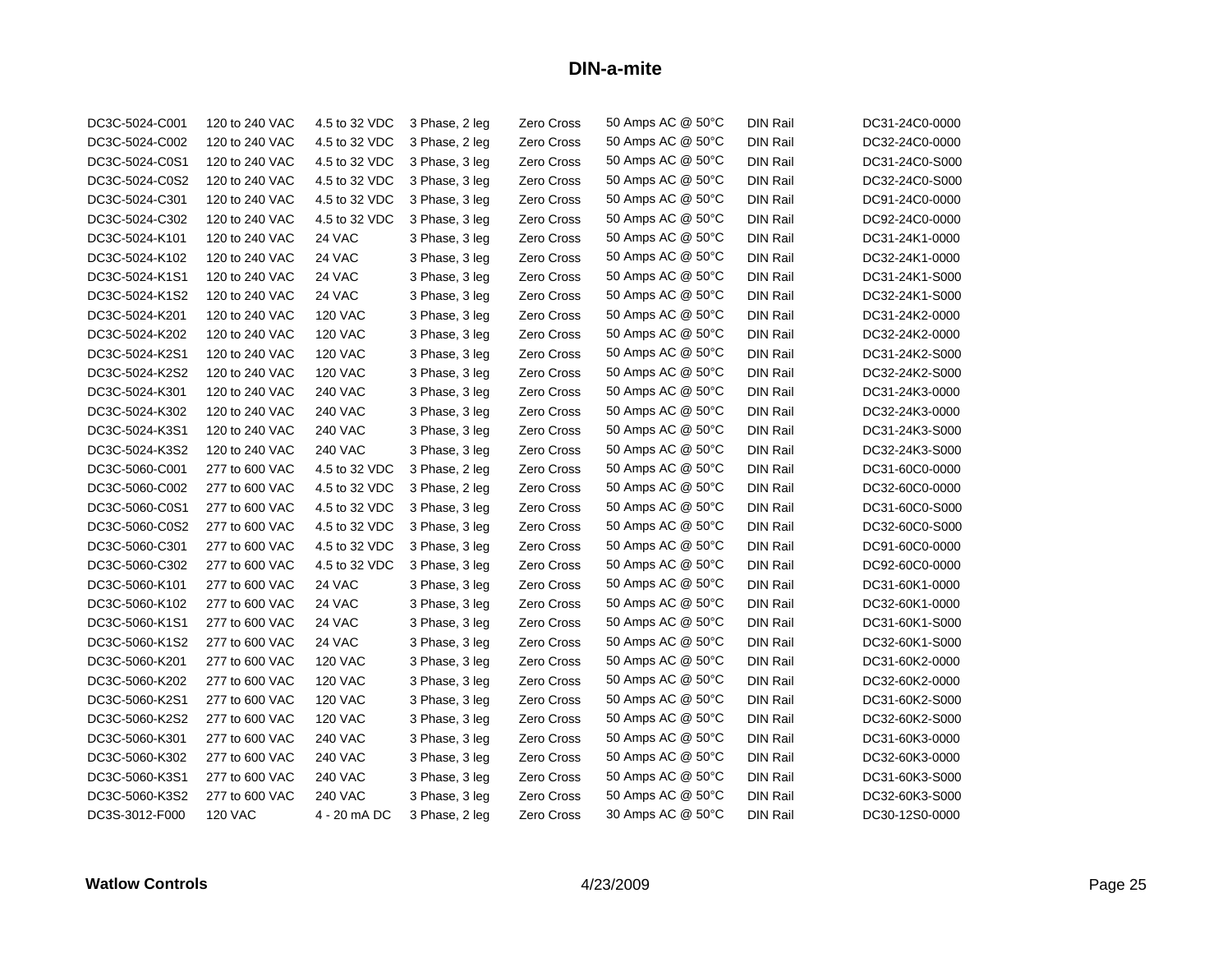## DIN-a-mite

| | | | | | | | |
|---|---|---|---|---|---|---|---|
| DC3C-5024-C001 | 120 to 240 VAC | 4.5 to 32 VDC | 3 Phase, 2 leg | Zero Cross | 50 Amps AC @ 50°C | DIN Rail | DC31-24C0-0000 |
| DC3C-5024-C002 | 120 to 240 VAC | 4.5 to 32 VDC | 3 Phase, 2 leg | Zero Cross | 50 Amps AC @ 50°C | DIN Rail | DC32-24C0-0000 |
| DC3C-5024-C0S1 | 120 to 240 VAC | 4.5 to 32 VDC | 3 Phase, 3 leg | Zero Cross | 50 Amps AC @ 50°C | DIN Rail | DC31-24C0-S000 |
| DC3C-5024-C0S2 | 120 to 240 VAC | 4.5 to 32 VDC | 3 Phase, 3 leg | Zero Cross | 50 Amps AC @ 50°C | DIN Rail | DC32-24C0-S000 |
| DC3C-5024-C301 | 120 to 240 VAC | 4.5 to 32 VDC | 3 Phase, 3 leg | Zero Cross | 50 Amps AC @ 50°C | DIN Rail | DC91-24C0-0000 |
| DC3C-5024-C302 | 120 to 240 VAC | 4.5 to 32 VDC | 3 Phase, 3 leg | Zero Cross | 50 Amps AC @ 50°C | DIN Rail | DC92-24C0-0000 |
| DC3C-5024-K101 | 120 to 240 VAC | 24 VAC | 3 Phase, 3 leg | Zero Cross | 50 Amps AC @ 50°C | DIN Rail | DC31-24K1-0000 |
| DC3C-5024-K102 | 120 to 240 VAC | 24 VAC | 3 Phase, 3 leg | Zero Cross | 50 Amps AC @ 50°C | DIN Rail | DC32-24K1-0000 |
| DC3C-5024-K1S1 | 120 to 240 VAC | 24 VAC | 3 Phase, 3 leg | Zero Cross | 50 Amps AC @ 50°C | DIN Rail | DC31-24K1-S000 |
| DC3C-5024-K1S2 | 120 to 240 VAC | 24 VAC | 3 Phase, 3 leg | Zero Cross | 50 Amps AC @ 50°C | DIN Rail | DC32-24K1-S000 |
| DC3C-5024-K201 | 120 to 240 VAC | 120 VAC | 3 Phase, 3 leg | Zero Cross | 50 Amps AC @ 50°C | DIN Rail | DC31-24K2-0000 |
| DC3C-5024-K202 | 120 to 240 VAC | 120 VAC | 3 Phase, 3 leg | Zero Cross | 50 Amps AC @ 50°C | DIN Rail | DC32-24K2-0000 |
| DC3C-5024-K2S1 | 120 to 240 VAC | 120 VAC | 3 Phase, 3 leg | Zero Cross | 50 Amps AC @ 50°C | DIN Rail | DC31-24K2-S000 |
| DC3C-5024-K2S2 | 120 to 240 VAC | 120 VAC | 3 Phase, 3 leg | Zero Cross | 50 Amps AC @ 50°C | DIN Rail | DC32-24K2-S000 |
| DC3C-5024-K301 | 120 to 240 VAC | 240 VAC | 3 Phase, 3 leg | Zero Cross | 50 Amps AC @ 50°C | DIN Rail | DC31-24K3-0000 |
| DC3C-5024-K302 | 120 to 240 VAC | 240 VAC | 3 Phase, 3 leg | Zero Cross | 50 Amps AC @ 50°C | DIN Rail | DC32-24K3-0000 |
| DC3C-5024-K3S1 | 120 to 240 VAC | 240 VAC | 3 Phase, 3 leg | Zero Cross | 50 Amps AC @ 50°C | DIN Rail | DC31-24K3-S000 |
| DC3C-5024-K3S2 | 120 to 240 VAC | 240 VAC | 3 Phase, 3 leg | Zero Cross | 50 Amps AC @ 50°C | DIN Rail | DC32-24K3-S000 |
| DC3C-5060-C001 | 277 to 600 VAC | 4.5 to 32 VDC | 3 Phase, 2 leg | Zero Cross | 50 Amps AC @ 50°C | DIN Rail | DC31-60C0-0000 |
| DC3C-5060-C002 | 277 to 600 VAC | 4.5 to 32 VDC | 3 Phase, 2 leg | Zero Cross | 50 Amps AC @ 50°C | DIN Rail | DC32-60C0-0000 |
| DC3C-5060-C0S1 | 277 to 600 VAC | 4.5 to 32 VDC | 3 Phase, 3 leg | Zero Cross | 50 Amps AC @ 50°C | DIN Rail | DC31-60C0-S000 |
| DC3C-5060-C0S2 | 277 to 600 VAC | 4.5 to 32 VDC | 3 Phase, 3 leg | Zero Cross | 50 Amps AC @ 50°C | DIN Rail | DC32-60C0-S000 |
| DC3C-5060-C301 | 277 to 600 VAC | 4.5 to 32 VDC | 3 Phase, 3 leg | Zero Cross | 50 Amps AC @ 50°C | DIN Rail | DC91-60C0-0000 |
| DC3C-5060-C302 | 277 to 600 VAC | 4.5 to 32 VDC | 3 Phase, 3 leg | Zero Cross | 50 Amps AC @ 50°C | DIN Rail | DC92-60C0-0000 |
| DC3C-5060-K101 | 277 to 600 VAC | 24 VAC | 3 Phase, 3 leg | Zero Cross | 50 Amps AC @ 50°C | DIN Rail | DC31-60K1-0000 |
| DC3C-5060-K102 | 277 to 600 VAC | 24 VAC | 3 Phase, 3 leg | Zero Cross | 50 Amps AC @ 50°C | DIN Rail | DC32-60K1-0000 |
| DC3C-5060-K1S1 | 277 to 600 VAC | 24 VAC | 3 Phase, 3 leg | Zero Cross | 50 Amps AC @ 50°C | DIN Rail | DC31-60K1-S000 |
| DC3C-5060-K1S2 | 277 to 600 VAC | 24 VAC | 3 Phase, 3 leg | Zero Cross | 50 Amps AC @ 50°C | DIN Rail | DC32-60K1-S000 |
| DC3C-5060-K201 | 277 to 600 VAC | 120 VAC | 3 Phase, 3 leg | Zero Cross | 50 Amps AC @ 50°C | DIN Rail | DC31-60K2-0000 |
| DC3C-5060-K202 | 277 to 600 VAC | 120 VAC | 3 Phase, 3 leg | Zero Cross | 50 Amps AC @ 50°C | DIN Rail | DC32-60K2-0000 |
| DC3C-5060-K2S1 | 277 to 600 VAC | 120 VAC | 3 Phase, 3 leg | Zero Cross | 50 Amps AC @ 50°C | DIN Rail | DC31-60K2-S000 |
| DC3C-5060-K2S2 | 277 to 600 VAC | 120 VAC | 3 Phase, 3 leg | Zero Cross | 50 Amps AC @ 50°C | DIN Rail | DC32-60K2-S000 |
| DC3C-5060-K301 | 277 to 600 VAC | 240 VAC | 3 Phase, 3 leg | Zero Cross | 50 Amps AC @ 50°C | DIN Rail | DC31-60K3-0000 |
| DC3C-5060-K302 | 277 to 600 VAC | 240 VAC | 3 Phase, 3 leg | Zero Cross | 50 Amps AC @ 50°C | DIN Rail | DC32-60K3-0000 |
| DC3C-5060-K3S1 | 277 to 600 VAC | 240 VAC | 3 Phase, 3 leg | Zero Cross | 50 Amps AC @ 50°C | DIN Rail | DC31-60K3-S000 |
| DC3C-5060-K3S2 | 277 to 600 VAC | 240 VAC | 3 Phase, 3 leg | Zero Cross | 50 Amps AC @ 50°C | DIN Rail | DC32-60K3-S000 |
| DC3S-3012-F000 | 120 VAC | 4 - 20 mA DC | 3 Phase, 2 leg | Zero Cross | 30 Amps AC @ 50°C | DIN Rail | DC30-12S0-0000 |

**Watlow Controls** 4/23/2009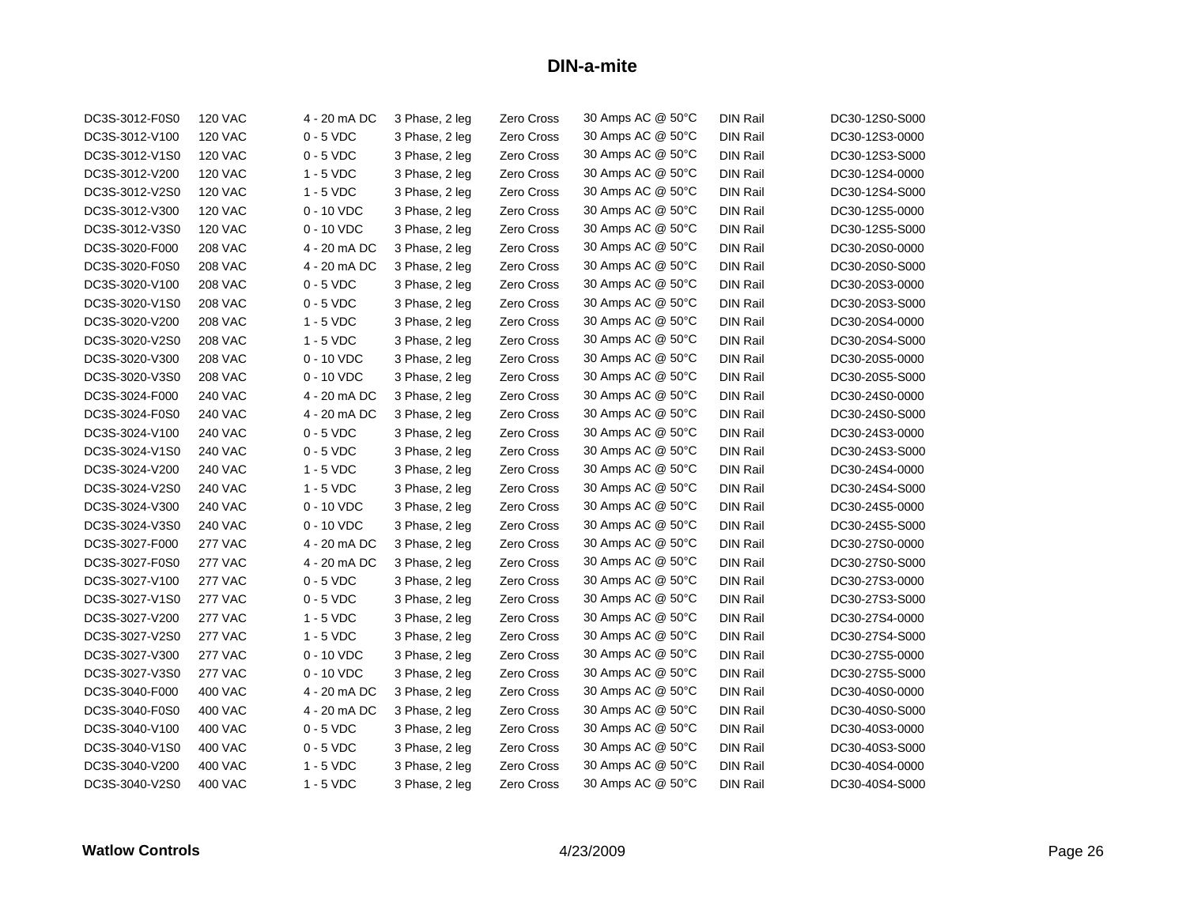## DIN-a-mite

| | | | | | | | |
|---|---|---|---|---|---|---|---|
| DC3S-3012-F0S0 | 120 VAC | 4 - 20 mA DC | 3 Phase, 2 leg | Zero Cross | 30 Amps AC @ 50°C | DIN Rail | DC30-12S0-S000 |
| DC3S-3012-V100 | 120 VAC | 0 - 5 VDC | 3 Phase, 2 leg | Zero Cross | 30 Amps AC @ 50°C | DIN Rail | DC30-12S3-0000 |
| DC3S-3012-V1S0 | 120 VAC | 0 - 5 VDC | 3 Phase, 2 leg | Zero Cross | 30 Amps AC @ 50°C | DIN Rail | DC30-12S3-S000 |
| DC3S-3012-V200 | 120 VAC | 1 - 5 VDC | 3 Phase, 2 leg | Zero Cross | 30 Amps AC @ 50°C | DIN Rail | DC30-12S4-0000 |
| DC3S-3012-V2S0 | 120 VAC | 1 - 5 VDC | 3 Phase, 2 leg | Zero Cross | 30 Amps AC @ 50°C | DIN Rail | DC30-12S4-S000 |
| DC3S-3012-V300 | 120 VAC | 0 - 10 VDC | 3 Phase, 2 leg | Zero Cross | 30 Amps AC @ 50°C | DIN Rail | DC30-12S5-0000 |
| DC3S-3012-V3S0 | 120 VAC | 0 - 10 VDC | 3 Phase, 2 leg | Zero Cross | 30 Amps AC @ 50°C | DIN Rail | DC30-12S5-S000 |
| DC3S-3020-F000 | 208 VAC | 4 - 20 mA DC | 3 Phase, 2 leg | Zero Cross | 30 Amps AC @ 50°C | DIN Rail | DC30-20S0-0000 |
| DC3S-3020-F0S0 | 208 VAC | 4 - 20 mA DC | 3 Phase, 2 leg | Zero Cross | 30 Amps AC @ 50°C | DIN Rail | DC30-20S0-S000 |
| DC3S-3020-V100 | 208 VAC | 0 - 5 VDC | 3 Phase, 2 leg | Zero Cross | 30 Amps AC @ 50°C | DIN Rail | DC30-20S3-0000 |
| DC3S-3020-V1S0 | 208 VAC | 0 - 5 VDC | 3 Phase, 2 leg | Zero Cross | 30 Amps AC @ 50°C | DIN Rail | DC30-20S3-S000 |
| DC3S-3020-V200 | 208 VAC | 1 - 5 VDC | 3 Phase, 2 leg | Zero Cross | 30 Amps AC @ 50°C | DIN Rail | DC30-20S4-0000 |
| DC3S-3020-V2S0 | 208 VAC | 1 - 5 VDC | 3 Phase, 2 leg | Zero Cross | 30 Amps AC @ 50°C | DIN Rail | DC30-20S4-S000 |
| DC3S-3020-V300 | 208 VAC | 0 - 10 VDC | 3 Phase, 2 leg | Zero Cross | 30 Amps AC @ 50°C | DIN Rail | DC30-20S5-0000 |
| DC3S-3020-V3S0 | 208 VAC | 0 - 10 VDC | 3 Phase, 2 leg | Zero Cross | 30 Amps AC @ 50°C | DIN Rail | DC30-20S5-S000 |
| DC3S-3024-F000 | 240 VAC | 4 - 20 mA DC | 3 Phase, 2 leg | Zero Cross | 30 Amps AC @ 50°C | DIN Rail | DC30-24S0-0000 |
| DC3S-3024-F0S0 | 240 VAC | 4 - 20 mA DC | 3 Phase, 2 leg | Zero Cross | 30 Amps AC @ 50°C | DIN Rail | DC30-24S0-S000 |
| DC3S-3024-V100 | 240 VAC | 0 - 5 VDC | 3 Phase, 2 leg | Zero Cross | 30 Amps AC @ 50°C | DIN Rail | DC30-24S3-0000 |
| DC3S-3024-V1S0 | 240 VAC | 0 - 5 VDC | 3 Phase, 2 leg | Zero Cross | 30 Amps AC @ 50°C | DIN Rail | DC30-24S3-S000 |
| DC3S-3024-V200 | 240 VAC | 1 - 5 VDC | 3 Phase, 2 leg | Zero Cross | 30 Amps AC @ 50°C | DIN Rail | DC30-24S4-0000 |
| DC3S-3024-V2S0 | 240 VAC | 1 - 5 VDC | 3 Phase, 2 leg | Zero Cross | 30 Amps AC @ 50°C | DIN Rail | DC30-24S4-S000 |
| DC3S-3024-V300 | 240 VAC | 0 - 10 VDC | 3 Phase, 2 leg | Zero Cross | 30 Amps AC @ 50°C | DIN Rail | DC30-24S5-0000 |
| DC3S-3024-V3S0 | 240 VAC | 0 - 10 VDC | 3 Phase, 2 leg | Zero Cross | 30 Amps AC @ 50°C | DIN Rail | DC30-24S5-S000 |
| DC3S-3027-F000 | 277 VAC | 4 - 20 mA DC | 3 Phase, 2 leg | Zero Cross | 30 Amps AC @ 50°C | DIN Rail | DC30-27S0-0000 |
| DC3S-3027-F0S0 | 277 VAC | 4 - 20 mA DC | 3 Phase, 2 leg | Zero Cross | 30 Amps AC @ 50°C | DIN Rail | DC30-27S0-S000 |
| DC3S-3027-V100 | 277 VAC | 0 - 5 VDC | 3 Phase, 2 leg | Zero Cross | 30 Amps AC @ 50°C | DIN Rail | DC30-27S3-0000 |
| DC3S-3027-V1S0 | 277 VAC | 0 - 5 VDC | 3 Phase, 2 leg | Zero Cross | 30 Amps AC @ 50°C | DIN Rail | DC30-27S3-S000 |
| DC3S-3027-V200 | 277 VAC | 1 - 5 VDC | 3 Phase, 2 leg | Zero Cross | 30 Amps AC @ 50°C | DIN Rail | DC30-27S4-0000 |
| DC3S-3027-V2S0 | 277 VAC | 1 - 5 VDC | 3 Phase, 2 leg | Zero Cross | 30 Amps AC @ 50°C | DIN Rail | DC30-27S4-S000 |
| DC3S-3027-V300 | 277 VAC | 0 - 10 VDC | 3 Phase, 2 leg | Zero Cross | 30 Amps AC @ 50°C | DIN Rail | DC30-27S5-0000 |
| DC3S-3027-V3S0 | 277 VAC | 0 - 10 VDC | 3 Phase, 2 leg | Zero Cross | 30 Amps AC @ 50°C | DIN Rail | DC30-27S5-S000 |
| DC3S-3040-F000 | 400 VAC | 4 - 20 mA DC | 3 Phase, 2 leg | Zero Cross | 30 Amps AC @ 50°C | DIN Rail | DC30-40S0-0000 |
| DC3S-3040-F0S0 | 400 VAC | 4 - 20 mA DC | 3 Phase, 2 leg | Zero Cross | 30 Amps AC @ 50°C | DIN Rail | DC30-40S0-S000 |
| DC3S-3040-V100 | 400 VAC | 0 - 5 VDC | 3 Phase, 2 leg | Zero Cross | 30 Amps AC @ 50°C | DIN Rail | DC30-40S3-0000 |
| DC3S-3040-V1S0 | 400 VAC | 0 - 5 VDC | 3 Phase, 2 leg | Zero Cross | 30 Amps AC @ 50°C | DIN Rail | DC30-40S3-S000 |
| DC3S-3040-V200 | 400 VAC | 1 - 5 VDC | 3 Phase, 2 leg | Zero Cross | 30 Amps AC @ 50°C | DIN Rail | DC30-40S4-0000 |
| DC3S-3040-V2S0 | 400 VAC | 1 - 5 VDC | 3 Phase, 2 leg | Zero Cross | 30 Amps AC @ 50°C | DIN Rail | DC30-40S4-S000 |

**Watlow Controls** 4/23/2009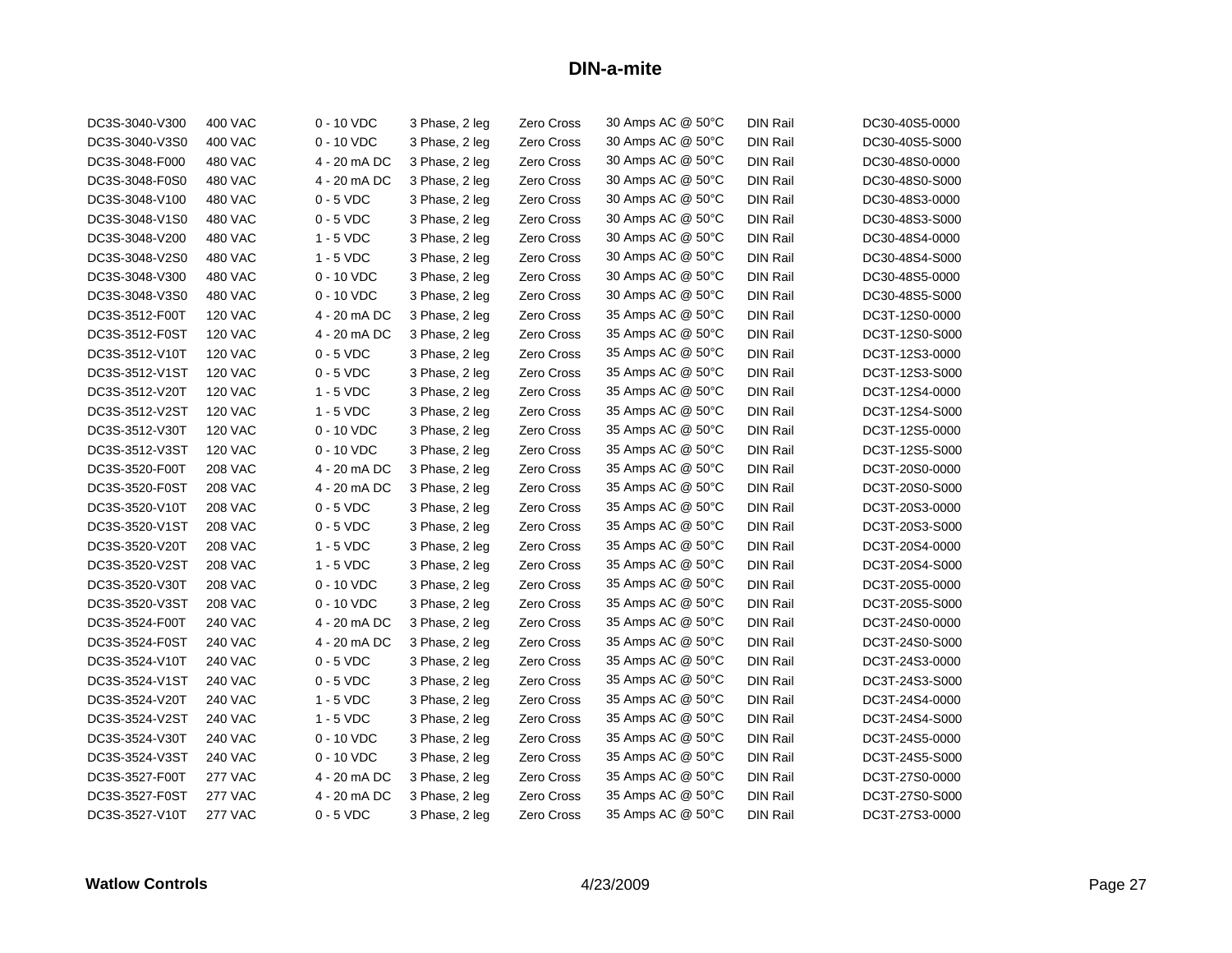## DIN-a-mite

| | | | | | | | |
|---|---|---|---|---|---|---|---|
| DC3S-3040-V300 | 400 VAC | 0 - 10 VDC | 3 Phase, 2 leg | Zero Cross | 30 Amps AC @ 50°C | DIN Rail | DC30-40S5-0000 |
| DC3S-3040-V3S0 | 400 VAC | 0 - 10 VDC | 3 Phase, 2 leg | Zero Cross | 30 Amps AC @ 50°C | DIN Rail | DC30-40S5-S000 |
| DC3S-3048-F000 | 480 VAC | 4 - 20 mA DC | 3 Phase, 2 leg | Zero Cross | 30 Amps AC @ 50°C | DIN Rail | DC30-48S0-0000 |
| DC3S-3048-F0S0 | 480 VAC | 4 - 20 mA DC | 3 Phase, 2 leg | Zero Cross | 30 Amps AC @ 50°C | DIN Rail | DC30-48S0-S000 |
| DC3S-3048-V100 | 480 VAC | 0 - 5 VDC | 3 Phase, 2 leg | Zero Cross | 30 Amps AC @ 50°C | DIN Rail | DC30-48S3-0000 |
| DC3S-3048-V1S0 | 480 VAC | 0 - 5 VDC | 3 Phase, 2 leg | Zero Cross | 30 Amps AC @ 50°C | DIN Rail | DC30-48S3-S000 |
| DC3S-3048-V200 | 480 VAC | 1 - 5 VDC | 3 Phase, 2 leg | Zero Cross | 30 Amps AC @ 50°C | DIN Rail | DC30-48S4-0000 |
| DC3S-3048-V2S0 | 480 VAC | 1 - 5 VDC | 3 Phase, 2 leg | Zero Cross | 30 Amps AC @ 50°C | DIN Rail | DC30-48S4-S000 |
| DC3S-3048-V300 | 480 VAC | 0 - 10 VDC | 3 Phase, 2 leg | Zero Cross | 30 Amps AC @ 50°C | DIN Rail | DC30-48S5-0000 |
| DC3S-3048-V3S0 | 480 VAC | 0 - 10 VDC | 3 Phase, 2 leg | Zero Cross | 30 Amps AC @ 50°C | DIN Rail | DC30-48S5-S000 |
| DC3S-3512-F00T | 120 VAC | 4 - 20 mA DC | 3 Phase, 2 leg | Zero Cross | 35 Amps AC @ 50°C | DIN Rail | DC3T-12S0-0000 |
| DC3S-3512-F0ST | 120 VAC | 4 - 20 mA DC | 3 Phase, 2 leg | Zero Cross | 35 Amps AC @ 50°C | DIN Rail | DC3T-12S0-S000 |
| DC3S-3512-V10T | 120 VAC | 0 - 5 VDC | 3 Phase, 2 leg | Zero Cross | 35 Amps AC @ 50°C | DIN Rail | DC3T-12S3-0000 |
| DC3S-3512-V1ST | 120 VAC | 0 - 5 VDC | 3 Phase, 2 leg | Zero Cross | 35 Amps AC @ 50°C | DIN Rail | DC3T-12S3-S000 |
| DC3S-3512-V20T | 120 VAC | 1 - 5 VDC | 3 Phase, 2 leg | Zero Cross | 35 Amps AC @ 50°C | DIN Rail | DC3T-12S4-0000 |
| DC3S-3512-V2ST | 120 VAC | 1 - 5 VDC | 3 Phase, 2 leg | Zero Cross | 35 Amps AC @ 50°C | DIN Rail | DC3T-12S4-S000 |
| DC3S-3512-V30T | 120 VAC | 0 - 10 VDC | 3 Phase, 2 leg | Zero Cross | 35 Amps AC @ 50°C | DIN Rail | DC3T-12S5-0000 |
| DC3S-3512-V3ST | 120 VAC | 0 - 10 VDC | 3 Phase, 2 leg | Zero Cross | 35 Amps AC @ 50°C | DIN Rail | DC3T-12S5-S000 |
| DC3S-3520-F00T | 208 VAC | 4 - 20 mA DC | 3 Phase, 2 leg | Zero Cross | 35 Amps AC @ 50°C | DIN Rail | DC3T-20S0-0000 |
| DC3S-3520-F0ST | 208 VAC | 4 - 20 mA DC | 3 Phase, 2 leg | Zero Cross | 35 Amps AC @ 50°C | DIN Rail | DC3T-20S0-S000 |
| DC3S-3520-V10T | 208 VAC | 0 - 5 VDC | 3 Phase, 2 leg | Zero Cross | 35 Amps AC @ 50°C | DIN Rail | DC3T-20S3-0000 |
| DC3S-3520-V1ST | 208 VAC | 0 - 5 VDC | 3 Phase, 2 leg | Zero Cross | 35 Amps AC @ 50°C | DIN Rail | DC3T-20S3-S000 |
| DC3S-3520-V20T | 208 VAC | 1 - 5 VDC | 3 Phase, 2 leg | Zero Cross | 35 Amps AC @ 50°C | DIN Rail | DC3T-20S4-0000 |
| DC3S-3520-V2ST | 208 VAC | 1 - 5 VDC | 3 Phase, 2 leg | Zero Cross | 35 Amps AC @ 50°C | DIN Rail | DC3T-20S4-S000 |
| DC3S-3520-V30T | 208 VAC | 0 - 10 VDC | 3 Phase, 2 leg | Zero Cross | 35 Amps AC @ 50°C | DIN Rail | DC3T-20S5-0000 |
| DC3S-3520-V3ST | 208 VAC | 0 - 10 VDC | 3 Phase, 2 leg | Zero Cross | 35 Amps AC @ 50°C | DIN Rail | DC3T-20S5-S000 |
| DC3S-3524-F00T | 240 VAC | 4 - 20 mA DC | 3 Phase, 2 leg | Zero Cross | 35 Amps AC @ 50°C | DIN Rail | DC3T-24S0-0000 |
| DC3S-3524-F0ST | 240 VAC | 4 - 20 mA DC | 3 Phase, 2 leg | Zero Cross | 35 Amps AC @ 50°C | DIN Rail | DC3T-24S0-S000 |
| DC3S-3524-V10T | 240 VAC | 0 - 5 VDC | 3 Phase, 2 leg | Zero Cross | 35 Amps AC @ 50°C | DIN Rail | DC3T-24S3-0000 |
| DC3S-3524-V1ST | 240 VAC | 0 - 5 VDC | 3 Phase, 2 leg | Zero Cross | 35 Amps AC @ 50°C | DIN Rail | DC3T-24S3-S000 |
| DC3S-3524-V20T | 240 VAC | 1 - 5 VDC | 3 Phase, 2 leg | Zero Cross | 35 Amps AC @ 50°C | DIN Rail | DC3T-24S4-0000 |
| DC3S-3524-V2ST | 240 VAC | 1 - 5 VDC | 3 Phase, 2 leg | Zero Cross | 35 Amps AC @ 50°C | DIN Rail | DC3T-24S4-S000 |
| DC3S-3524-V30T | 240 VAC | 0 - 10 VDC | 3 Phase, 2 leg | Zero Cross | 35 Amps AC @ 50°C | DIN Rail | DC3T-24S5-0000 |
| DC3S-3524-V3ST | 240 VAC | 0 - 10 VDC | 3 Phase, 2 leg | Zero Cross | 35 Amps AC @ 50°C | DIN Rail | DC3T-24S5-S000 |
| DC3S-3527-F00T | 277 VAC | 4 - 20 mA DC | 3 Phase, 2 leg | Zero Cross | 35 Amps AC @ 50°C | DIN Rail | DC3T-27S0-0000 |
| DC3S-3527-F0ST | 277 VAC | 4 - 20 mA DC | 3 Phase, 2 leg | Zero Cross | 35 Amps AC @ 50°C | DIN Rail | DC3T-27S0-S000 |
| DC3S-3527-V10T | 277 VAC | 0 - 5 VDC | 3 Phase, 2 leg | Zero Cross | 35 Amps AC @ 50°C | DIN Rail | DC3T-27S3-0000 |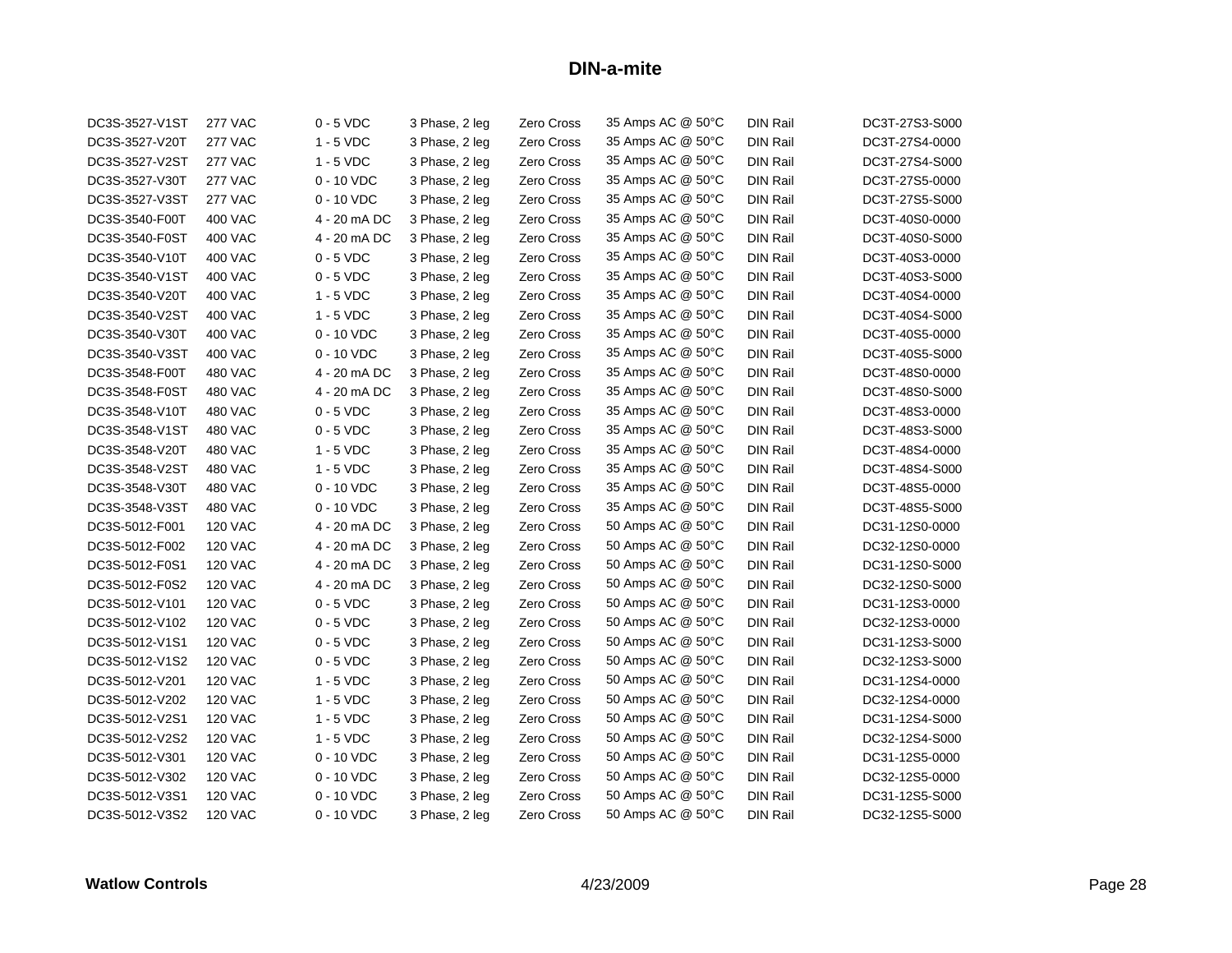## DIN-a-mite

| | | | | | | | |
|---|---|---|---|---|---|---|---|
| DC3S-3527-V1ST | 277 VAC | 0 - 5 VDC | 3 Phase, 2 leg | Zero Cross | 35 Amps AC @ 50°C | DIN Rail | DC3T-27S3-S000 |
| DC3S-3527-V20T | 277 VAC | 1 - 5 VDC | 3 Phase, 2 leg | Zero Cross | 35 Amps AC @ 50°C | DIN Rail | DC3T-27S4-0000 |
| DC3S-3527-V2ST | 277 VAC | 1 - 5 VDC | 3 Phase, 2 leg | Zero Cross | 35 Amps AC @ 50°C | DIN Rail | DC3T-27S4-S000 |
| DC3S-3527-V30T | 277 VAC | 0 - 10 VDC | 3 Phase, 2 leg | Zero Cross | 35 Amps AC @ 50°C | DIN Rail | DC3T-27S5-0000 |
| DC3S-3527-V3ST | 277 VAC | 0 - 10 VDC | 3 Phase, 2 leg | Zero Cross | 35 Amps AC @ 50°C | DIN Rail | DC3T-27S5-S000 |
| DC3S-3540-F00T | 400 VAC | 4 - 20 mA DC | 3 Phase, 2 leg | Zero Cross | 35 Amps AC @ 50°C | DIN Rail | DC3T-40S0-0000 |
| DC3S-3540-F0ST | 400 VAC | 4 - 20 mA DC | 3 Phase, 2 leg | Zero Cross | 35 Amps AC @ 50°C | DIN Rail | DC3T-40S0-S000 |
| DC3S-3540-V10T | 400 VAC | 0 - 5 VDC | 3 Phase, 2 leg | Zero Cross | 35 Amps AC @ 50°C | DIN Rail | DC3T-40S3-0000 |
| DC3S-3540-V1ST | 400 VAC | 0 - 5 VDC | 3 Phase, 2 leg | Zero Cross | 35 Amps AC @ 50°C | DIN Rail | DC3T-40S3-S000 |
| DC3S-3540-V20T | 400 VAC | 1 - 5 VDC | 3 Phase, 2 leg | Zero Cross | 35 Amps AC @ 50°C | DIN Rail | DC3T-40S4-0000 |
| DC3S-3540-V2ST | 400 VAC | 1 - 5 VDC | 3 Phase, 2 leg | Zero Cross | 35 Amps AC @ 50°C | DIN Rail | DC3T-40S4-S000 |
| DC3S-3540-V30T | 400 VAC | 0 - 10 VDC | 3 Phase, 2 leg | Zero Cross | 35 Amps AC @ 50°C | DIN Rail | DC3T-40S5-0000 |
| DC3S-3540-V3ST | 400 VAC | 0 - 10 VDC | 3 Phase, 2 leg | Zero Cross | 35 Amps AC @ 50°C | DIN Rail | DC3T-40S5-S000 |
| DC3S-3548-F00T | 480 VAC | 4 - 20 mA DC | 3 Phase, 2 leg | Zero Cross | 35 Amps AC @ 50°C | DIN Rail | DC3T-48S0-0000 |
| DC3S-3548-F0ST | 480 VAC | 4 - 20 mA DC | 3 Phase, 2 leg | Zero Cross | 35 Amps AC @ 50°C | DIN Rail | DC3T-48S0-S000 |
| DC3S-3548-V10T | 480 VAC | 0 - 5 VDC | 3 Phase, 2 leg | Zero Cross | 35 Amps AC @ 50°C | DIN Rail | DC3T-48S3-0000 |
| DC3S-3548-V1ST | 480 VAC | 0 - 5 VDC | 3 Phase, 2 leg | Zero Cross | 35 Amps AC @ 50°C | DIN Rail | DC3T-48S3-S000 |
| DC3S-3548-V20T | 480 VAC | 1 - 5 VDC | 3 Phase, 2 leg | Zero Cross | 35 Amps AC @ 50°C | DIN Rail | DC3T-48S4-0000 |
| DC3S-3548-V2ST | 480 VAC | 1 - 5 VDC | 3 Phase, 2 leg | Zero Cross | 35 Amps AC @ 50°C | DIN Rail | DC3T-48S4-S000 |
| DC3S-3548-V30T | 480 VAC | 0 - 10 VDC | 3 Phase, 2 leg | Zero Cross | 35 Amps AC @ 50°C | DIN Rail | DC3T-48S5-0000 |
| DC3S-3548-V3ST | 480 VAC | 0 - 10 VDC | 3 Phase, 2 leg | Zero Cross | 35 Amps AC @ 50°C | DIN Rail | DC3T-48S5-S000 |
| DC3S-5012-F001 | 120 VAC | 4 - 20 mA DC | 3 Phase, 2 leg | Zero Cross | 50 Amps AC @ 50°C | DIN Rail | DC31-12S0-0000 |
| DC3S-5012-F002 | 120 VAC | 4 - 20 mA DC | 3 Phase, 2 leg | Zero Cross | 50 Amps AC @ 50°C | DIN Rail | DC32-12S0-0000 |
| DC3S-5012-F0S1 | 120 VAC | 4 - 20 mA DC | 3 Phase, 2 leg | Zero Cross | 50 Amps AC @ 50°C | DIN Rail | DC31-12S0-S000 |
| DC3S-5012-F0S2 | 120 VAC | 4 - 20 mA DC | 3 Phase, 2 leg | Zero Cross | 50 Amps AC @ 50°C | DIN Rail | DC32-12S0-S000 |
| DC3S-5012-V101 | 120 VAC | 0 - 5 VDC | 3 Phase, 2 leg | Zero Cross | 50 Amps AC @ 50°C | DIN Rail | DC31-12S3-0000 |
| DC3S-5012-V102 | 120 VAC | 0 - 5 VDC | 3 Phase, 2 leg | Zero Cross | 50 Amps AC @ 50°C | DIN Rail | DC32-12S3-0000 |
| DC3S-5012-V1S1 | 120 VAC | 0 - 5 VDC | 3 Phase, 2 leg | Zero Cross | 50 Amps AC @ 50°C | DIN Rail | DC31-12S3-S000 |
| DC3S-5012-V1S2 | 120 VAC | 0 - 5 VDC | 3 Phase, 2 leg | Zero Cross | 50 Amps AC @ 50°C | DIN Rail | DC32-12S3-S000 |
| DC3S-5012-V201 | 120 VAC | 1 - 5 VDC | 3 Phase, 2 leg | Zero Cross | 50 Amps AC @ 50°C | DIN Rail | DC31-12S4-0000 |
| DC3S-5012-V202 | 120 VAC | 1 - 5 VDC | 3 Phase, 2 leg | Zero Cross | 50 Amps AC @ 50°C | DIN Rail | DC32-12S4-0000 |
| DC3S-5012-V2S1 | 120 VAC | 1 - 5 VDC | 3 Phase, 2 leg | Zero Cross | 50 Amps AC @ 50°C | DIN Rail | DC31-12S4-S000 |
| DC3S-5012-V2S2 | 120 VAC | 1 - 5 VDC | 3 Phase, 2 leg | Zero Cross | 50 Amps AC @ 50°C | DIN Rail | DC32-12S4-S000 |
| DC3S-5012-V301 | 120 VAC | 0 - 10 VDC | 3 Phase, 2 leg | Zero Cross | 50 Amps AC @ 50°C | DIN Rail | DC31-12S5-0000 |
| DC3S-5012-V302 | 120 VAC | 0 - 10 VDC | 3 Phase, 2 leg | Zero Cross | 50 Amps AC @ 50°C | DIN Rail | DC32-12S5-0000 |
| DC3S-5012-V3S1 | 120 VAC | 0 - 10 VDC | 3 Phase, 2 leg | Zero Cross | 50 Amps AC @ 50°C | DIN Rail | DC31-12S5-S000 |
| DC3S-5012-V3S2 | 120 VAC | 0 - 10 VDC | 3 Phase, 2 leg | Zero Cross | 50 Amps AC @ 50°C | DIN Rail | DC32-12S5-S000 |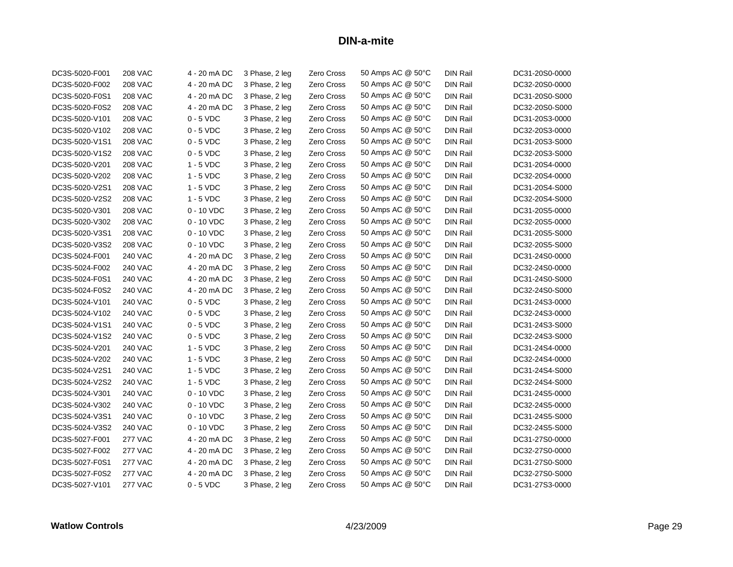# DIN-a-mite

| | | | | | | | |
|---|---|---|---|---|---|---|---|
| DC3S-5020-F001 | 208 VAC | 4 - 20 mA DC | 3 Phase, 2 leg | Zero Cross | 50 Amps AC @ 50°C | DIN Rail | DC31-20S0-0000 |
| DC3S-5020-F002 | 208 VAC | 4 - 20 mA DC | 3 Phase, 2 leg | Zero Cross | 50 Amps AC @ 50°C | DIN Rail | DC32-20S0-0000 |
| DC3S-5020-F0S1 | 208 VAC | 4 - 20 mA DC | 3 Phase, 2 leg | Zero Cross | 50 Amps AC @ 50°C | DIN Rail | DC31-20S0-S000 |
| DC3S-5020-F0S2 | 208 VAC | 4 - 20 mA DC | 3 Phase, 2 leg | Zero Cross | 50 Amps AC @ 50°C | DIN Rail | DC32-20S0-S000 |
| DC3S-5020-V101 | 208 VAC | 0 - 5 VDC | 3 Phase, 2 leg | Zero Cross | 50 Amps AC @ 50°C | DIN Rail | DC31-20S3-0000 |
| DC3S-5020-V102 | 208 VAC | 0 - 5 VDC | 3 Phase, 2 leg | Zero Cross | 50 Amps AC @ 50°C | DIN Rail | DC32-20S3-0000 |
| DC3S-5020-V1S1 | 208 VAC | 0 - 5 VDC | 3 Phase, 2 leg | Zero Cross | 50 Amps AC @ 50°C | DIN Rail | DC31-20S3-S000 |
| DC3S-5020-V1S2 | 208 VAC | 0 - 5 VDC | 3 Phase, 2 leg | Zero Cross | 50 Amps AC @ 50°C | DIN Rail | DC32-20S3-S000 |
| DC3S-5020-V201 | 208 VAC | 1 - 5 VDC | 3 Phase, 2 leg | Zero Cross | 50 Amps AC @ 50°C | DIN Rail | DC31-20S4-0000 |
| DC3S-5020-V202 | 208 VAC | 1 - 5 VDC | 3 Phase, 2 leg | Zero Cross | 50 Amps AC @ 50°C | DIN Rail | DC32-20S4-0000 |
| DC3S-5020-V2S1 | 208 VAC | 1 - 5 VDC | 3 Phase, 2 leg | Zero Cross | 50 Amps AC @ 50°C | DIN Rail | DC31-20S4-S000 |
| DC3S-5020-V2S2 | 208 VAC | 1 - 5 VDC | 3 Phase, 2 leg | Zero Cross | 50 Amps AC @ 50°C | DIN Rail | DC32-20S4-S000 |
| DC3S-5020-V301 | 208 VAC | 0 - 10 VDC | 3 Phase, 2 leg | Zero Cross | 50 Amps AC @ 50°C | DIN Rail | DC31-20S5-0000 |
| DC3S-5020-V302 | 208 VAC | 0 - 10 VDC | 3 Phase, 2 leg | Zero Cross | 50 Amps AC @ 50°C | DIN Rail | DC32-20S5-0000 |
| DC3S-5020-V3S1 | 208 VAC | 0 - 10 VDC | 3 Phase, 2 leg | Zero Cross | 50 Amps AC @ 50°C | DIN Rail | DC31-20S5-S000 |
| DC3S-5020-V3S2 | 208 VAC | 0 - 10 VDC | 3 Phase, 2 leg | Zero Cross | 50 Amps AC @ 50°C | DIN Rail | DC32-20S5-S000 |
| DC3S-5024-F001 | 240 VAC | 4 - 20 mA DC | 3 Phase, 2 leg | Zero Cross | 50 Amps AC @ 50°C | DIN Rail | DC31-24S0-0000 |
| DC3S-5024-F002 | 240 VAC | 4 - 20 mA DC | 3 Phase, 2 leg | Zero Cross | 50 Amps AC @ 50°C | DIN Rail | DC32-24S0-0000 |
| DC3S-5024-F0S1 | 240 VAC | 4 - 20 mA DC | 3 Phase, 2 leg | Zero Cross | 50 Amps AC @ 50°C | DIN Rail | DC31-24S0-S000 |
| DC3S-5024-F0S2 | 240 VAC | 4 - 20 mA DC | 3 Phase, 2 leg | Zero Cross | 50 Amps AC @ 50°C | DIN Rail | DC32-24S0-S000 |
| DC3S-5024-V101 | 240 VAC | 0 - 5 VDC | 3 Phase, 2 leg | Zero Cross | 50 Amps AC @ 50°C | DIN Rail | DC31-24S3-0000 |
| DC3S-5024-V102 | 240 VAC | 0 - 5 VDC | 3 Phase, 2 leg | Zero Cross | 50 Amps AC @ 50°C | DIN Rail | DC32-24S3-0000 |
| DC3S-5024-V1S1 | 240 VAC | 0 - 5 VDC | 3 Phase, 2 leg | Zero Cross | 50 Amps AC @ 50°C | DIN Rail | DC31-24S3-S000 |
| DC3S-5024-V1S2 | 240 VAC | 0 - 5 VDC | 3 Phase, 2 leg | Zero Cross | 50 Amps AC @ 50°C | DIN Rail | DC32-24S3-S000 |
| DC3S-5024-V201 | 240 VAC | 1 - 5 VDC | 3 Phase, 2 leg | Zero Cross | 50 Amps AC @ 50°C | DIN Rail | DC31-24S4-0000 |
| DC3S-5024-V202 | 240 VAC | 1 - 5 VDC | 3 Phase, 2 leg | Zero Cross | 50 Amps AC @ 50°C | DIN Rail | DC32-24S4-0000 |
| DC3S-5024-V2S1 | 240 VAC | 1 - 5 VDC | 3 Phase, 2 leg | Zero Cross | 50 Amps AC @ 50°C | DIN Rail | DC31-24S4-S000 |
| DC3S-5024-V2S2 | 240 VAC | 1 - 5 VDC | 3 Phase, 2 leg | Zero Cross | 50 Amps AC @ 50°C | DIN Rail | DC32-24S4-S000 |
| DC3S-5024-V301 | 240 VAC | 0 - 10 VDC | 3 Phase, 2 leg | Zero Cross | 50 Amps AC @ 50°C | DIN Rail | DC31-24S5-0000 |
| DC3S-5024-V302 | 240 VAC | 0 - 10 VDC | 3 Phase, 2 leg | Zero Cross | 50 Amps AC @ 50°C | DIN Rail | DC32-24S5-0000 |
| DC3S-5024-V3S1 | 240 VAC | 0 - 10 VDC | 3 Phase, 2 leg | Zero Cross | 50 Amps AC @ 50°C | DIN Rail | DC31-24S5-S000 |
| DC3S-5024-V3S2 | 240 VAC | 0 - 10 VDC | 3 Phase, 2 leg | Zero Cross | 50 Amps AC @ 50°C | DIN Rail | DC32-24S5-S000 |
| DC3S-5027-F001 | 277 VAC | 4 - 20 mA DC | 3 Phase, 2 leg | Zero Cross | 50 Amps AC @ 50°C | DIN Rail | DC31-27S0-0000 |
| DC3S-5027-F002 | 277 VAC | 4 - 20 mA DC | 3 Phase, 2 leg | Zero Cross | 50 Amps AC @ 50°C | DIN Rail | DC32-27S0-0000 |
| DC3S-5027-F0S1 | 277 VAC | 4 - 20 mA DC | 3 Phase, 2 leg | Zero Cross | 50 Amps AC @ 50°C | DIN Rail | DC31-27S0-S000 |
| DC3S-5027-F0S2 | 277 VAC | 4 - 20 mA DC | 3 Phase, 2 leg | Zero Cross | 50 Amps AC @ 50°C | DIN Rail | DC32-27S0-S000 |
| DC3S-5027-V101 | 277 VAC | 0 - 5 VDC | 3 Phase, 2 leg | Zero Cross | 50 Amps AC @ 50°C | DIN Rail | DC31-27S3-0000 |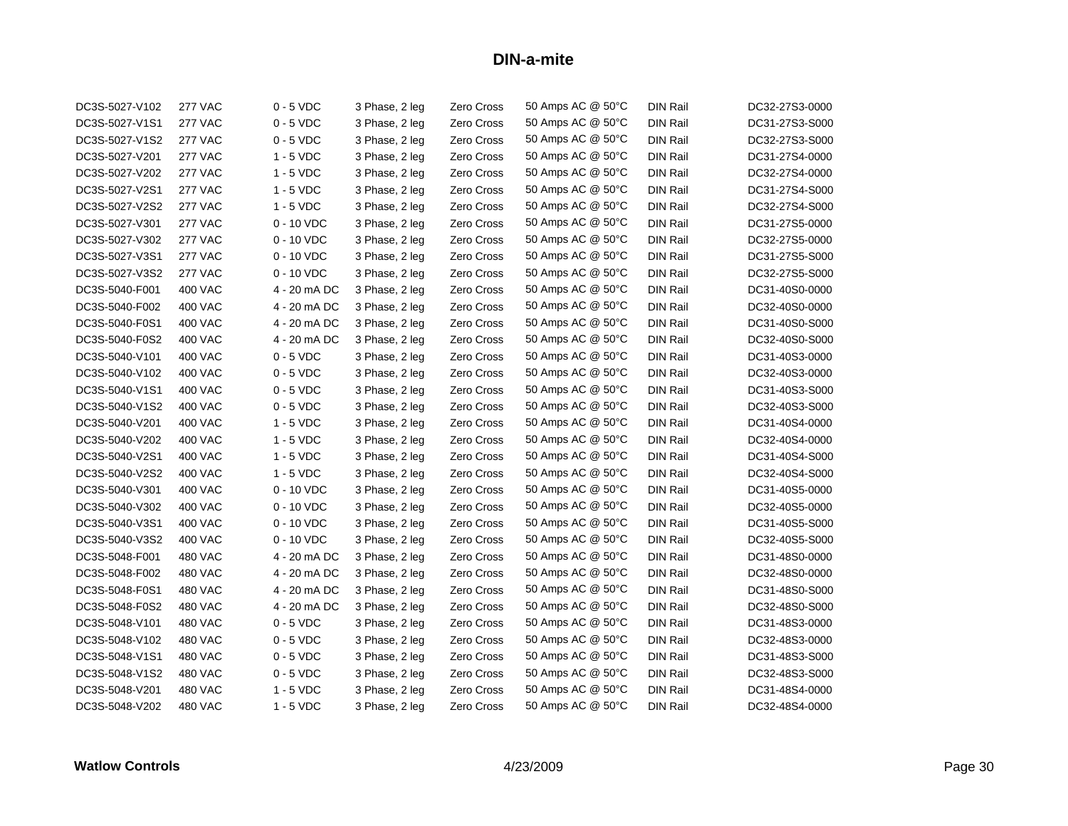# DIN-a-mite

| | | | | | | | |
|---|---|---|---|---|---|---|---|
| DC3S-5027-V102 | 277 VAC | 0 - 5 VDC | 3 Phase, 2 leg | Zero Cross | 50 Amps AC @ 50°C | DIN Rail | DC32-27S3-0000 |
| DC3S-5027-V1S1 | 277 VAC | 0 - 5 VDC | 3 Phase, 2 leg | Zero Cross | 50 Amps AC @ 50°C | DIN Rail | DC31-27S3-S000 |
| DC3S-5027-V1S2 | 277 VAC | 0 - 5 VDC | 3 Phase, 2 leg | Zero Cross | 50 Amps AC @ 50°C | DIN Rail | DC32-27S3-S000 |
| DC3S-5027-V201 | 277 VAC | 1 - 5 VDC | 3 Phase, 2 leg | Zero Cross | 50 Amps AC @ 50°C | DIN Rail | DC31-27S4-0000 |
| DC3S-5027-V202 | 277 VAC | 1 - 5 VDC | 3 Phase, 2 leg | Zero Cross | 50 Amps AC @ 50°C | DIN Rail | DC32-27S4-0000 |
| DC3S-5027-V2S1 | 277 VAC | 1 - 5 VDC | 3 Phase, 2 leg | Zero Cross | 50 Amps AC @ 50°C | DIN Rail | DC31-27S4-S000 |
| DC3S-5027-V2S2 | 277 VAC | 1 - 5 VDC | 3 Phase, 2 leg | Zero Cross | 50 Amps AC @ 50°C | DIN Rail | DC32-27S4-S000 |
| DC3S-5027-V301 | 277 VAC | 0 - 10 VDC | 3 Phase, 2 leg | Zero Cross | 50 Amps AC @ 50°C | DIN Rail | DC31-27S5-0000 |
| DC3S-5027-V302 | 277 VAC | 0 - 10 VDC | 3 Phase, 2 leg | Zero Cross | 50 Amps AC @ 50°C | DIN Rail | DC32-27S5-0000 |
| DC3S-5027-V3S1 | 277 VAC | 0 - 10 VDC | 3 Phase, 2 leg | Zero Cross | 50 Amps AC @ 50°C | DIN Rail | DC31-27S5-S000 |
| DC3S-5027-V3S2 | 277 VAC | 0 - 10 VDC | 3 Phase, 2 leg | Zero Cross | 50 Amps AC @ 50°C | DIN Rail | DC32-27S5-S000 |
| DC3S-5040-F001 | 400 VAC | 4 - 20 mA DC | 3 Phase, 2 leg | Zero Cross | 50 Amps AC @ 50°C | DIN Rail | DC31-40S0-0000 |
| DC3S-5040-F002 | 400 VAC | 4 - 20 mA DC | 3 Phase, 2 leg | Zero Cross | 50 Amps AC @ 50°C | DIN Rail | DC32-40S0-0000 |
| DC3S-5040-F0S1 | 400 VAC | 4 - 20 mA DC | 3 Phase, 2 leg | Zero Cross | 50 Amps AC @ 50°C | DIN Rail | DC31-40S0-S000 |
| DC3S-5040-F0S2 | 400 VAC | 4 - 20 mA DC | 3 Phase, 2 leg | Zero Cross | 50 Amps AC @ 50°C | DIN Rail | DC32-40S0-S000 |
| DC3S-5040-V101 | 400 VAC | 0 - 5 VDC | 3 Phase, 2 leg | Zero Cross | 50 Amps AC @ 50°C | DIN Rail | DC31-40S3-0000 |
| DC3S-5040-V102 | 400 VAC | 0 - 5 VDC | 3 Phase, 2 leg | Zero Cross | 50 Amps AC @ 50°C | DIN Rail | DC32-40S3-0000 |
| DC3S-5040-V1S1 | 400 VAC | 0 - 5 VDC | 3 Phase, 2 leg | Zero Cross | 50 Amps AC @ 50°C | DIN Rail | DC31-40S3-S000 |
| DC3S-5040-V1S2 | 400 VAC | 0 - 5 VDC | 3 Phase, 2 leg | Zero Cross | 50 Amps AC @ 50°C | DIN Rail | DC32-40S3-S000 |
| DC3S-5040-V201 | 400 VAC | 1 - 5 VDC | 3 Phase, 2 leg | Zero Cross | 50 Amps AC @ 50°C | DIN Rail | DC31-40S4-0000 |
| DC3S-5040-V202 | 400 VAC | 1 - 5 VDC | 3 Phase, 2 leg | Zero Cross | 50 Amps AC @ 50°C | DIN Rail | DC32-40S4-0000 |
| DC3S-5040-V2S1 | 400 VAC | 1 - 5 VDC | 3 Phase, 2 leg | Zero Cross | 50 Amps AC @ 50°C | DIN Rail | DC31-40S4-S000 |
| DC3S-5040-V2S2 | 400 VAC | 1 - 5 VDC | 3 Phase, 2 leg | Zero Cross | 50 Amps AC @ 50°C | DIN Rail | DC32-40S4-S000 |
| DC3S-5040-V301 | 400 VAC | 0 - 10 VDC | 3 Phase, 2 leg | Zero Cross | 50 Amps AC @ 50°C | DIN Rail | DC31-40S5-0000 |
| DC3S-5040-V302 | 400 VAC | 0 - 10 VDC | 3 Phase, 2 leg | Zero Cross | 50 Amps AC @ 50°C | DIN Rail | DC32-40S5-0000 |
| DC3S-5040-V3S1 | 400 VAC | 0 - 10 VDC | 3 Phase, 2 leg | Zero Cross | 50 Amps AC @ 50°C | DIN Rail | DC31-40S5-S000 |
| DC3S-5040-V3S2 | 400 VAC | 0 - 10 VDC | 3 Phase, 2 leg | Zero Cross | 50 Amps AC @ 50°C | DIN Rail | DC32-40S5-S000 |
| DC3S-5048-F001 | 480 VAC | 4 - 20 mA DC | 3 Phase, 2 leg | Zero Cross | 50 Amps AC @ 50°C | DIN Rail | DC31-48S0-0000 |
| DC3S-5048-F002 | 480 VAC | 4 - 20 mA DC | 3 Phase, 2 leg | Zero Cross | 50 Amps AC @ 50°C | DIN Rail | DC32-48S0-0000 |
| DC3S-5048-F0S1 | 480 VAC | 4 - 20 mA DC | 3 Phase, 2 leg | Zero Cross | 50 Amps AC @ 50°C | DIN Rail | DC31-48S0-S000 |
| DC3S-5048-F0S2 | 480 VAC | 4 - 20 mA DC | 3 Phase, 2 leg | Zero Cross | 50 Amps AC @ 50°C | DIN Rail | DC32-48S0-S000 |
| DC3S-5048-V101 | 480 VAC | 0 - 5 VDC | 3 Phase, 2 leg | Zero Cross | 50 Amps AC @ 50°C | DIN Rail | DC31-48S3-0000 |
| DC3S-5048-V102 | 480 VAC | 0 - 5 VDC | 3 Phase, 2 leg | Zero Cross | 50 Amps AC @ 50°C | DIN Rail | DC32-48S3-0000 |
| DC3S-5048-V1S1 | 480 VAC | 0 - 5 VDC | 3 Phase, 2 leg | Zero Cross | 50 Amps AC @ 50°C | DIN Rail | DC31-48S3-S000 |
| DC3S-5048-V1S2 | 480 VAC | 0 - 5 VDC | 3 Phase, 2 leg | Zero Cross | 50 Amps AC @ 50°C | DIN Rail | DC32-48S3-S000 |
| DC3S-5048-V201 | 480 VAC | 1 - 5 VDC | 3 Phase, 2 leg | Zero Cross | 50 Amps AC @ 50°C | DIN Rail | DC31-48S4-0000 |
| DC3S-5048-V202 | 480 VAC | 1 - 5 VDC | 3 Phase, 2 leg | Zero Cross | 50 Amps AC @ 50°C | DIN Rail | DC32-48S4-0000 |

**Watlow Controls** 4/23/2009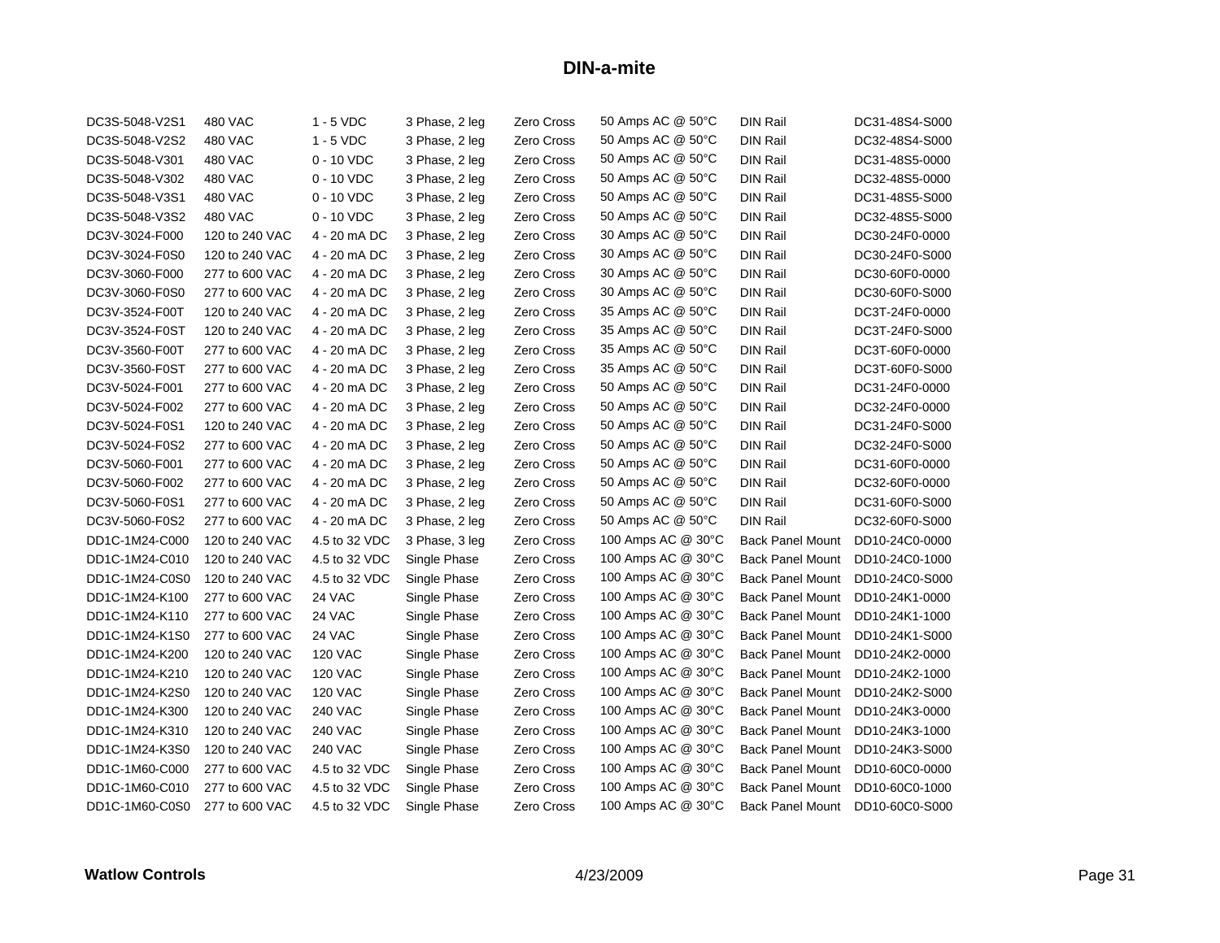## DIN-a-mite

| | | | | | | | |
|---|---|---|---|---|---|---|---|
| DC3S-5048-V2S1 | 480 VAC | 1 - 5 VDC | 3 Phase, 2 leg | Zero Cross | 50 Amps AC @ 50°C | DIN Rail | DC31-48S4-S000 |
| DC3S-5048-V2S2 | 480 VAC | 1 - 5 VDC | 3 Phase, 2 leg | Zero Cross | 50 Amps AC @ 50°C | DIN Rail | DC32-48S4-S000 |
| DC3S-5048-V301 | 480 VAC | 0 - 10 VDC | 3 Phase, 2 leg | Zero Cross | 50 Amps AC @ 50°C | DIN Rail | DC31-48S5-0000 |
| DC3S-5048-V302 | 480 VAC | 0 - 10 VDC | 3 Phase, 2 leg | Zero Cross | 50 Amps AC @ 50°C | DIN Rail | DC32-48S5-0000 |
| DC3S-5048-V3S1 | 480 VAC | 0 - 10 VDC | 3 Phase, 2 leg | Zero Cross | 50 Amps AC @ 50°C | DIN Rail | DC31-48S5-S000 |
| DC3S-5048-V3S2 | 480 VAC | 0 - 10 VDC | 3 Phase, 2 leg | Zero Cross | 50 Amps AC @ 50°C | DIN Rail | DC32-48S5-S000 |
| DC3V-3024-F000 | 120 to 240 VAC | 4 - 20 mA DC | 3 Phase, 2 leg | Zero Cross | 30 Amps AC @ 50°C | DIN Rail | DC30-24F0-0000 |
| DC3V-3024-F0S0 | 120 to 240 VAC | 4 - 20 mA DC | 3 Phase, 2 leg | Zero Cross | 30 Amps AC @ 50°C | DIN Rail | DC30-24F0-S000 |
| DC3V-3060-F000 | 277 to 600 VAC | 4 - 20 mA DC | 3 Phase, 2 leg | Zero Cross | 30 Amps AC @ 50°C | DIN Rail | DC30-60F0-0000 |
| DC3V-3060-F0S0 | 277 to 600 VAC | 4 - 20 mA DC | 3 Phase, 2 leg | Zero Cross | 30 Amps AC @ 50°C | DIN Rail | DC30-60F0-S000 |
| DC3V-3524-F00T | 120 to 240 VAC | 4 - 20 mA DC | 3 Phase, 2 leg | Zero Cross | 35 Amps AC @ 50°C | DIN Rail | DC3T-24F0-0000 |
| DC3V-3524-F0ST | 120 to 240 VAC | 4 - 20 mA DC | 3 Phase, 2 leg | Zero Cross | 35 Amps AC @ 50°C | DIN Rail | DC3T-24F0-S000 |
| DC3V-3560-F00T | 277 to 600 VAC | 4 - 20 mA DC | 3 Phase, 2 leg | Zero Cross | 35 Amps AC @ 50°C | DIN Rail | DC3T-60F0-0000 |
| DC3V-3560-F0ST | 277 to 600 VAC | 4 - 20 mA DC | 3 Phase, 2 leg | Zero Cross | 35 Amps AC @ 50°C | DIN Rail | DC3T-60F0-S000 |
| DC3V-5024-F001 | 277 to 600 VAC | 4 - 20 mA DC | 3 Phase, 2 leg | Zero Cross | 50 Amps AC @ 50°C | DIN Rail | DC31-24F0-0000 |
| DC3V-5024-F002 | 277 to 600 VAC | 4 - 20 mA DC | 3 Phase, 2 leg | Zero Cross | 50 Amps AC @ 50°C | DIN Rail | DC32-24F0-0000 |
| DC3V-5024-F0S1 | 120 to 240 VAC | 4 - 20 mA DC | 3 Phase, 2 leg | Zero Cross | 50 Amps AC @ 50°C | DIN Rail | DC31-24F0-S000 |
| DC3V-5024-F0S2 | 277 to 600 VAC | 4 - 20 mA DC | 3 Phase, 2 leg | Zero Cross | 50 Amps AC @ 50°C | DIN Rail | DC32-24F0-S000 |
| DC3V-5060-F001 | 277 to 600 VAC | 4 - 20 mA DC | 3 Phase, 2 leg | Zero Cross | 50 Amps AC @ 50°C | DIN Rail | DC31-60F0-0000 |
| DC3V-5060-F002 | 277 to 600 VAC | 4 - 20 mA DC | 3 Phase, 2 leg | Zero Cross | 50 Amps AC @ 50°C | DIN Rail | DC32-60F0-0000 |
| DC3V-5060-F0S1 | 277 to 600 VAC | 4 - 20 mA DC | 3 Phase, 2 leg | Zero Cross | 50 Amps AC @ 50°C | DIN Rail | DC31-60F0-S000 |
| DC3V-5060-F0S2 | 277 to 600 VAC | 4 - 20 mA DC | 3 Phase, 2 leg | Zero Cross | 50 Amps AC @ 50°C | DIN Rail | DC32-60F0-S000 |
| DD1C-1M24-C000 | 120 to 240 VAC | 4.5 to 32 VDC | 3 Phase, 3 leg | Zero Cross | 100 Amps AC @ 30°C | Back Panel Mount | DD10-24C0-0000 |
| DD1C-1M24-C010 | 120 to 240 VAC | 4.5 to 32 VDC | Single Phase | Zero Cross | 100 Amps AC @ 30°C | Back Panel Mount | DD10-24C0-1000 |
| DD1C-1M24-C0S0 | 120 to 240 VAC | 4.5 to 32 VDC | Single Phase | Zero Cross | 100 Amps AC @ 30°C | Back Panel Mount | DD10-24C0-S000 |
| DD1C-1M24-K100 | 277 to 600 VAC | 24 VAC | Single Phase | Zero Cross | 100 Amps AC @ 30°C | Back Panel Mount | DD10-24K1-0000 |
| DD1C-1M24-K110 | 277 to 600 VAC | 24 VAC | Single Phase | Zero Cross | 100 Amps AC @ 30°C | Back Panel Mount | DD10-24K1-1000 |
| DD1C-1M24-K1S0 | 277 to 600 VAC | 24 VAC | Single Phase | Zero Cross | 100 Amps AC @ 30°C | Back Panel Mount | DD10-24K1-S000 |
| DD1C-1M24-K200 | 120 to 240 VAC | 120 VAC | Single Phase | Zero Cross | 100 Amps AC @ 30°C | Back Panel Mount | DD10-24K2-0000 |
| DD1C-1M24-K210 | 120 to 240 VAC | 120 VAC | Single Phase | Zero Cross | 100 Amps AC @ 30°C | Back Panel Mount | DD10-24K2-1000 |
| DD1C-1M24-K2S0 | 120 to 240 VAC | 120 VAC | Single Phase | Zero Cross | 100 Amps AC @ 30°C | Back Panel Mount | DD10-24K2-S000 |
| DD1C-1M24-K300 | 120 to 240 VAC | 240 VAC | Single Phase | Zero Cross | 100 Amps AC @ 30°C | Back Panel Mount | DD10-24K3-0000 |
| DD1C-1M24-K310 | 120 to 240 VAC | 240 VAC | Single Phase | Zero Cross | 100 Amps AC @ 30°C | Back Panel Mount | DD10-24K3-1000 |
| DD1C-1M24-K3S0 | 120 to 240 VAC | 240 VAC | Single Phase | Zero Cross | 100 Amps AC @ 30°C | Back Panel Mount | DD10-24K3-S000 |
| DD1C-1M60-C000 | 277 to 600 VAC | 4.5 to 32 VDC | Single Phase | Zero Cross | 100 Amps AC @ 30°C | Back Panel Mount | DD10-60C0-0000 |
| DD1C-1M60-C010 | 277 to 600 VAC | 4.5 to 32 VDC | Single Phase | Zero Cross | 100 Amps AC @ 30°C | Back Panel Mount | DD10-60C0-1000 |
| DD1C-1M60-C0S0 | 277 to 600 VAC | 4.5 to 32 VDC | Single Phase | Zero Cross | 100 Amps AC @ 30°C | Back Panel Mount | DD10-60C0-S000 |

**Watlow Controls** 4/23/2009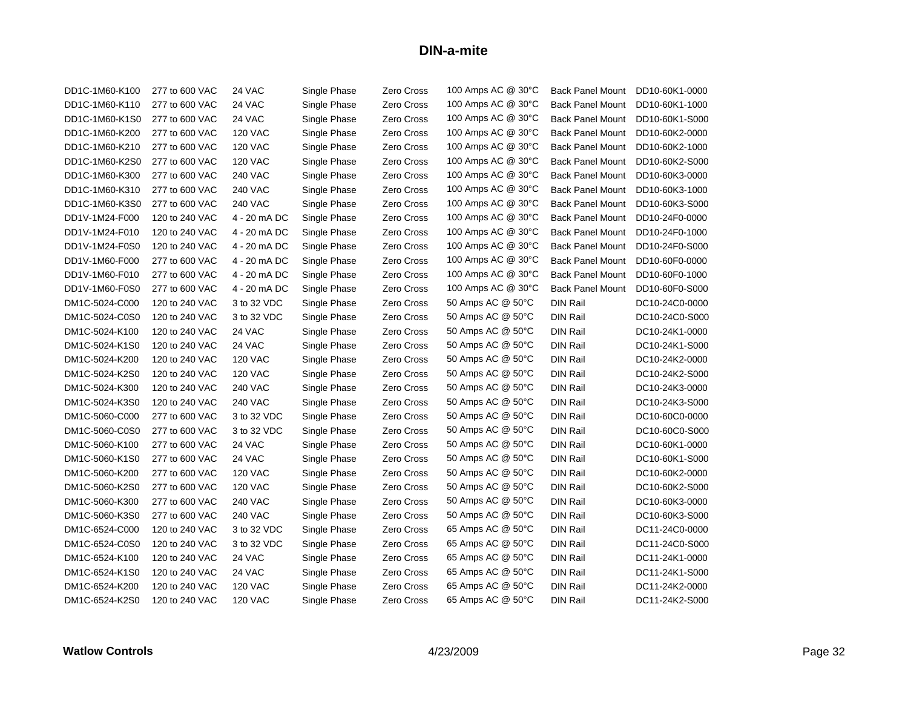# DIN-a-mite

| | | | | | | | |
|---|---|---|---|---|---|---|---|
| DD1C-1M60-K100 | 277 to 600 VAC | 24 VAC | Single Phase | Zero Cross | 100 Amps AC @ 30°C | Back Panel Mount | DD10-60K1-0000 |
| DD1C-1M60-K110 | 277 to 600 VAC | 24 VAC | Single Phase | Zero Cross | 100 Amps AC @ 30°C | Back Panel Mount | DD10-60K1-1000 |
| DD1C-1M60-K1S0 | 277 to 600 VAC | 24 VAC | Single Phase | Zero Cross | 100 Amps AC @ 30°C | Back Panel Mount | DD10-60K1-S000 |
| DD1C-1M60-K200 | 277 to 600 VAC | 120 VAC | Single Phase | Zero Cross | 100 Amps AC @ 30°C | Back Panel Mount | DD10-60K2-0000 |
| DD1C-1M60-K210 | 277 to 600 VAC | 120 VAC | Single Phase | Zero Cross | 100 Amps AC @ 30°C | Back Panel Mount | DD10-60K2-1000 |
| DD1C-1M60-K2S0 | 277 to 600 VAC | 120 VAC | Single Phase | Zero Cross | 100 Amps AC @ 30°C | Back Panel Mount | DD10-60K2-S000 |
| DD1C-1M60-K300 | 277 to 600 VAC | 240 VAC | Single Phase | Zero Cross | 100 Amps AC @ 30°C | Back Panel Mount | DD10-60K3-0000 |
| DD1C-1M60-K310 | 277 to 600 VAC | 240 VAC | Single Phase | Zero Cross | 100 Amps AC @ 30°C | Back Panel Mount | DD10-60K3-1000 |
| DD1C-1M60-K3S0 | 277 to 600 VAC | 240 VAC | Single Phase | Zero Cross | 100 Amps AC @ 30°C | Back Panel Mount | DD10-60K3-S000 |
| DD1V-1M24-F000 | 120 to 240 VAC | 4 - 20 mA DC | Single Phase | Zero Cross | 100 Amps AC @ 30°C | Back Panel Mount | DD10-24F0-0000 |
| DD1V-1M24-F010 | 120 to 240 VAC | 4 - 20 mA DC | Single Phase | Zero Cross | 100 Amps AC @ 30°C | Back Panel Mount | DD10-24F0-1000 |
| DD1V-1M24-F0S0 | 120 to 240 VAC | 4 - 20 mA DC | Single Phase | Zero Cross | 100 Amps AC @ 30°C | Back Panel Mount | DD10-24F0-S000 |
| DD1V-1M60-F000 | 277 to 600 VAC | 4 - 20 mA DC | Single Phase | Zero Cross | 100 Amps AC @ 30°C | Back Panel Mount | DD10-60F0-0000 |
| DD1V-1M60-F010 | 277 to 600 VAC | 4 - 20 mA DC | Single Phase | Zero Cross | 100 Amps AC @ 30°C | Back Panel Mount | DD10-60F0-1000 |
| DD1V-1M60-F0S0 | 277 to 600 VAC | 4 - 20 mA DC | Single Phase | Zero Cross | 100 Amps AC @ 30°C | Back Panel Mount | DD10-60F0-S000 |
| DM1C-5024-C000 | 120 to 240 VAC | 3 to 32 VDC | Single Phase | Zero Cross | 50 Amps AC @ 50°C | DIN Rail | DC10-24C0-0000 |
| DM1C-5024-C0S0 | 120 to 240 VAC | 3 to 32 VDC | Single Phase | Zero Cross | 50 Amps AC @ 50°C | DIN Rail | DC10-24C0-S000 |
| DM1C-5024-K100 | 120 to 240 VAC | 24 VAC | Single Phase | Zero Cross | 50 Amps AC @ 50°C | DIN Rail | DC10-24K1-0000 |
| DM1C-5024-K1S0 | 120 to 240 VAC | 24 VAC | Single Phase | Zero Cross | 50 Amps AC @ 50°C | DIN Rail | DC10-24K1-S000 |
| DM1C-5024-K200 | 120 to 240 VAC | 120 VAC | Single Phase | Zero Cross | 50 Amps AC @ 50°C | DIN Rail | DC10-24K2-0000 |
| DM1C-5024-K2S0 | 120 to 240 VAC | 120 VAC | Single Phase | Zero Cross | 50 Amps AC @ 50°C | DIN Rail | DC10-24K2-S000 |
| DM1C-5024-K300 | 120 to 240 VAC | 240 VAC | Single Phase | Zero Cross | 50 Amps AC @ 50°C | DIN Rail | DC10-24K3-0000 |
| DM1C-5024-K3S0 | 120 to 240 VAC | 240 VAC | Single Phase | Zero Cross | 50 Amps AC @ 50°C | DIN Rail | DC10-24K3-S000 |
| DM1C-5060-C000 | 277 to 600 VAC | 3 to 32 VDC | Single Phase | Zero Cross | 50 Amps AC @ 50°C | DIN Rail | DC10-60C0-0000 |
| DM1C-5060-C0S0 | 277 to 600 VAC | 3 to 32 VDC | Single Phase | Zero Cross | 50 Amps AC @ 50°C | DIN Rail | DC10-60C0-S000 |
| DM1C-5060-K100 | 277 to 600 VAC | 24 VAC | Single Phase | Zero Cross | 50 Amps AC @ 50°C | DIN Rail | DC10-60K1-0000 |
| DM1C-5060-K1S0 | 277 to 600 VAC | 24 VAC | Single Phase | Zero Cross | 50 Amps AC @ 50°C | DIN Rail | DC10-60K1-S000 |
| DM1C-5060-K200 | 277 to 600 VAC | 120 VAC | Single Phase | Zero Cross | 50 Amps AC @ 50°C | DIN Rail | DC10-60K2-0000 |
| DM1C-5060-K2S0 | 277 to 600 VAC | 120 VAC | Single Phase | Zero Cross | 50 Amps AC @ 50°C | DIN Rail | DC10-60K2-S000 |
| DM1C-5060-K300 | 277 to 600 VAC | 240 VAC | Single Phase | Zero Cross | 50 Amps AC @ 50°C | DIN Rail | DC10-60K3-0000 |
| DM1C-5060-K3S0 | 277 to 600 VAC | 240 VAC | Single Phase | Zero Cross | 50 Amps AC @ 50°C | DIN Rail | DC10-60K3-S000 |
| DM1C-6524-C000 | 120 to 240 VAC | 3 to 32 VDC | Single Phase | Zero Cross | 65 Amps AC @ 50°C | DIN Rail | DC11-24C0-0000 |
| DM1C-6524-C0S0 | 120 to 240 VAC | 3 to 32 VDC | Single Phase | Zero Cross | 65 Amps AC @ 50°C | DIN Rail | DC11-24C0-S000 |
| DM1C-6524-K100 | 120 to 240 VAC | 24 VAC | Single Phase | Zero Cross | 65 Amps AC @ 50°C | DIN Rail | DC11-24K1-0000 |
| DM1C-6524-K1S0 | 120 to 240 VAC | 24 VAC | Single Phase | Zero Cross | 65 Amps AC @ 50°C | DIN Rail | DC11-24K1-S000 |
| DM1C-6524-K200 | 120 to 240 VAC | 120 VAC | Single Phase | Zero Cross | 65 Amps AC @ 50°C | DIN Rail | DC11-24K2-0000 |
| DM1C-6524-K2S0 | 120 to 240 VAC | 120 VAC | Single Phase | Zero Cross | 65 Amps AC @ 50°C | DIN Rail | DC11-24K2-S000 |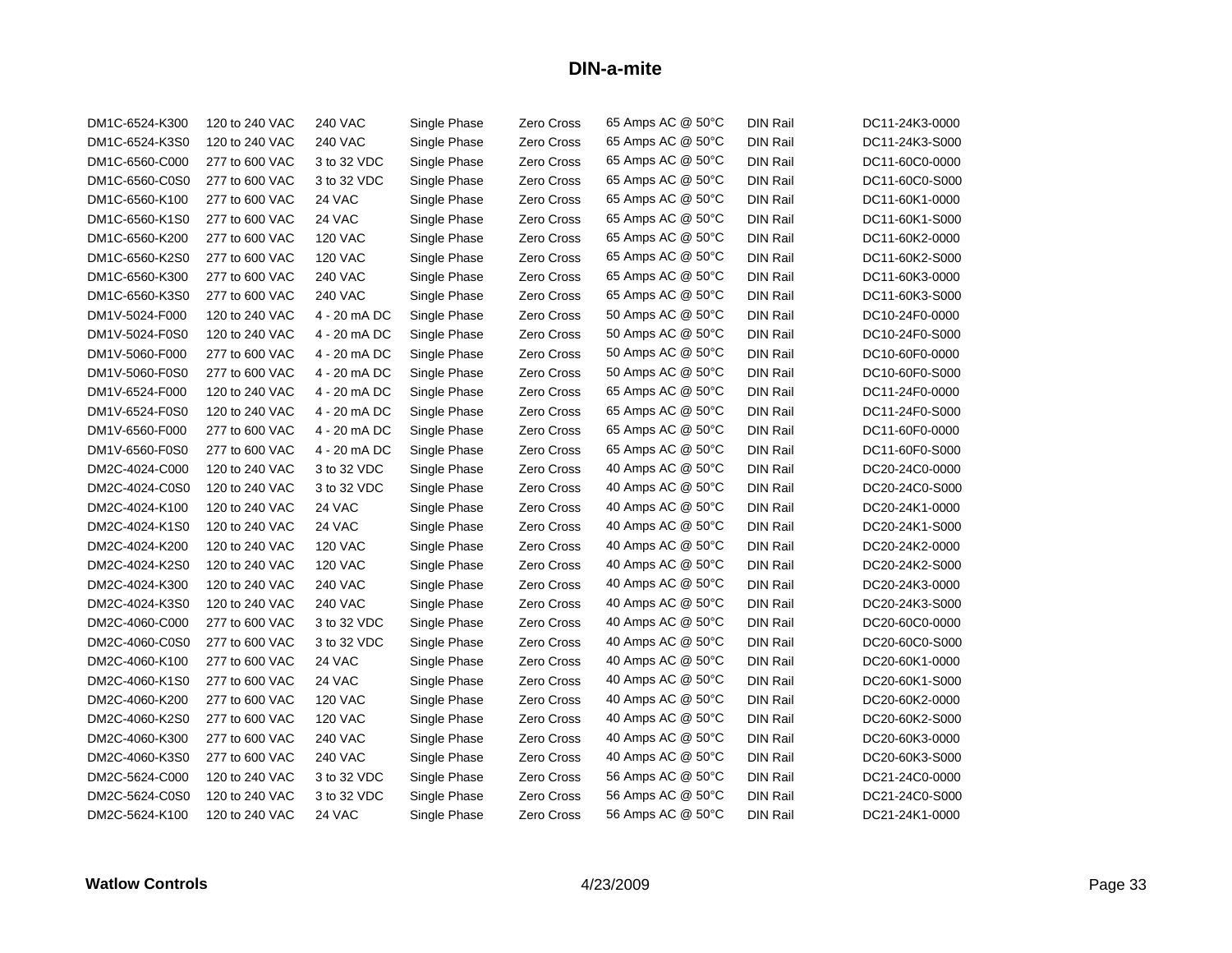# DIN-a-mite

| | | | | | | | |
|---|---|---|---|---|---|---|---|
| DM1C-6524-K300 | 120 to 240 VAC | 240 VAC | Single Phase | Zero Cross | 65 Amps AC @ 50°C | DIN Rail | DC11-24K3-0000 |
| DM1C-6524-K3S0 | 120 to 240 VAC | 240 VAC | Single Phase | Zero Cross | 65 Amps AC @ 50°C | DIN Rail | DC11-24K3-S000 |
| DM1C-6560-C000 | 277 to 600 VAC | 3 to 32 VDC | Single Phase | Zero Cross | 65 Amps AC @ 50°C | DIN Rail | DC11-60C0-0000 |
| DM1C-6560-C0S0 | 277 to 600 VAC | 3 to 32 VDC | Single Phase | Zero Cross | 65 Amps AC @ 50°C | DIN Rail | DC11-60C0-S000 |
| DM1C-6560-K100 | 277 to 600 VAC | 24 VAC | Single Phase | Zero Cross | 65 Amps AC @ 50°C | DIN Rail | DC11-60K1-0000 |
| DM1C-6560-K1S0 | 277 to 600 VAC | 24 VAC | Single Phase | Zero Cross | 65 Amps AC @ 50°C | DIN Rail | DC11-60K1-S000 |
| DM1C-6560-K200 | 277 to 600 VAC | 120 VAC | Single Phase | Zero Cross | 65 Amps AC @ 50°C | DIN Rail | DC11-60K2-0000 |
| DM1C-6560-K2S0 | 277 to 600 VAC | 120 VAC | Single Phase | Zero Cross | 65 Amps AC @ 50°C | DIN Rail | DC11-60K2-S000 |
| DM1C-6560-K300 | 277 to 600 VAC | 240 VAC | Single Phase | Zero Cross | 65 Amps AC @ 50°C | DIN Rail | DC11-60K3-0000 |
| DM1C-6560-K3S0 | 277 to 600 VAC | 240 VAC | Single Phase | Zero Cross | 65 Amps AC @ 50°C | DIN Rail | DC11-60K3-S000 |
| DM1V-5024-F000 | 120 to 240 VAC | 4 - 20 mA DC | Single Phase | Zero Cross | 50 Amps AC @ 50°C | DIN Rail | DC10-24F0-0000 |
| DM1V-5024-F0S0 | 120 to 240 VAC | 4 - 20 mA DC | Single Phase | Zero Cross | 50 Amps AC @ 50°C | DIN Rail | DC10-24F0-S000 |
| DM1V-5060-F000 | 277 to 600 VAC | 4 - 20 mA DC | Single Phase | Zero Cross | 50 Amps AC @ 50°C | DIN Rail | DC10-60F0-0000 |
| DM1V-5060-F0S0 | 277 to 600 VAC | 4 - 20 mA DC | Single Phase | Zero Cross | 50 Amps AC @ 50°C | DIN Rail | DC10-60F0-S000 |
| DM1V-6524-F000 | 120 to 240 VAC | 4 - 20 mA DC | Single Phase | Zero Cross | 65 Amps AC @ 50°C | DIN Rail | DC11-24F0-0000 |
| DM1V-6524-F0S0 | 120 to 240 VAC | 4 - 20 mA DC | Single Phase | Zero Cross | 65 Amps AC @ 50°C | DIN Rail | DC11-24F0-S000 |
| DM1V-6560-F000 | 277 to 600 VAC | 4 - 20 mA DC | Single Phase | Zero Cross | 65 Amps AC @ 50°C | DIN Rail | DC11-60F0-0000 |
| DM1V-6560-F0S0 | 277 to 600 VAC | 4 - 20 mA DC | Single Phase | Zero Cross | 65 Amps AC @ 50°C | DIN Rail | DC11-60F0-S000 |
| DM2C-4024-C000 | 120 to 240 VAC | 3 to 32 VDC | Single Phase | Zero Cross | 40 Amps AC @ 50°C | DIN Rail | DC20-24C0-0000 |
| DM2C-4024-C0S0 | 120 to 240 VAC | 3 to 32 VDC | Single Phase | Zero Cross | 40 Amps AC @ 50°C | DIN Rail | DC20-24C0-S000 |
| DM2C-4024-K100 | 120 to 240 VAC | 24 VAC | Single Phase | Zero Cross | 40 Amps AC @ 50°C | DIN Rail | DC20-24K1-0000 |
| DM2C-4024-K1S0 | 120 to 240 VAC | 24 VAC | Single Phase | Zero Cross | 40 Amps AC @ 50°C | DIN Rail | DC20-24K1-S000 |
| DM2C-4024-K200 | 120 to 240 VAC | 120 VAC | Single Phase | Zero Cross | 40 Amps AC @ 50°C | DIN Rail | DC20-24K2-0000 |
| DM2C-4024-K2S0 | 120 to 240 VAC | 120 VAC | Single Phase | Zero Cross | 40 Amps AC @ 50°C | DIN Rail | DC20-24K2-S000 |
| DM2C-4024-K300 | 120 to 240 VAC | 240 VAC | Single Phase | Zero Cross | 40 Amps AC @ 50°C | DIN Rail | DC20-24K3-0000 |
| DM2C-4024-K3S0 | 120 to 240 VAC | 240 VAC | Single Phase | Zero Cross | 40 Amps AC @ 50°C | DIN Rail | DC20-24K3-S000 |
| DM2C-4060-C000 | 277 to 600 VAC | 3 to 32 VDC | Single Phase | Zero Cross | 40 Amps AC @ 50°C | DIN Rail | DC20-60C0-0000 |
| DM2C-4060-C0S0 | 277 to 600 VAC | 3 to 32 VDC | Single Phase | Zero Cross | 40 Amps AC @ 50°C | DIN Rail | DC20-60C0-S000 |
| DM2C-4060-K100 | 277 to 600 VAC | 24 VAC | Single Phase | Zero Cross | 40 Amps AC @ 50°C | DIN Rail | DC20-60K1-0000 |
| DM2C-4060-K1S0 | 277 to 600 VAC | 24 VAC | Single Phase | Zero Cross | 40 Amps AC @ 50°C | DIN Rail | DC20-60K1-S000 |
| DM2C-4060-K200 | 277 to 600 VAC | 120 VAC | Single Phase | Zero Cross | 40 Amps AC @ 50°C | DIN Rail | DC20-60K2-0000 |
| DM2C-4060-K2S0 | 277 to 600 VAC | 120 VAC | Single Phase | Zero Cross | 40 Amps AC @ 50°C | DIN Rail | DC20-60K2-S000 |
| DM2C-4060-K300 | 277 to 600 VAC | 240 VAC | Single Phase | Zero Cross | 40 Amps AC @ 50°C | DIN Rail | DC20-60K3-0000 |
| DM2C-4060-K3S0 | 277 to 600 VAC | 240 VAC | Single Phase | Zero Cross | 40 Amps AC @ 50°C | DIN Rail | DC20-60K3-S000 |
| DM2C-5624-C000 | 120 to 240 VAC | 3 to 32 VDC | Single Phase | Zero Cross | 56 Amps AC @ 50°C | DIN Rail | DC21-24C0-0000 |
| DM2C-5624-C0S0 | 120 to 240 VAC | 3 to 32 VDC | Single Phase | Zero Cross | 56 Amps AC @ 50°C | DIN Rail | DC21-24C0-S000 |
| DM2C-5624-K100 | 120 to 240 VAC | 24 VAC | Single Phase | Zero Cross | 56 Amps AC @ 50°C | DIN Rail | DC21-24K1-0000 |

**Watlow Controls** 4/23/2009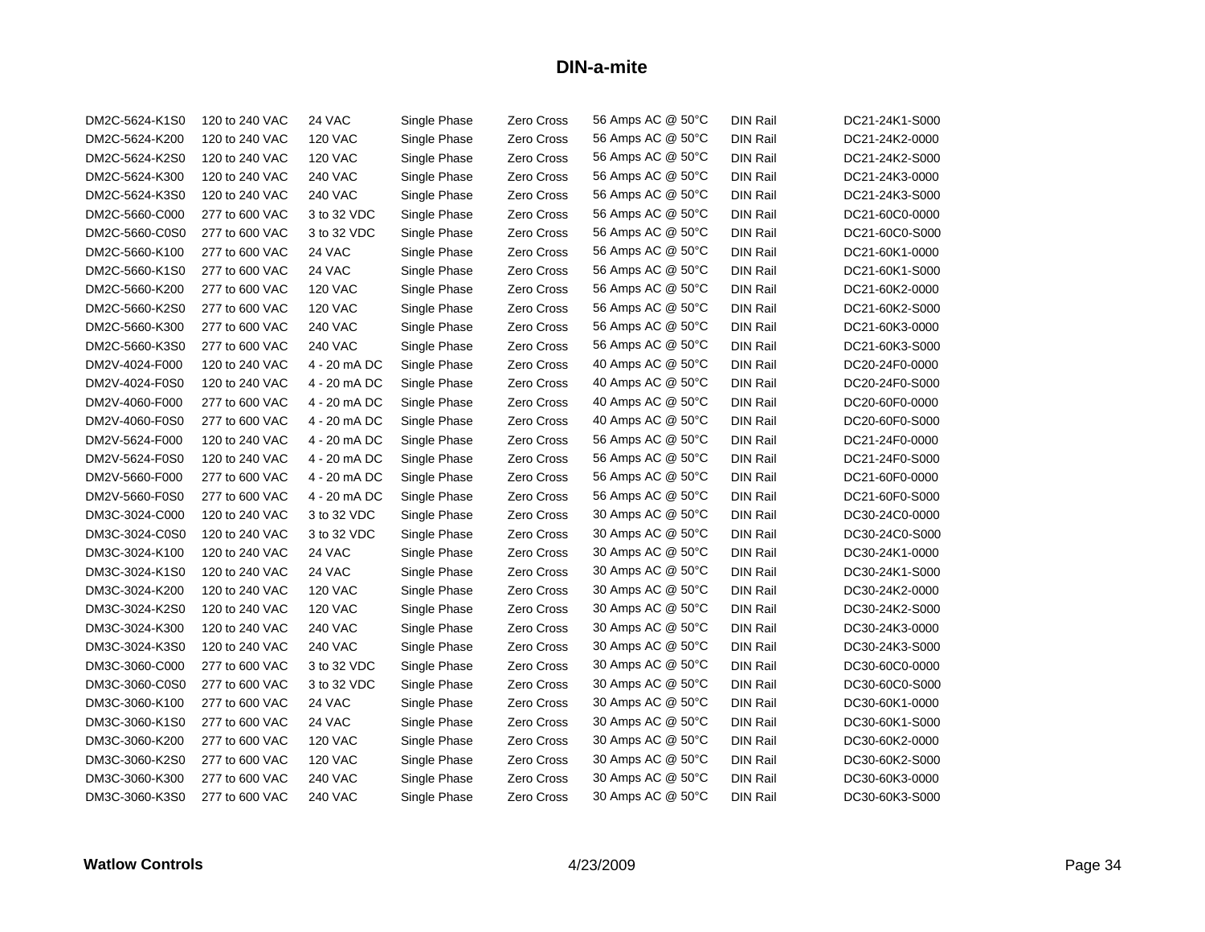## DIN-a-mite

| | | | | | | | |
|---|---|---|---|---|---|---|---|
| DM2C-5624-K1S0 | 120 to 240 VAC | 24 VAC | Single Phase | Zero Cross | 56 Amps AC @ 50°C | DIN Rail | DC21-24K1-S000 |
| DM2C-5624-K200 | 120 to 240 VAC | 120 VAC | Single Phase | Zero Cross | 56 Amps AC @ 50°C | DIN Rail | DC21-24K2-0000 |
| DM2C-5624-K2S0 | 120 to 240 VAC | 120 VAC | Single Phase | Zero Cross | 56 Amps AC @ 50°C | DIN Rail | DC21-24K2-S000 |
| DM2C-5624-K300 | 120 to 240 VAC | 240 VAC | Single Phase | Zero Cross | 56 Amps AC @ 50°C | DIN Rail | DC21-24K3-0000 |
| DM2C-5624-K3S0 | 120 to 240 VAC | 240 VAC | Single Phase | Zero Cross | 56 Amps AC @ 50°C | DIN Rail | DC21-24K3-S000 |
| DM2C-5660-C000 | 277 to 600 VAC | 3 to 32 VDC | Single Phase | Zero Cross | 56 Amps AC @ 50°C | DIN Rail | DC21-60C0-0000 |
| DM2C-5660-C0S0 | 277 to 600 VAC | 3 to 32 VDC | Single Phase | Zero Cross | 56 Amps AC @ 50°C | DIN Rail | DC21-60C0-S000 |
| DM2C-5660-K100 | 277 to 600 VAC | 24 VAC | Single Phase | Zero Cross | 56 Amps AC @ 50°C | DIN Rail | DC21-60K1-0000 |
| DM2C-5660-K1S0 | 277 to 600 VAC | 24 VAC | Single Phase | Zero Cross | 56 Amps AC @ 50°C | DIN Rail | DC21-60K1-S000 |
| DM2C-5660-K200 | 277 to 600 VAC | 120 VAC | Single Phase | Zero Cross | 56 Amps AC @ 50°C | DIN Rail | DC21-60K2-0000 |
| DM2C-5660-K2S0 | 277 to 600 VAC | 120 VAC | Single Phase | Zero Cross | 56 Amps AC @ 50°C | DIN Rail | DC21-60K2-S000 |
| DM2C-5660-K300 | 277 to 600 VAC | 240 VAC | Single Phase | Zero Cross | 56 Amps AC @ 50°C | DIN Rail | DC21-60K3-0000 |
| DM2C-5660-K3S0 | 277 to 600 VAC | 240 VAC | Single Phase | Zero Cross | 56 Amps AC @ 50°C | DIN Rail | DC21-60K3-S000 |
| DM2V-4024-F000 | 120 to 240 VAC | 4 - 20 mA DC | Single Phase | Zero Cross | 40 Amps AC @ 50°C | DIN Rail | DC20-24F0-0000 |
| DM2V-4024-F0S0 | 120 to 240 VAC | 4 - 20 mA DC | Single Phase | Zero Cross | 40 Amps AC @ 50°C | DIN Rail | DC20-24F0-S000 |
| DM2V-4060-F000 | 277 to 600 VAC | 4 - 20 mA DC | Single Phase | Zero Cross | 40 Amps AC @ 50°C | DIN Rail | DC20-60F0-0000 |
| DM2V-4060-F0S0 | 277 to 600 VAC | 4 - 20 mA DC | Single Phase | Zero Cross | 40 Amps AC @ 50°C | DIN Rail | DC20-60F0-S000 |
| DM2V-5624-F000 | 120 to 240 VAC | 4 - 20 mA DC | Single Phase | Zero Cross | 56 Amps AC @ 50°C | DIN Rail | DC21-24F0-0000 |
| DM2V-5624-F0S0 | 120 to 240 VAC | 4 - 20 mA DC | Single Phase | Zero Cross | 56 Amps AC @ 50°C | DIN Rail | DC21-24F0-S000 |
| DM2V-5660-F000 | 277 to 600 VAC | 4 - 20 mA DC | Single Phase | Zero Cross | 56 Amps AC @ 50°C | DIN Rail | DC21-60F0-0000 |
| DM2V-5660-F0S0 | 277 to 600 VAC | 4 - 20 mA DC | Single Phase | Zero Cross | 56 Amps AC @ 50°C | DIN Rail | DC21-60F0-S000 |
| DM3C-3024-C000 | 120 to 240 VAC | 3 to 32 VDC | Single Phase | Zero Cross | 30 Amps AC @ 50°C | DIN Rail | DC30-24C0-0000 |
| DM3C-3024-C0S0 | 120 to 240 VAC | 3 to 32 VDC | Single Phase | Zero Cross | 30 Amps AC @ 50°C | DIN Rail | DC30-24C0-S000 |
| DM3C-3024-K100 | 120 to 240 VAC | 24 VAC | Single Phase | Zero Cross | 30 Amps AC @ 50°C | DIN Rail | DC30-24K1-0000 |
| DM3C-3024-K1S0 | 120 to 240 VAC | 24 VAC | Single Phase | Zero Cross | 30 Amps AC @ 50°C | DIN Rail | DC30-24K1-S000 |
| DM3C-3024-K200 | 120 to 240 VAC | 120 VAC | Single Phase | Zero Cross | 30 Amps AC @ 50°C | DIN Rail | DC30-24K2-0000 |
| DM3C-3024-K2S0 | 120 to 240 VAC | 120 VAC | Single Phase | Zero Cross | 30 Amps AC @ 50°C | DIN Rail | DC30-24K2-S000 |
| DM3C-3024-K300 | 120 to 240 VAC | 240 VAC | Single Phase | Zero Cross | 30 Amps AC @ 50°C | DIN Rail | DC30-24K3-0000 |
| DM3C-3024-K3S0 | 120 to 240 VAC | 240 VAC | Single Phase | Zero Cross | 30 Amps AC @ 50°C | DIN Rail | DC30-24K3-S000 |
| DM3C-3060-C000 | 277 to 600 VAC | 3 to 32 VDC | Single Phase | Zero Cross | 30 Amps AC @ 50°C | DIN Rail | DC30-60C0-0000 |
| DM3C-3060-C0S0 | 277 to 600 VAC | 3 to 32 VDC | Single Phase | Zero Cross | 30 Amps AC @ 50°C | DIN Rail | DC30-60C0-S000 |
| DM3C-3060-K100 | 277 to 600 VAC | 24 VAC | Single Phase | Zero Cross | 30 Amps AC @ 50°C | DIN Rail | DC30-60K1-0000 |
| DM3C-3060-K1S0 | 277 to 600 VAC | 24 VAC | Single Phase | Zero Cross | 30 Amps AC @ 50°C | DIN Rail | DC30-60K1-S000 |
| DM3C-3060-K200 | 277 to 600 VAC | 120 VAC | Single Phase | Zero Cross | 30 Amps AC @ 50°C | DIN Rail | DC30-60K2-0000 |
| DM3C-3060-K2S0 | 277 to 600 VAC | 120 VAC | Single Phase | Zero Cross | 30 Amps AC @ 50°C | DIN Rail | DC30-60K2-S000 |
| DM3C-3060-K300 | 277 to 600 VAC | 240 VAC | Single Phase | Zero Cross | 30 Amps AC @ 50°C | DIN Rail | DC30-60K3-0000 |
| DM3C-3060-K3S0 | 277 to 600 VAC | 240 VAC | Single Phase | Zero Cross | 30 Amps AC @ 50°C | DIN Rail | DC30-60K3-S000 |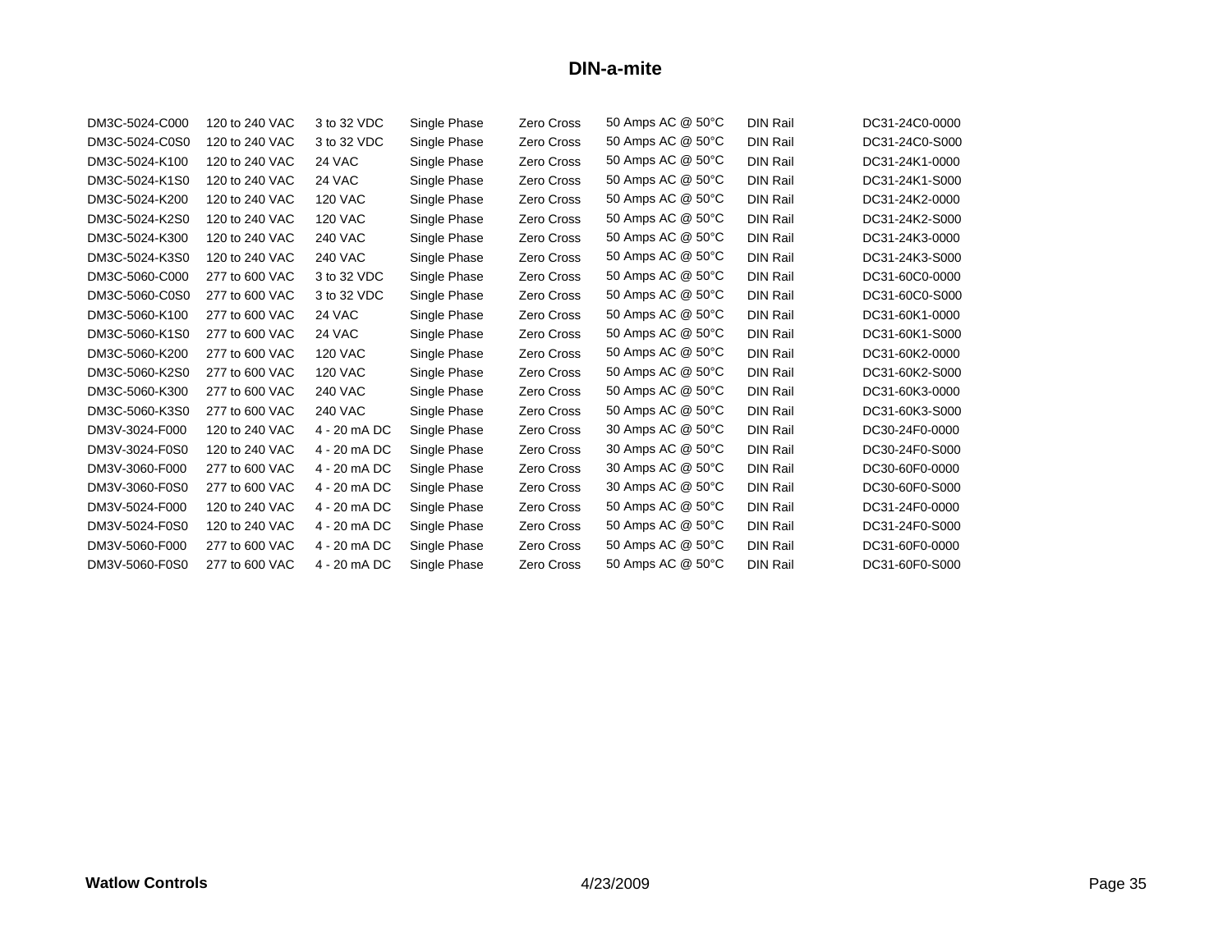# DIN-a-mite

| | | | | | | | |
|---|---|---|---|---|---|---|---|
| DM3C-5024-C000 | 120 to 240 VAC | 3 to 32 VDC | Single Phase | Zero Cross | 50 Amps AC @ 50°C | DIN Rail | DC31-24C0-0000 |
| DM3C-5024-C0S0 | 120 to 240 VAC | 3 to 32 VDC | Single Phase | Zero Cross | 50 Amps AC @ 50°C | DIN Rail | DC31-24C0-S000 |
| DM3C-5024-K100 | 120 to 240 VAC | 24 VAC | Single Phase | Zero Cross | 50 Amps AC @ 50°C | DIN Rail | DC31-24K1-0000 |
| DM3C-5024-K1S0 | 120 to 240 VAC | 24 VAC | Single Phase | Zero Cross | 50 Amps AC @ 50°C | DIN Rail | DC31-24K1-S000 |
| DM3C-5024-K200 | 120 to 240 VAC | 120 VAC | Single Phase | Zero Cross | 50 Amps AC @ 50°C | DIN Rail | DC31-24K2-0000 |
| DM3C-5024-K2S0 | 120 to 240 VAC | 120 VAC | Single Phase | Zero Cross | 50 Amps AC @ 50°C | DIN Rail | DC31-24K2-S000 |
| DM3C-5024-K300 | 120 to 240 VAC | 240 VAC | Single Phase | Zero Cross | 50 Amps AC @ 50°C | DIN Rail | DC31-24K3-0000 |
| DM3C-5024-K3S0 | 120 to 240 VAC | 240 VAC | Single Phase | Zero Cross | 50 Amps AC @ 50°C | DIN Rail | DC31-24K3-S000 |
| DM3C-5060-C000 | 277 to 600 VAC | 3 to 32 VDC | Single Phase | Zero Cross | 50 Amps AC @ 50°C | DIN Rail | DC31-60C0-0000 |
| DM3C-5060-C0S0 | 277 to 600 VAC | 3 to 32 VDC | Single Phase | Zero Cross | 50 Amps AC @ 50°C | DIN Rail | DC31-60C0-S000 |
| DM3C-5060-K100 | 277 to 600 VAC | 24 VAC | Single Phase | Zero Cross | 50 Amps AC @ 50°C | DIN Rail | DC31-60K1-0000 |
| DM3C-5060-K1S0 | 277 to 600 VAC | 24 VAC | Single Phase | Zero Cross | 50 Amps AC @ 50°C | DIN Rail | DC31-60K1-S000 |
| DM3C-5060-K200 | 277 to 600 VAC | 120 VAC | Single Phase | Zero Cross | 50 Amps AC @ 50°C | DIN Rail | DC31-60K2-0000 |
| DM3C-5060-K2S0 | 277 to 600 VAC | 120 VAC | Single Phase | Zero Cross | 50 Amps AC @ 50°C | DIN Rail | DC31-60K2-S000 |
| DM3C-5060-K300 | 277 to 600 VAC | 240 VAC | Single Phase | Zero Cross | 50 Amps AC @ 50°C | DIN Rail | DC31-60K3-0000 |
| DM3C-5060-K3S0 | 277 to 600 VAC | 240 VAC | Single Phase | Zero Cross | 50 Amps AC @ 50°C | DIN Rail | DC31-60K3-S000 |
| DM3V-3024-F000 | 120 to 240 VAC | 4 - 20 mA DC | Single Phase | Zero Cross | 30 Amps AC @ 50°C | DIN Rail | DC30-24F0-0000 |
| DM3V-3024-F0S0 | 120 to 240 VAC | 4 - 20 mA DC | Single Phase | Zero Cross | 30 Amps AC @ 50°C | DIN Rail | DC30-24F0-S000 |
| DM3V-3060-F000 | 277 to 600 VAC | 4 - 20 mA DC | Single Phase | Zero Cross | 30 Amps AC @ 50°C | DIN Rail | DC30-60F0-0000 |
| DM3V-3060-F0S0 | 277 to 600 VAC | 4 - 20 mA DC | Single Phase | Zero Cross | 30 Amps AC @ 50°C | DIN Rail | DC30-60F0-S000 |
| DM3V-5024-F000 | 120 to 240 VAC | 4 - 20 mA DC | Single Phase | Zero Cross | 50 Amps AC @ 50°C | DIN Rail | DC31-24F0-0000 |
| DM3V-5024-F0S0 | 120 to 240 VAC | 4 - 20 mA DC | Single Phase | Zero Cross | 50 Amps AC @ 50°C | DIN Rail | DC31-24F0-S000 |
| DM3V-5060-F000 | 277 to 600 VAC | 4 - 20 mA DC | Single Phase | Zero Cross | 50 Amps AC @ 50°C | DIN Rail | DC31-60F0-0000 |
| DM3V-5060-F0S0 | 277 to 600 VAC | 4 - 20 mA DC | Single Phase | Zero Cross | 50 Amps AC @ 50°C | DIN Rail | DC31-60F0-S000 |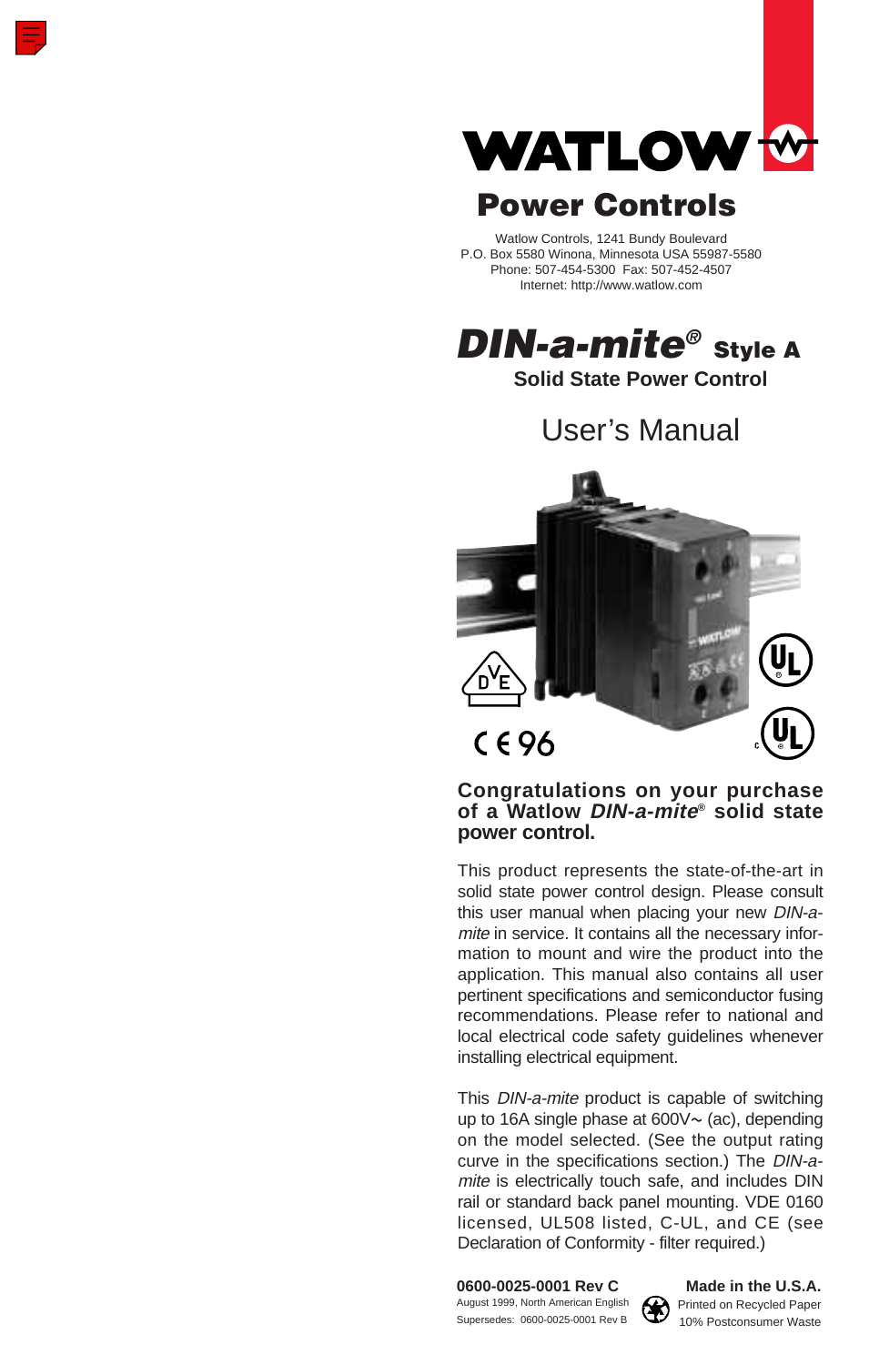# WATLOW

## Power Controls

Watlow Controls, 1241 Bundy Boulevard
P.O. Box 5580 Winona, Minnesota USA 55987-5580
Phone: 507-454-5300 Fax: 507-452-4507
Internet: http://www.watlow.com

# *DIN-a-mite*® Style A

**Solid State Power Control**

## User's Manual

**Congratulations on your purchase of a Watlow *DIN-a-mite*® solid state power control.**

This product represents the state-of-the-art in solid state power control design. Please consult this user manual when placing your new *DIN-a-mite* in service. It contains all the necessary information to mount and wire the product into the application. This manual also contains all user pertinent specifications and semiconductor fusing recommendations. Please refer to national and local electrical code safety guidelines whenever installing electrical equipment.

This *DIN-a-mite* product is capable of switching up to 16A single phase at 600V~ (ac), depending on the model selected. (See the output rating curve in the specifications section.) The *DIN-a-mite* is electrically touch safe, and includes DIN rail or standard back panel mounting. VDE 0160 licensed, UL508 listed, C-UL, and CE (see Declaration of Conformity - filter required.)

**0600-0025-0001 Rev C**
August 1999, North American English
Supersedes: 0600-0025-0001 Rev B

**Made in the U.S.A.**
Printed on Recycled Paper
10% Postconsumer Waste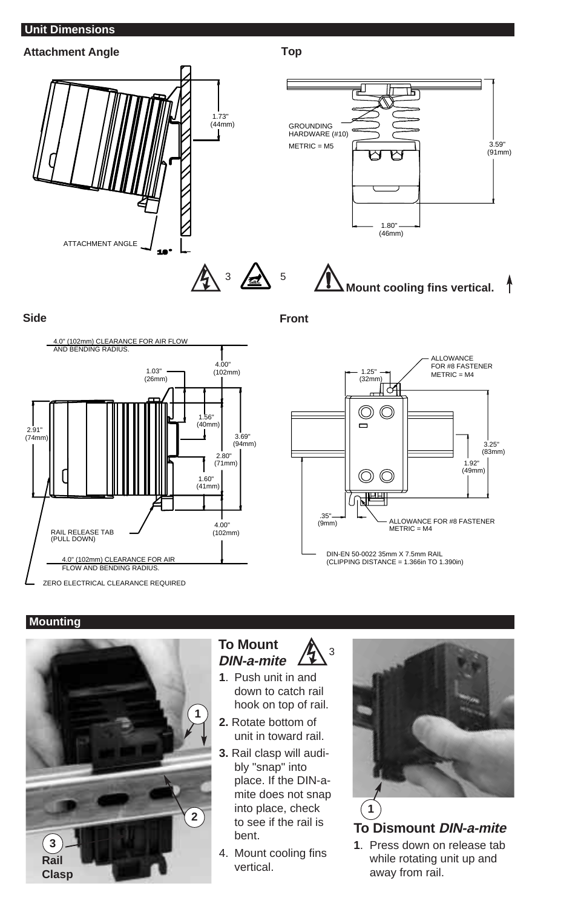## Unit Dimensions

### Attachment Angle

1.73" (44mm)

ATTACHMENT ANGLE 10°

### Top

GROUNDING HARDWARE (#10)

METRIC = M5

3.59" (91mm)

1.80" (46mm)

3 5 **Mount cooling fins vertical.**

### Side

4.0" (102mm) CLEARANCE FOR AIR FLOW AND BENDING RADIUS.

1.03" (26mm)

4.00" (102mm)

1.56" (40mm)

2.91" (74mm)

3.69" (94mm)

2.80" (71mm)

1.60" (41mm)

4.00" (102mm)

RAIL RELEASE TAB (PULL DOWN)

4.0" (102mm) CLEARANCE FOR AIR FLOW AND BENDING RADIUS.

ZERO ELECTRICAL CLEARANCE REQUIRED

### Front

ALLOWANCE FOR #8 FASTENER METRIC = M4

1.25" (32mm)

3.25" (83mm)

1.92" (49mm)

.35" (9mm)

ALLOWANCE FOR #8 FASTENER METRIC = M4

DIN-EN 50-0022 35mm X 7.5mm RAIL (CLIPPING DISTANCE = 1.366in TO 1.390in)

## Mounting

1

2

3 **Rail Clasp**

### To Mount *DIN-a-mite*

3

1. Push unit in and down to catch rail hook on top of rail.
2. Rotate bottom of unit in toward rail.
3. Rail clasp will audibly "snap" into place. If the DIN-a-mite does not snap into place, check to see if the rail is bent.
4. Mount cooling fins vertical.

1

### To Dismount *DIN-a-mite*

1. Press down on release tab while rotating unit up and away from rail.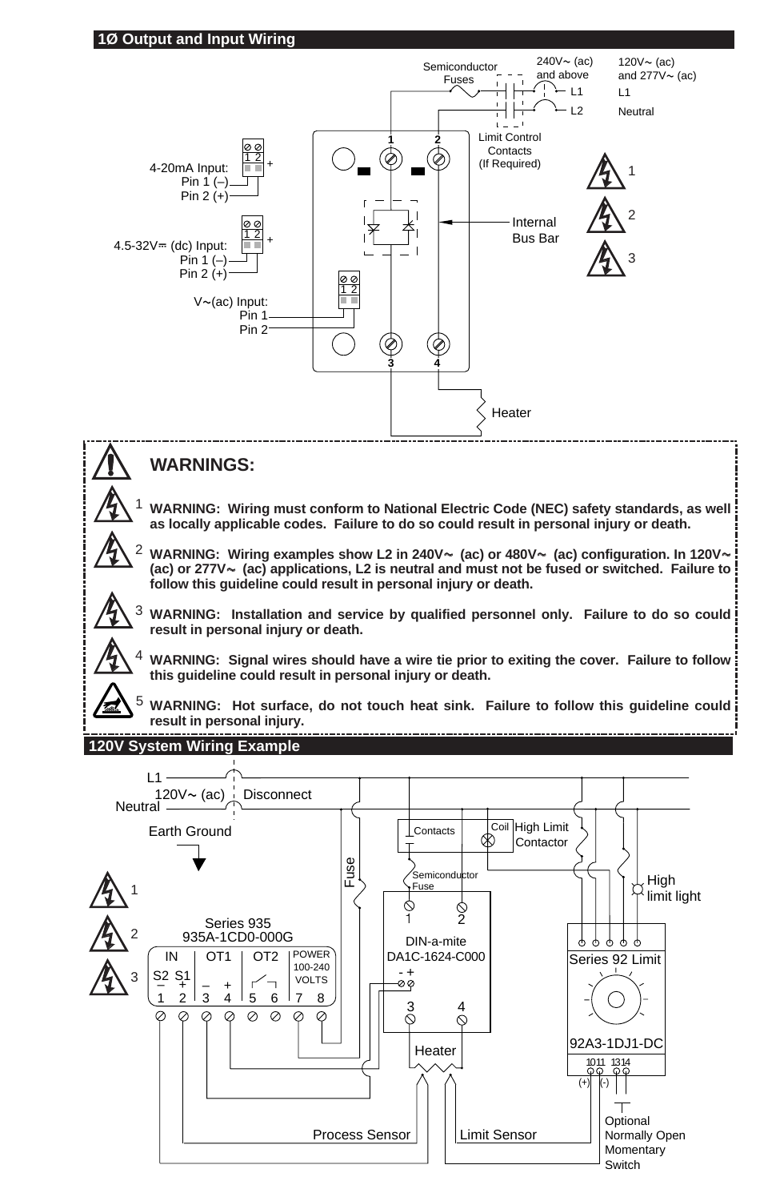## 1Ø Output and Input Wiring

Semiconductor Fuses

240V~ (ac) and above
L1
L2

120V~ (ac) and 277V~ (ac)
L1
Neutral

Limit Control Contacts (If Required)

4-20mA Input:
Pin 1 (–)
Pin 2 (+)

4.5-32V⎓ (dc) Input:
Pin 1 (–)
Pin 2 (+)

V~(ac) Input:
Pin 1
Pin 2

Internal Bus Bar

Heater

## WARNINGS:

1 **WARNING: Wiring must conform to National Electric Code (NEC) safety standards, as well as locally applicable codes. Failure to do so could result in personal injury or death.**

2 **WARNING: Wiring examples show L2 in 240V~ (ac) or 480V~ (ac) configuration. In 120V~ (ac) or 277V~ (ac) applications, L2 is neutral and must not be fused or switched. Failure to follow this guideline could result in personal injury or death.**

3 **WARNING: Installation and service by qualified personnel only. Failure to do so could result in personal injury or death.**

4 **WARNING: Signal wires should have a wire tie prior to exiting the cover. Failure to follow this guideline could result in personal injury or death.**

5 **WARNING: Hot surface, do not touch heat sink. Failure to follow this guideline could result in personal injury.**

## 120V System Wiring Example

L1
120V~ (ac) Disconnect
Neutral

Earth Ground

Fuse

Contacts Coil High Limit Contactor

Semiconductor Fuse

High limit light

Series 935
935A-1CD0-000G

IN: S2 S1 (– +) 1 2
OT1: (– +) 3 4
OT2: 5 6
POWER 100-240 VOLTS: 7 8

DIN-a-mite
DA1C-1624-C000

Series 92 Limit
92A3-1DJ1-DC
10 11 (+) (-) 13 14

Heater

Process Sensor

Limit Sensor

Optional Normally Open Momentary Switch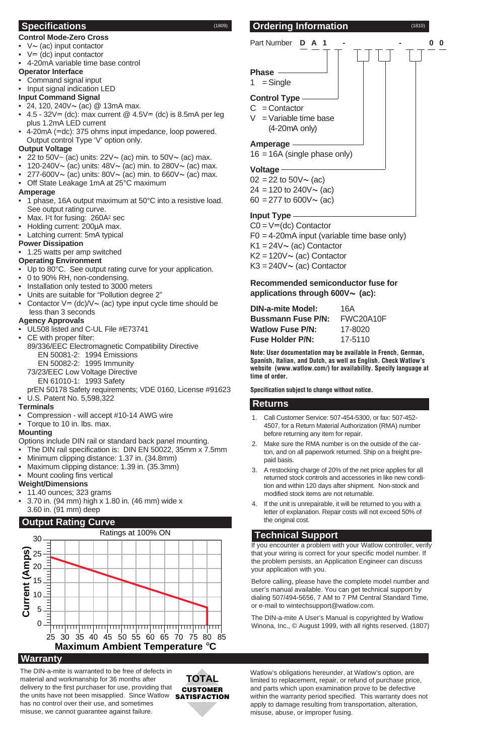## Specifications

(1809)

**Control Mode-Zero Cross**
- V∼ (ac) input contactor
- V⎓ (dc) input contactor
- 4-20mA variable time base control

**Operator Interface**
- Command signal input
- Input signal indication LED

**Input Command Signal**
- 24, 120, 240V∼ (ac) @ 13mA max.
- 4.5 - 32V⎓ (dc): max current @ 4.5V⎓ (dc) is 8.5mA per leg plus 1.2mA LED current
- 4-20mA (⎓dc): 375 ohms input impedance, loop powered. Output control Type 'V' option only.

**Output Voltage**
- 22 to 50V∼ (ac) units: 22V∼ (ac) min. to 50V∼ (ac) max.
- 120-240V∼ (ac) units: 48V∼ (ac) min. to 280V∼ (ac) max.
- 277-600V∼ (ac) units: 80V∼ (ac) min. to 660V∼ (ac) max.
- Off State Leakage 1mA at 25°C maximum

**Amperage**
- 1 phase, 16A output maximum at 50°C into a resistive load. See output rating curve.
- Max. $I^2t$ for fusing: 260$A^2$ sec
- Holding current: 200µA max.
- Latching current: 5mA typical

**Power Dissipation**
- 1.25 watts per amp switched

**Operating Environment**
- Up to 80°C. See output rating curve for your application.
- 0 to 90% RH, non-condensing.
- Installation only tested to 3000 meters
- Units are suitable for "Pollution degree 2"
- Contactor V⎓ (dc)/V∼ (ac) type input cycle time should be less than 3 seconds

**Agency Approvals**
- UL508 listed and C-UL File #E73741
- CE with proper filter:
  - 89/336/EEC Electromagnetic Compatibility Directive
    - EN 50081-2: 1994 Emissions
    - EN 50082-2: 1995 Immunity
  - 73/23/EEC Low Voltage Directive
    - EN 61010-1: 1993 Safety
  - prEN 50178 Safety requirements; VDE 0160, License #91623
- U.S. Patent No. 5,598,322

**Terminals**
- Compression - will accept #10-14 AWG wire
- Torque to 10 in. lbs. max.

**Mounting**

Options include DIN rail or standard back panel mounting.
- The DIN rail specification is: DIN EN 50022, 35mm x 7.5mm
- Minimum clipping distance: 1.37 in. (34.8mm)
- Maximum clipping distance: 1.39 in. (35.3mm)
- Mount cooling fins vertical

**Weight/Dimensions**
- 11.40 ounces; 323 grams
- 3.70 in. (94 mm) high x 1.80 in. (46 mm) wide x 3.60 in. (91 mm) deep

## Output Rating Curve

Ratings at 100% ON

Current (Amps) vs. Maximum Ambient Temperature °C (0–30 A, 25–85 °C)

## Ordering Information

(1810)

Part Number **D A 1 _ _ - _ _ - _ _ 0 0**

**Phase**
1 = Single

**Control Type**
C = Contactor
V = Variable time base (4-20mA only)

**Amperage**
16 = 16A (single phase only)

**Voltage**
02 = 22 to 50V∼ (ac)
24 = 120 to 240V∼ (ac)
60 = 277 to 600V∼ (ac)

**Input Type**
C0 = V⎓(dc) Contactor
F0 = 4-20mA input (variable time base only)
K1 = 24V∼ (ac) Contactor
K2 = 120V∼ (ac) Contactor
K3 = 240V∼ (ac) Contactor

**Recommended semiconductor fuse for applications through 600V∼ (ac):**

| | |
|---|---|
| **DIN-a-mite Model:** | 16A |
| **Bussmann Fuse P/N:** | FWC20A10F |
| **Watlow Fuse P/N:** | 17-8020 |
| **Fuse Holder P/N:** | 17-5110 |

**Note: User documentation may be available in French, German, Spanish, Italian, and Dutch, as well as English. Check Watlow's website (www.watlow.com/) for availability. Specify language at time of order.**

**Specification subject to change without notice.**

## Returns

1. Call Customer Service: 507-454-5300, or fax: 507-452-4507, for a Return Material Authorization (RMA) number before returning any item for repair.
2. Make sure the RMA number is on the outside of the carton, and on all paperwork returned. Ship on a freight prepaid basis.
3. A restocking charge of 20% of the net price applies for all returned stock controls and accessories in like new condition and within 120 days after shipment. Non-stock and modified stock items are not returnable.
4. If the unit is unrepairable, it will be returned to you with a letter of explanation. Repair costs will not exceed 50% of the original cost.

## Technical Support

If you encounter a problem with your Watlow controller, verify that your wiring is correct for your specific model number. If the problem persists, an Application Engineer can discuss your application with you.

Before calling, please have the complete model number and user's manual available. You can get technical support by dialing 507/494-5656, 7 AM to 7 PM Central Standard Time, or e-mail to wintechsupport@watlow.com.

The DIN-a-mite A User's Manual is copyrighted by Watlow Winona, Inc., © August 1999, with all rights reserved. (1807)

## Warranty

The DIN-a-mite is warranted to be free of defects in material and workmanship for 36 months after delivery to the first purchaser for use, providing that the units have not been misapplied. Since Watlow has no control over their use, and sometimes misuse, we cannot guarantee against failure.

**TOTAL CUSTOMER SATISFACTION**

Watlow's obligations hereunder, at Watlow's option, are limited to replacement, repair, or refund of purchase price, and parts which upon examination prove to be defective within the warranty period specified. This warranty does not apply to damage resulting from transportation, alteration, misuse, abuse, or improper fusing.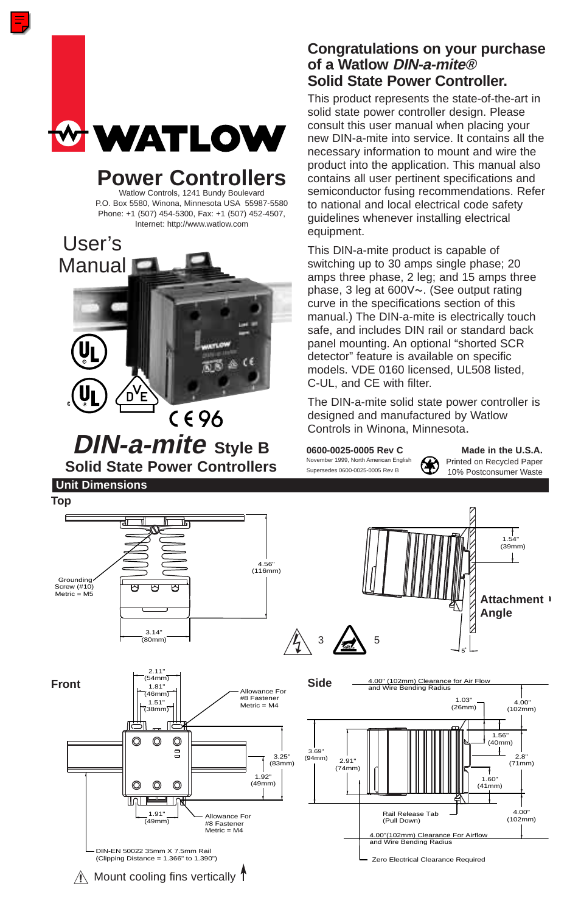# WATLOW

## Power Controllers

Watlow Controls, 1241 Bundy Boulevard
P.O. Box 5580, Winona, Minnesota USA 55987-5580
Phone: +1 (507) 454-5300, Fax: +1 (507) 452-4507,
Internet: http://www.watlow.com

User's Manual

CE 96

# *DIN-a-mite* Style B

## Solid State Power Controllers

## Congratulations on your purchase of a Watlow *DIN-a-mite®* Solid State Power Controller.

This product represents the state-of-the-art in solid state power controller design. Please consult this user manual when placing your new DIN-a-mite into service. It contains all the necessary information to mount and wire the product into the application. This manual also contains all user pertinent specifications and semiconductor fusing recommendations. Refer to national and local electrical code safety guidelines whenever installing electrical equipment.

This DIN-a-mite product is capable of switching up to 30 amps single phase; 20 amps three phase, 2 leg; and 15 amps three phase, 3 leg at 600V~. (See output rating curve in the specifications section of this manual.) The DIN-a-mite is electrically touch safe, and includes DIN rail or standard back panel mounting. An optional "shorted SCR detector" feature is available on specific models. VDE 0160 licensed, UL508 listed, C-UL, and CE with filter.

The DIN-a-mite solid state power controller is designed and manufactured by Watlow Controls in Winona, Minnesota.

**0600-0025-0005 Rev C**
November 1999, North American English
Supersedes 0600-0025-0005 Rev B

**Made in the U.S.A.**
Printed on Recycled Paper
10% Postconsumer Waste

## Unit Dimensions

### Top

Grounding Screw (#10) Metric = M5

4.56" (116mm)

3.14" (80mm)

Attachment Angle

1.54" (39mm)

5°

3 5

### Front

2.11" (54mm)
1.81" (46mm)
1.51" (38mm)

Allowance For #8 Fastener Metric = M4

3.25" (83mm)

1.92" (49mm)

1.91" (49mm)

Allowance For #8 Fastener Metric = M4

DIN-EN 50022 35mm X 7.5mm Rail (Clipping Distance = 1.366" to 1.390")

Mount cooling fins vertically

### Side

4.00" (102mm) Clearance for Air Flow and Wire Bending Radius

1.03" (26mm)

4.00" (102mm)

1.56" (40mm)

3.69" (94mm)

2.91" (74mm)

2.8" (71mm)

1.60" (41mm)

4.00" (102mm)

Rail Release Tab (Pull Down)

4.00"(102mm) Clearance For Airflow and Wire Bending Radius

Zero Electrical Clearance Required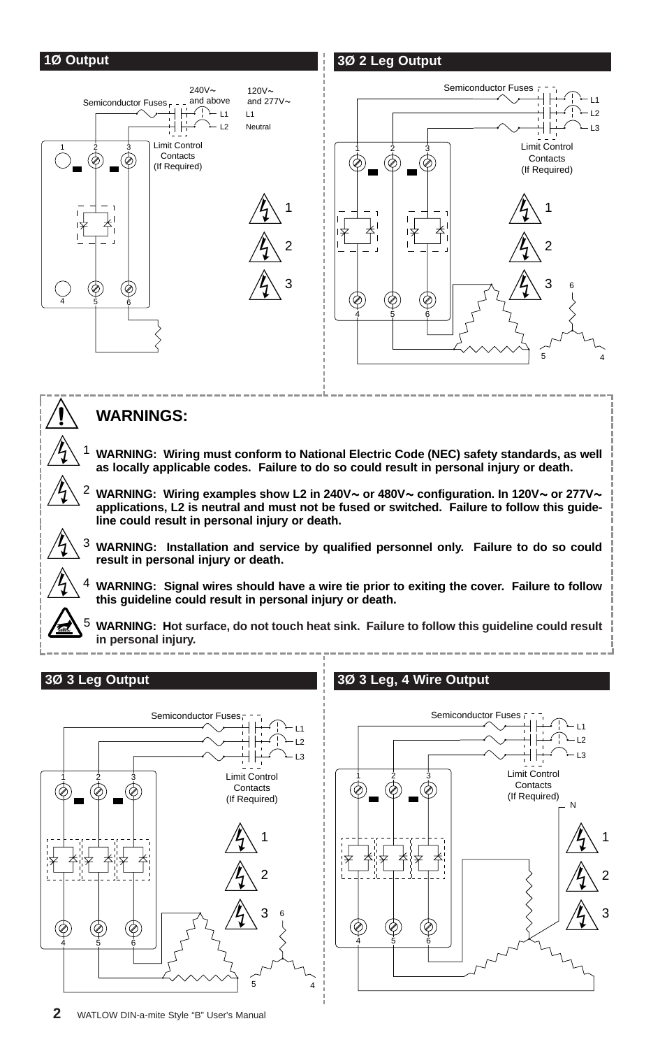## 1Ø Output

Semiconductor Fuses

240V~ and above: L1, L2

120V~ and 277V~: L1, Neutral

Limit Control Contacts (If Required)

1 2 3

4 5 6

## 3Ø 2 Leg Output

Semiconductor Fuses

L1
L2
L3

Limit Control Contacts (If Required)

1 2 3

4 5 6

## WARNINGS:

1 **WARNING: Wiring must conform to National Electric Code (NEC) safety standards, as well as locally applicable codes. Failure to do so could result in personal injury or death.**

2 **WARNING: Wiring examples show L2 in 240V~ or 480V~ configuration. In 120V~ or 277V~ applications, L2 is neutral and must not be fused or switched. Failure to follow this guideline could result in personal injury or death.**

3 **WARNING: Installation and service by qualified personnel only. Failure to do so could result in personal injury or death.**

4 **WARNING: Signal wires should have a wire tie prior to exiting the cover. Failure to follow this guideline could result in personal injury or death.**

5 **WARNING: Hot surface, do not touch heat sink. Failure to follow this guideline could result in personal injury.**

## 3Ø 3 Leg Output

Semiconductor Fuses

L1
L2
L3

Limit Control Contacts (If Required)

1 2 3

4 5 6

## 3Ø 3 Leg, 4 Wire Output

Semiconductor Fuses

L1
L2
L3

Limit Control Contacts (If Required)

N

1 2 3

4 5 6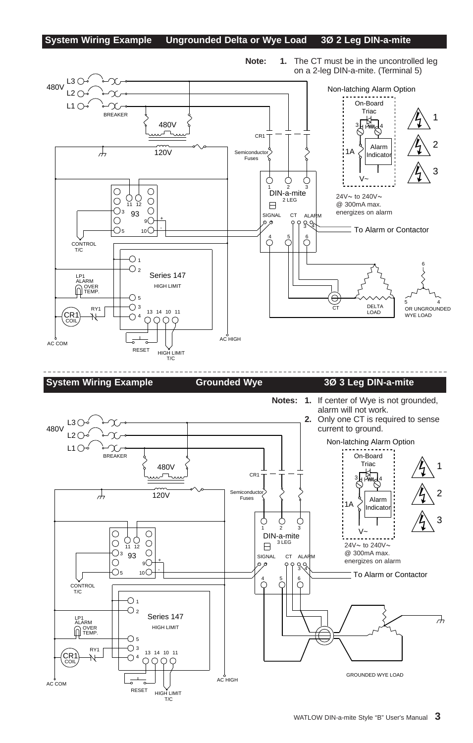## System Wiring Example Ungrounded Delta or Wye Load 3Ø 2 Leg DIN-a-mite

**Note:** **1.** The CT must be in the uncontrolled leg on a 2-leg DIN-a-mite. (Terminal 5)

Non-latching Alarm Option

On-Board Triac

24V~ to 240V~ @ 300mA max. energizes on alarm

To Alarm or Contactor

L3, L2, L1, 480V, BREAKER, 480V, 120V, CR1, Semiconductor Fuses, DIN-a-mite 2 LEG, SIGNAL, CT, ALARM, 93, CONTROL T/C, Series 147 HIGH LIMIT, LP1 ALARM OVER TEMP., CR1 COIL, RY1, RESET, HIGH LIMIT T/C, AC COM, AC HIGH, CT, DELTA LOAD, OR UNGROUNDED WYE LOAD, Alarm Indicator, 1A, V~

## System Wiring Example Grounded Wye 3Ø 3 Leg DIN-a-mite

**Notes:** **1.** If center of Wye is not grounded, alarm will not work.

**2.** Only one CT is required to sense current to ground.

Non-latching Alarm Option

On-Board Triac

24V~ to 240V~ @ 300mA max. energizes on alarm

To Alarm or Contactor

L3, L2, L1, 480V, BREAKER, 480V, 120V, CR1, Semiconductor Fuses, DIN-a-mite 3 LEG, SIGNAL, CT, ALARM, 93, CONTROL T/C, Series 147 HIGH LIMIT, LP1 ALARM OVER TEMP., CR1 COIL, RY1, RESET, HIGH LIMIT T/C, AC COM, AC HIGH, GROUNDED WYE LOAD, Alarm Indicator, 1A, V~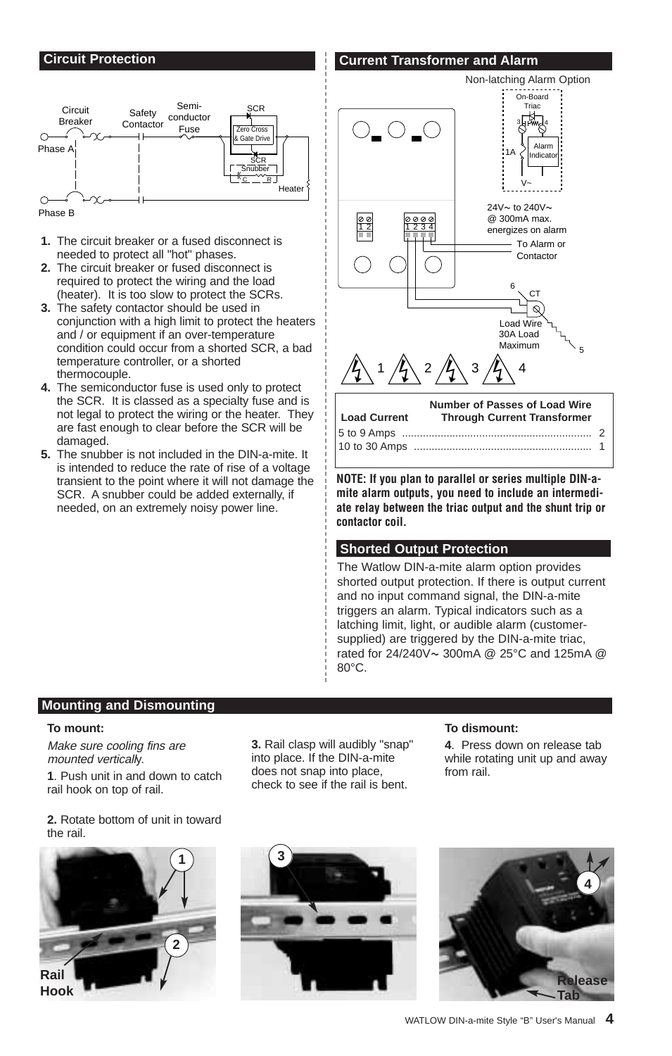## Circuit Protection

1. The circuit breaker or a fused disconnect is needed to protect all "hot" phases.
2. The circuit breaker or fused disconnect is required to protect the wiring and the load (heater). It is too slow to protect the SCRs.
3. The safety contactor should be used in conjunction with a high limit to protect the heaters and / or equipment if an over-temperature condition could occur from a shorted SCR, a bad temperature controller, or a shorted thermocouple.
4. The semiconductor fuse is used only to protect the SCR. It is classed as a specialty fuse and is not legal to protect the wiring or the heater. They are fast enough to clear before the SCR will be damaged.
5. The snubber is not included in the DIN-a-mite. It is intended to reduce the rate of rise of a voltage transient to the point where it will not damage the SCR. A snubber could be added externally, if needed, on an extremely noisy power line.

## Current Transformer and Alarm

| Load Current | Number of Passes of Load Wire Through Current Transformer |
|---|---|
| 5 to 9 Amps | 2 |
| 10 to 30 Amps | 1 |

**NOTE: If you plan to parallel or series multiple DIN-a-mite alarm outputs, you need to include an intermediate relay between the triac output and the shunt trip or contactor coil.**

## Shorted Output Protection

The Watlow DIN-a-mite alarm option provides shorted output protection. If there is output current and no input command signal, the DIN-a-mite triggers an alarm. Typical indicators such as a latching limit, light, or audible alarm (customer-supplied) are triggered by the DIN-a-mite triac, rated for 24/240V∼ 300mA @ 25°C and 125mA @ 80°C.

## Mounting and Dismounting

**To mount:**

*Make sure cooling fins are mounted vertically.*

**1**. Push unit in and down to catch rail hook on top of rail.

**2.** Rotate bottom of unit in toward the rail.

**3.** Rail clasp will audibly "snap" into place. If the DIN-a-mite does not snap into place, check to see if the rail is bent.

**To dismount:**

**4**. Press down on release tab while rotating unit up and away from rail.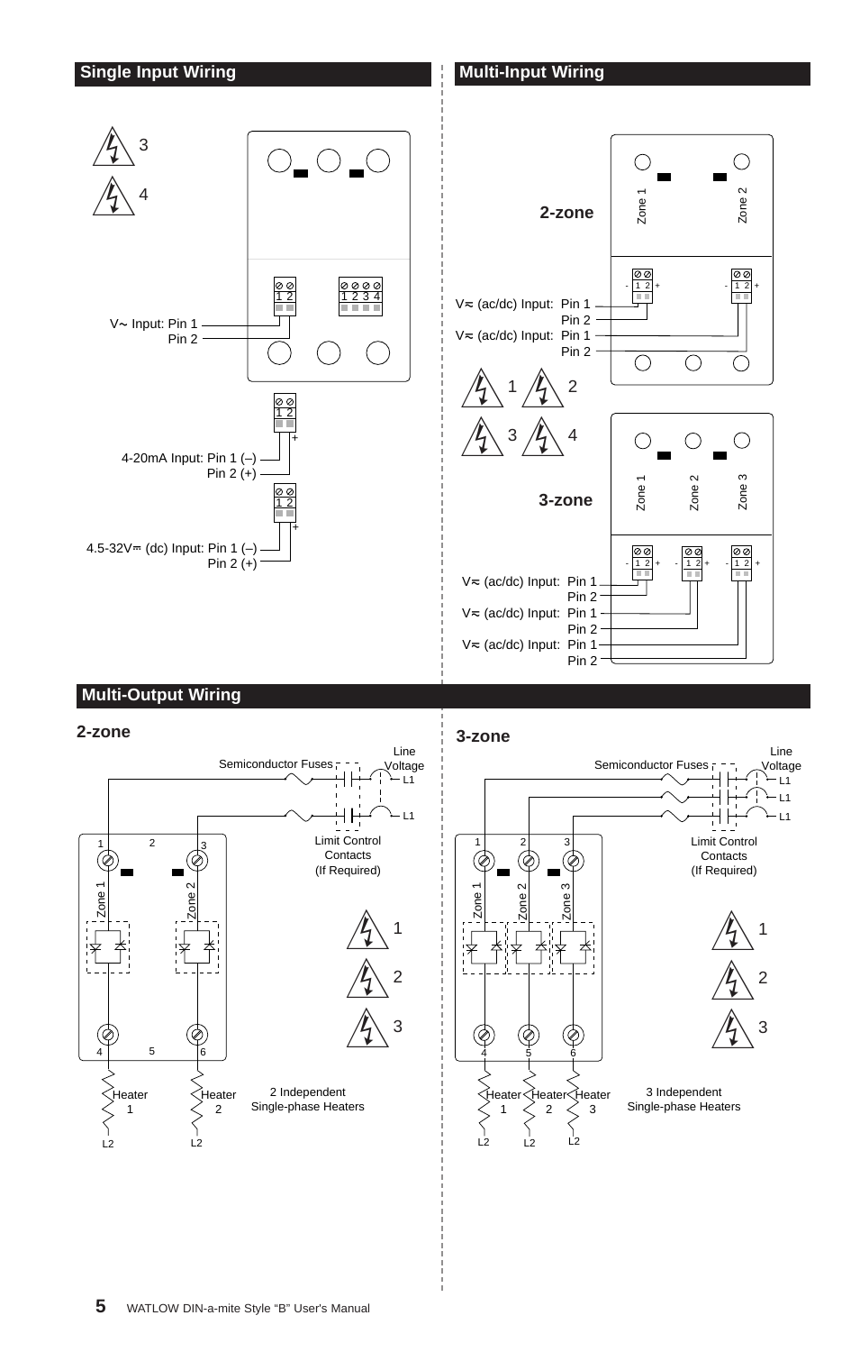## Single Input Wiring

3

4

1 2

1 2 3 4

V~ Input: Pin 1
Pin 2

1 2

4-20mA Input: Pin 1 (–)
Pin 2 (+)

1 2

4.5-32V⎓ (dc) Input: Pin 1 (–)
Pin 2 (+)

## Multi-Input Wiring

**2-zone**

Zone 1 Zone 2

V≂ (ac/dc) Input: Pin 1
Pin 2
V≂ (ac/dc) Input: Pin 1
Pin 2

1 2

3 4

**3-zone**

Zone 1 Zone 2 Zone 3

V≂ (ac/dc) Input: Pin 1
Pin 2
V≂ (ac/dc) Input: Pin 1
Pin 2
V≂ (ac/dc) Input: Pin 1
Pin 2

## Multi-Output Wiring

### 2-zone

Semiconductor Fuses

Line Voltage

L1

L1

Limit Control Contacts (If Required)

1 2 3

Zone 1 Zone 2

4 5 6

Heater 1

Heater 2

L2 L2

1 2 3

2 Independent Single-phase Heaters

### 3-zone

Semiconductor Fuses

Line Voltage

L1

L1

L1

Limit Control Contacts (If Required)

1 2 3

Zone 1 Zone 2 Zone 3

4 5 6

Heater 1

Heater 2

Heater 3

L2 L2 L2

1 2 3

3 Independent Single-phase Heaters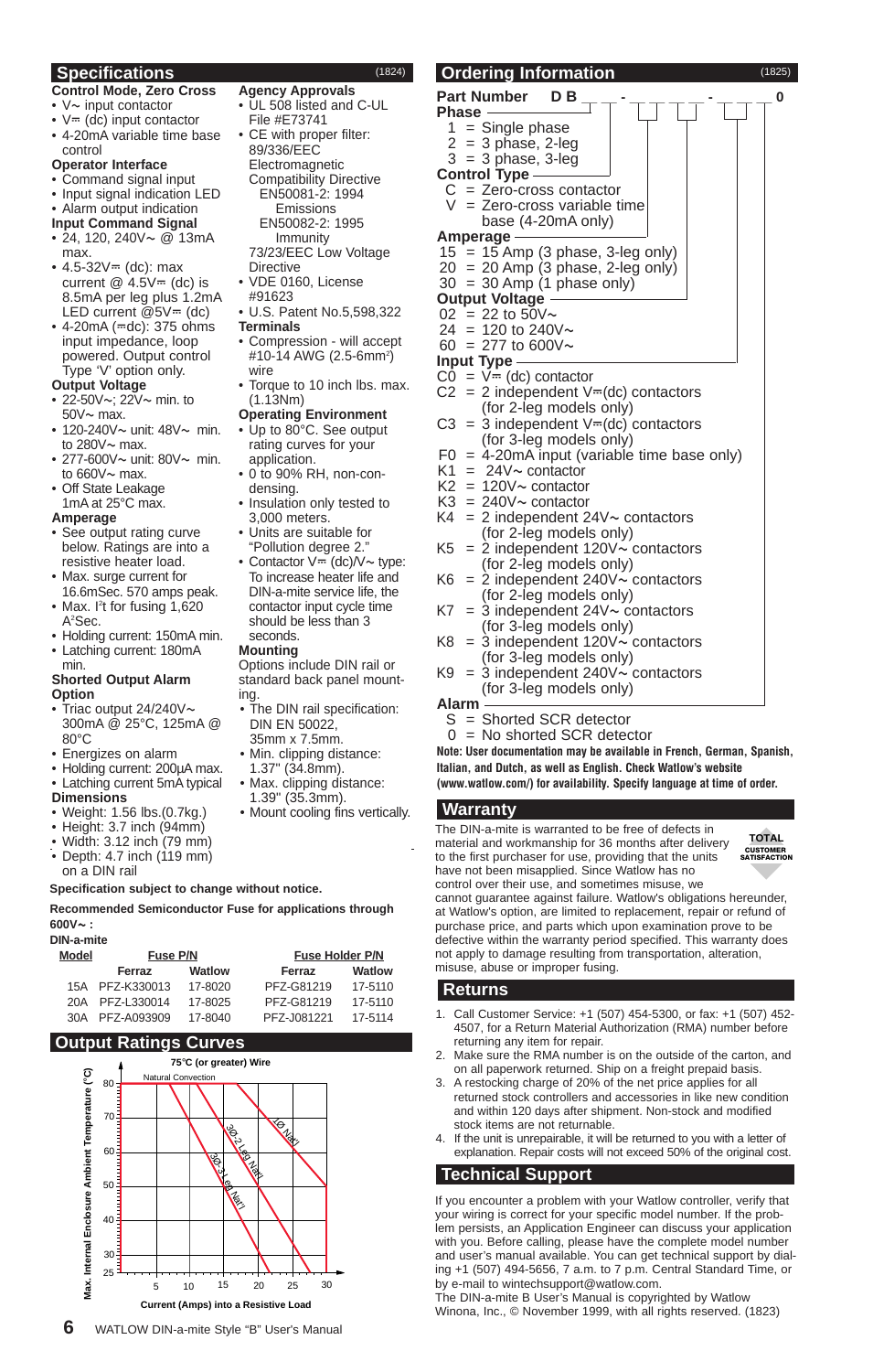## Specifications (1824)

### Control Mode, Zero Cross
- V∼ input contactor
- V⎓ (dc) input contactor
- 4-20mA variable time base control

### Operator Interface
- Command signal input
- Input signal indication LED
- Alarm output indication

### Input Command Signal
- 24, 120, 240V∼ @ 13mA max.
- 4.5-32V⎓ (dc): max current @ 4.5V⎓ (dc) is 8.5mA per leg plus 1.2mA LED current @5V⎓ (dc)
- 4-20mA (⎓dc): 375 ohms input impedance, loop powered. Output control Type 'V' option only.

### Output Voltage
- 22-50V∼; 22V∼ min. to 50V∼ max.
- 120-240V∼ unit: 48V∼ min. to 280V∼ max.
- 277-600V∼ unit: 80V∼ min. to 660V∼ max.
- Off State Leakage 1mA at 25°C max.

### Amperage
- See output rating curve below. Ratings are into a resistive heater load.
- Max. surge current for 16.6mSec. 570 amps peak.
- Max. $I^2t$ for fusing 1,620 $A^2$Sec.
- Holding current: 150mA min.
- Latching current: 180mA min.

### Shorted Output Alarm Option
- Triac output 24/240V∼ 300mA @ 25°C, 125mA @ 80°C
- Energizes on alarm
- Holding current: 200µA max.
- Latching current 5mA typical

### Dimensions
- Weight: 1.56 lbs.(0.7kg.)
- Height: 3.7 inch (94mm)
- Width: 3.12 inch (79 mm)
- Depth: 4.7 inch (119 mm) on a DIN rail

### Agency Approvals
- UL 508 listed and C-UL File #E73741
- CE with proper filter: 89/336/EEC Electromagnetic Compatibility Directive
  EN50081-2: 1994 Emissions
  EN50082-2: 1995 Immunity
  73/23/EEC Low Voltage Directive
- VDE 0160, License #91623
- U.S. Patent No.5,598,322

### Terminals
- Compression - will accept #10-14 AWG (2.5-6mm²) wire
- Torque to 10 inch lbs. max. (1.13Nm)

### Operating Environment
- Up to 80°C. See output rating curves for your application.
- 0 to 90% RH, non-condensing.
- Insulation only tested to 3,000 meters.
- Units are suitable for "Pollution degree 2."
- Contactor V⎓ (dc)/V∼ type: To increase heater life and DIN-a-mite service life, the contactor input cycle time should be less than 3 seconds.

### Mounting
Options include DIN rail or standard back panel mounting.
- The DIN rail specification: DIN EN 50022, 35mm x 7.5mm.
- Min. clipping distance: 1.37" (34.8mm).
- Max. clipping distance: 1.39" (35.3mm).
- Mount cooling fins vertically.

**Specification subject to change without notice.**

**Recommended Semiconductor Fuse for applications through 600V∼ :**

**DIN-a-mite**

| Model | Fuse P/N | | Fuse Holder P/N | |
|---|---|---|---|---|
| | Ferraz | Watlow | Ferraz | Watlow |
| 15A | PFZ-K330013 | 17-8020 | PFZ-G81219 | 17-5110 |
| 20A | PFZ-L330014 | 17-8025 | PFZ-G81219 | 17-5110 |
| 30A | PFZ-A093909 | 17-8040 | PFZ-J081221 | 17-5114 |

## Output Ratings Curves

75°C (or greater) Wire

Natural Convection

Max. Internal Enclosure Ambient Temperature (°C) vs. Current (Amps) into a Resistive Load — curves: 1Ø, Nat'l; 3Ø-2 Leg Nat'l; 3Ø-3 Leg Nat'l

## Ordering Information (1825)

**Part Number D B _ _ - _ _ _ _ - _ _ 0**

**Phase**
- 1 = Single phase
- 2 = 3 phase, 2-leg
- 3 = 3 phase, 3-leg

**Control Type**
- C = Zero-cross contactor
- V = Zero-cross variable time base (4-20mA only)

**Amperage**
- 15 = 15 Amp (3 phase, 3-leg only)
- 20 = 20 Amp (3 phase, 2-leg only)
- 30 = 30 Amp (1 phase only)

**Output Voltage**
- 02 = 22 to 50V∼
- 24 = 120 to 240V∼
- 60 = 277 to 600V∼

**Input Type**
- C0 = V⎓ (dc) contactor
- C2 = 2 independent V⎓(dc) contactors (for 2-leg models only)
- C3 = 3 independent V⎓(dc) contactors (for 3-leg models only)
- F0 = 4-20mA input (variable time base only)
- K1 = 24V∼ contactor
- K2 = 120V∼ contactor
- K3 = 240V∼ contactor
- K4 = 2 independent 24V∼ contactors (for 2-leg models only)
- K5 = 2 independent 120V∼ contactors (for 2-leg models only)
- K6 = 2 independent 240V∼ contactors (for 2-leg models only)
- K7 = 3 independent 24V∼ contactors (for 3-leg models only)
- K8 = 3 independent 120V∼ contactors (for 3-leg models only)
- K9 = 3 independent 240V∼ contactors (for 3-leg models only)

**Alarm**
- S = Shorted SCR detector
- 0 = No shorted SCR detector

**Note: User documentation may be available in French, German, Spanish, Italian, and Dutch, as well as English. Check Watlow's website (www.watlow.com/) for availability. Specify language at time of order.**

## Warranty

TOTAL CUSTOMER SATISFACTION

The DIN-a-mite is warranted to be free of defects in material and workmanship for 36 months after delivery to the first purchaser for use, providing that the units have not been misapplied. Since Watlow has no control over their use, and sometimes misuse, we cannot guarantee against failure. Watlow's obligations hereunder, at Watlow's option, are limited to replacement, repair or refund of purchase price, and parts which upon examination prove to be defective within the warranty period specified. This warranty does not apply to damage resulting from transportation, alteration, misuse, abuse or improper fusing.

## Returns

1. Call Customer Service: +1 (507) 454-5300, or fax: +1 (507) 452-4507, for a Return Material Authorization (RMA) number before returning any item for repair.
2. Make sure the RMA number is on the outside of the carton, and on all paperwork returned. Ship on a freight prepaid basis.
3. A restocking charge of 20% of the net price applies for all returned stock controllers and accessories in like new condition and within 120 days after shipment. Non-stock and modified stock items are not returnable.
4. If the unit is unrepairable, it will be returned to you with a letter of explanation. Repair costs will not exceed 50% of the original cost.

## Technical Support

If you encounter a problem with your Watlow controller, verify that your wiring is correct for your specific model number. If the problem persists, an Application Engineer can discuss your application with you. Before calling, please have the complete model number and user's manual available. You can get technical support by dialing +1 (507) 494-5656, 7 a.m. to 7 p.m. Central Standard Time, or by e-mail to wintechsupport@watlow.com.

The DIN-a-mite B User's Manual is copyrighted by Watlow Winona, Inc., © November 1999, with all rights reserved. (1823)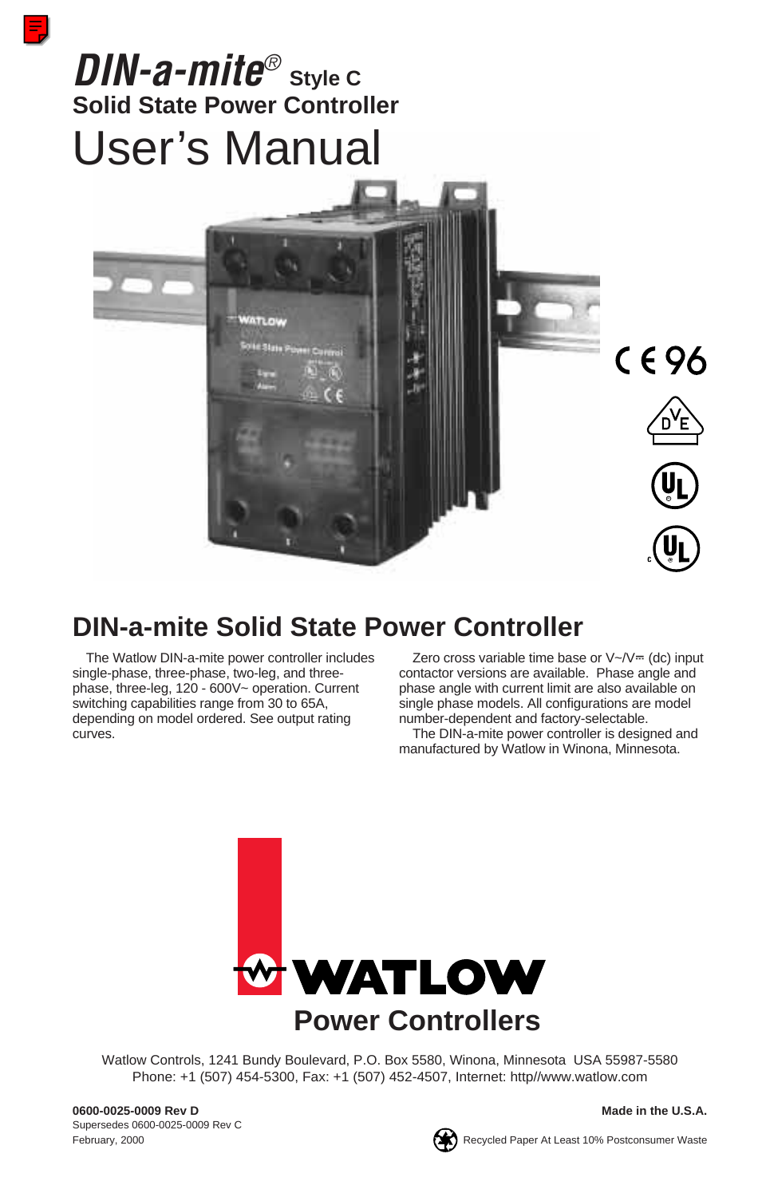# DIN-a-mite® Style C

**Solid State Power Controller**

# User's Manual

CE 96

## DIN-a-mite Solid State Power Controller

The Watlow DIN-a-mite power controller includes single-phase, three-phase, two-leg, and three-phase, three-leg, 120 - 600V~ operation. Current switching capabilities range from 30 to 65A, depending on model ordered. See output rating curves.

Zero cross variable time base or V~/V⎓ (dc) input contactor versions are available. Phase angle and phase angle with current limit are also available on single phase models. All configurations are model number-dependent and factory-selectable.

The DIN-a-mite power controller is designed and manufactured by Watlow in Winona, Minnesota.

**WATLOW**

**Power Controllers**

Watlow Controls, 1241 Bundy Boulevard, P.O. Box 5580, Winona, Minnesota USA 55987-5580
Phone: +1 (507) 454-5300, Fax: +1 (507) 452-4507, Internet: http//www.watlow.com

**0600-0025-0009 Rev D**
Supersedes 0600-0025-0009 Rev C
February, 2000

**Made in the U.S.A.**

Recycled Paper At Least 10% Postconsumer Waste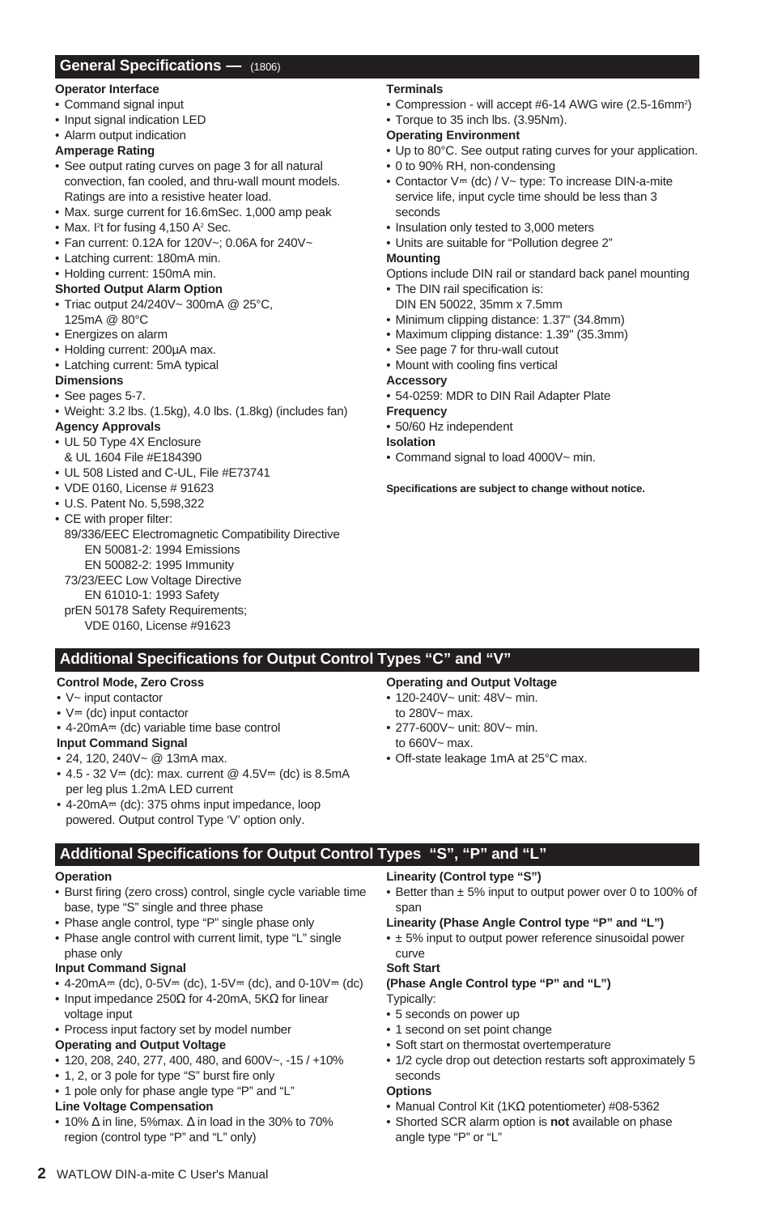## General Specifications — (1806)

**Operator Interface**
- Command signal input
- Input signal indication LED
- Alarm output indication

**Amperage Rating**
- See output rating curves on page 3 for all natural convection, fan cooled, and thru-wall mount models. Ratings are into a resistive heater load.
- Max. surge current for 16.6mSec. 1,000 amp peak
- Max. $I^2t$ for fusing 4,150 $A^2$ Sec.
- Fan current: 0.12A for 120V~; 0.06A for 240V~
- Latching current: 180mA min.
- Holding current: 150mA min.

**Shorted Output Alarm Option**
- Triac output 24/240V~ 300mA @ 25°C, 125mA @ 80°C
- Energizes on alarm
- Holding current: 200µA max.
- Latching current: 5mA typical

**Dimensions**
- See pages 5-7.
- Weight: 3.2 lbs. (1.5kg), 4.0 lbs. (1.8kg) (includes fan)

**Agency Approvals**
- UL 50 Type 4X Enclosure & UL 1604 File #E184390
- UL 508 Listed and C-UL, File #E73741
- VDE 0160, License # 91623
- U.S. Patent No. 5,598,322
- CE with proper filter:
  89/336/EEC Electromagnetic Compatibility Directive
  EN 50081-2: 1994 Emissions
  EN 50082-2: 1995 Immunity
  73/23/EEC Low Voltage Directive
  EN 61010-1: 1993 Safety
  prEN 50178 Safety Requirements;
  VDE 0160, License #91623

**Terminals**
- Compression - will accept #6-14 AWG wire (2.5-16mm²)
- Torque to 35 inch lbs. (3.95Nm).

**Operating Environment**
- Up to 80°C. See output rating curves for your application.
- 0 to 90% RH, non-condensing
- Contactor V⎓ (dc) / V~ type: To increase DIN-a-mite service life, input cycle time should be less than 3 seconds
- Insulation only tested to 3,000 meters
- Units are suitable for "Pollution degree 2"

**Mounting**

Options include DIN rail or standard back panel mounting
- The DIN rail specification is: DIN EN 50022, 35mm x 7.5mm
- Minimum clipping distance: 1.37" (34.8mm)
- Maximum clipping distance: 1.39" (35.3mm)
- See page 7 for thru-wall cutout
- Mount with cooling fins vertical

**Accessory**
- 54-0259: MDR to DIN Rail Adapter Plate

**Frequency**
- 50/60 Hz independent

**Isolation**
- Command signal to load 4000V~ min.

**Specifications are subject to change without notice.**

## Additional Specifications for Output Control Types "C" and "V"

**Control Mode, Zero Cross**
- V~ input contactor
- V⎓ (dc) input contactor
- 4-20mA⎓ (dc) variable time base control

**Input Command Signal**
- 24, 120, 240V~ @ 13mA max.
- 4.5 - 32 V⎓ (dc): max. current @ 4.5V⎓ (dc) is 8.5mA per leg plus 1.2mA LED current
- 4-20mA⎓ (dc): 375 ohms input impedance, loop powered. Output control Type 'V' option only.

**Operating and Output Voltage**
- 120-240V~ unit: 48V~ min. to 280V~ max.
- 277-600V~ unit: 80V~ min. to 660V~ max.
- Off-state leakage 1mA at 25°C max.

## Additional Specifications for Output Control Types "S", "P" and "L"

**Operation**
- Burst firing (zero cross) control, single cycle variable time base, type "S" single and three phase
- Phase angle control, type "P" single phase only
- Phase angle control with current limit, type "L" single phase only

**Input Command Signal**
- 4-20mA⎓ (dc), 0-5V⎓ (dc), 1-5V⎓ (dc), and 0-10V⎓ (dc)
- Input impedance 250Ω for 4-20mA, 5KΩ for linear voltage input
- Process input factory set by model number

**Operating and Output Voltage**
- 120, 208, 240, 277, 400, 480, and 600V~, -15 / +10%
- 1, 2, or 3 pole for type "S" burst fire only
- 1 pole only for phase angle type "P" and "L"

**Line Voltage Compensation**
- 10% Δ in line, 5%max. Δ in load in the 30% to 70% region (control type "P" and "L" only)

**Linearity (Control type "S")**
- Better than ± 5% input to output power over 0 to 100% of span

**Linearity (Phase Angle Control type "P" and "L")**
- ± 5% input to output power reference sinusoidal power curve

**Soft Start**

**(Phase Angle Control type "P" and "L")**

Typically:
- 5 seconds on power up
- 1 second on set point change
- Soft start on thermostat overtemperature
- 1/2 cycle drop out detection restarts soft approximately 5 seconds

**Options**
- Manual Control Kit (1KΩ potentiometer) #08-5362
- Shorted SCR alarm option is **not** available on phase angle type "P" or "L"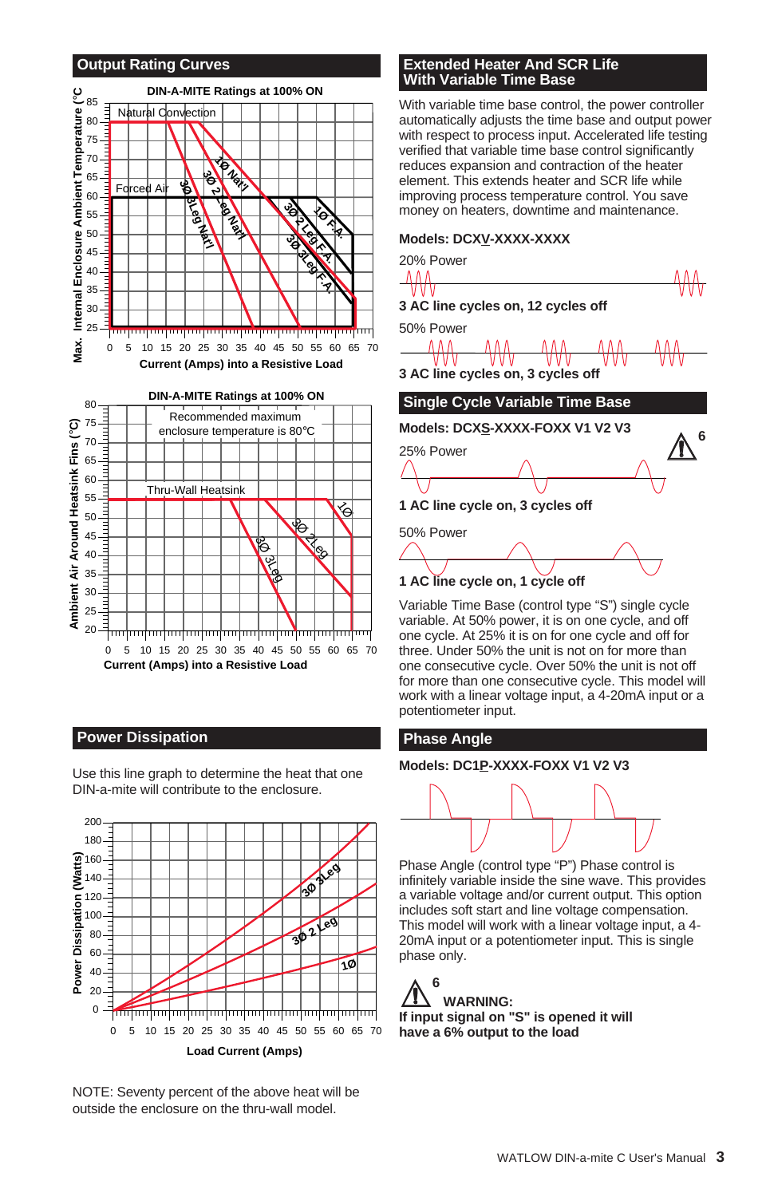## Output Rating Curves

DIN-A-MITE Ratings at 100% ON

Max. Internal Enclosure Ambient Temperature (°C)

Natural Convection

Forced Air

1Ø Nat'l

3Ø 2 Leg Nat'l

3Ø 3Leg Nat'l

1Ø F.A.

3Ø 2 Leg F.A.

3Ø 3Leg F.A.

Current (Amps) into a Resistive Load

DIN-A-MITE Ratings at 100% ON

Ambient Air Around Heatsink Fins (°C)

Recommended maximum enclosure temperature is 80°C

Thru-Wall Heatsink

1Ø

3Ø 2Leg

3Ø 3Leg

Current (Amps) into a Resistive Load

## Power Dissipation

Use this line graph to determine the heat that one DIN-a-mite will contribute to the enclosure.

Power Dissipation (Watts)

3Ø 3Leg

3Ø 2 Leg

1Ø

Load Current (Amps)

NOTE: Seventy percent of the above heat will be outside the enclosure on the thru-wall model.

## Extended Heater And SCR Life With Variable Time Base

With variable time base control, the power controller automatically adjusts the time base and output power with respect to process input. Accelerated life testing verified that variable time base control significantly reduces expansion and contraction of the heater element. This extends heater and SCR life while improving process temperature control. You save money on heaters, downtime and maintenance.

**Models: DCXV-XXXX-XXXX**

20% Power

**3 AC line cycles on, 12 cycles off**

50% Power

**3 AC line cycles on, 3 cycles off**

## Single Cycle Variable Time Base

**Models: DCXS-XXXX-FOXX V1 V2 V3**

6

25% Power

**1 AC line cycle on, 3 cycles off**

50% Power

**1 AC line cycle on, 1 cycle off**

Variable Time Base (control type "S") single cycle variable. At 50% power, it is on one cycle, and off one cycle. At 25% it is on for one cycle and off for three. Under 50% the unit is not on for more than one consecutive cycle. Over 50% the unit is not off for more than one consecutive cycle. This model will work with a linear voltage input, a 4-20mA input or a potentiometer input.

## Phase Angle

**Models: DC1P-XXXX-FOXX V1 V2 V3**

Phase Angle (control type "P") Phase control is infinitely variable inside the sine wave. This provides a variable voltage and/or current output. This option includes soft start and line voltage compensation. This model will work with a linear voltage input, a 4-20mA input or a potentiometer input. This is single phase only.

6

**WARNING:**
**If input signal on "S" is opened it will have a 6% output to the load**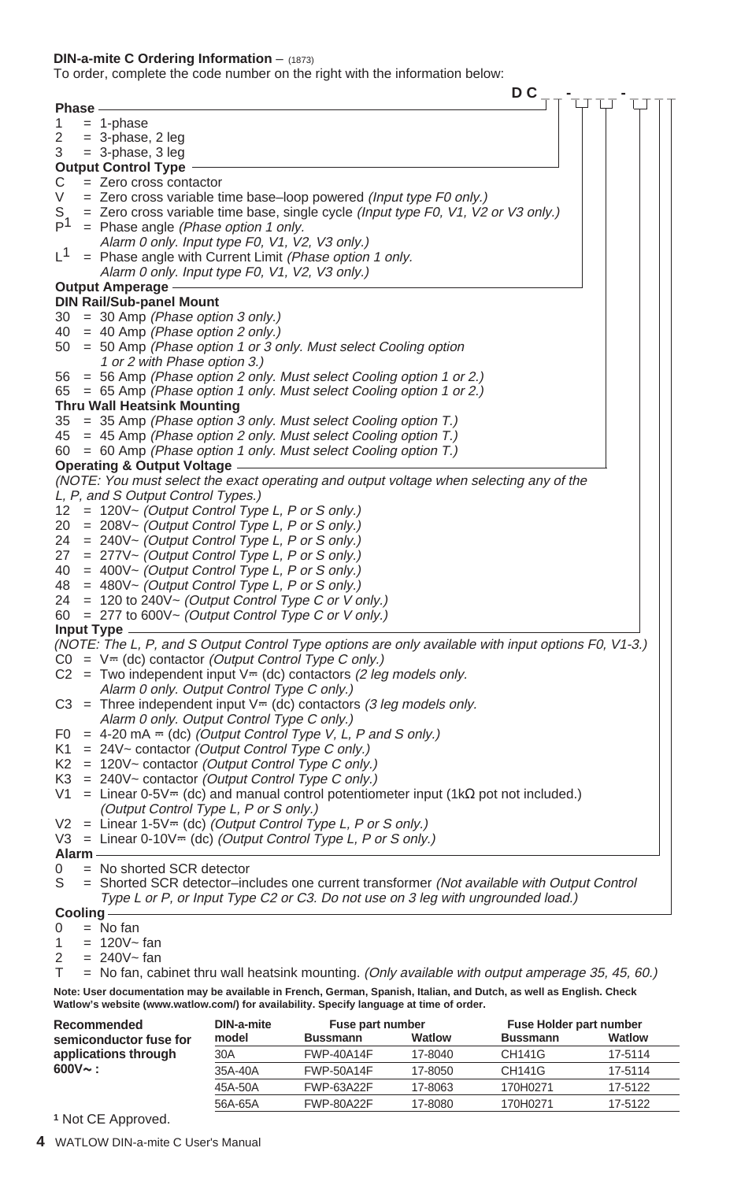**DIN-a-mite C Ordering Information** – (1873)

To order, complete the code number on the right with the information below:

**D C _ _ - _ _ _ _ - _ _ _**

**Phase**

- 1 = 1-phase
- 2 = 3-phase, 2 leg
- 3 = 3-phase, 3 leg

**Output Control Type**

- C = Zero cross contactor
- V = Zero cross variable time base–loop powered *(Input type F0 only.)*
- S = Zero cross variable time base, single cycle *(Input type F0, V1, V2 or V3 only.)*
- P[1] = Phase angle *(Phase option 1 only. Alarm 0 only. Input type F0, V1, V2, V3 only.)*
- L[1] = Phase angle with Current Limit *(Phase option 1 only. Alarm 0 only. Input type F0, V1, V2, V3 only.)*

**Output Amperage**

**DIN Rail/Sub-panel Mount**

- 30 = 30 Amp *(Phase option 3 only.)*
- 40 = 40 Amp *(Phase option 2 only.)*
- 50 = 50 Amp *(Phase option 1 or 3 only. Must select Cooling option 1 or 2 with Phase option 3.)*
- 56 = 56 Amp *(Phase option 2 only. Must select Cooling option 1 or 2.)*
- 65 = 65 Amp *(Phase option 1 only. Must select Cooling option 1 or 2.)*

**Thru Wall Heatsink Mounting**

- 35 = 35 Amp *(Phase option 3 only. Must select Cooling option T.)*
- 45 = 45 Amp *(Phase option 2 only. Must select Cooling option T.)*
- 60 = 60 Amp *(Phase option 1 only. Must select Cooling option T.)*

**Operating & Output Voltage**

*(NOTE: You must select the exact operating and output voltage when selecting any of the L, P, and S Output Control Types.)*

- 12 = 120V~ *(Output Control Type L, P or S only.)*
- 20 = 208V~ *(Output Control Type L, P or S only.)*
- 24 = 240V~ *(Output Control Type L, P or S only.)*
- 27 = 277V~ *(Output Control Type L, P or S only.)*
- 40 = 400V~ *(Output Control Type L, P or S only.)*
- 48 = 480V~ *(Output Control Type L, P or S only.)*
- 24 = 120 to 240V~ *(Output Control Type C or V only.)*
- 60 = 277 to 600V~ *(Output Control Type C or V only.)*

**Input Type**

*(NOTE: The L, P, and S Output Control Type options are only available with input options F0, V1-3.)*

- C0 = V⎓ (dc) contactor *(Output Control Type C only.)*
- C2 = Two independent input V⎓ (dc) contactors *(2 leg models only. Alarm 0 only. Output Control Type C only.)*
- C3 = Three independent input V⎓ (dc) contactors *(3 leg models only. Alarm 0 only. Output Control Type C only.)*
- F0 = 4-20 mA ⎓ (dc) *(Output Control Type V, L, P and S only.)*
- K1 = 24V~ contactor *(Output Control Type C only.)*
- K2 = 120V~ contactor *(Output Control Type C only.)*
- K3 = 240V~ contactor *(Output Control Type C only.)*
- V1 = Linear 0-5V⎓ (dc) and manual control potentiometer input (1kΩ pot not included.) *(Output Control Type L, P or S only.)*
- V2 = Linear 1-5V⎓ (dc) *(Output Control Type L, P or S only.)*
- V3 = Linear 0-10V⎓ (dc) *(Output Control Type L, P or S only.)*

**Alarm**

- 0 = No shorted SCR detector
- S = Shorted SCR detector–includes one current transformer *(Not available with Output Control Type L or P, or Input Type C2 or C3. Do not use on 3 leg with ungrounded load.)*

**Cooling**

- 0 = No fan
- 1 = 120V~ fan
- 2 = 240V~ fan
- T = No fan, cabinet thru wall heatsink mounting. *(Only available with output amperage 35, 45, 60.)*

**Note: User documentation may be available in French, German, Spanish, Italian, and Dutch, as well as English. Check Watlow's website (www.watlow.com/) for availability. Specify language at time of order.**

**Recommended semiconductor fuse for applications through 600V~ :**

| DIN-a-mite model | Fuse part number | | Fuse Holder part number | |
|---|---|---|---|---|
| | Bussmann | Watlow | Bussmann | Watlow |
| 30A | FWP-40A14F | 17-8040 | CH141G | 17-5114 |
| 35A-40A | FWP-50A14F | 17-8050 | CH141G | 17-5114 |
| 45A-50A | FWP-63A22F | 17-8063 | 170H0271 | 17-5122 |
| 56A-65A | FWP-80A22F | 17-8080 | 170H0271 | 17-5122 |

[1] Not CE Approved.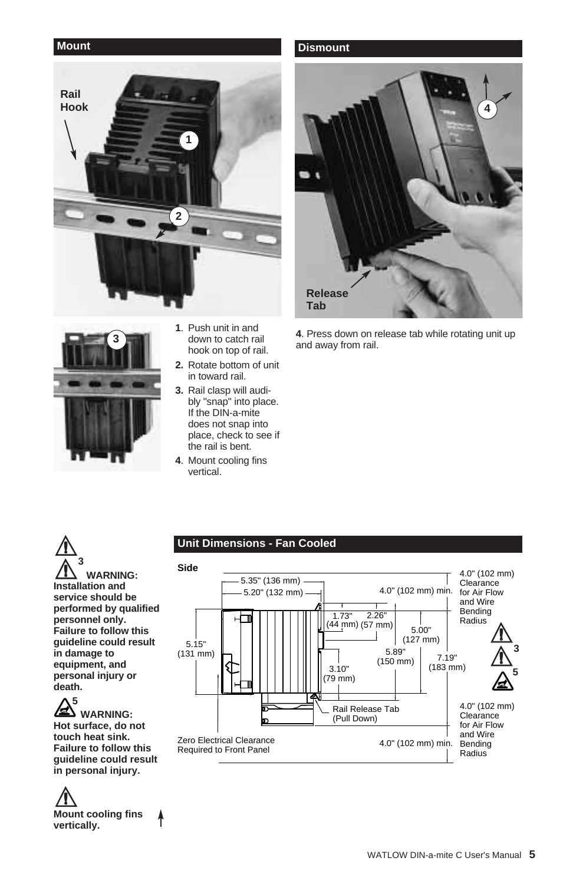## Mount

Rail Hook

1. Push unit in and down to catch rail hook on top of rail.
2. Rotate bottom of unit in toward rail.
3. Rail clasp will audibly "snap" into place. If the DIN-a-mite does not snap into place, check to see if the rail is bent.
4. Mount cooling fins vertical.

## Dismount

Release Tab

**4**. Press down on release tab while rotating unit up and away from rail.

**WARNING: Installation and service should be performed by qualified personnel only. Failure to follow this guideline could result in damage to equipment, and personal injury or death.**

**WARNING: Hot surface, do not touch heat sink. Failure to follow this guideline could result in personal injury.**

**Mount cooling fins vertically.**

## Unit Dimensions - Fan Cooled

**Side**

5.35" (136 mm)
5.20" (132 mm)
4.0" (102 mm) min.
4.0" (102 mm) Clearance for Air Flow and Wire Bending Radius
1.73" (44 mm)
2.26" (57 mm)
5.00" (127 mm)
5.15" (131 mm)
5.89" (150 mm)
7.19" (183 mm)
3.10" (79 mm)
Rail Release Tab (Pull Down)
4.0" (102 mm) Clearance for Air Flow and Wire Bending Radius
Zero Electrical Clearance Required to Front Panel
4.0" (102 mm) min.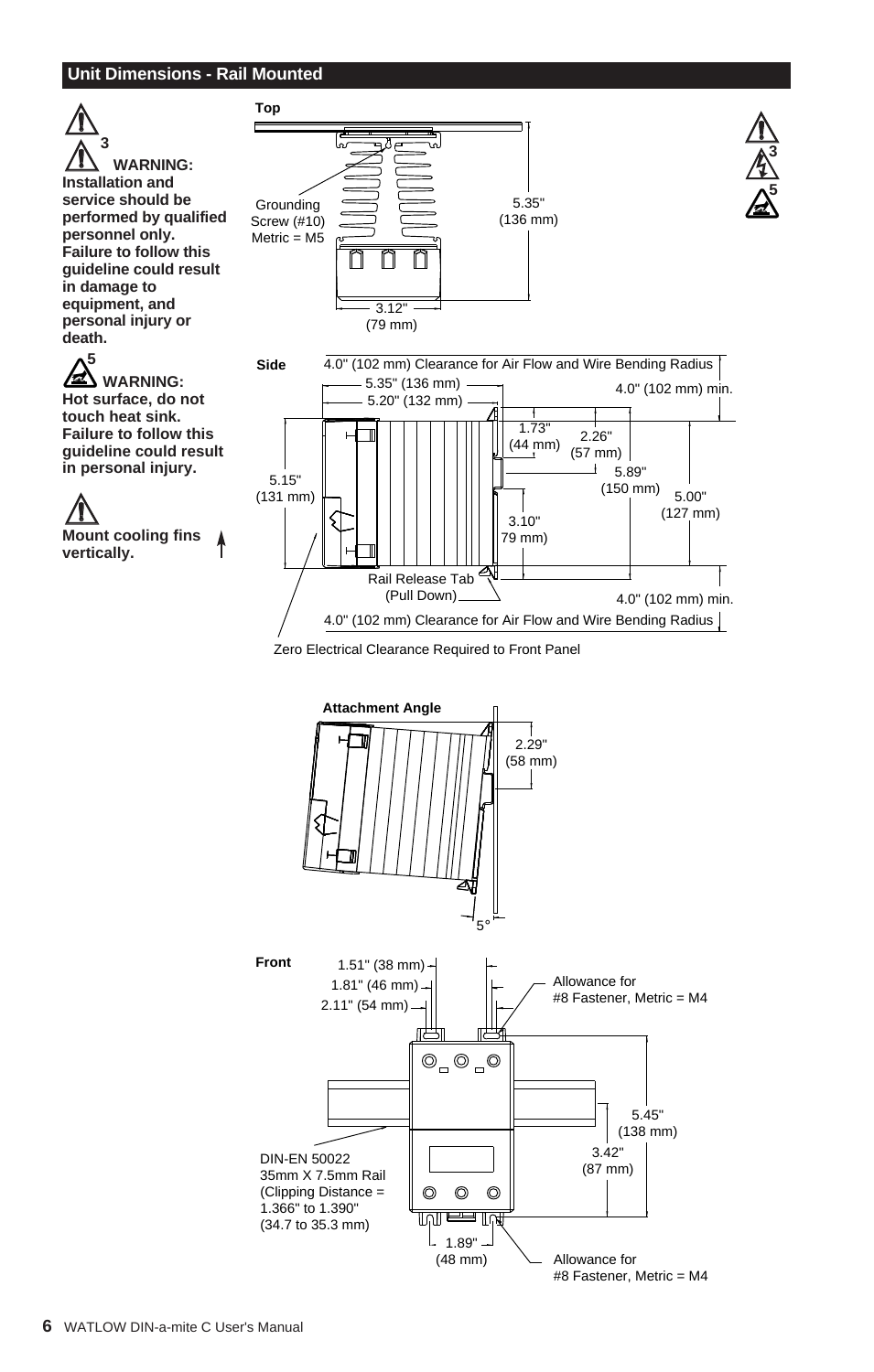## Unit Dimensions - Rail Mounted

**3 WARNING: Installation and service should be performed by qualified personnel only. Failure to follow this guideline could result in damage to equipment, and personal injury or death.**

**5 WARNING: Hot surface, do not touch heat sink. Failure to follow this guideline could result in personal injury.**

**Mount cooling fins vertically.**

**Top**

Grounding Screw (#10) Metric = M5

5.35" (136 mm)

3.12" (79 mm)

**Side**

4.0" (102 mm) Clearance for Air Flow and Wire Bending Radius

5.35" (136 mm)

5.20" (132 mm)

4.0" (102 mm) min.

1.73" (44 mm)

2.26" (57 mm)

5.89" (150 mm)

5.00" (127 mm)

5.15" (131 mm)

3.10" 79 mm)

Rail Release Tab (Pull Down)

4.0" (102 mm) min.

4.0" (102 mm) Clearance for Air Flow and Wire Bending Radius

Zero Electrical Clearance Required to Front Panel

**Attachment Angle**

2.29" (58 mm)

5°

**Front**

1.51" (38 mm)

1.81" (46 mm)

2.11" (54 mm)

Allowance for #8 Fastener, Metric = M4

5.45" (138 mm)

3.42" (87 mm)

DIN-EN 50022 35mm X 7.5mm Rail (Clipping Distance = 1.366" to 1.390" (34.7 to 35.3 mm)

1.89" (48 mm)

Allowance for #8 Fastener, Metric = M4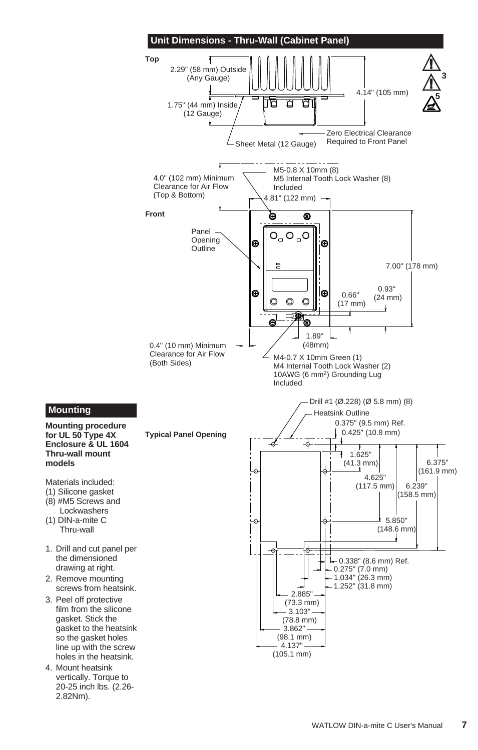## Unit Dimensions - Thru-Wall (Cabinet Panel)

**Top**

2.29" (58 mm) Outside (Any Gauge)

1.75" (44 mm) Inside (12 Gauge)

4.14" (105 mm)

Zero Electrical Clearance Required to Front Panel

Sheet Metal (12 Gauge)

4.0" (102 mm) Minimum Clearance for Air Flow (Top & Bottom)

M5-0.8 X 10mm (8)
M5 Internal Tooth Lock Washer (8)
Included

4.81" (122 mm)

**Front**

Panel Opening Outline

7.00" (178 mm)

0.66" (17 mm)

0.93" (24 mm)

1.89" (48mm)

0.4" (10 mm) Minimum Clearance for Air Flow (Both Sides)

M4-0.7 X 10mm Green (1)
M4 Internal Tooth Lock Washer (2)
10AWG (6 mm$^2$) Grounding Lug
Included

**Typical Panel Opening**

Drill #1 (Ø.228) (Ø 5.8 mm) (8)

Heatsink Outline

0.375" (9.5 mm) Ref.

0.425" (10.8 mm)

1.625" (41.3 mm)

4.625" (117.5 mm)

6.239" (158.5 mm)

6.375" (161.9 mm)

5.850" (148.6 mm)

0.338" (8.6 mm) Ref.

0.275" (7.0 mm)

1.034" (26.3 mm)

1.252" (31.8 mm)

2.885" (73.3 mm)

3.103" (78.8 mm)

3.862" (98.1 mm)

4.137" (105.1 mm)

## Mounting

**Mounting procedure for UL 50 Type 4X Enclosure & UL 1604 Thru-wall mount models**

Materials included:
(1) Silicone gasket
(8) #M5 Screws and Lockwashers
(1) DIN-a-mite C Thru-wall

1. Drill and cut panel per the dimensioned drawing at right.
2. Remove mounting screws from heatsink.
3. Peel off protective film from the silicone gasket. Stick the gasket to the heatsink so the gasket holes line up with the screw holes in the heatsink.
4. Mount heatsink vertically. Torque to 20-25 inch lbs. (2.26-2.82Nm).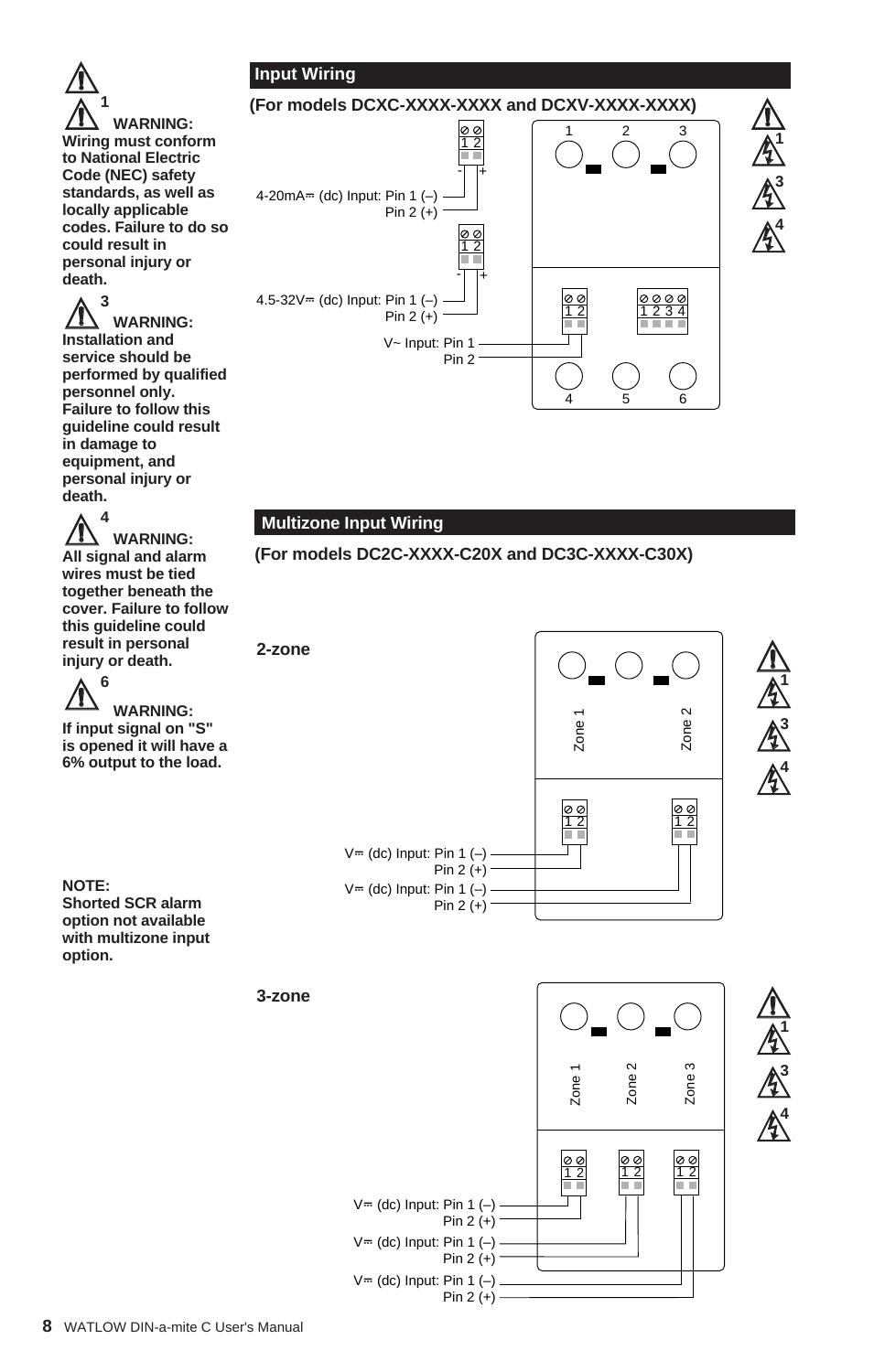**1 WARNING:** Wiring must conform to National Electric Code (NEC) safety standards, as well as locally applicable codes. Failure to do so could result in personal injury or death.

**3 WARNING:** Installation and service should be performed by qualified personnel only. Failure to follow this guideline could result in damage to equipment, and personal injury or death.

**4 WARNING:** All signal and alarm wires must be tied together beneath the cover. Failure to follow this guideline could result in personal injury or death.

**6 WARNING:** If input signal on "S" is opened it will have a 6% output to the load.

**NOTE:** Shorted SCR alarm option not available with multizone input option.

## Input Wiring

**(For models DCXC-XXXX-XXXX and DCXV-XXXX-XXXX)**

4-20mA⎓ (dc) Input: Pin 1 (–)
Pin 2 (+)

4.5-32V⎓ (dc) Input: Pin 1 (–)
Pin 2 (+)

V~ Input: Pin 1
Pin 2

## Multizone Input Wiring

**(For models DC2C-XXXX-C20X and DC3C-XXXX-C30X)**

### 2-zone

Zone 1, Zone 2

V⎓ (dc) Input: Pin 1 (–)
Pin 2 (+)

V⎓ (dc) Input: Pin 1 (–)
Pin 2 (+)

### 3-zone

Zone 1, Zone 2, Zone 3

V⎓ (dc) Input: Pin 1 (–)
Pin 2 (+)

V⎓ (dc) Input: Pin 1 (–)
Pin 2 (+)

V⎓ (dc) Input: Pin 1 (–)
Pin 2 (+)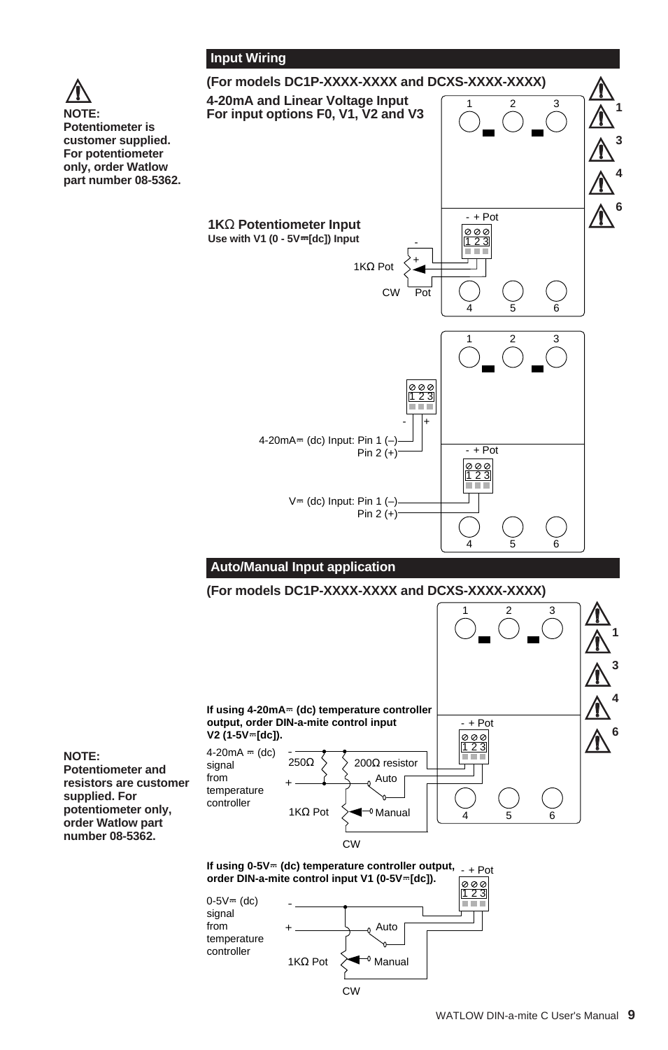## Input Wiring

**(For models DC1P-XXXX-XXXX and DCXS-XXXX-XXXX)**

**4-20mA and Linear Voltage Input**
**For input options F0, V1, V2 and V3**

1 2 3

1 3 4 6

- + Pot

**NOTE:**
**Potentiometer is customer supplied. For potentiometer only, order Watlow part number 08-5362.**

**1KΩ Potentiometer Input**
**Use with V1 (0 - 5V⎓[dc]) Input**

1KΩ Pot

CW Pot

4 5 6

1 2 3

4-20mA⎓ (dc) Input: Pin 1 (–)
Pin 2 (+)

- + Pot

V⎓ (dc) Input: Pin 1 (–)
Pin 2 (+)

4 5 6

## Auto/Manual Input application

**(For models DC1P-XXXX-XXXX and DCXS-XXXX-XXXX)**

1 2 3

1 3 4 6

**If using 4-20mA⎓ (dc) temperature controller output, order DIN-a-mite control input V2 (1-5V⎓[dc]).**

- + Pot

**NOTE:**
**Potentiometer and resistors are customer supplied. For potentiometer only, order Watlow part number 08-5362.**

4-20mA ⎓ (dc) signal from temperature controller

250Ω 200Ω resistor

Auto

1KΩ Pot Manual

CW

4 5 6

**If using 0-5V⎓ (dc) temperature controller output, order DIN-a-mite control input V1 (0-5V⎓[dc]).**

- + Pot

0-5V⎓ (dc) signal from temperature controller

Auto

1KΩ Pot Manual

CW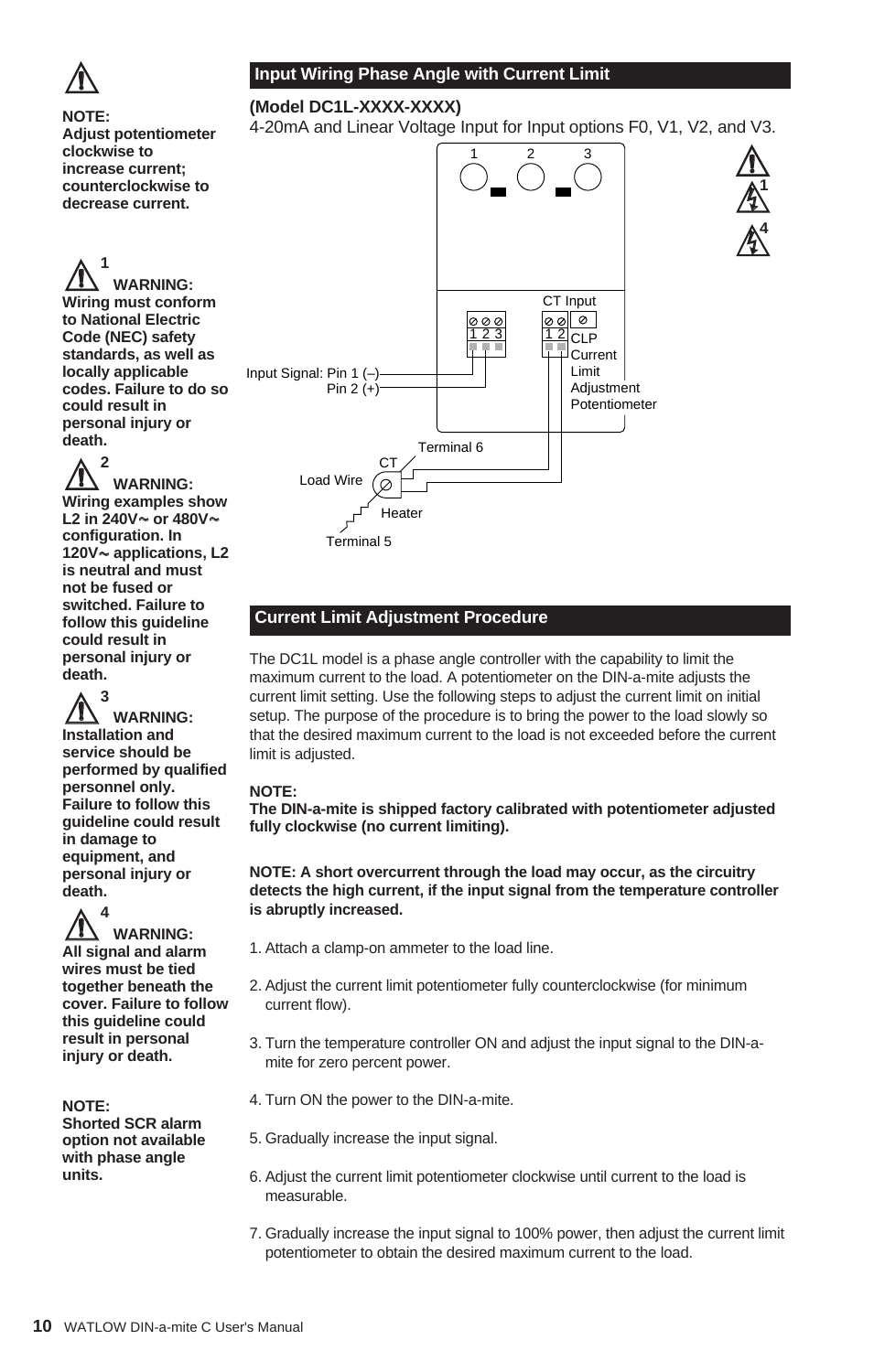**NOTE:**
**Adjust potentiometer clockwise to increase current; counterclockwise to decrease current.**

**1 WARNING:**
**Wiring must conform to National Electric Code (NEC) safety standards, as well as locally applicable codes. Failure to do so could result in personal injury or death.**

**2 WARNING:**
**Wiring examples show L2 in 240V~ or 480V~ configuration. In 120V~ applications, L2 is neutral and must not be fused or switched. Failure to follow this guideline could result in personal injury or death.**

**3 WARNING:**
**Installation and service should be performed by qualified personnel only. Failure to follow this guideline could result in damage to equipment, and personal injury or death.**

**4 WARNING:**
**All signal and alarm wires must be tied together beneath the cover. Failure to follow this guideline could result in personal injury or death.**

**NOTE:**
**Shorted SCR alarm option not available with phase angle units.**

## Input Wiring Phase Angle with Current Limit

**(Model DC1L-XXXX-XXXX)**

4-20mA and Linear Voltage Input for Input options F0, V1, V2, and V3.

1 2 3

CT Input

1 2 3

1 2

CLP Current Limit Adjustment Potentiometer

Input Signal: Pin 1 (–)
Pin 2 (+)

Terminal 6

CT

Load Wire

Heater

Terminal 5

## Current Limit Adjustment Procedure

The DC1L model is a phase angle controller with the capability to limit the maximum current to the load. A potentiometer on the DIN-a-mite adjusts the current limit setting. Use the following steps to adjust the current limit on initial setup. The purpose of the procedure is to bring the power to the load slowly so that the desired maximum current to the load is not exceeded before the current limit is adjusted.

**NOTE:**
**The DIN-a-mite is shipped factory calibrated with potentiometer adjusted fully clockwise (no current limiting).**

**NOTE: A short overcurrent through the load may occur, as the circuitry detects the high current, if the input signal from the temperature controller is abruptly increased.**

1. Attach a clamp-on ammeter to the load line.
2. Adjust the current limit potentiometer fully counterclockwise (for minimum current flow).
3. Turn the temperature controller ON and adjust the input signal to the DIN-a-mite for zero percent power.
4. Turn ON the power to the DIN-a-mite.
5. Gradually increase the input signal.
6. Adjust the current limit potentiometer clockwise until current to the load is measurable.
7. Gradually increase the input signal to 100% power, then adjust the current limit potentiometer to obtain the desired maximum current to the load.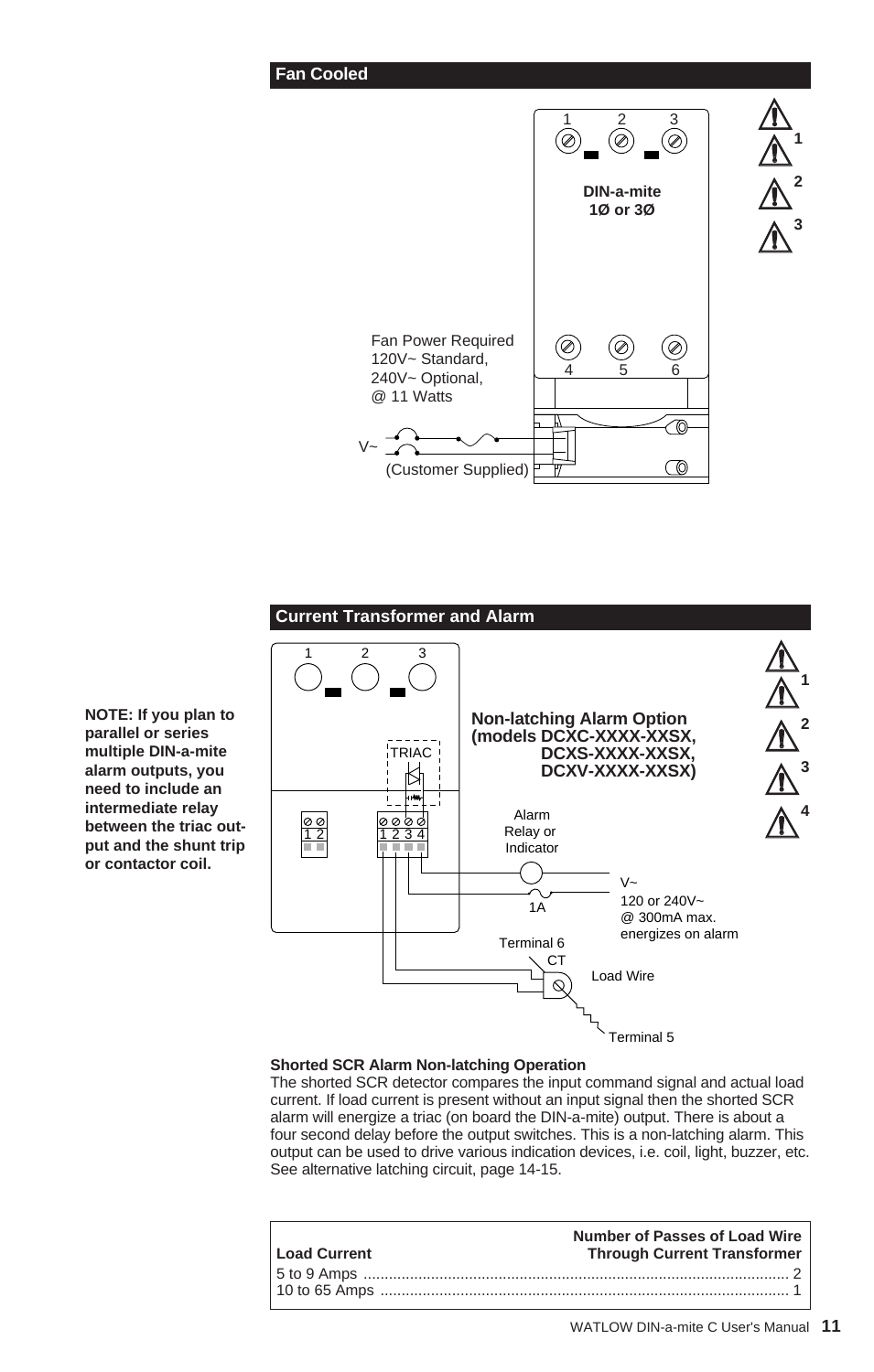## Fan Cooled

1 2 3

DIN-a-mite
1Ø or 3Ø

4 5 6

Fan Power Required
120V~ Standard,
240V~ Optional,
@ 11 Watts

V~

(Customer Supplied)

1
2
3

## Current Transformer and Alarm

**NOTE: If you plan to parallel or series multiple DIN-a-mite alarm outputs, you need to include an intermediate relay between the triac output and the shunt trip or contactor coil.**

1 2 3

TRIAC

1 2

1 2 3 4

**Non-latching Alarm Option (models DCXC-XXXX-XXSX, DCXS-XXXX-XXSX, DCXV-XXXX-XXSX)**

Alarm Relay or Indicator

1A

V~
120 or 240V~
@ 300mA max.
energizes on alarm

Terminal 6

CT

Load Wire

Terminal 5

1
2
3
4

**Shorted SCR Alarm Non-latching Operation**

The shorted SCR detector compares the input command signal and actual load current. If load current is present without an input signal then the shorted SCR alarm will energize a triac (on board the DIN-a-mite) output. There is about a four second delay before the output switches. This is a non-latching alarm. This output can be used to drive various indication devices, i.e. coil, light, buzzer, etc. See alternative latching circuit, page 14-15.

| Load Current | Number of Passes of Load Wire Through Current Transformer |
|---|---|
| 5 to 9 Amps | 2 |
| 10 to 65 Amps | 1 |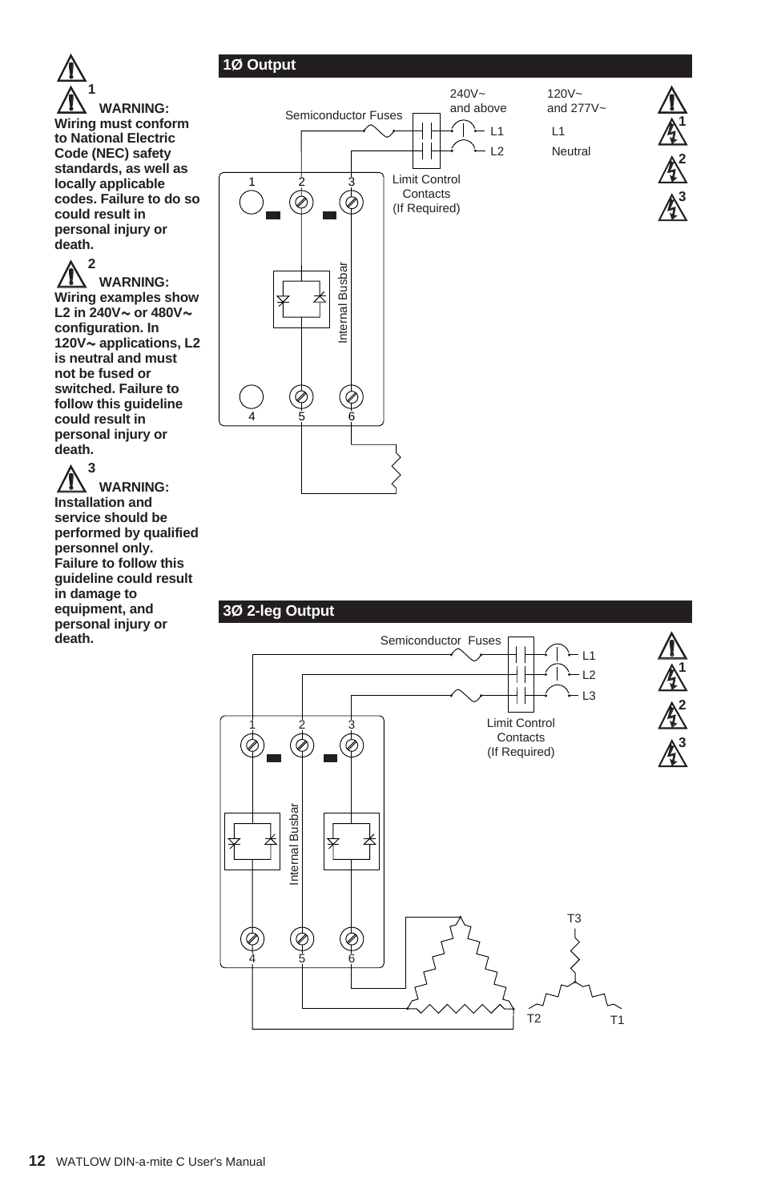**1 WARNING: Wiring must conform to National Electric Code (NEC) safety standards, as well as locally applicable codes. Failure to do so could result in personal injury or death.**

**2 WARNING: Wiring examples show L2 in 240V~ or 480V~ configuration. In 120V~ applications, L2 is neutral and must not be fused or switched. Failure to follow this guideline could result in personal injury or death.**

**3 WARNING: Installation and service should be performed by qualified personnel only. Failure to follow this guideline could result in damage to equipment, and personal injury or death.**

## 1Ø Output

Semiconductor Fuses

240V~ and above: L1, L2

120V~ and 277V~: L1, Neutral

Limit Control Contacts (If Required)

1 2 3

Internal Busbar

4 5 6

## 3Ø 2-leg Output

Semiconductor Fuses

L1, L2, L3

Limit Control Contacts (If Required)

1 2 3

Internal Busbar

4 5 6

T3, T2, T1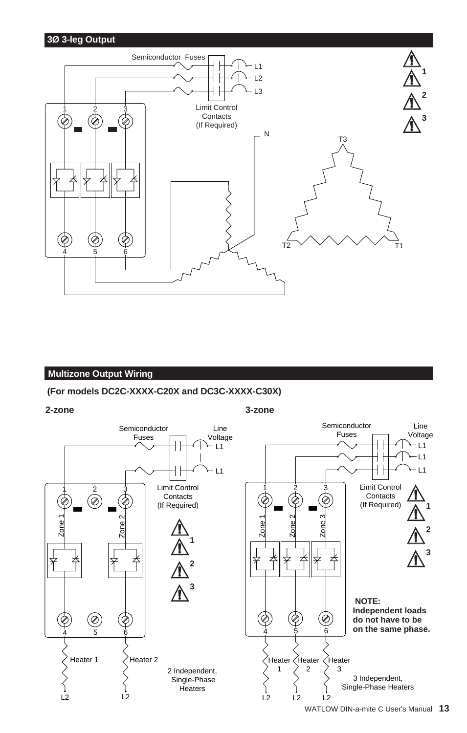## 3Ø 3-leg Output

Semiconductor Fuses

L1

L2

L3

Limit Control Contacts (If Required)

N

T3

T2

T1

1 2 3

4 5 6

1

2

3

## Multizone Output Wiring

**(For models DC2C-XXXX-C20X and DC3C-XXXX-C30X)**

**2-zone**

Semiconductor Fuses

Line Voltage

L1

L1

Limit Control Contacts (If Required)

1 2 3

Zone 1

Zone 2

4 5 6

Heater 1

Heater 2

L2

L2

1

2

3

2 Independent, Single-Phase Heaters

**3-zone**

Semiconductor Fuses

Line Voltage

L1

L1

L1

Limit Control Contacts (If Required)

1 2 3

Zone 1

Zone 2

Zone 3

4 5 6

Heater 1

Heater 2

Heater 3

L2

L2

L2

1

2

3

**NOTE: Independent loads do not have to be on the same phase.**

3 Independent, Single-Phase Heaters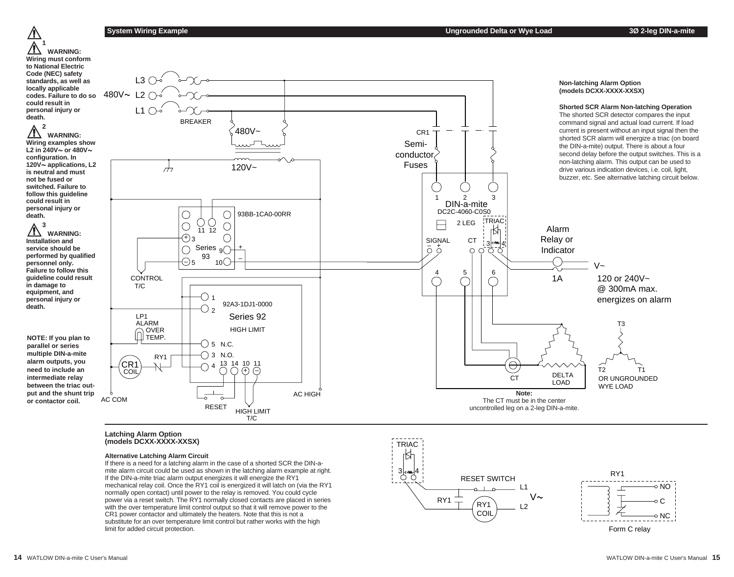## System Wiring Example — Ungrounded Delta or Wye Load — 3Ø 2-leg DIN-a-mite

**1 WARNING: Wiring must conform to National Electric Code (NEC) safety standards, as well as locally applicable codes. Failure to do so could result in personal injury or death.**

**2 WARNING: Wiring examples show L2 in 240V~ or 480V~ configuration. In 120V~ applications, L2 is neutral and must not be fused or switched. Failure to follow this guideline could result in personal injury or death.**

**3 WARNING: Installation and service should be performed by qualified personnel only. Failure to follow this guideline could result in damage to equipment, and personal injury or death.**

**NOTE: If you plan to parallel or series multiple DIN-a-mite alarm outputs, you need to include an intermediate relay between the triac output and the shunt trip or contactor coil.**

480V~ L3 L2 L1 BREAKER 480V~ 120V~ CR1 Semi-conductor Fuses

DIN-a-mite DC2C-4060-C0S0 2 LEG TRIAC SIGNAL CT

Alarm Relay or Indicator V~ 1A 120 or 240V~ @ 300mA max. energizes on alarm

93BB-1CA0-00RR Series 93 CONTROL T/C

92A3-1DJ1-0000 Series 92 HIGH LIMIT N.C. N.O. LP1 ALARM OVER TEMP. RY1 CR1 COIL AC COM RESET HIGH LIMIT T/C AC HIGH

CT DELTA LOAD T3 T2 T1 OR UNGROUNDED WYE LOAD

**Note:** The CT must be in the center uncontrolled leg on a 2-leg DIN-a-mite.

**Non-latching Alarm Option (models DCXX-XXXX-XXSX)**

**Shorted SCR Alarm Non-latching Operation**

The shorted SCR detector compares the input command signal and actual load current. If load current is present without an input signal then the shorted SCR alarm will energize a triac (on board the DIN-a-mite) output. There is about a four second delay before the output switches. This is a non-latching alarm. This output can be used to drive various indication devices, i.e. coil, light, buzzer, etc. See alternative latching circuit below.

**Latching Alarm Option (models DCXX-XXXX-XXSX)**

**Alternative Latching Alarm Circuit**

If there is a need for a latching alarm in the case of a shorted SCR the DIN-a-mite alarm circuit could be used as shown in the latching alarm example at right. If the DIN-a-mite triac alarm output energizes it will energize the RY1 mechanical relay coil. Once the RY1 coil is energized it will latch on (via the RY1 normally open contact) until power to the relay is removed. You could cycle power via a reset switch. The RY1 normally closed contacts are placed in series with the over temperature limit control output so that it will remove power to the CR1 power contactor and ultimately the heaters. Note that this is not a substitute for an over temperature limit control but rather works with the high limit for added circuit protection.

TRIAC RESET SWITCH L1 V~ RY1 RY1 COIL L2

RY1 NO C NC

Form C relay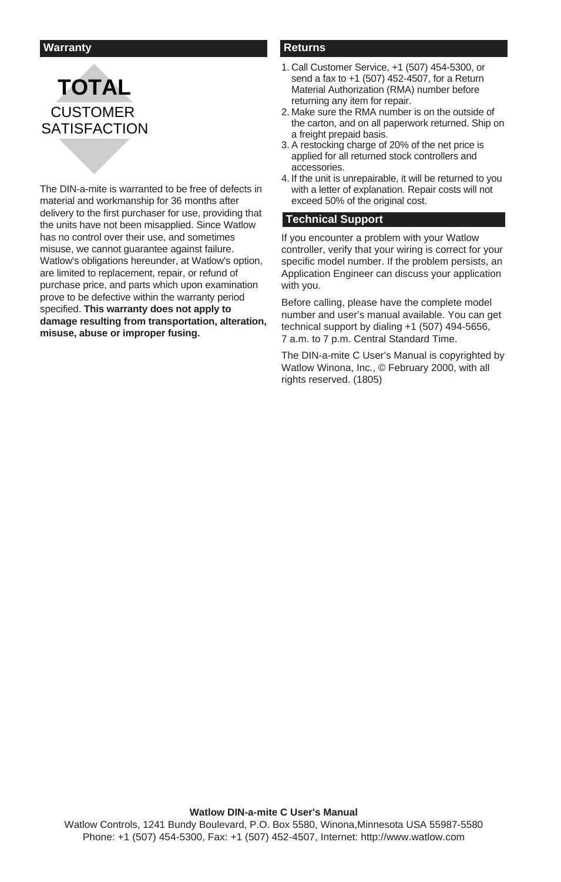## Warranty

**TOTAL**
CUSTOMER
SATISFACTION

The DIN-a-mite is warranted to be free of defects in material and workmanship for 36 months after delivery to the first purchaser for use, providing that the units have not been misapplied. Since Watlow has no control over their use, and sometimes misuse, we cannot guarantee against failure. Watlow's obligations hereunder, at Watlow's option, are limited to replacement, repair, or refund of purchase price, and parts which upon examination prove to be defective within the warranty period specified. **This warranty does not apply to damage resulting from transportation, alteration, misuse, abuse or improper fusing.**

## Returns

1. Call Customer Service, +1 (507) 454-5300, or send a fax to +1 (507) 452-4507, for a Return Material Authorization (RMA) number before returning any item for repair.
2. Make sure the RMA number is on the outside of the carton, and on all paperwork returned. Ship on a freight prepaid basis.
3. A restocking charge of 20% of the net price is applied for all returned stock controllers and accessories.
4. If the unit is unrepairable, it will be returned to you with a letter of explanation. Repair costs will not exceed 50% of the original cost.

## Technical Support

If you encounter a problem with your Watlow controller, verify that your wiring is correct for your specific model number. If the problem persists, an Application Engineer can discuss your application with you.

Before calling, please have the complete model number and user's manual available. You can get technical support by dialing +1 (507) 494-5656, 7 a.m. to 7 p.m. Central Standard Time.

The DIN-a-mite C User's Manual is copyrighted by Watlow Winona, Inc., © February 2000, with all rights reserved. (1805)

**Watlow DIN-a-mite C User's Manual**
Watlow Controls, 1241 Bundy Boulevard, P.O. Box 5580, Winona,Minnesota USA 55987-5580
Phone: +1 (507) 454-5300, Fax: +1 (507) 452-4507, Internet: http://www.watlow.com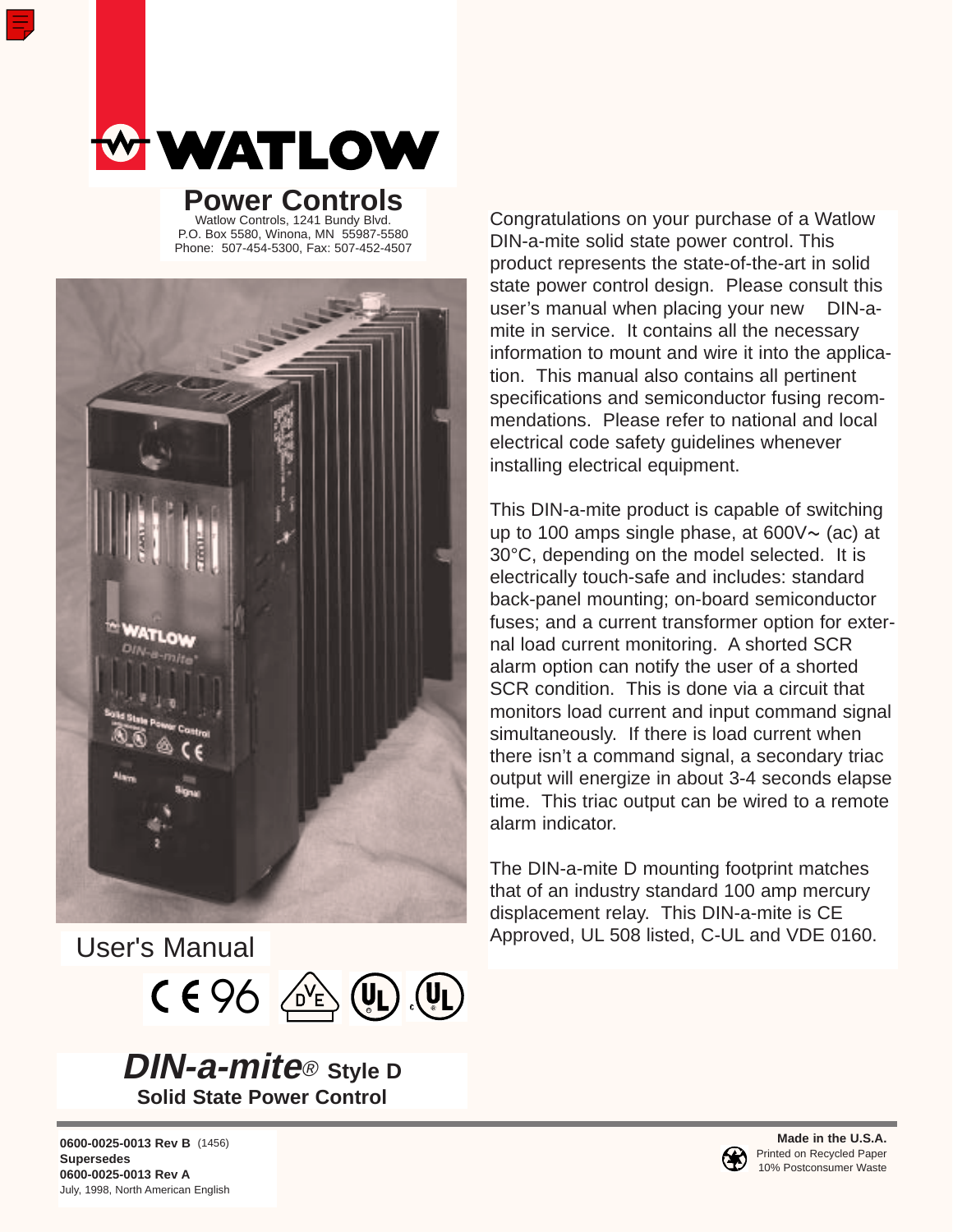# WATLOW

## Power Controls

Watlow Controls, 1241 Bundy Blvd.
P.O. Box 5580, Winona, MN 55987-5580
Phone: 507-454-5300, Fax: 507-452-4507

User's Manual

# *DIN-a-mite®* Style D

## Solid State Power Control

Congratulations on your purchase of a Watlow DIN-a-mite solid state power control. This product represents the state-of-the-art in solid state power control design. Please consult this user's manual when placing your new DIN-a-mite in service. It contains all the necessary information to mount and wire it into the application. This manual also contains all pertinent specifications and semiconductor fusing recommendations. Please refer to national and local electrical code safety guidelines whenever installing electrical equipment.

This DIN-a-mite product is capable of switching up to 100 amps single phase, at 600V∼ (ac) at 30°C, depending on the model selected. It is electrically touch-safe and includes: standard back-panel mounting; on-board semiconductor fuses; and a current transformer option for external load current monitoring. A shorted SCR alarm option can notify the user of a shorted SCR condition. This is done via a circuit that monitors load current and input command signal simultaneously. If there is load current when there isn't a command signal, a secondary triac output will energize in about 3-4 seconds elapse time. This triac output can be wired to a remote alarm indicator.

The DIN-a-mite D mounting footprint matches that of an industry standard 100 amp mercury displacement relay. This DIN-a-mite is CE Approved, UL 508 listed, C-UL and VDE 0160.

**0600-0025-0013 Rev B** (1456)
**Supersedes**
**0600-0025-0013 Rev A**
July, 1998, North American English

**Made in the U.S.A.**
Printed on Recycled Paper
10% Postconsumer Waste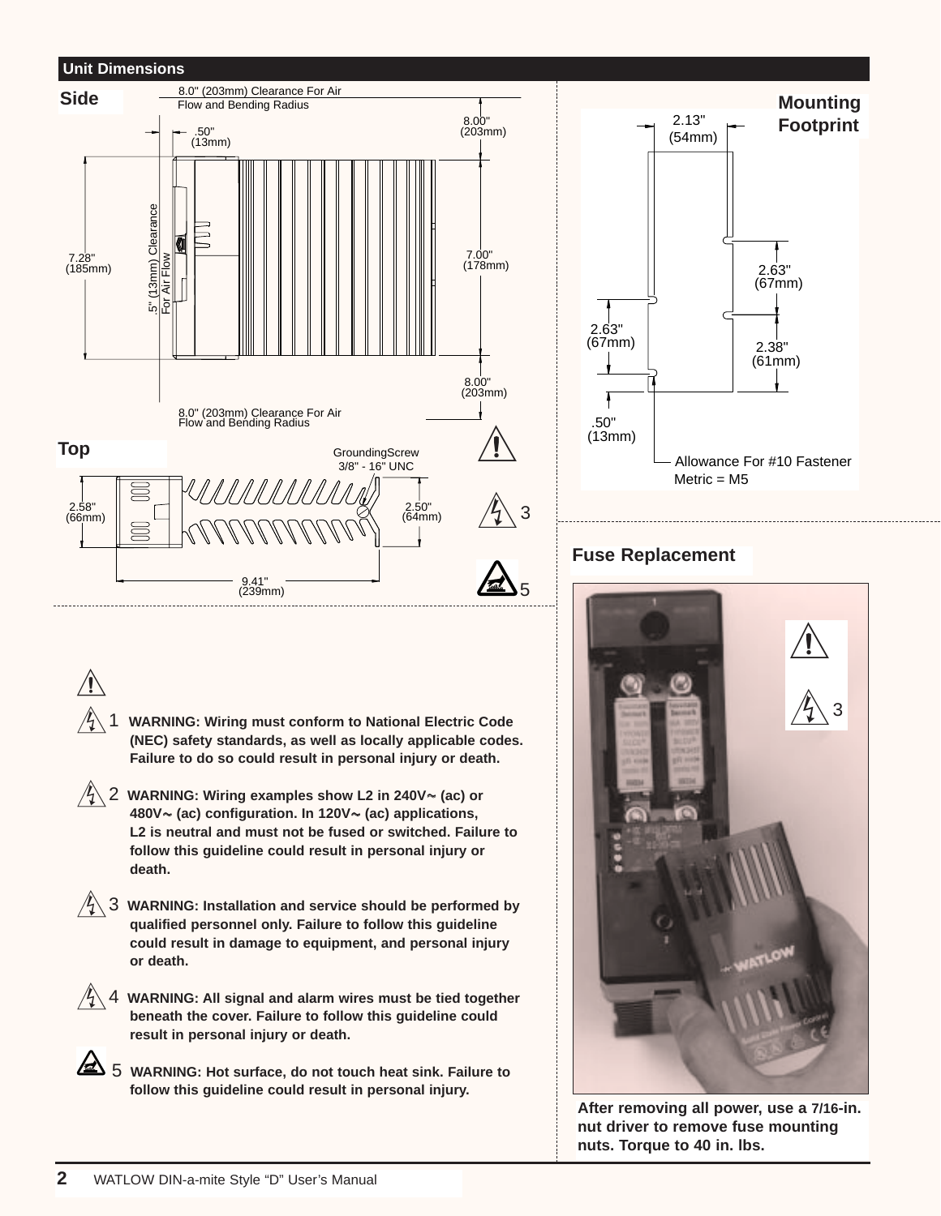## Unit Dimensions

### Side

8.0" (203mm) Clearance For Air Flow and Bending Radius

.50" (13mm)

8.00" (203mm)

7.28" (185mm)

.5" (13mm) Clearance For Air Flow

7.00" (178mm)

8.00" (203mm)

8.0" (203mm) Clearance For Air Flow and Bending Radius

### Top

GroundingScrew 3/8" - 16" UNC

2.58" (66mm)

2.50" (64mm)

9.41" (239mm)

3

5

### Mounting Footprint

2.13" (54mm)

2.63" (67mm)

2.63" (67mm)

2.38" (61mm)

.50" (13mm)

Allowance For #10 Fastener Metric = M5

### Fuse Replacement

3

**After removing all power, use a 7/16-in. nut driver to remove fuse mounting nuts. Torque to 40 in. lbs.**

1 **WARNING: Wiring must conform to National Electric Code (NEC) safety standards, as well as locally applicable codes. Failure to do so could result in personal injury or death.**

2 **WARNING: Wiring examples show L2 in 240V~ (ac) or 480V~ (ac) configuration. In 120V~ (ac) applications, L2 is neutral and must not be fused or switched. Failure to follow this guideline could result in personal injury or death.**

3 **WARNING: Installation and service should be performed by qualified personnel only. Failure to follow this guideline could result in damage to equipment, and personal injury or death.**

4 **WARNING: All signal and alarm wires must be tied together beneath the cover. Failure to follow this guideline could result in personal injury or death.**

5 **WARNING: Hot surface, do not touch heat sink. Failure to follow this guideline could result in personal injury.**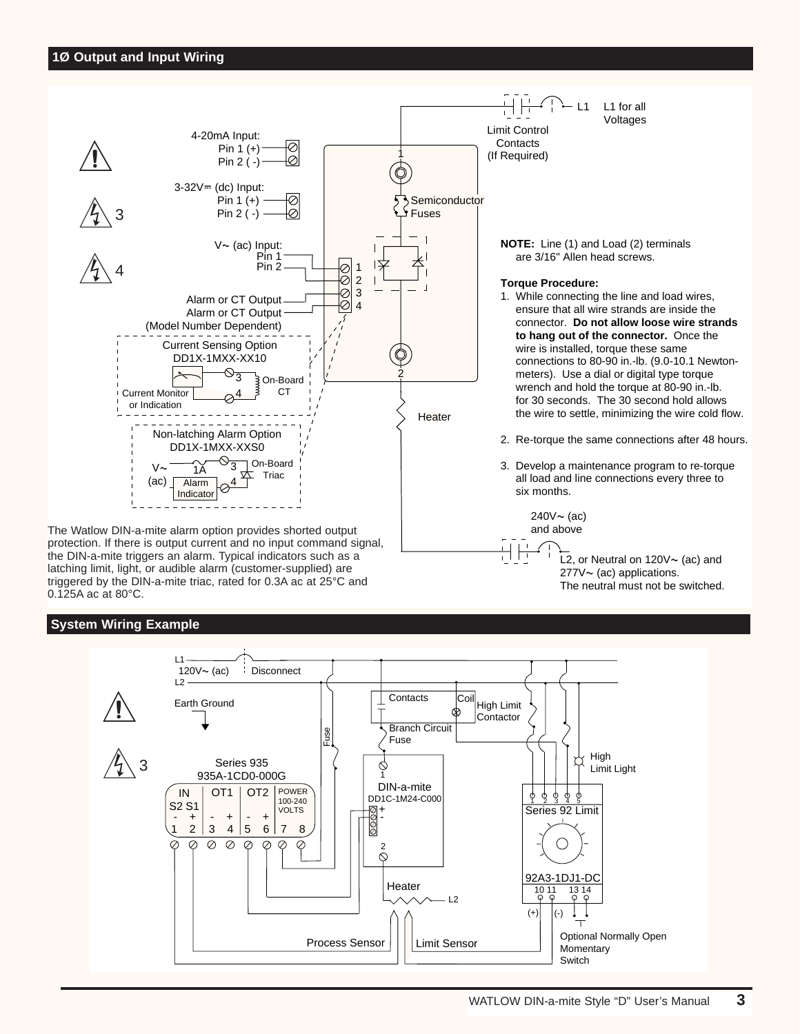## 1Ø Output and Input Wiring

4-20mA Input:
Pin 1 (+)
Pin 2 ( -)

3-32V⎓ (dc) Input:
Pin 1 (+)
Pin 2 ( -)

V∼ (ac) Input:
Pin 1
Pin 2

Alarm or CT Output
Alarm or CT Output
(Model Number Dependent)

Current Sensing Option
DD1X-1MXX-XX10
Current Monitor or Indication
On-Board CT

Non-latching Alarm Option
DD1X-1MXX-XXS0
V∼ (ac)
1A
Alarm Indicator
On-Board Triac

Limit Control Contacts (If Required)

L1 — L1 for all Voltages

Semiconductor Fuses

Heater

**NOTE:** Line (1) and Load (2) terminals are 3/16" Allen head screws.

**Torque Procedure:**

1. While connecting the line and load wires, ensure that all wire strands are inside the connector. **Do not allow loose wire strands to hang out of the connector.** Once the wire is installed, torque these same connections to 80-90 in.-lb. (9.0-10.1 Newton-meters). Use a dial or digital type torque wrench and hold the torque at 80-90 in.-lb. for 30 seconds. The 30 second hold allows the wire to settle, minimizing the wire cold flow.
2. Re-torque the same connections after 48 hours.
3. Develop a maintenance program to re-torque all load and line connections every three to six months.

240V∼ (ac) and above

L2, or Neutral on 120V∼ (ac) and 277V∼ (ac) applications. The neutral must not be switched.

The Watlow DIN-a-mite alarm option provides shorted output protection. If there is output current and no input command signal, the DIN-a-mite triggers an alarm. Typical indicators such as a latching limit, light, or audible alarm (customer-supplied) are triggered by the DIN-a-mite triac, rated for 0.3A ac at 25°C and 0.125A ac at 80°C.

## System Wiring Example

L1
120V∼ (ac) Disconnect
L2

Earth Ground

Fuse

Contacts Coil
High Limit Contactor

Branch Circuit Fuse

High Limit Light

Series 935
935A-1CD0-000G

| IN S2 S1 | | OT1 | | OT2 | | POWER 100-240 VOLTS | |
|---|---|---|---|---|---|---|---|
| - | + | - | + | - | + | | |
| 1 | 2 | 3 | 4 | 5 | 6 | 7 | 8 |

DIN-a-mite
DD1C-1M24-C000

Series 92 Limit
92A3-1DJ1-DC
1 2 3 4 5
10 11 13 14

Heater — L2

Process Sensor

Limit Sensor

Optional Normally Open Momentary Switch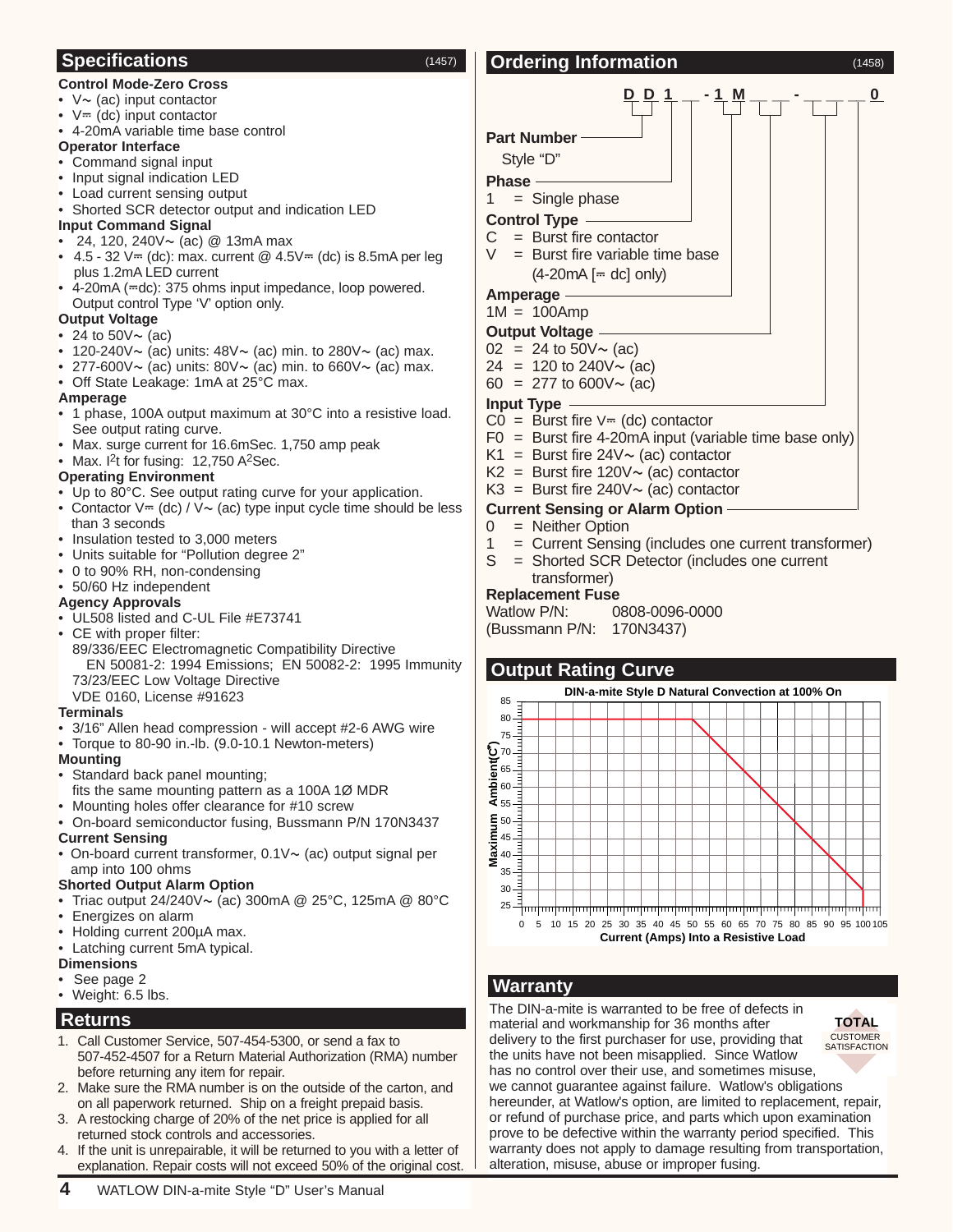## Specifications (1457)

**Control Mode-Zero Cross**
- V~ (ac) input contactor
- V⎓ (dc) input contactor
- 4-20mA variable time base control

**Operator Interface**
- Command signal input
- Input signal indication LED
- Load current sensing output
- Shorted SCR detector output and indication LED

**Input Command Signal**
- 24, 120, 240V~ (ac) @ 13mA max
- 4.5 - 32 V⎓ (dc): max. current @ 4.5V⎓ (dc) is 8.5mA per leg plus 1.2mA LED current
- 4-20mA (⎓dc): 375 ohms input impedance, loop powered. Output control Type 'V' option only.

**Output Voltage**
- 24 to 50V~ (ac)
- 120-240V~ (ac) units: 48V~ (ac) min. to 280V~ (ac) max.
- 277-600V~ (ac) units: 80V~ (ac) min. to 660V~ (ac) max.
- Off State Leakage: 1mA at 25°C max.

**Amperage**
- 1 phase, 100A output maximum at 30°C into a resistive load. See output rating curve.
- Max. surge current for 16.6mSec. 1,750 amp peak
- Max. $I^2t$ for fusing: 12,750 $A^2$Sec.

**Operating Environment**
- Up to 80°C. See output rating curve for your application.
- Contactor V⎓ (dc) / V~ (ac) type input cycle time should be less than 3 seconds
- Insulation tested to 3,000 meters
- Units suitable for "Pollution degree 2"
- 0 to 90% RH, non-condensing
- 50/60 Hz independent

**Agency Approvals**
- UL508 listed and C-UL File #E73741
- CE with proper filter:
  89/336/EEC Electromagnetic Compatibility Directive
  EN 50081-2: 1994 Emissions; EN 50082-2: 1995 Immunity
  73/23/EEC Low Voltage Directive
  VDE 0160, License #91623

**Terminals**
- 3/16" Allen head compression - will accept #2-6 AWG wire
- Torque to 80-90 in.-lb. (9.0-10.1 Newton-meters)

**Mounting**
- Standard back panel mounting;
  fits the same mounting pattern as a 100A 1Ø MDR
- Mounting holes offer clearance for #10 screw
- On-board semiconductor fusing, Bussmann P/N 170N3437

**Current Sensing**
- On-board current transformer, 0.1V~ (ac) output signal per amp into 100 ohms

**Shorted Output Alarm Option**
- Triac output 24/240V~ (ac) 300mA @ 25°C, 125mA @ 80°C
- Energizes on alarm
- Holding current 200µA max.
- Latching current 5mA typical.

**Dimensions**
- See page 2
- Weight: 6.5 lbs.

## Returns

1. Call Customer Service, 507-454-5300, or send a fax to 507-452-4507 for a Return Material Authorization (RMA) number before returning any item for repair.
2. Make sure the RMA number is on the outside of the carton, and on all paperwork returned. Ship on a freight prepaid basis.
3. A restocking charge of 20% of the net price is applied for all returned stock controls and accessories.
4. If the unit is unrepairable, it will be returned to you with a letter of explanation. Repair costs will not exceed 50% of the original cost.

## Ordering Information (1458)

D D 1 _ - 1 M _ _ - _ _ _ 0

**Part Number**
Style "D"

**Phase**
1 = Single phase

**Control Type**
C = Burst fire contactor
V = Burst fire variable time base (4-20mA [⎓ dc] only)

**Amperage**
1M = 100Amp

**Output Voltage**
02 = 24 to 50V~ (ac)
24 = 120 to 240V~ (ac)
60 = 277 to 600V~ (ac)

**Input Type**
C0 = Burst fire V⎓ (dc) contactor
F0 = Burst fire 4-20mA input (variable time base only)
K1 = Burst fire 24V~ (ac) contactor
K2 = Burst fire 120V~ (ac) contactor
K3 = Burst fire 240V~ (ac) contactor

**Current Sensing or Alarm Option**
0 = Neither Option
1 = Current Sensing (includes one current transformer)
S = Shorted SCR Detector (includes one current transformer)

**Replacement Fuse**
Watlow P/N: 0808-0096-0000
(Bussmann P/N: 170N3437)

## Output Rating Curve

DIN-a-mite Style D Natural Convection at 100% On

Maximum Ambient(C°)
85
80
75
70
65
60
55
50
45
40
35
30
25

0 5 10 15 20 25 30 35 40 45 50 55 60 65 70 75 80 85 90 95 100 105
Current (Amps) Into a Resistive Load

## Warranty

The DIN-a-mite is warranted to be free of defects in material and workmanship for 36 months after delivery to the first purchaser for use, providing that the units have not been misapplied. Since Watlow has no control over their use, and sometimes misuse, we cannot guarantee against failure. Watlow's obligations hereunder, at Watlow's option, are limited to replacement, repair, or refund of purchase price, and parts which upon examination prove to be defective within the warranty period specified. This warranty does not apply to damage resulting from transportation, alteration, misuse, abuse or improper fusing.

TOTAL
CUSTOMER SATISFACTION